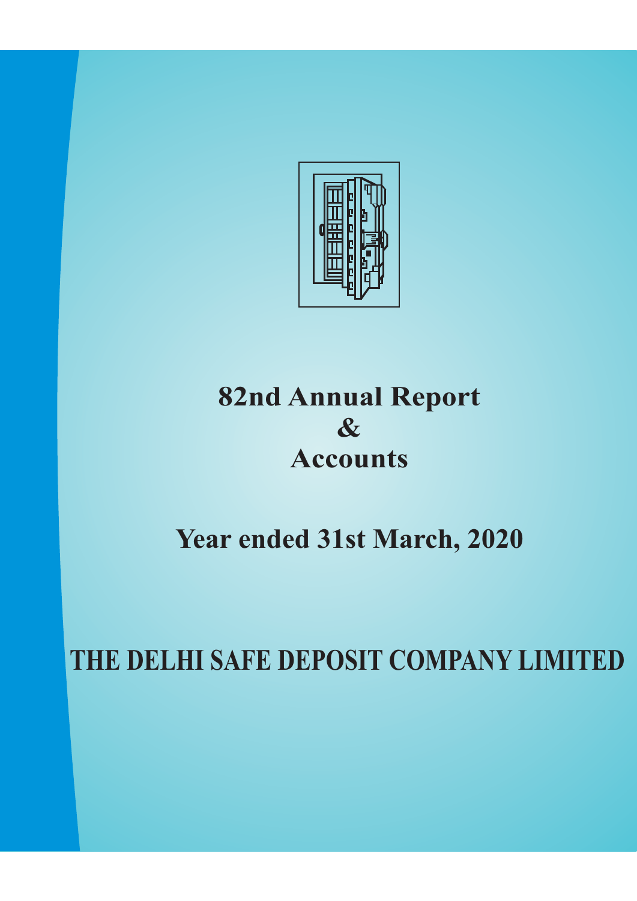# 82nd Annual Report
# &
# Accounts

## Year ended 31st March, 2020

# THE DELHI SAFE DEPOSIT COMPANY LIMITED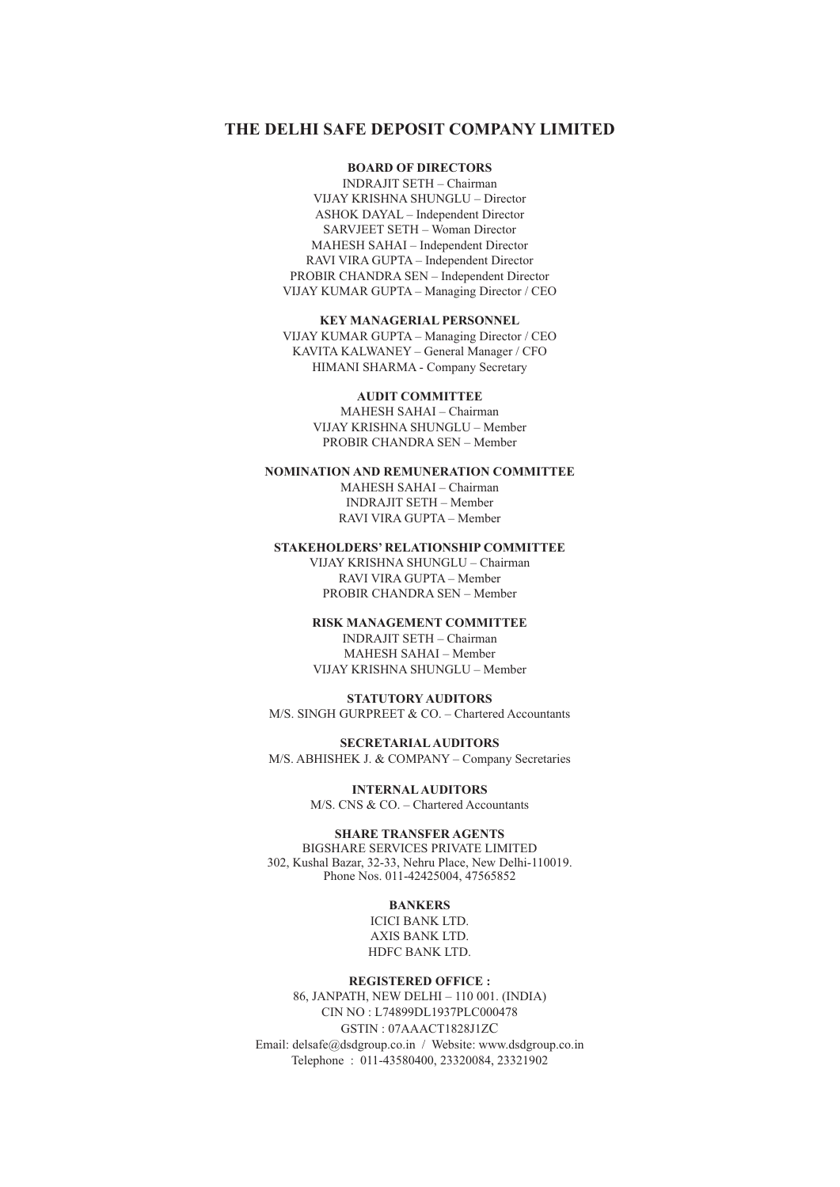# THE DELHI SAFE DEPOSIT COMPANY LIMITED

**BOARD OF DIRECTORS**

INDRAJIT SETH – Chairman
VIJAY KRISHNA SHUNGLU – Director
ASHOK DAYAL – Independent Director
SARVJEET SETH – Woman Director
MAHESH SAHAI – Independent Director
RAVI VIRA GUPTA – Independent Director
PROBIR CHANDRA SEN – Independent Director
VIJAY KUMAR GUPTA – Managing Director / CEO

**KEY MANAGERIAL PERSONNEL**

VIJAY KUMAR GUPTA – Managing Director / CEO
KAVITA KALWANEY – General Manager / CFO
HIMANI SHARMA - Company Secretary

**AUDIT COMMITTEE**

MAHESH SAHAI – Chairman
VIJAY KRISHNA SHUNGLU – Member
PROBIR CHANDRA SEN – Member

**NOMINATION AND REMUNERATION COMMITTEE**

MAHESH SAHAI – Chairman
INDRAJIT SETH – Member
RAVI VIRA GUPTA – Member

**STAKEHOLDERS' RELATIONSHIP COMMITTEE**

VIJAY KRISHNA SHUNGLU – Chairman
RAVI VIRA GUPTA – Member
PROBIR CHANDRA SEN – Member

**RISK MANAGEMENT COMMITTEE**

INDRAJIT SETH – Chairman
MAHESH SAHAI – Member
VIJAY KRISHNA SHUNGLU – Member

**STATUTORY AUDITORS**

M/S. SINGH GURPREET & CO. – Chartered Accountants

**SECRETARIAL AUDITORS**

M/S. ABHISHEK J. & COMPANY – Company Secretaries

**INTERNAL AUDITORS**

M/S. CNS & CO. – Chartered Accountants

**SHARE TRANSFER AGENTS**

BIGSHARE SERVICES PRIVATE LIMITED
302, Kushal Bazar, 32-33, Nehru Place, New Delhi-110019.
Phone Nos. 011-42425004, 47565852

**BANKERS**

ICICI BANK LTD.
AXIS BANK LTD.
HDFC BANK LTD.

**REGISTERED OFFICE :**

86, JANPATH, NEW DELHI – 110 001. (INDIA)
CIN NO : L74899DL1937PLC000478
GSTIN : 07AAACT1828J1ZC
Email: delsafe@dsdgroup.co.in / Website: www.dsdgroup.co.in
Telephone : 011-43580400, 23320084, 23321902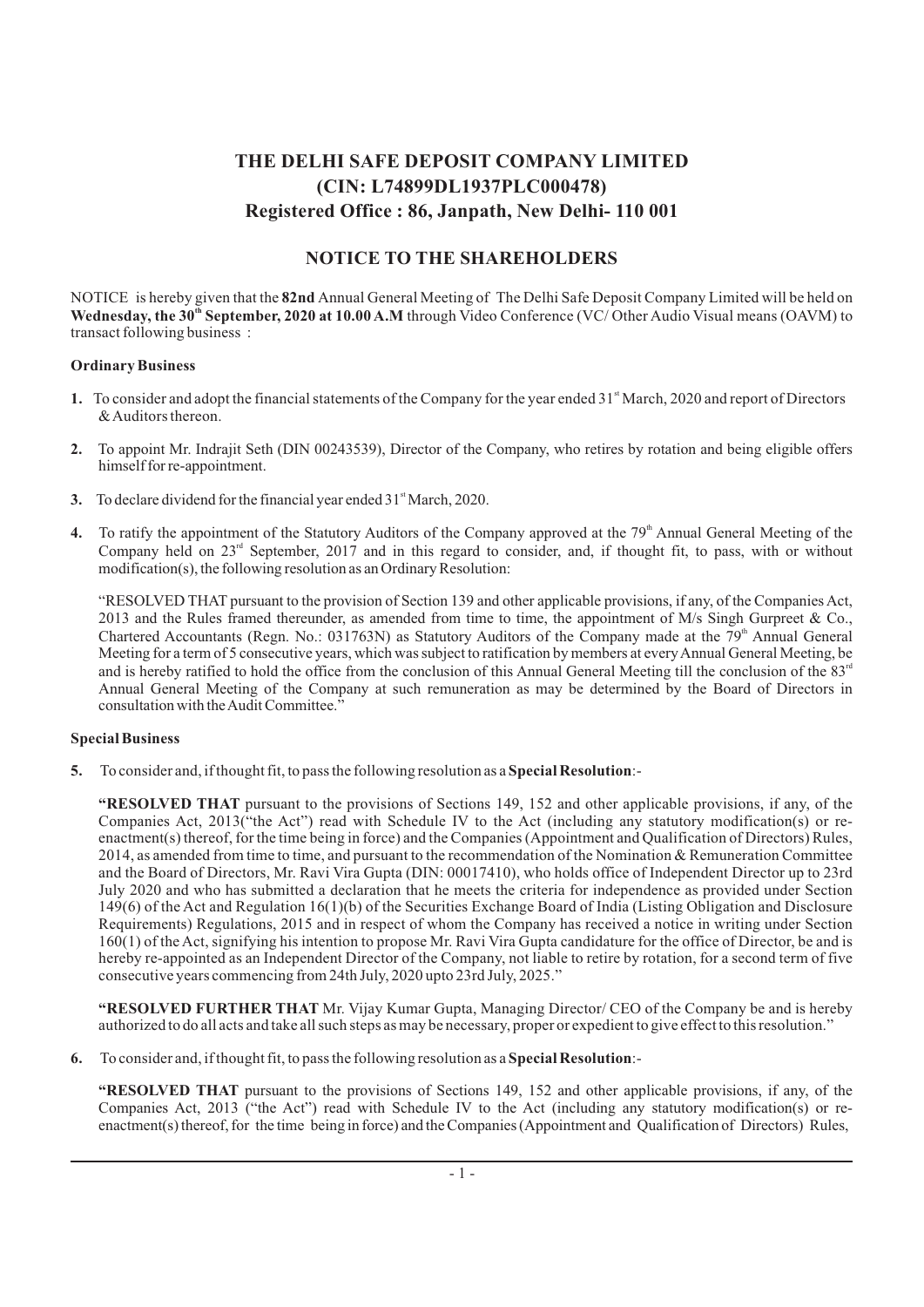# THE DELHI SAFE DEPOSIT COMPANY LIMITED
# (CIN: L74899DL1937PLC000478)
# Registered Office : 86, Janpath, New Delhi- 110 001

## NOTICE TO THE SHAREHOLDERS

NOTICE is hereby given that the **82nd** Annual General Meeting of The Delhi Safe Deposit Company Limited will be held on **Wednesday, the 30th September, 2020 at 10.00 A.M** through Video Conference (VC/ Other Audio Visual means (OAVM) to transact following business :

### Ordinary Business

**1.** To consider and adopt the financial statements of the Company for the year ended 31st March, 2020 and report of Directors & Auditors thereon.

**2.** To appoint Mr. Indrajit Seth (DIN 00243539), Director of the Company, who retires by rotation and being eligible offers himself for re-appointment.

**3.** To declare dividend for the financial year ended 31st March, 2020.

**4.** To ratify the appointment of the Statutory Auditors of the Company approved at the 79th Annual General Meeting of the Company held on 23rd September, 2017 and in this regard to consider, and, if thought fit, to pass, with or without modification(s), the following resolution as an Ordinary Resolution:

"RESOLVED THAT pursuant to the provision of Section 139 and other applicable provisions, if any, of the Companies Act, 2013 and the Rules framed thereunder, as amended from time to time, the appointment of M/s Singh Gurpreet & Co., Chartered Accountants (Regn. No.: 031763N) as Statutory Auditors of the Company made at the 79th Annual General Meeting for a term of 5 consecutive years, which was subject to ratification by members at every Annual General Meeting, be and is hereby ratified to hold the office from the conclusion of this Annual General Meeting till the conclusion of the 83rd Annual General Meeting of the Company at such remuneration as may be determined by the Board of Directors in consultation with the Audit Committee."

### Special Business

**5.** To consider and, if thought fit, to pass the following resolution as a **Special Resolution**:-

**"RESOLVED THAT** pursuant to the provisions of Sections 149, 152 and other applicable provisions, if any, of the Companies Act, 2013("the Act") read with Schedule IV to the Act (including any statutory modification(s) or re-enactment(s) thereof, for the time being in force) and the Companies (Appointment and Qualification of Directors) Rules, 2014, as amended from time to time, and pursuant to the recommendation of the Nomination & Remuneration Committee and the Board of Directors, Mr. Ravi Vira Gupta (DIN: 00017410), who holds office of Independent Director up to 23rd July 2020 and who has submitted a declaration that he meets the criteria for independence as provided under Section 149(6) of the Act and Regulation 16(1)(b) of the Securities Exchange Board of India (Listing Obligation and Disclosure Requirements) Regulations, 2015 and in respect of whom the Company has received a notice in writing under Section 160(1) of the Act, signifying his intention to propose Mr. Ravi Vira Gupta candidature for the office of Director, be and is hereby re-appointed as an Independent Director of the Company, not liable to retire by rotation, for a second term of five consecutive years commencing from 24th July, 2020 upto 23rd July, 2025."

**"RESOLVED FURTHER THAT** Mr. Vijay Kumar Gupta, Managing Director/ CEO of the Company be and is hereby authorized to do all acts and take all such steps as may be necessary, proper or expedient to give effect to this resolution."

**6.** To consider and, if thought fit, to pass the following resolution as a **Special Resolution**:-

**"RESOLVED THAT** pursuant to the provisions of Sections 149, 152 and other applicable provisions, if any, of the Companies Act, 2013 ("the Act") read with Schedule IV to the Act (including any statutory modification(s) or re-enactment(s) thereof, for the time being in force) and the Companies (Appointment and Qualification of Directors) Rules,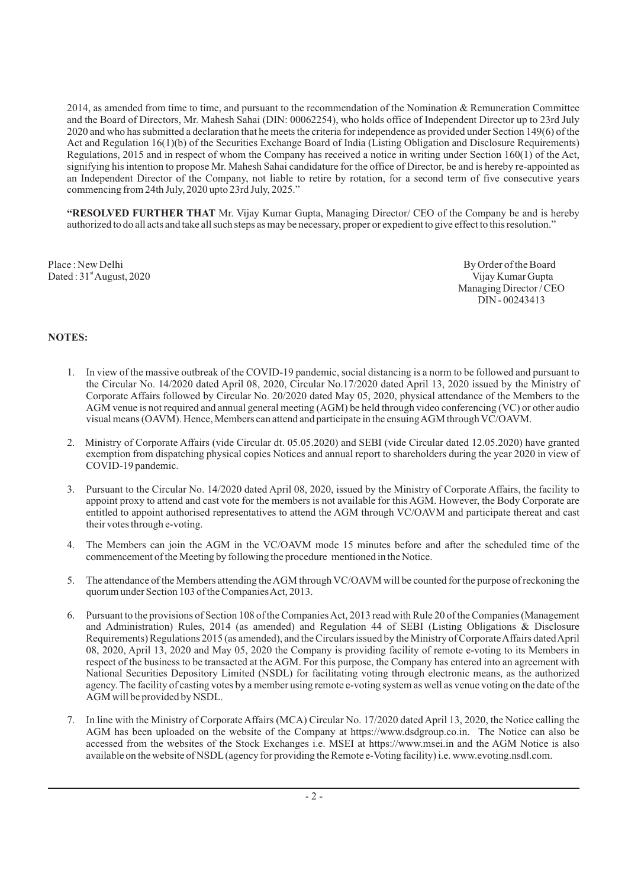2014, as amended from time to time, and pursuant to the recommendation of the Nomination & Remuneration Committee and the Board of Directors, Mr. Mahesh Sahai (DIN: 00062254), who holds office of Independent Director up to 23rd July 2020 and who has submitted a declaration that he meets the criteria for independence as provided under Section 149(6) of the Act and Regulation 16(1)(b) of the Securities Exchange Board of India (Listing Obligation and Disclosure Requirements) Regulations, 2015 and in respect of whom the Company has received a notice in writing under Section 160(1) of the Act, signifying his intention to propose Mr. Mahesh Sahai candidature for the office of Director, be and is hereby re-appointed as an Independent Director of the Company, not liable to retire by rotation, for a second term of five consecutive years commencing from 24th July, 2020 upto 23rd July, 2025."

**"RESOLVED FURTHER THAT** Mr. Vijay Kumar Gupta, Managing Director/ CEO of the Company be and is hereby authorized to do all acts and take all such steps as may be necessary, proper or expedient to give effect to this resolution."

Place : New Delhi
Dated : 31st August, 2020

By Order of the Board
Vijay Kumar Gupta
Managing Director / CEO
DIN - 00243413

**NOTES:**

1. In view of the massive outbreak of the COVID-19 pandemic, social distancing is a norm to be followed and pursuant to the Circular No. 14/2020 dated April 08, 2020, Circular No.17/2020 dated April 13, 2020 issued by the Ministry of Corporate Affairs followed by Circular No. 20/2020 dated May 05, 2020, physical attendance of the Members to the AGM venue is not required and annual general meeting (AGM) be held through video conferencing (VC) or other audio visual means (OAVM). Hence, Members can attend and participate in the ensuing AGM through VC/OAVM.

2. Ministry of Corporate Affairs (vide Circular dt. 05.05.2020) and SEBI (vide Circular dated 12.05.2020) have granted exemption from dispatching physical copies Notices and annual report to shareholders during the year 2020 in view of COVID-19 pandemic.

3. Pursuant to the Circular No. 14/2020 dated April 08, 2020, issued by the Ministry of Corporate Affairs, the facility to appoint proxy to attend and cast vote for the members is not available for this AGM. However, the Body Corporate are entitled to appoint authorised representatives to attend the AGM through VC/OAVM and participate thereat and cast their votes through e-voting.

4. The Members can join the AGM in the VC/OAVM mode 15 minutes before and after the scheduled time of the commencement of the Meeting by following the procedure mentioned in the Notice.

5. The attendance of the Members attending the AGM through VC/OAVM will be counted for the purpose of reckoning the quorum under Section 103 of the Companies Act, 2013.

6. Pursuant to the provisions of Section 108 of the Companies Act, 2013 read with Rule 20 of the Companies (Management and Administration) Rules, 2014 (as amended) and Regulation 44 of SEBI (Listing Obligations & Disclosure Requirements) Regulations 2015 (as amended), and the Circulars issued by the Ministry of Corporate Affairs dated April 08, 2020, April 13, 2020 and May 05, 2020 the Company is providing facility of remote e-voting to its Members in respect of the business to be transacted at the AGM. For this purpose, the Company has entered into an agreement with National Securities Depository Limited (NSDL) for facilitating voting through electronic means, as the authorized agency. The facility of casting votes by a member using remote e-voting system as well as venue voting on the date of the AGM will be provided by NSDL.

7. In line with the Ministry of Corporate Affairs (MCA) Circular No. 17/2020 dated April 13, 2020, the Notice calling the AGM has been uploaded on the website of the Company at https://www.dsdgroup.co.in. The Notice can also be accessed from the websites of the Stock Exchanges i.e. MSEI at https://www.msei.in and the AGM Notice is also available on the website of NSDL (agency for providing the Remote e-Voting facility) i.e. www.evoting.nsdl.com.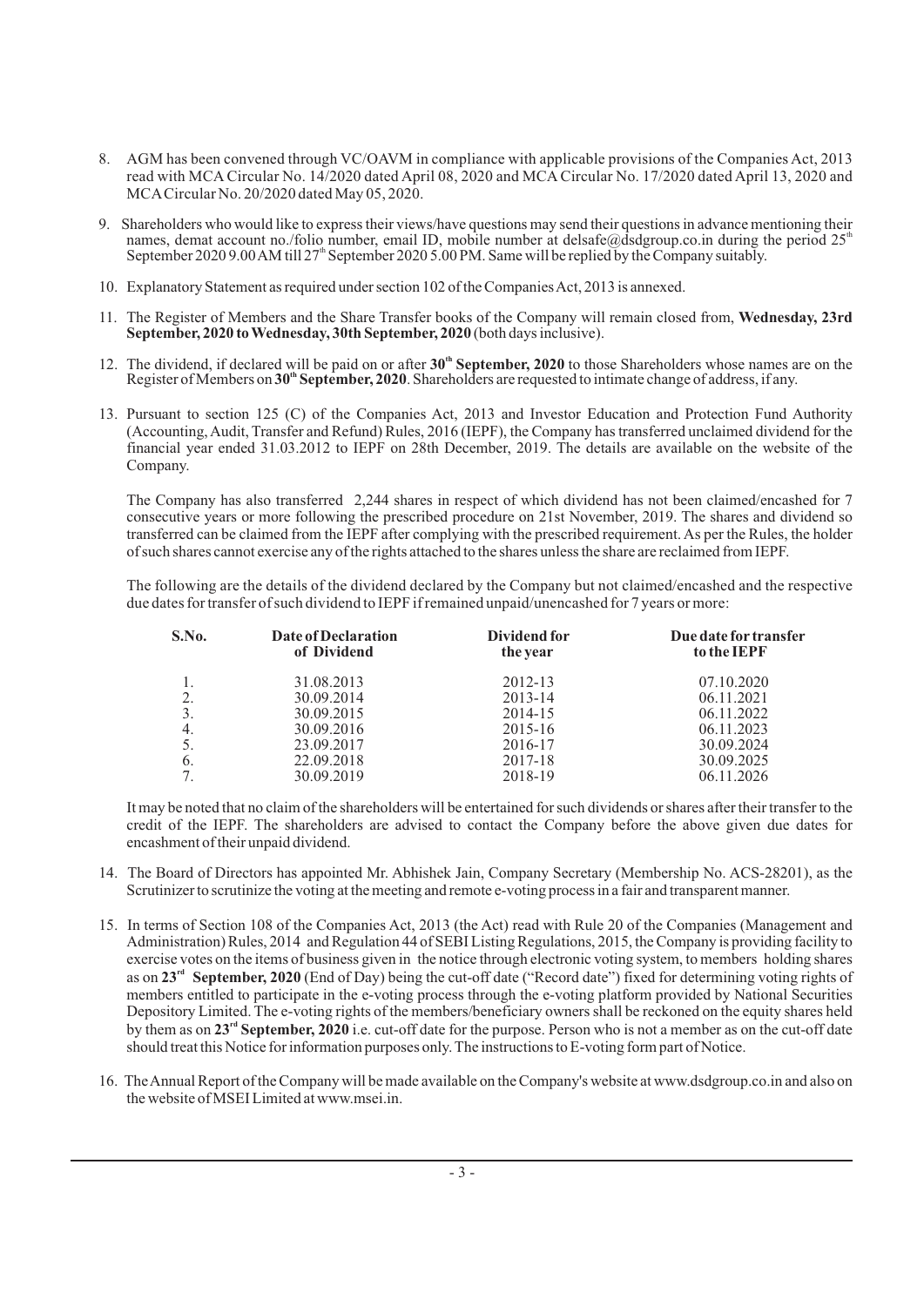8. AGM has been convened through VC/OAVM in compliance with applicable provisions of the Companies Act, 2013 read with MCA Circular No. 14/2020 dated April 08, 2020 and MCA Circular No. 17/2020 dated April 13, 2020 and MCA Circular No. 20/2020 dated May 05, 2020.

9. Shareholders who would like to express their views/have questions may send their questions in advance mentioning their names, demat account no./folio number, email ID, mobile number at delsafe@dsdgroup.co.in during the period 25th September 2020 9.00 AM till 27th September 2020 5.00 PM. Same will be replied by the Company suitably.

10. Explanatory Statement as required under section 102 of the Companies Act, 2013 is annexed.

11. The Register of Members and the Share Transfer books of the Company will remain closed from, **Wednesday, 23rd September, 2020 to Wednesday, 30th September, 2020** (both days inclusive).

12. The dividend, if declared will be paid on or after **30th September, 2020** to those Shareholders whose names are on the Register of Members on **30th September, 2020**. Shareholders are requested to intimate change of address, if any.

13. Pursuant to section 125 (C) of the Companies Act, 2013 and Investor Education and Protection Fund Authority (Accounting, Audit, Transfer and Refund) Rules, 2016 (IEPF), the Company has transferred unclaimed dividend for the financial year ended 31.03.2012 to IEPF on 28th December, 2019. The details are available on the website of the Company.

    The Company has also transferred 2,244 shares in respect of which dividend has not been claimed/encashed for 7 consecutive years or more following the prescribed procedure on 21st November, 2019. The shares and dividend so transferred can be claimed from the IEPF after complying with the prescribed requirement. As per the Rules, the holder of such shares cannot exercise any of the rights attached to the shares unless the share are reclaimed from IEPF.

    The following are the details of the dividend declared by the Company but not claimed/encashed and the respective due dates for transfer of such dividend to IEPF if remained unpaid/unencashed for 7 years or more:

| S.No. | Date of Declaration of Dividend | Dividend for the year | Due date for transfer to the IEPF |
|---|---|---|---|
| 1. | 31.08.2013 | 2012-13 | 07.10.2020 |
| 2. | 30.09.2014 | 2013-14 | 06.11.2021 |
| 3. | 30.09.2015 | 2014-15 | 06.11.2022 |
| 4. | 30.09.2016 | 2015-16 | 06.11.2023 |
| 5. | 23.09.2017 | 2016-17 | 30.09.2024 |
| 6. | 22.09.2018 | 2017-18 | 30.09.2025 |
| 7. | 30.09.2019 | 2018-19 | 06.11.2026 |

    It may be noted that no claim of the shareholders will be entertained for such dividends or shares after their transfer to the credit of the IEPF. The shareholders are advised to contact the Company before the above given due dates for encashment of their unpaid dividend.

14. The Board of Directors has appointed Mr. Abhishek Jain, Company Secretary (Membership No. ACS-28201), as the Scrutinizer to scrutinize the voting at the meeting and remote e-voting process in a fair and transparent manner.

15. In terms of Section 108 of the Companies Act, 2013 (the Act) read with Rule 20 of the Companies (Management and Administration) Rules, 2014 and Regulation 44 of SEBI Listing Regulations, 2015, the Company is providing facility to exercise votes on the items of business given in the notice through electronic voting system, to members holding shares as on **23rd September, 2020** (End of Day) being the cut-off date ("Record date") fixed for determining voting rights of members entitled to participate in the e-voting process through the e-voting platform provided by National Securities Depository Limited. The e-voting rights of the members/beneficiary owners shall be reckoned on the equity shares held by them as on **23rd September, 2020** i.e. cut-off date for the purpose. Person who is not a member as on the cut-off date should treat this Notice for information purposes only. The instructions to E-voting form part of Notice.

16. The Annual Report of the Company will be made available on the Company's website at www.dsdgroup.co.in and also on the website of MSEI Limited at www.msei.in.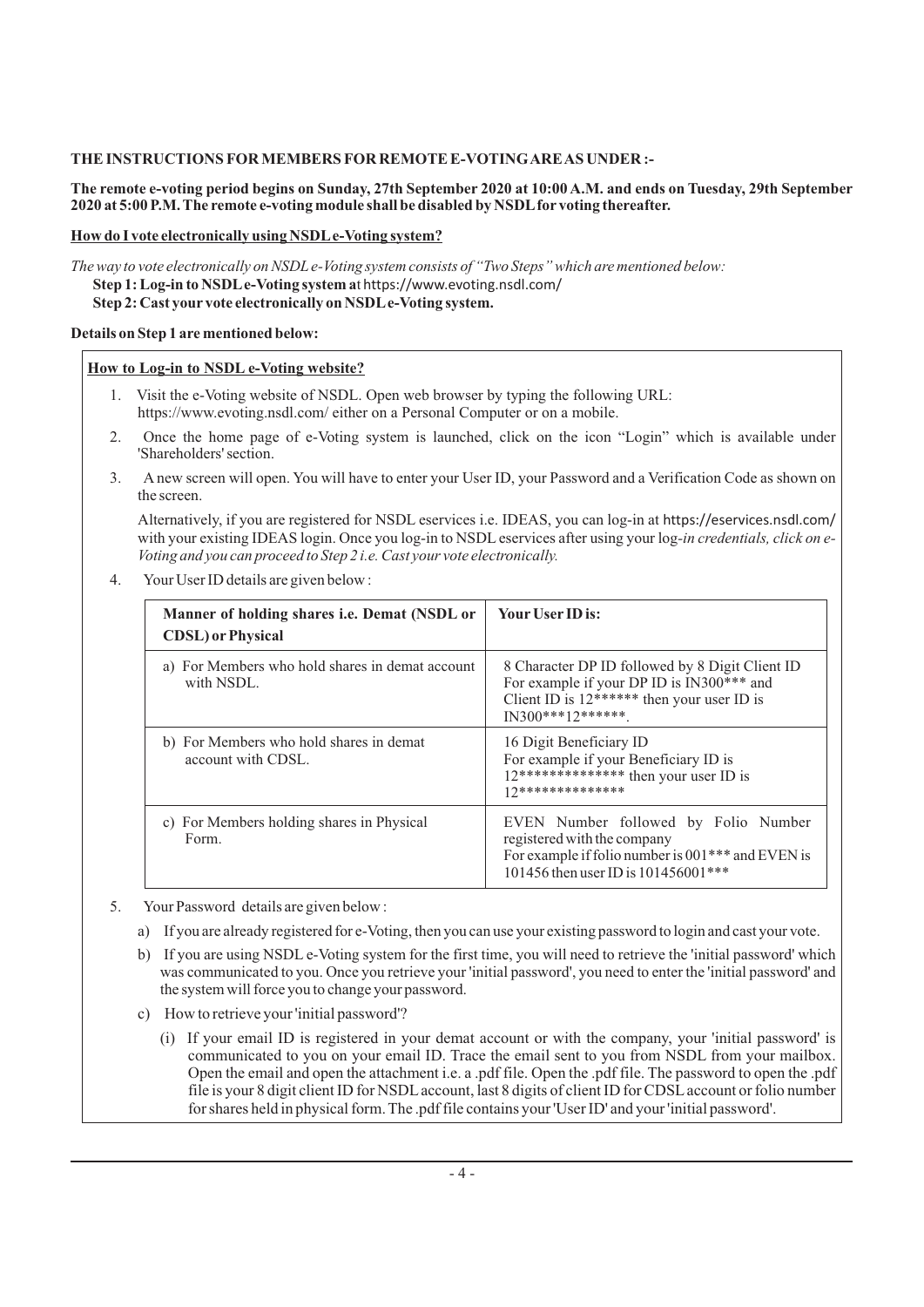**THE INSTRUCTIONS FOR MEMBERS FOR REMOTE E-VOTING ARE AS UNDER :-**

**The remote e-voting period begins on Sunday, 27th September 2020 at 10:00 A.M. and ends on Tuesday, 29th September 2020 at 5:00 P.M. The remote e-voting module shall be disabled by NSDL for voting thereafter.**

**<u>How do I vote electronically using NSDL e-Voting system?</u>**

*The way to vote electronically on NSDL e-Voting system consists of "Two Steps" which are mentioned below:*

**Step 1: Log-in to NSDL e-Voting system a**t https://www.evoting.nsdl.com/

**Step 2: Cast your vote electronically on NSDL e-Voting system.**

**Details on Step 1 are mentioned below:**

**<u>How to Log-in to NSDL e-Voting website?</u>**

1. Visit the e-Voting website of NSDL. Open web browser by typing the following URL: https://www.evoting.nsdl.com/ either on a Personal Computer or on a mobile.
2. Once the home page of e-Voting system is launched, click on the icon "Login" which is available under 'Shareholders' section.
3. A new screen will open. You will have to enter your User ID, your Password and a Verification Code as shown on the screen.

   Alternatively, if you are registered for NSDL eservices i.e. IDEAS, you can log-in at https://eservices.nsdl.com/ with your existing IDEAS login. Once you log-in to NSDL eservices after using your log-*in credentials, click on e-Voting and you can proceed to Step 2 i.e. Cast your vote electronically.*
4. Your User ID details are given below :

| Manner of holding shares i.e. Demat (NSDL or CDSL) or Physical | Your User ID is: |
|---|---|
| a) For Members who hold shares in demat account with NSDL. | 8 Character DP ID followed by 8 Digit Client ID For example if your DP ID is IN300*** and Client ID is 12****** then your user ID is IN300***12******. |
| b) For Members who hold shares in demat account with CDSL. | 16 Digit Beneficiary ID For example if your Beneficiary ID is 12************** then your user ID is 12************** |
| c) For Members holding shares in Physical Form. | EVEN Number followed by Folio Number registered with the company For example if folio number is 001*** and EVEN is 101456 then user ID is 101456001*** |

5. Your Password details are given below :
   a) If you are already registered for e-Voting, then you can use your existing password to login and cast your vote.
   b) If you are using NSDL e-Voting system for the first time, you will need to retrieve the 'initial password' which was communicated to you. Once you retrieve your 'initial password', you need to enter the 'initial password' and the system will force you to change your password.
   c) How to retrieve your 'initial password'?
      (i) If your email ID is registered in your demat account or with the company, your 'initial password' is communicated to you on your email ID. Trace the email sent to you from NSDL from your mailbox. Open the email and open the attachment i.e. a .pdf file. Open the .pdf file. The password to open the .pdf file is your 8 digit client ID for NSDL account, last 8 digits of client ID for CDSL account or folio number for shares held in physical form. The .pdf file contains your 'User ID' and your 'initial password'.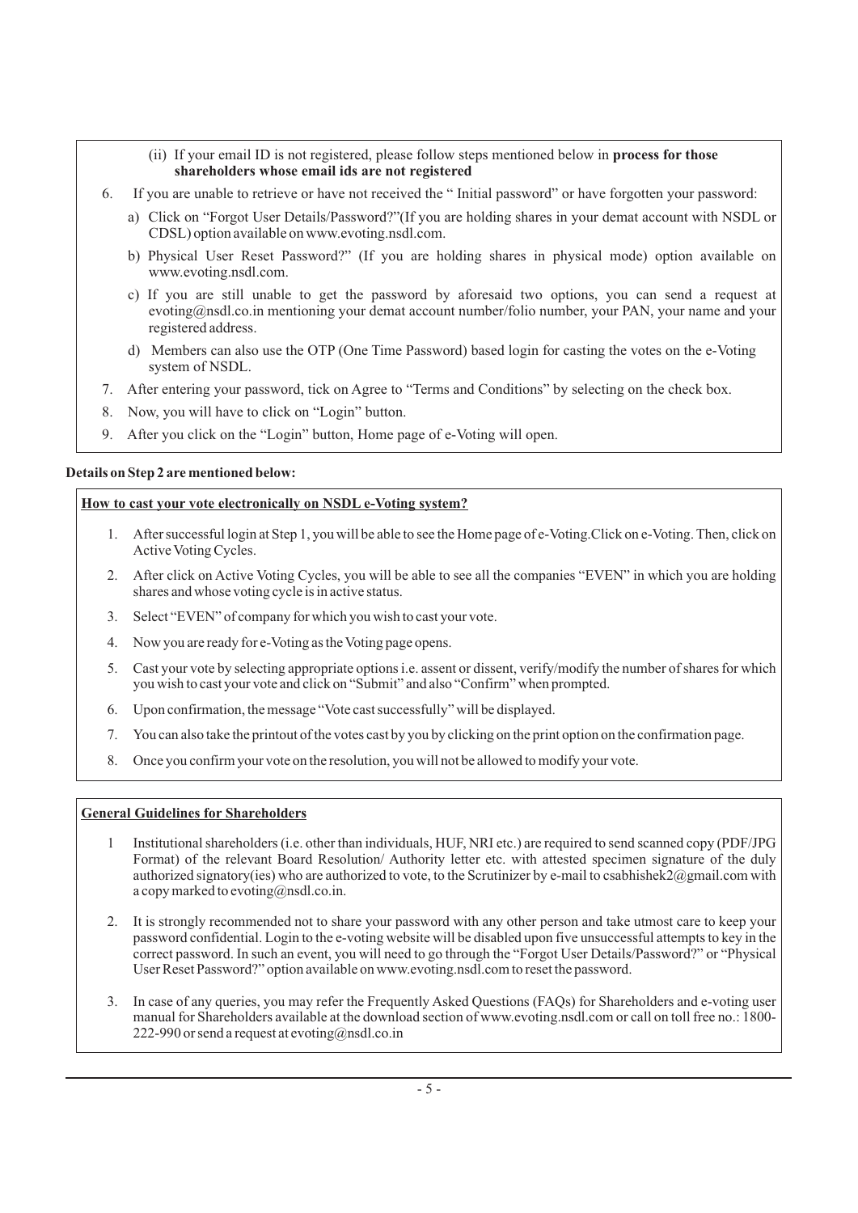(ii) If your email ID is not registered, please follow steps mentioned below in **process for those shareholders whose email ids are not registered**

6. If you are unable to retrieve or have not received the " Initial password" or have forgotten your password:

   a) Click on "Forgot User Details/Password?"(If you are holding shares in your demat account with NSDL or CDSL) option available on www.evoting.nsdl.com.

   b) Physical User Reset Password?" (If you are holding shares in physical mode) option available on www.evoting.nsdl.com.

   c) If you are still unable to get the password by aforesaid two options, you can send a request at evoting@nsdl.co.in mentioning your demat account number/folio number, your PAN, your name and your registered address.

   d) Members can also use the OTP (One Time Password) based login for casting the votes on the e-Voting system of NSDL.

7. After entering your password, tick on Agree to "Terms and Conditions" by selecting on the check box.

8. Now, you will have to click on "Login" button.

9. After you click on the "Login" button, Home page of e-Voting will open.

**Details on Step 2 are mentioned below:**

**How to cast your vote electronically on NSDL e-Voting system?**

1. After successful login at Step 1, you will be able to see the Home page of e-Voting.Click on e-Voting. Then, click on Active Voting Cycles.

2. After click on Active Voting Cycles, you will be able to see all the companies "EVEN" in which you are holding shares and whose voting cycle is in active status.

3. Select "EVEN" of company for which you wish to cast your vote.

4. Now you are ready for e-Voting as the Voting page opens.

5. Cast your vote by selecting appropriate options i.e. assent or dissent, verify/modify the number of shares for which you wish to cast your vote and click on "Submit" and also "Confirm" when prompted.

6. Upon confirmation, the message "Vote cast successfully" will be displayed.

7. You can also take the printout of the votes cast by you by clicking on the print option on the confirmation page.

8. Once you confirm your vote on the resolution, you will not be allowed to modify your vote.

**General Guidelines for Shareholders**

1 Institutional shareholders (i.e. other than individuals, HUF, NRI etc.) are required to send scanned copy (PDF/JPG Format) of the relevant Board Resolution/ Authority letter etc. with attested specimen signature of the duly authorized signatory(ies) who are authorized to vote, to the Scrutinizer by e-mail to csabhishek2@gmail.com with a copy marked to evoting@nsdl.co.in.

2. It is strongly recommended not to share your password with any other person and take utmost care to keep your password confidential. Login to the e-voting website will be disabled upon five unsuccessful attempts to key in the correct password. In such an event, you will need to go through the "Forgot User Details/Password?" or "Physical User Reset Password?" option available on www.evoting.nsdl.com to reset the password.

3. In case of any queries, you may refer the Frequently Asked Questions (FAQs) for Shareholders and e-voting user manual for Shareholders available at the download section of www.evoting.nsdl.com or call on toll free no.: 1800-222-990 or send a request at evoting@nsdl.co.in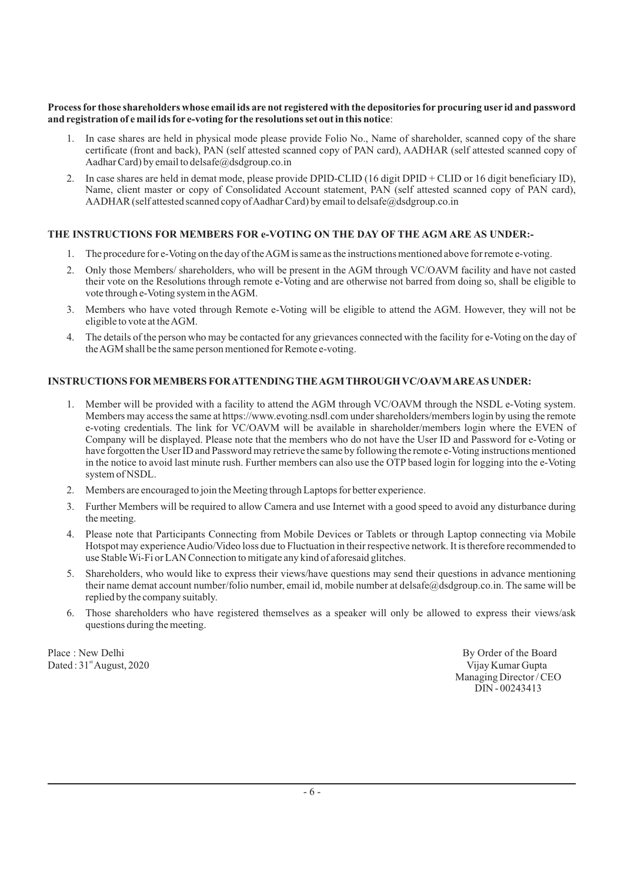**Process for those shareholders whose email ids are not registered with the depositories for procuring user id and password and registration of e mail ids for e-voting for the resolutions set out in this notice**:

1. In case shares are held in physical mode please provide Folio No., Name of shareholder, scanned copy of the share certificate (front and back), PAN (self attested scanned copy of PAN card), AADHAR (self attested scanned copy of Aadhar Card) by email to delsafe@dsdgroup.co.in
2. In case shares are held in demat mode, please provide DPID-CLID (16 digit DPID + CLID or 16 digit beneficiary ID), Name, client master or copy of Consolidated Account statement, PAN (self attested scanned copy of PAN card), AADHAR (self attested scanned copy of Aadhar Card) by email to delsafe@dsdgroup.co.in

**THE INSTRUCTIONS FOR MEMBERS FOR e-VOTING ON THE DAY OF THE AGM ARE AS UNDER:-**

1. The procedure for e-Voting on the day of the AGM is same as the instructions mentioned above for remote e-voting.
2. Only those Members/ shareholders, who will be present in the AGM through VC/OAVM facility and have not casted their vote on the Resolutions through remote e-Voting and are otherwise not barred from doing so, shall be eligible to vote through e-Voting system in the AGM.
3. Members who have voted through Remote e-Voting will be eligible to attend the AGM. However, they will not be eligible to vote at the AGM.
4. The details of the person who may be contacted for any grievances connected with the facility for e-Voting on the day of the AGM shall be the same person mentioned for Remote e-voting.

**INSTRUCTIONS FOR MEMBERS FOR ATTENDING THE AGM THROUGH VC/OAVM ARE AS UNDER:**

1. Member will be provided with a facility to attend the AGM through VC/OAVM through the NSDL e-Voting system. Members may access the same at https://www.evoting.nsdl.com under shareholders/members login by using the remote e-voting credentials. The link for VC/OAVM will be available in shareholder/members login where the EVEN of Company will be displayed. Please note that the members who do not have the User ID and Password for e-Voting or have forgotten the User ID and Password may retrieve the same by following the remote e-Voting instructions mentioned in the notice to avoid last minute rush. Further members can also use the OTP based login for logging into the e-Voting system of NSDL.
2. Members are encouraged to join the Meeting through Laptops for better experience.
3. Further Members will be required to allow Camera and use Internet with a good speed to avoid any disturbance during the meeting.
4. Please note that Participants Connecting from Mobile Devices or Tablets or through Laptop connecting via Mobile Hotspot may experience Audio/Video loss due to Fluctuation in their respective network. It is therefore recommended to use Stable Wi-Fi or LAN Connection to mitigate any kind of aforesaid glitches.
5. Shareholders, who would like to express their views/have questions may send their questions in advance mentioning their name demat account number/folio number, email id, mobile number at delsafe@dsdgroup.co.in. The same will be replied by the company suitably.
6. Those shareholders who have registered themselves as a speaker will only be allowed to express their views/ask questions during the meeting.

Place : New Delhi
Dated : 31st August, 2020

By Order of the Board
Vijay Kumar Gupta
Managing Director / CEO
DIN - 00243413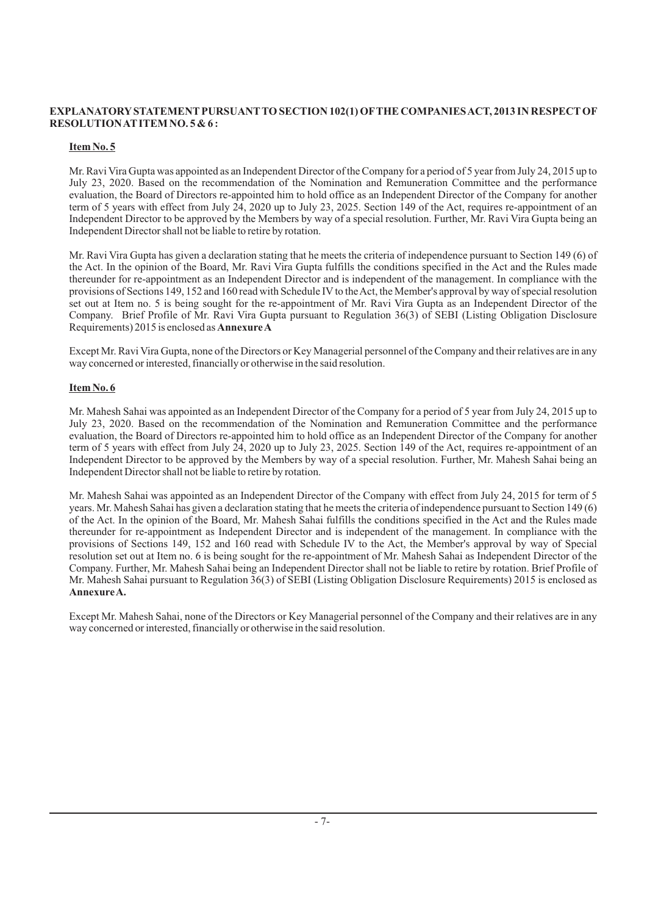**EXPLANATORY STATEMENT PURSUANT TO SECTION 102(1) OF THE COMPANIES ACT, 2013 IN RESPECT OF RESOLUTION AT ITEM NO. 5 & 6 :**

**Item No. 5**

Mr. Ravi Vira Gupta was appointed as an Independent Director of the Company for a period of 5 year from July 24, 2015 up to July 23, 2020. Based on the recommendation of the Nomination and Remuneration Committee and the performance evaluation, the Board of Directors re-appointed him to hold office as an Independent Director of the Company for another term of 5 years with effect from July 24, 2020 up to July 23, 2025. Section 149 of the Act, requires re-appointment of an Independent Director to be approved by the Members by way of a special resolution. Further, Mr. Ravi Vira Gupta being an Independent Director shall not be liable to retire by rotation.

Mr. Ravi Vira Gupta has given a declaration stating that he meets the criteria of independence pursuant to Section 149 (6) of the Act. In the opinion of the Board, Mr. Ravi Vira Gupta fulfills the conditions specified in the Act and the Rules made thereunder for re-appointment as an Independent Director and is independent of the management. In compliance with the provisions of Sections 149, 152 and 160 read with Schedule IV to the Act, the Member's approval by way of special resolution set out at Item no. 5 is being sought for the re-appointment of Mr. Ravi Vira Gupta as an Independent Director of the Company. Brief Profile of Mr. Ravi Vira Gupta pursuant to Regulation 36(3) of SEBI (Listing Obligation Disclosure Requirements) 2015 is enclosed as **Annexure A**

Except Mr. Ravi Vira Gupta, none of the Directors or Key Managerial personnel of the Company and their relatives are in any way concerned or interested, financially or otherwise in the said resolution.

**Item No. 6**

Mr. Mahesh Sahai was appointed as an Independent Director of the Company for a period of 5 year from July 24, 2015 up to July 23, 2020. Based on the recommendation of the Nomination and Remuneration Committee and the performance evaluation, the Board of Directors re-appointed him to hold office as an Independent Director of the Company for another term of 5 years with effect from July 24, 2020 up to July 23, 2025. Section 149 of the Act, requires re-appointment of an Independent Director to be approved by the Members by way of a special resolution. Further, Mr. Mahesh Sahai being an Independent Director shall not be liable to retire by rotation.

Mr. Mahesh Sahai was appointed as an Independent Director of the Company with effect from July 24, 2015 for term of 5 years. Mr. Mahesh Sahai has given a declaration stating that he meets the criteria of independence pursuant to Section 149 (6) of the Act. In the opinion of the Board, Mr. Mahesh Sahai fulfills the conditions specified in the Act and the Rules made thereunder for re-appointment as Independent Director and is independent of the management. In compliance with the provisions of Sections 149, 152 and 160 read with Schedule IV to the Act, the Member's approval by way of Special resolution set out at Item no. 6 is being sought for the re-appointment of Mr. Mahesh Sahai as Independent Director of the Company. Further, Mr. Mahesh Sahai being an Independent Director shall not be liable to retire by rotation. Brief Profile of Mr. Mahesh Sahai pursuant to Regulation 36(3) of SEBI (Listing Obligation Disclosure Requirements) 2015 is enclosed as **Annexure A.**

Except Mr. Mahesh Sahai, none of the Directors or Key Managerial personnel of the Company and their relatives are in any way concerned or interested, financially or otherwise in the said resolution.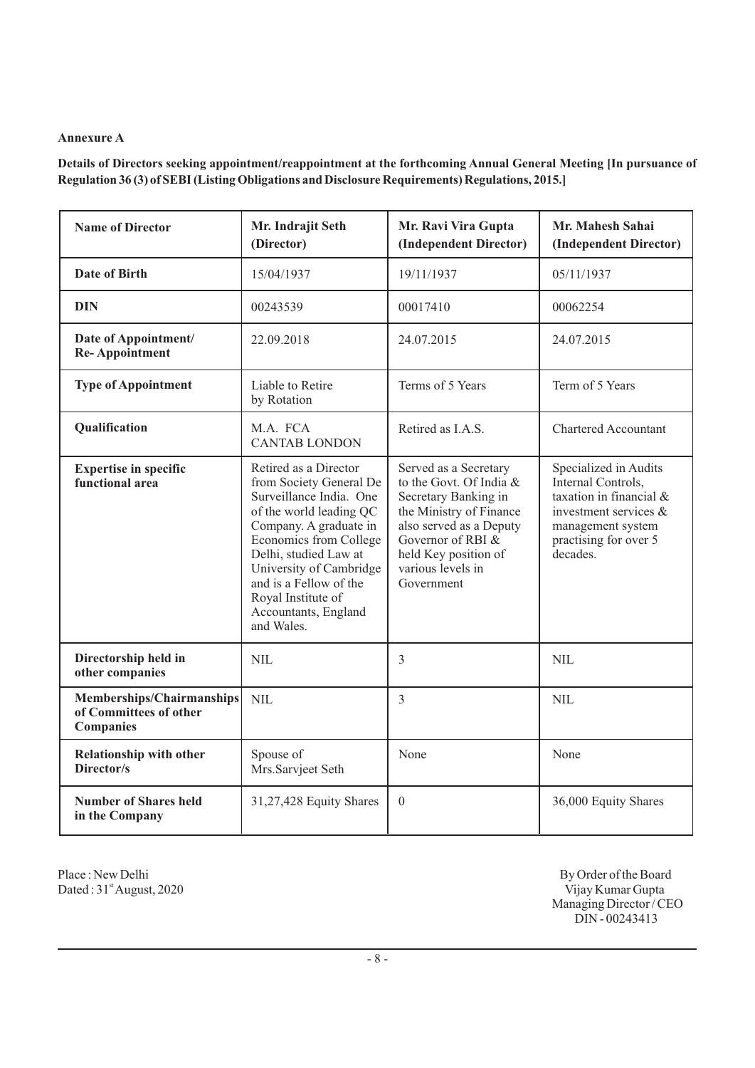**Annexure A**

**Details of Directors seeking appointment/reappointment at the forthcoming Annual General Meeting [In pursuance of Regulation 36 (3) of SEBI (Listing Obligations and Disclosure Requirements) Regulations, 2015.]**

| Name of Director | Mr. Indrajit Seth (Director) | Mr. Ravi Vira Gupta (Independent Director) | Mr. Mahesh Sahai (Independent Director) |
|---|---|---|---|
| **Date of Birth** | 15/04/1937 | 19/11/1937 | 05/11/1937 |
| **DIN** | 00243539 | 00017410 | 00062254 |
| **Date of Appointment/ Re- Appointment** | 22.09.2018 | 24.07.2015 | 24.07.2015 |
| **Type of Appointment** | Liable to Retire by Rotation | Terms of 5 Years | Term of 5 Years |
| **Qualification** | M.A. FCA CANTAB LONDON | Retired as I.A.S. | Chartered Accountant |
| **Expertise in specific functional area** | Retired as a Director from Society General De Surveillance India. One of the world leading QC Company. A graduate in Economics from College Delhi, studied Law at University of Cambridge and is a Fellow of the Royal Institute of Accountants, England and Wales. | Served as a Secretary to the Govt. Of India & Secretary Banking in the Ministry of Finance also served as a Deputy Governor of RBI & held Key position of various levels in Government | Specialized in Audits Internal Controls, taxation in financial & investment services & management system practising for over 5 decades. |
| **Directorship held in other companies** | NIL | 3 | NIL |
| **Memberships/Chairmanships of Committees of other Companies** | NIL | 3 | NIL |
| **Relationship with other Director/s** | Spouse of Mrs.Sarvjeet Seth | None | None |
| **Number of Shares held in the Company** | 31,27,428 Equity Shares | 0 | 36,000 Equity Shares |

Place : New Delhi
Dated : 31st August, 2020

By Order of the Board
Vijay Kumar Gupta
Managing Director / CEO
DIN - 00243413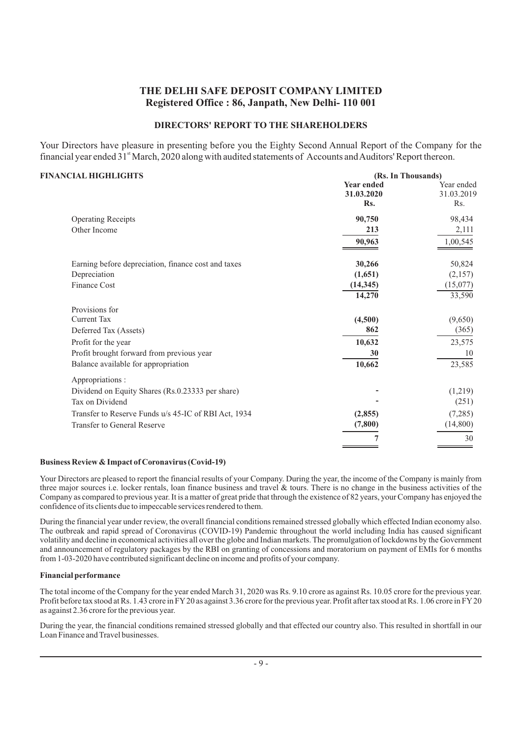# THE DELHI SAFE DEPOSIT COMPANY LIMITED
## Registered Office : 86, Janpath, New Delhi- 110 001

### DIRECTORS' REPORT TO THE SHAREHOLDERS

Your Directors have pleasure in presenting before you the Eighty Second Annual Report of the Company for the financial year ended 31st March, 2020 along with audited statements of Accounts and Auditors' Report thereon.

| **FINANCIAL HIGHLIGHTS** | **(Rs. In Thousands)** | |
|---|---|---|
| | **Year ended 31.03.2020 Rs.** | Year ended 31.03.2019 Rs. |
| Operating Receipts | **90,750** | 98,434 |
| Other Income | **213** | 2,111 |
| | **90,963** | 1,00,545 |
| Earning before depreciation, finance cost and taxes | **30,266** | 50,824 |
| Depreciation | **(1,651)** | (2,157) |
| Finance Cost | **(14,345)** | (15,077) |
| | **14,270** | 33,590 |
| Provisions for | | |
| Current Tax | **(4,500)** | (9,650) |
| Deferred Tax (Assets) | **862** | (365) |
| Profit for the year | **10,632** | 23,575 |
| Profit brought forward from previous year | **30** | 10 |
| Balance available for appropriation | **10,662** | 23,585 |
| Appropriations : | | |
| Dividend on Equity Shares (Rs.0.23333 per share) | **-** | (1,219) |
| Tax on Dividend | **-** | (251) |
| Transfer to Reserve Funds u/s 45-IC of RBI Act, 1934 | **(2,855)** | (7,285) |
| Transfer to General Reserve | **(7,800)** | (14,800) |
| | **7** | 30 |

**Business Review & Impact of Coronavirus (Covid-19)**

Your Directors are pleased to report the financial results of your Company. During the year, the income of the Company is mainly from three major sources i.e. locker rentals, loan finance business and travel & tours. There is no change in the business activities of the Company as compared to previous year. It is a matter of great pride that through the existence of 82 years, your Company has enjoyed the confidence of its clients due to impeccable services rendered to them.

During the financial year under review, the overall financial conditions remained stressed globally which effected Indian economy also. The outbreak and rapid spread of Coronavirus (COVID-19) Pandemic throughout the world including India has caused significant volatility and decline in economical activities all over the globe and Indian markets. The promulgation of lockdowns by the Government and announcement of regulatory packages by the RBI on granting of concessions and moratorium on payment of EMIs for 6 months from 1-03-2020 have contributed significant decline on income and profits of your company.

**Financial performance**

The total income of the Company for the year ended March 31, 2020 was Rs. 9.10 crore as against Rs. 10.05 crore for the previous year. Profit before tax stood at Rs. 1.43 crore in FY 20 as against 3.36 crore for the previous year. Profit after tax stood at Rs. 1.06 crore in FY 20 as against 2.36 crore for the previous year.

During the year, the financial conditions remained stressed globally and that effected our country also. This resulted in shortfall in our Loan Finance and Travel businesses.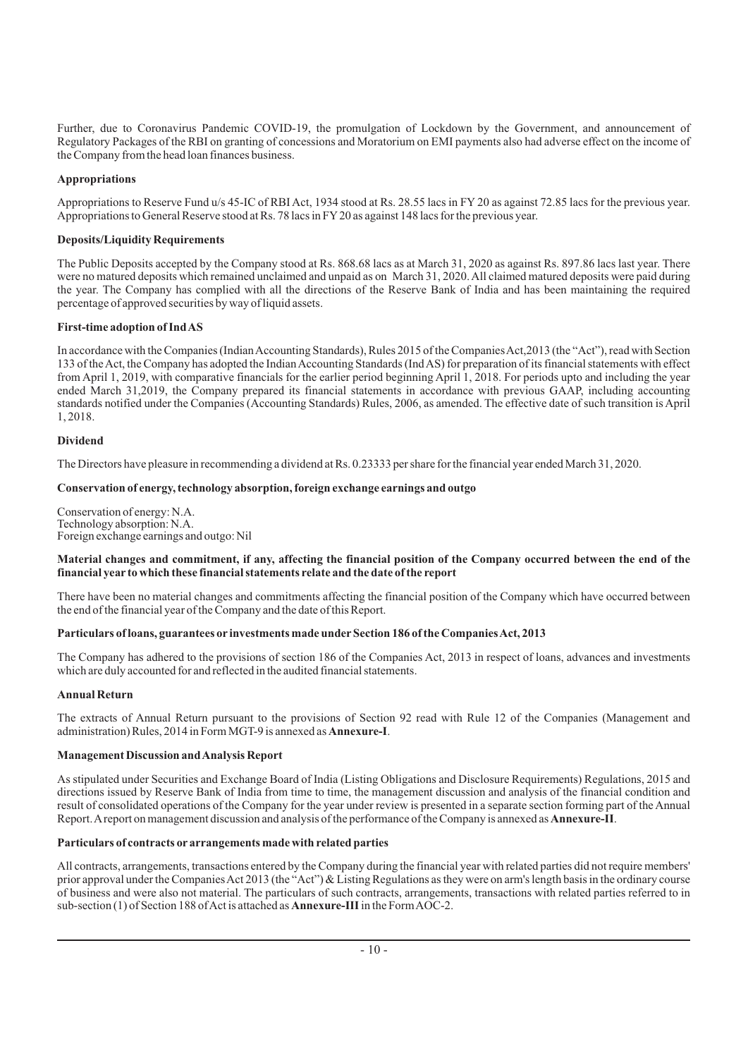Further, due to Coronavirus Pandemic COVID-19, the promulgation of Lockdown by the Government, and announcement of Regulatory Packages of the RBI on granting of concessions and Moratorium on EMI payments also had adverse effect on the income of the Company from the head loan finances business.

**Appropriations**

Appropriations to Reserve Fund u/s 45-IC of RBI Act, 1934 stood at Rs. 28.55 lacs in FY 20 as against 72.85 lacs for the previous year. Appropriations to General Reserve stood at Rs. 78 lacs in FY 20 as against 148 lacs for the previous year.

**Deposits/Liquidity Requirements**

The Public Deposits accepted by the Company stood at Rs. 868.68 lacs as at March 31, 2020 as against Rs. 897.86 lacs last year. There were no matured deposits which remained unclaimed and unpaid as on March 31, 2020. All claimed matured deposits were paid during the year. The Company has complied with all the directions of the Reserve Bank of India and has been maintaining the required percentage of approved securities by way of liquid assets.

**First-time adoption of Ind AS**

In accordance with the Companies (Indian Accounting Standards), Rules 2015 of the Companies Act,2013 (the "Act"), read with Section 133 of the Act, the Company has adopted the Indian Accounting Standards (Ind AS) for preparation of its financial statements with effect from April 1, 2019, with comparative financials for the earlier period beginning April 1, 2018. For periods upto and including the year ended March 31,2019, the Company prepared its financial statements in accordance with previous GAAP, including accounting standards notified under the Companies (Accounting Standards) Rules, 2006, as amended. The effective date of such transition is April 1, 2018.

**Dividend**

The Directors have pleasure in recommending a dividend at Rs. 0.23333 per share for the financial year ended March 31, 2020.

**Conservation of energy, technology absorption, foreign exchange earnings and outgo**

Conservation of energy: N.A.
Technology absorption: N.A.
Foreign exchange earnings and outgo: Nil

**Material changes and commitment, if any, affecting the financial position of the Company occurred between the end of the financial year to which these financial statements relate and the date of the report**

There have been no material changes and commitments affecting the financial position of the Company which have occurred between the end of the financial year of the Company and the date of this Report.

**Particulars of loans, guarantees or investments made under Section 186 of the Companies Act, 2013**

The Company has adhered to the provisions of section 186 of the Companies Act, 2013 in respect of loans, advances and investments which are duly accounted for and reflected in the audited financial statements.

**Annual Return**

The extracts of Annual Return pursuant to the provisions of Section 92 read with Rule 12 of the Companies (Management and administration) Rules, 2014 in Form MGT-9 is annexed as **Annexure-I**.

**Management Discussion and Analysis Report**

As stipulated under Securities and Exchange Board of India (Listing Obligations and Disclosure Requirements) Regulations, 2015 and directions issued by Reserve Bank of India from time to time, the management discussion and analysis of the financial condition and result of consolidated operations of the Company for the year under review is presented in a separate section forming part of the Annual Report. A report on management discussion and analysis of the performance of the Company is annexed as **Annexure-II**.

**Particulars of contracts or arrangements made with related parties**

All contracts, arrangements, transactions entered by the Company during the financial year with related parties did not require members' prior approval under the Companies Act 2013 (the "Act") & Listing Regulations as they were on arm's length basis in the ordinary course of business and were also not material. The particulars of such contracts, arrangements, transactions with related parties referred to in sub-section (1) of Section 188 of Act is attached as **Annexure-III** in the Form AOC-2.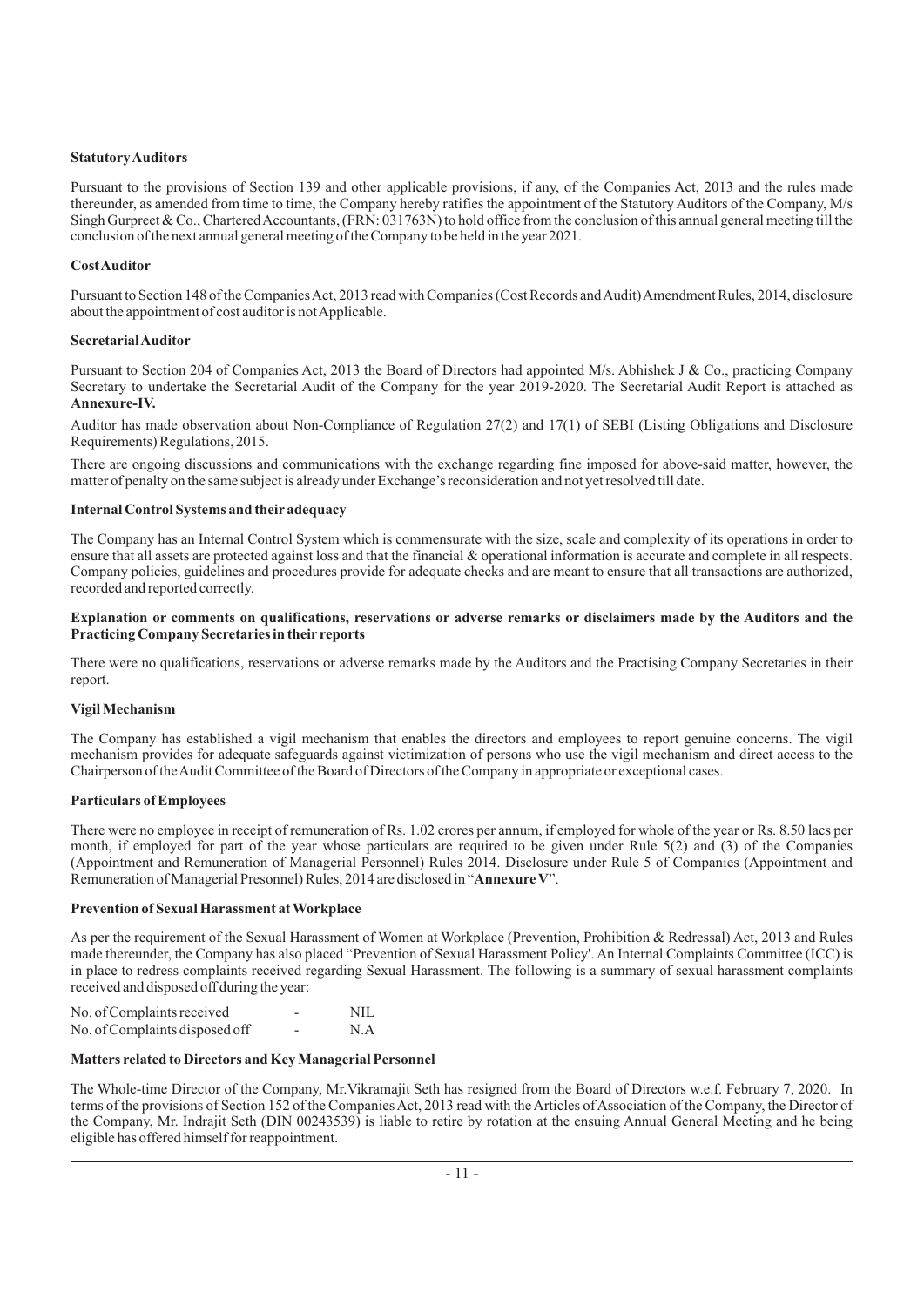**Statutory Auditors**

Pursuant to the provisions of Section 139 and other applicable provisions, if any, of the Companies Act, 2013 and the rules made thereunder, as amended from time to time, the Company hereby ratifies the appointment of the Statutory Auditors of the Company, M/s Singh Gurpreet & Co., Chartered Accountants, (FRN: 031763N) to hold office from the conclusion of this annual general meeting till the conclusion of the next annual general meeting of the Company to be held in the year 2021.

**Cost Auditor**

Pursuant to Section 148 of the Companies Act, 2013 read with Companies (Cost Records and Audit) Amendment Rules, 2014, disclosure about the appointment of cost auditor is not Applicable.

**Secretarial Auditor**

Pursuant to Section 204 of Companies Act, 2013 the Board of Directors had appointed M/s. Abhishek J & Co., practicing Company Secretary to undertake the Secretarial Audit of the Company for the year 2019-2020. The Secretarial Audit Report is attached as **Annexure-IV.**

Auditor has made observation about Non-Compliance of Regulation 27(2) and 17(1) of SEBI (Listing Obligations and Disclosure Requirements) Regulations, 2015.

There are ongoing discussions and communications with the exchange regarding fine imposed for above-said matter, however, the matter of penalty on the same subject is already under Exchange's reconsideration and not yet resolved till date.

**Internal Control Systems and their adequacy**

The Company has an Internal Control System which is commensurate with the size, scale and complexity of its operations in order to ensure that all assets are protected against loss and that the financial & operational information is accurate and complete in all respects. Company policies, guidelines and procedures provide for adequate checks and are meant to ensure that all transactions are authorized, recorded and reported correctly.

**Explanation or comments on qualifications, reservations or adverse remarks or disclaimers made by the Auditors and the Practicing Company Secretaries in their reports**

There were no qualifications, reservations or adverse remarks made by the Auditors and the Practising Company Secretaries in their report.

**Vigil Mechanism**

The Company has established a vigil mechanism that enables the directors and employees to report genuine concerns. The vigil mechanism provides for adequate safeguards against victimization of persons who use the vigil mechanism and direct access to the Chairperson of the Audit Committee of the Board of Directors of the Company in appropriate or exceptional cases.

**Particulars of Employees**

There were no employee in receipt of remuneration of Rs. 1.02 crores per annum, if employed for whole of the year or Rs. 8.50 lacs per month, if employed for part of the year whose particulars are required to be given under Rule 5(2) and (3) of the Companies (Appointment and Remuneration of Managerial Personnel) Rules 2014. Disclosure under Rule 5 of Companies (Appointment and Remuneration of Managerial Presonnel) Rules, 2014 are disclosed in "**Annexure V**".

**Prevention of Sexual Harassment at Workplace**

As per the requirement of the Sexual Harassment of Women at Workplace (Prevention, Prohibition & Redressal) Act, 2013 and Rules made thereunder, the Company has also placed "Prevention of Sexual Harassment Policy'. An Internal Complaints Committee (ICC) is in place to redress complaints received regarding Sexual Harassment. The following is a summary of sexual harassment complaints received and disposed off during the year:

| | | |
|---|---|---|
| No. of Complaints received | - | NIL |
| No. of Complaints disposed off | - | N.A |

**Matters related to Directors and Key Managerial Personnel**

The Whole-time Director of the Company, Mr.Vikramajit Seth has resigned from the Board of Directors w.e.f. February 7, 2020. In terms of the provisions of Section 152 of the Companies Act, 2013 read with the Articles of Association of the Company, the Director of the Company, Mr. Indrajit Seth (DIN 00243539) is liable to retire by rotation at the ensuing Annual General Meeting and he being eligible has offered himself for reappointment.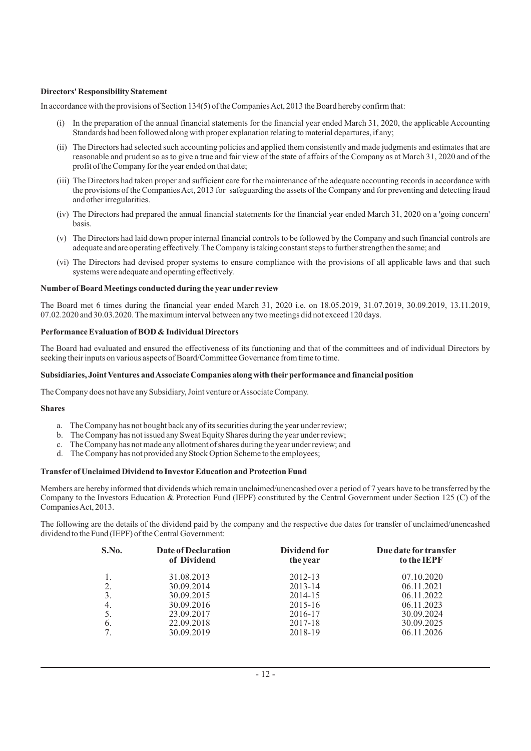**Directors' Responsibility Statement**

In accordance with the provisions of Section 134(5) of the Companies Act, 2013 the Board hereby confirm that:

(i) In the preparation of the annual financial statements for the financial year ended March 31, 2020, the applicable Accounting Standards had been followed along with proper explanation relating to material departures, if any;

(ii) The Directors had selected such accounting policies and applied them consistently and made judgments and estimates that are reasonable and prudent so as to give a true and fair view of the state of affairs of the Company as at March 31, 2020 and of the profit of the Company for the year ended on that date;

(iii) The Directors had taken proper and sufficient care for the maintenance of the adequate accounting records in accordance with the provisions of the Companies Act, 2013 for safeguarding the assets of the Company and for preventing and detecting fraud and other irregularities.

(iv) The Directors had prepared the annual financial statements for the financial year ended March 31, 2020 on a 'going concern' basis.

(v) The Directors had laid down proper internal financial controls to be followed by the Company and such financial controls are adequate and are operating effectively. The Company is taking constant steps to further strengthen the same; and

(vi) The Directors had devised proper systems to ensure compliance with the provisions of all applicable laws and that such systems were adequate and operating effectively.

**Number of Board Meetings conducted during the year under review**

The Board met 6 times during the financial year ended March 31, 2020 i.e. on 18.05.2019, 31.07.2019, 30.09.2019, 13.11.2019, 07.02.2020 and 30.03.2020. The maximum interval between any two meetings did not exceed 120 days.

**Performance Evaluation of BOD & Individual Directors**

The Board had evaluated and ensured the effectiveness of its functioning and that of the committees and of individual Directors by seeking their inputs on various aspects of Board/Committee Governance from time to time.

**Subsidiaries, Joint Ventures and Associate Companies along with their performance and financial position**

The Company does not have any Subsidiary, Joint venture or Associate Company.

**Shares**

a. The Company has not bought back any of its securities during the year under review;
b. The Company has not issued any Sweat Equity Shares during the year under review;
c. The Company has not made any allotment of shares during the year under review; and
d. The Company has not provided any Stock Option Scheme to the employees;

**Transfer of Unclaimed Dividend to Investor Education and Protection Fund**

Members are hereby informed that dividends which remain unclaimed/unencashed over a period of 7 years have to be transferred by the Company to the Investors Education & Protection Fund (IEPF) constituted by the Central Government under Section 125 (C) of the Companies Act, 2013.

The following are the details of the dividend paid by the company and the respective due dates for transfer of unclaimed/unencashed dividend to the Fund (IEPF) of the Central Government:

| S.No. | Date of Declaration of Dividend | Dividend for the year | Due date for transfer to the IEPF |
|---|---|---|---|
| 1. | 31.08.2013 | 2012-13 | 07.10.2020 |
| 2. | 30.09.2014 | 2013-14 | 06.11.2021 |
| 3. | 30.09.2015 | 2014-15 | 06.11.2022 |
| 4. | 30.09.2016 | 2015-16 | 06.11.2023 |
| 5. | 23.09.2017 | 2016-17 | 30.09.2024 |
| 6. | 22.09.2018 | 2017-18 | 30.09.2025 |
| 7. | 30.09.2019 | 2018-19 | 06.11.2026 |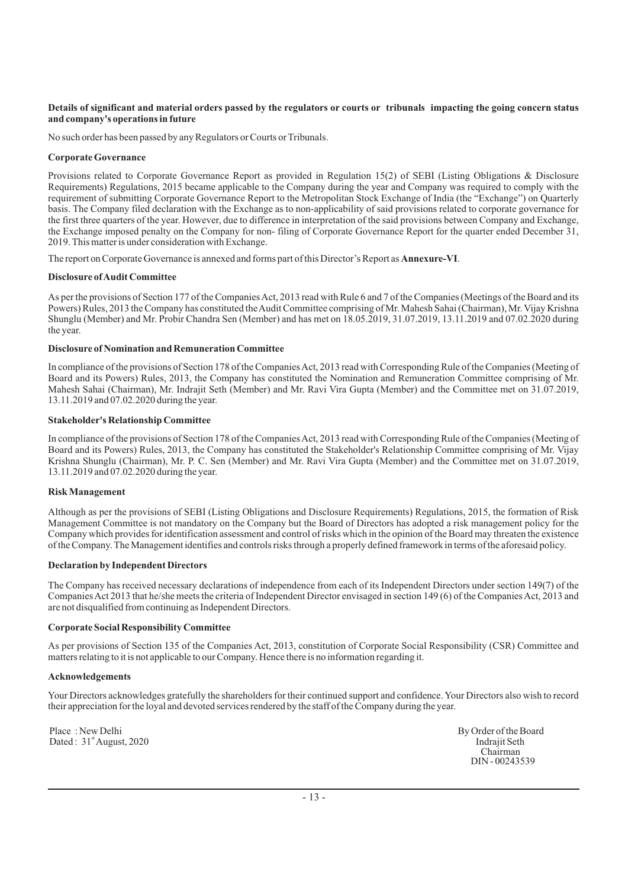**Details of significant and material orders passed by the regulators or courts or tribunals impacting the going concern status and company's operations in future**

No such order has been passed by any Regulators or Courts or Tribunals.

**Corporate Governance**

Provisions related to Corporate Governance Report as provided in Regulation 15(2) of SEBI (Listing Obligations & Disclosure Requirements) Regulations, 2015 became applicable to the Company during the year and Company was required to comply with the requirement of submitting Corporate Governance Report to the Metropolitan Stock Exchange of India (the "Exchange") on Quarterly basis. The Company filed declaration with the Exchange as to non-applicability of said provisions related to corporate governance for the first three quarters of the year. However, due to difference in interpretation of the said provisions between Company and Exchange, the Exchange imposed penalty on the Company for non- filing of Corporate Governance Report for the quarter ended December 31, 2019. This matter is under consideration with Exchange.

The report on Corporate Governance is annexed and forms part of this Director's Report as **Annexure-VI**.

**Disclosure of Audit Committee**

As per the provisions of Section 177 of the Companies Act, 2013 read with Rule 6 and 7 of the Companies (Meetings of the Board and its Powers) Rules, 2013 the Company has constituted the Audit Committee comprising of Mr. Mahesh Sahai (Chairman), Mr. Vijay Krishna Shunglu (Member) and Mr. Probir Chandra Sen (Member) and has met on 18.05.2019, 31.07.2019, 13.11.2019 and 07.02.2020 during the year.

**Disclosure of Nomination and Remuneration Committee**

In compliance of the provisions of Section 178 of the Companies Act, 2013 read with Corresponding Rule of the Companies (Meeting of Board and its Powers) Rules, 2013, the Company has constituted the Nomination and Remuneration Committee comprising of Mr. Mahesh Sahai (Chairman), Mr. Indrajit Seth (Member) and Mr. Ravi Vira Gupta (Member) and the Committee met on 31.07.2019, 13.11.2019 and 07.02.2020 during the year.

**Stakeholder's Relationship Committee**

In compliance of the provisions of Section 178 of the Companies Act, 2013 read with Corresponding Rule of the Companies (Meeting of Board and its Powers) Rules, 2013, the Company has constituted the Stakeholder's Relationship Committee comprising of Mr. Vijay Krishna Shunglu (Chairman), Mr. P. C. Sen (Member) and Mr. Ravi Vira Gupta (Member) and the Committee met on 31.07.2019, 13.11.2019 and 07.02.2020 during the year.

**Risk Management**

Although as per the provisions of SEBI (Listing Obligations and Disclosure Requirements) Regulations, 2015, the formation of Risk Management Committee is not mandatory on the Company but the Board of Directors has adopted a risk management policy for the Company which provides for identification assessment and control of risks which in the opinion of the Board may threaten the existence of the Company. The Management identifies and controls risks through a properly defined framework in terms of the aforesaid policy.

**Declaration by Independent Directors**

The Company has received necessary declarations of independence from each of its Independent Directors under section 149(7) of the Companies Act 2013 that he/she meets the criteria of Independent Director envisaged in section 149 (6) of the Companies Act, 2013 and are not disqualified from continuing as Independent Directors.

**Corporate Social Responsibility Committee**

As per provisions of Section 135 of the Companies Act, 2013, constitution of Corporate Social Responsibility (CSR) Committee and matters relating to it is not applicable to our Company. Hence there is no information regarding it.

**Acknowledgements**

Your Directors acknowledges gratefully the shareholders for their continued support and confidence. Your Directors also wish to record their appreciation for the loyal and devoted services rendered by the staff of the Company during the year.

Place : New Delhi
Dated : 31st August, 2020

By Order of the Board
Indrajit Seth
Chairman
DIN - 00243539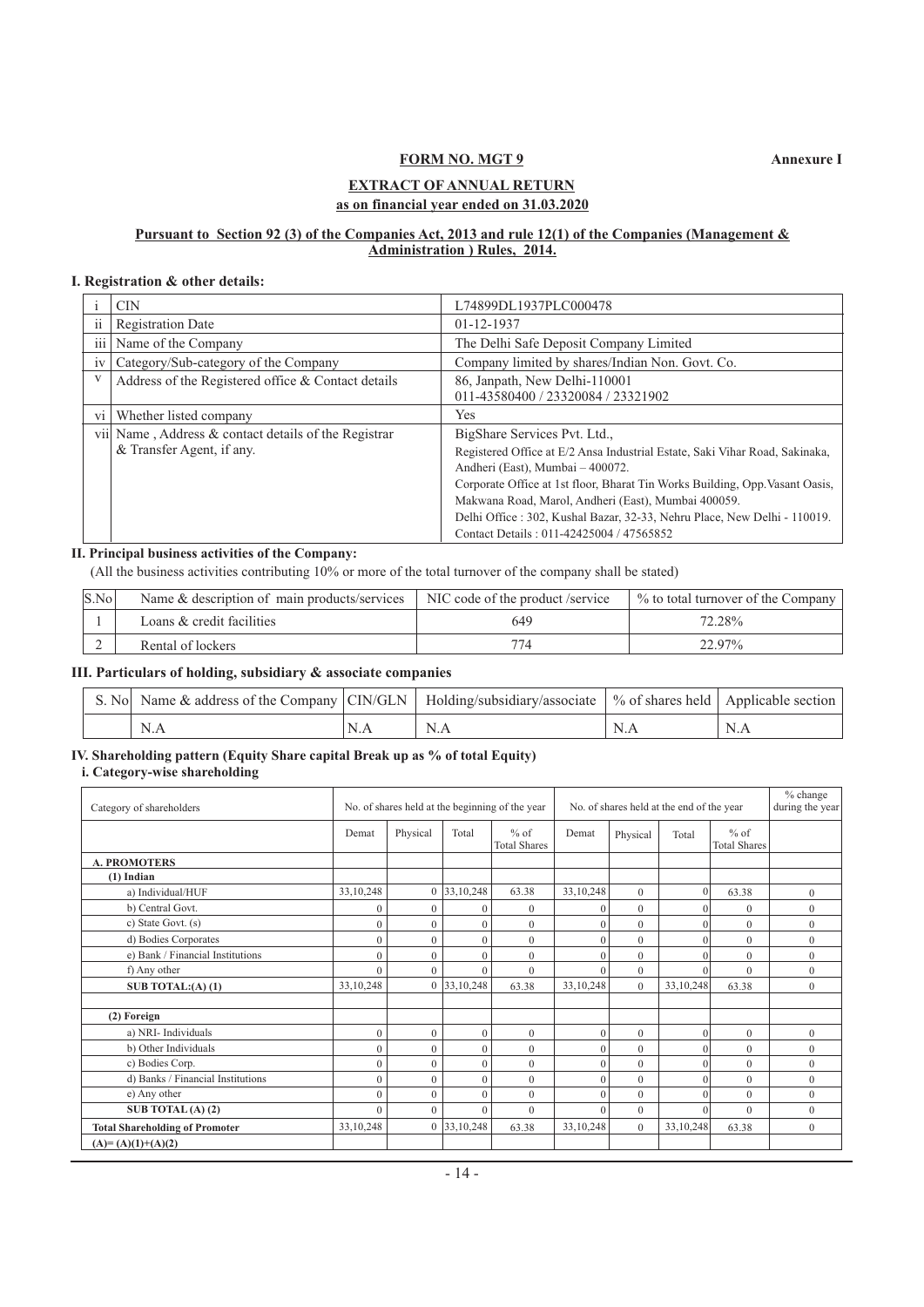**FORM NO. MGT 9** **Annexure I**

## EXTRACT OF ANNUAL RETURN
### as on financial year ended on 31.03.2020

**Pursuant to Section 92 (3) of the Companies Act, 2013 and rule 12(1) of the Companies (Management & Administration ) Rules, 2014.**

### I. Registration & other details:

| | | |
|---|---|---|
| i | CIN | L74899DL1937PLC000478 |
| ii | Registration Date | 01-12-1937 |
| iii | Name of the Company | The Delhi Safe Deposit Company Limited |
| iv | Category/Sub-category of the Company | Company limited by shares/Indian Non. Govt. Co. |
| v | Address of the Registered office & Contact details | 86, Janpath, New Delhi-110001<br>011-43580400 / 23320084 / 23321902 |
| vi | Whether listed company | Yes |
| vii | Name , Address & contact details of the Registrar & Transfer Agent, if any. | BigShare Services Pvt. Ltd.,<br>Registered Office at E/2 Ansa Industrial Estate, Saki Vihar Road, Sakinaka, Andheri (East), Mumbai – 400072.<br>Corporate Office at 1st floor, Bharat Tin Works Building, Opp.Vasant Oasis, Makwana Road, Marol, Andheri (East), Mumbai 400059.<br>Delhi Office : 302, Kushal Bazar, 32-33, Nehru Place, New Delhi - 110019.<br>Contact Details : 011-42425004 / 47565852 |

### II. Principal business activities of the Company:

(All the business activities contributing 10% or more of the total turnover of the company shall be stated)

| S.No | Name & description of main products/services | NIC code of the product /service | % to total turnover of the Company |
|---|---|---|---|
| 1 | Loans & credit facilities | 649 | 72.28% |
| 2 | Rental of lockers | 774 | 22.97% |

### III. Particulars of holding, subsidiary & associate companies

| S. No | Name & address of the Company | CIN/GLN | Holding/subsidiary/associate | % of shares held | Applicable section |
|---|---|---|---|---|---|
| | N.A | N.A | N.A | N.A | N.A |

### IV. Shareholding pattern (Equity Share capital Break up as % of total Equity)
#### i. Category-wise shareholding

| Category of shareholders | No. of shares held at the beginning of the year | | | | No. of shares held at the end of the year | | | | % change during the year |
|---|---|---|---|---|---|---|---|---|---|
| | Demat | Physical | Total | % of Total Shares | Demat | Physical | Total | % of Total Shares | |
| **A. PROMOTERS** | | | | | | | | | |
| **(1) Indian** | | | | | | | | | |
| a) Individual/HUF | 33,10,248 | 0 | 33,10,248 | 63.38 | 33,10,248 | 0 | 0 | 63.38 | 0 |
| b) Central Govt. | 0 | 0 | 0 | 0 | 0 | 0 | 0 | 0 | 0 |
| c) State Govt. (s) | 0 | 0 | 0 | 0 | 0 | 0 | 0 | 0 | 0 |
| d) Bodies Corporates | 0 | 0 | 0 | 0 | 0 | 0 | 0 | 0 | 0 |
| e) Bank / Financial Institutions | 0 | 0 | 0 | 0 | 0 | 0 | 0 | 0 | 0 |
| f) Any other | 0 | 0 | 0 | 0 | 0 | 0 | 0 | 0 | 0 |
| **SUB TOTAL:(A) (1)** | 33,10,248 | 0 | 33,10,248 | 63.38 | 33,10,248 | 0 | 33,10,248 | 63.38 | 0 |
| | | | | | | | | | |
| **(2) Foreign** | | | | | | | | | |
| a) NRI- Individuals | 0 | 0 | 0 | 0 | 0 | 0 | 0 | 0 | 0 |
| b) Other Individuals | 0 | 0 | 0 | 0 | 0 | 0 | 0 | 0 | 0 |
| c) Bodies Corp. | 0 | 0 | 0 | 0 | 0 | 0 | 0 | 0 | 0 |
| d) Banks / Financial Institutions | 0 | 0 | 0 | 0 | 0 | 0 | 0 | 0 | 0 |
| e) Any other | 0 | 0 | 0 | 0 | 0 | 0 | 0 | 0 | 0 |
| **SUB TOTAL (A) (2)** | 0 | 0 | 0 | 0 | 0 | 0 | 0 | 0 | 0 |
| **Total Shareholding of Promoter (A)= (A)(1)+(A)(2)** | 33,10,248 | 0 | 33,10,248 | 63.38 | 33,10,248 | 0 | 33,10,248 | 63.38 | 0 |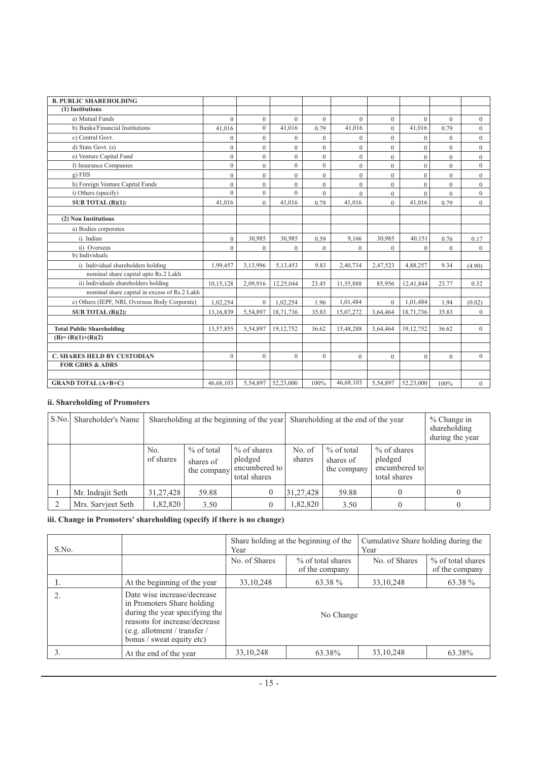| **B. PUBLIC SHAREHOLDING** | | | | | | | | | |
|---|---|---|---|---|---|---|---|---|---|
| **(1) Institutions** | | | | | | | | | |
| a) Mutual Funds | 0 | 0 | 0 | 0 | 0 | 0 | 0 | 0 | 0 |
| b) Banks/Financial Institutions | 41,016 | 0 | 41,016 | 0.79 | 41,016 | 0 | 41,016 | 0.79 | 0 |
| c) Central Govt. | 0 | 0 | 0 | 0 | 0 | 0 | 0 | 0 | 0 |
| d) State Govt. (s) | 0 | 0 | 0 | 0 | 0 | 0 | 0 | 0 | 0 |
| e) Venture Capital Fund | 0 | 0 | 0 | 0 | 0 | 0 | 0 | 0 | 0 |
| f) Insurance Companies | 0 | 0 | 0 | 0 | 0 | 0 | 0 | 0 | 0 |
| g) FIIS | 0 | 0 | 0 | 0 | 0 | 0 | 0 | 0 | 0 |
| h) Foreign Venture Capital Funds | 0 | 0 | 0 | 0 | 0 | 0 | 0 | 0 | 0 |
| i) Others (specify) | 0 | 0 | 0 | 0 | 0 | 0 | 0 | 0 | 0 |
| **SUB TOTAL (B)(1):** | 41,016 | 0 | 41,016 | 0.79 | 41,016 | 0 | 41,016 | 0.79 | 0 |
| | | | | | | | | | |
| **(2) Non Institutions** | | | | | | | | | |
| a) Bodies corporates | | | | | | | | | |
| i) Indian | 0 | 30,985 | 30,985 | 0.59 | 9,166 | 30,985 | 40,151 | 0.76 | 0.17 |
| ii) Overseas | 0 | 0 | 0 | 0 | 0 | 0 | 0 | 0 | 0 |
| b) Individuals | | | | | | | | | |
| i) Individual shareholders holding nominal share capital upto Rs.2 Lakh | 1,99,457 | 3,13,996 | 5,13,453 | 9.83 | 2,40,734 | 2,47,523 | 4,88,257 | 9.34 | (4.90) |
| ii) Individuals shareholders holding nominal share capital in excess of Rs.2 Lakh | 10,15,128 | 2,09,916 | 12,25,044 | 23.45 | 11,55,888 | 85,956 | 12,41,844 | 23.77 | 0.32 |
| c) Others (IEPF, NRI, Overseas Body Corporate) | 1,02,254 | 0 | 1,02,254 | 1.96 | 1,01,484 | 0 | 1,01,484 | 1.94 | (0.02) |
| **SUB TOTAL (B)(2):** | 13,16,839 | 5,54,897 | 18,71,736 | 35.83 | 15,07,272 | 3,64,464 | 18,71,736 | 35.83 | 0 |
| | | | | | | | | | |
| **Total Public Shareholding (B)= (B)(1)+(B)(2)** | 13,57,855 | 5,54,897 | 19,12,752 | 36.62 | 15,48,288 | 3,64,464 | 19,12,752 | 36.62 | 0 |
| | | | | | | | | | |
| **C. SHARES HELD BY CUSTODIAN FOR GDRS & ADRS** | 0 | 0 | 0 | 0 | 0 | 0 | 0 | 0 | 0 |
| | | | | | | | | | |
| **GRAND TOTAL (A+B+C)** | 46,68,103 | 5,54,897 | 52,23,000 | 100% | 46,68,103 | 5,54,897 | 52,23,000 | 100% | 0 |

### ii. Shareholding of Promoters

| S.No. | Shareholder's Name | Shareholding at the beginning of the year | | | Shareholding at the end of the year | | | % Change in shareholding during the year |
|---|---|---|---|---|---|---|---|---|
| | | No. of shares | % of total shares of the company | % of shares pledged encumbered to total shares | No. of shares | % of total shares of the company | % of shares pledged encumbered to total shares | |
| 1 | Mr. Indrajit Seth | 31,27,428 | 59.88 | 0 | 31,27,428 | 59.88 | 0 | 0 |
| 2 | Mrs. Sarvjeet Seth | 1,82,820 | 3.50 | 0 | 1,82,820 | 3.50 | 0 | 0 |

### iii. Change in Promoters' shareholding (specify if there is no change)

| S.No. | | Share holding at the beginning of the Year | | Cumulative Share holding during the Year | |
|---|---|---|---|---|---|
| | | No. of Shares | % of total shares of the company | No. of Shares | % of total shares of the company |
| 1. | At the beginning of the year | 33,10,248 | 63.38 % | 33,10,248 | 63.38 % |
| 2. | Date wise increase/decrease in Promoters Share holding during the year specifying the reasons for increase/decrease (e.g. allotment / transfer / bonus / sweat equity etc) | No Change | | | |
| 3. | At the end of the year | 33,10,248 | 63.38% | 33,10,248 | 63.38% |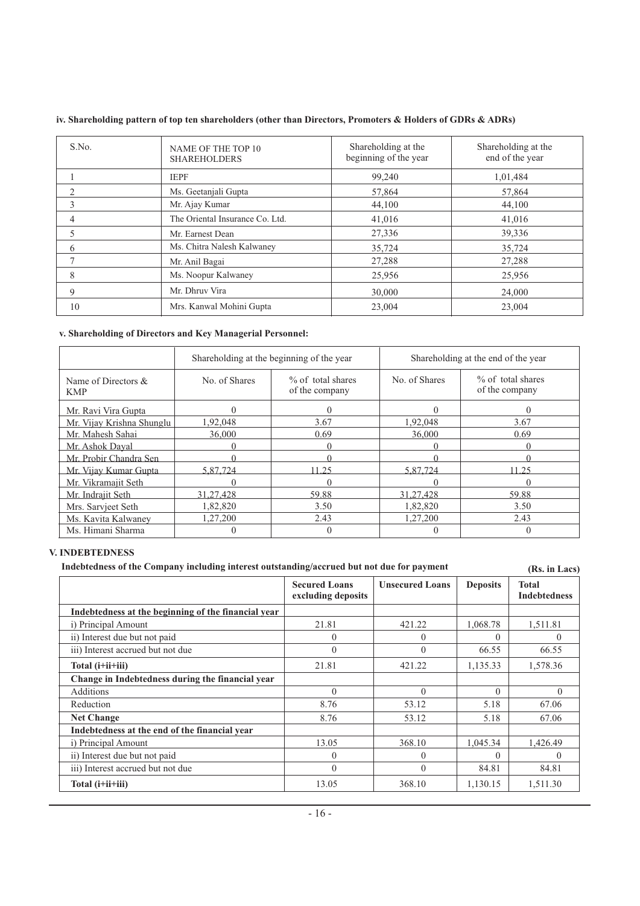**iv. Shareholding pattern of top ten shareholders (other than Directors, Promoters & Holders of GDRs & ADRs)**

| S.No. | NAME OF THE TOP 10 SHAREHOLDERS | Shareholding at the beginning of the year | Shareholding at the end of the year |
|---|---|---|---|
| 1 | IEPF | 99,240 | 1,01,484 |
| 2 | Ms. Geetanjali Gupta | 57,864 | 57,864 |
| 3 | Mr. Ajay Kumar | 44,100 | 44,100 |
| 4 | The Oriental Insurance Co. Ltd. | 41,016 | 41,016 |
| 5 | Mr. Earnest Dean | 27,336 | 39,336 |
| 6 | Ms. Chitra Nalesh Kalwaney | 35,724 | 35,724 |
| 7 | Mr. Anil Bagai | 27,288 | 27,288 |
| 8 | Ms. Noopur Kalwaney | 25,956 | 25,956 |
| 9 | Mr. Dhruv Vira | 30,000 | 24,000 |
| 10 | Mrs. Kanwal Mohini Gupta | 23,004 | 23,004 |

**v. Shareholding of Directors and Key Managerial Personnel:**

| | Shareholding at the beginning of the year | | Shareholding at the end of the year | |
|---|---|---|---|---|
| Name of Directors & KMP | No. of Shares | % of total shares of the company | No. of Shares | % of total shares of the company |
| Mr. Ravi Vira Gupta | 0 | 0 | 0 | 0 |
| Mr. Vijay Krishna Shunglu | 1,92,048 | 3.67 | 1,92,048 | 3.67 |
| Mr. Mahesh Sahai | 36,000 | 0.69 | 36,000 | 0.69 |
| Mr. Ashok Dayal | 0 | 0 | 0 | 0 |
| Mr. Probir Chandra Sen | 0 | 0 | 0 | 0 |
| Mr. Vijay Kumar Gupta | 5,87,724 | 11.25 | 5,87,724 | 11.25 |
| Mr. Vikramajit Seth | 0 | 0 | 0 | 0 |
| Mr. Indrajit Seth | 31,27,428 | 59.88 | 31,27,428 | 59.88 |
| Mrs. Sarvjeet Seth | 1,82,820 | 3.50 | 1,82,820 | 3.50 |
| Ms. Kavita Kalwaney | 1,27,200 | 2.43 | 1,27,200 | 2.43 |
| Ms. Himani Sharma | 0 | 0 | 0 | 0 |

## V. INDEBTEDNESS

**Indebtedness of the Company including interest outstanding/accrued but not due for payment** **(Rs. in Lacs)**

| | Secured Loans excluding deposits | Unsecured Loans | Deposits | Total Indebtedness |
|---|---|---|---|---|
| **Indebtedness at the beginning of the financial year** | | | | |
| i) Principal Amount | 21.81 | 421.22 | 1,068.78 | 1,511.81 |
| ii) Interest due but not paid | 0 | 0 | 0 | 0 |
| iii) Interest accrued but not due | 0 | 0 | 66.55 | 66.55 |
| **Total (i+ii+iii)** | 21.81 | 421.22 | 1,135.33 | 1,578.36 |
| **Change in Indebtedness during the financial year** | | | | |
| Additions | 0 | 0 | 0 | 0 |
| Reduction | 8.76 | 53.12 | 5.18 | 67.06 |
| **Net Change** | 8.76 | 53.12 | 5.18 | 67.06 |
| **Indebtedness at the end of the financial year** | | | | |
| i) Principal Amount | 13.05 | 368.10 | 1,045.34 | 1,426.49 |
| ii) Interest due but not paid | 0 | 0 | 0 | 0 |
| iii) Interest accrued but not due | 0 | 0 | 84.81 | 84.81 |
| **Total (i+ii+iii)** | 13.05 | 368.10 | 1,130.15 | 1,511.30 |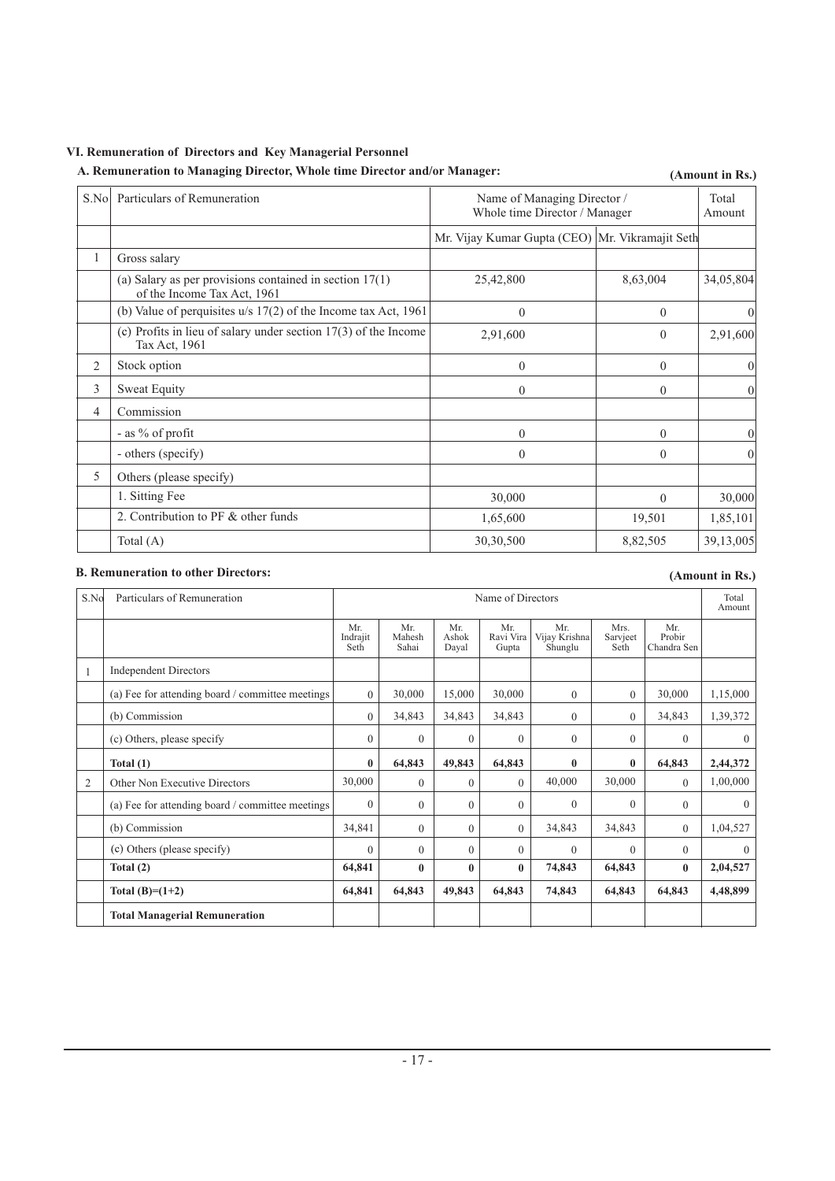## VI. Remuneration of Directors and Key Managerial Personnel

### A. Remuneration to Managing Director, Whole time Director and/or Manager:

**(Amount in Rs.)**

| S.No | Particulars of Remuneration | Name of Managing Director / Whole time Director / Manager | | Total Amount |
|---|---|---|---|---|
| | | Mr. Vijay Kumar Gupta (CEO) | Mr. Vikramajit Seth | |
| 1 | Gross salary | | | |
| | (a) Salary as per provisions contained in section 17(1) of the Income Tax Act, 1961 | 25,42,800 | 8,63,004 | 34,05,804 |
| | (b) Value of perquisites u/s 17(2) of the Income tax Act, 1961 | 0 | 0 | 0 |
| | (c) Profits in lieu of salary under section 17(3) of the Income Tax Act, 1961 | 2,91,600 | 0 | 2,91,600 |
| 2 | Stock option | 0 | 0 | 0 |
| 3 | Sweat Equity | 0 | 0 | 0 |
| 4 | Commission | | | |
| | - as % of profit | 0 | 0 | 0 |
| | - others (specify) | 0 | 0 | 0 |
| 5 | Others (please specify) | | | |
| | 1. Sitting Fee | 30,000 | 0 | 30,000 |
| | 2. Contribution to PF & other funds | 1,65,600 | 19,501 | 1,85,101 |
| | Total (A) | 30,30,500 | 8,82,505 | 39,13,005 |

### B. Remuneration to other Directors:

**(Amount in Rs.)**

| S.No | Particulars of Remuneration | Name of Directors | | | | | | | Total Amount |
|---|---|---|---|---|---|---|---|---|---|
| | | Mr. Indrajit Seth | Mr. Mahesh Sahai | Mr. Ashok Dayal | Mr. Ravi Vira Gupta | Mr. Vijay Krishna Shunglu | Mrs. Sarvjeet Seth | Mr. Probir Chandra Sen | |
| 1 | Independent Directors | | | | | | | | |
| | (a) Fee for attending board / committee meetings | 0 | 30,000 | 15,000 | 30,000 | 0 | 0 | 30,000 | 1,15,000 |
| | (b) Commission | 0 | 34,843 | 34,843 | 34,843 | 0 | 0 | 34,843 | 1,39,372 |
| | (c) Others, please specify | 0 | 0 | 0 | 0 | 0 | 0 | 0 | 0 |
| | **Total (1)** | **0** | **64,843** | **49,843** | **64,843** | **0** | **0** | **64,843** | **2,44,372** |
| 2 | Other Non Executive Directors | 30,000 | 0 | 0 | 0 | 40,000 | 30,000 | 0 | 1,00,000 |
| | (a) Fee for attending board / committee meetings | 0 | 0 | 0 | 0 | 0 | 0 | 0 | 0 |
| | (b) Commission | 34,841 | 0 | 0 | 0 | 34,843 | 34,843 | 0 | 1,04,527 |
| | (c) Others (please specify) | 0 | 0 | 0 | 0 | 0 | 0 | 0 | 0 |
| | **Total (2)** | **64,841** | **0** | **0** | **0** | **74,843** | **64,843** | **0** | **2,04,527** |
| | **Total (B)=(1+2)** | **64,841** | **64,843** | **49,843** | **64,843** | **74,843** | **64,843** | **64,843** | **4,48,899** |
| | **Total Managerial Remuneration** | | | | | | | | |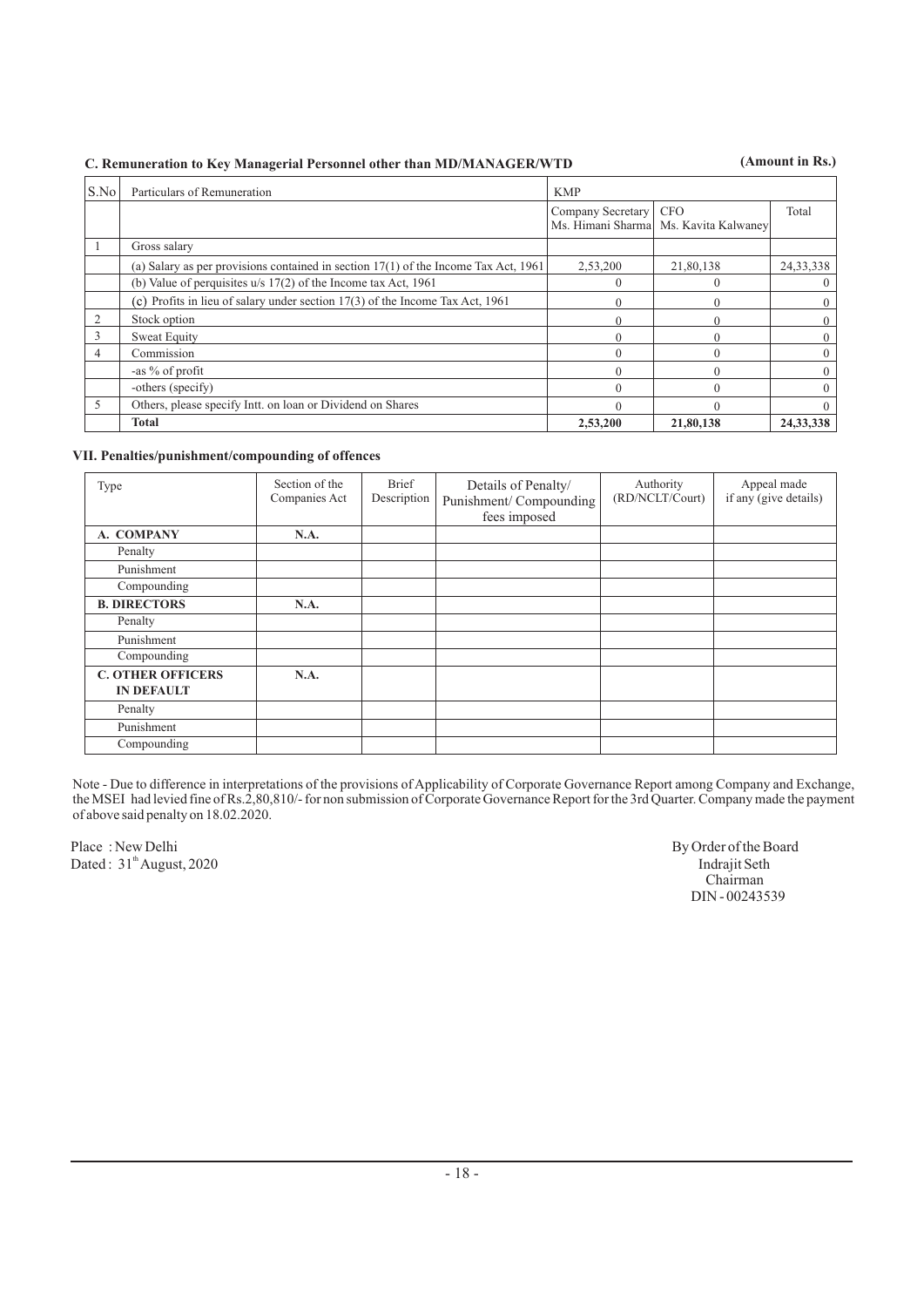### C. Remuneration to Key Managerial Personnel other than MD/MANAGER/WTD

**(Amount in Rs.)**

| S.No | Particulars of Remuneration | KMP | | |
|---|---|---|---|---|
| | | Company Secretary Ms. Himani Sharma | CFO Ms. Kavita Kalwaney | Total |
| 1 | Gross salary | | | |
| | (a) Salary as per provisions contained in section 17(1) of the Income Tax Act, 1961 | 2,53,200 | 21,80,138 | 24,33,338 |
| | (b) Value of perquisites u/s 17(2) of the Income tax Act, 1961 | 0 | 0 | 0 |
| | (c) Profits in lieu of salary under section 17(3) of the Income Tax Act, 1961 | 0 | 0 | 0 |
| 2 | Stock option | 0 | 0 | 0 |
| 3 | Sweat Equity | 0 | 0 | 0 |
| 4 | Commission | 0 | 0 | 0 |
| | -as % of profit | 0 | 0 | 0 |
| | -others (specify) | 0 | 0 | 0 |
| 5 | Others, please specify Intt. on loan or Dividend on Shares | 0 | 0 | 0 |
| | **Total** | **2,53,200** | **21,80,138** | **24,33,338** |

### VII. Penalties/punishment/compounding of offences

| Type | Section of the Companies Act | Brief Description | Details of Penalty/ Punishment/ Compounding fees imposed | Authority (RD/NCLT/Court) | Appeal made if any (give details) |
|---|---|---|---|---|---|
| **A. COMPANY** | **N.A.** | | | | |
| Penalty | | | | | |
| Punishment | | | | | |
| Compounding | | | | | |
| **B. DIRECTORS** | **N.A.** | | | | |
| Penalty | | | | | |
| Punishment | | | | | |
| Compounding | | | | | |
| **C. OTHER OFFICERS IN DEFAULT** | **N.A.** | | | | |
| Penalty | | | | | |
| Punishment | | | | | |
| Compounding | | | | | |

Note - Due to difference in interpretations of the provisions of Applicability of Corporate Governance Report among Company and Exchange, the MSEI had levied fine of Rs.2,80,810/- for non submission of Corporate Governance Report for the 3rd Quarter. Company made the payment of above said penalty on 18.02.2020.

Place : New Delhi
Dated : 31st August, 2020

By Order of the Board
Indrajit Seth
Chairman
DIN - 00243539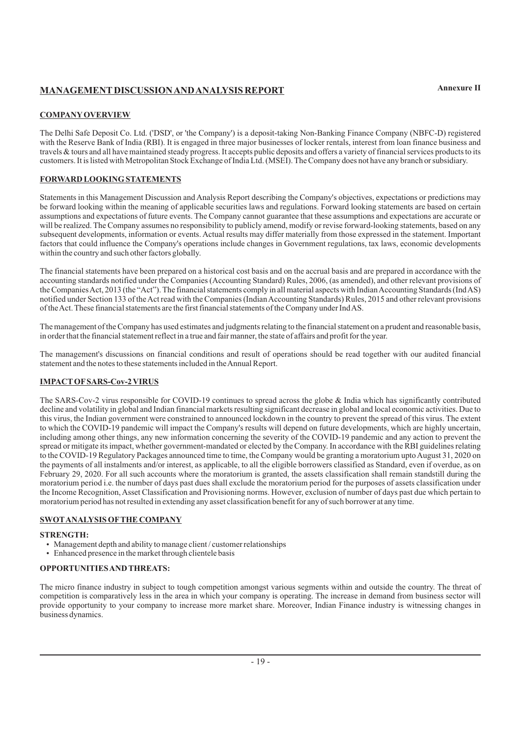## MANAGEMENT DISCUSSION AND ANALYSIS REPORT

**Annexure II**

### COMPANY OVERVIEW

The Delhi Safe Deposit Co. Ltd. ('DSD', or 'the Company') is a deposit-taking Non-Banking Finance Company (NBFC-D) registered with the Reserve Bank of India (RBI). It is engaged in three major businesses of locker rentals, interest from loan finance business and travels & tours and all have maintained steady progress. It accepts public deposits and offers a variety of financial services products to its customers. It is listed with Metropolitan Stock Exchange of India Ltd. (MSEI). The Company does not have any branch or subsidiary.

### FORWARD LOOKING STATEMENTS

Statements in this Management Discussion and Analysis Report describing the Company's objectives, expectations or predictions may be forward looking within the meaning of applicable securities laws and regulations. Forward looking statements are based on certain assumptions and expectations of future events. The Company cannot guarantee that these assumptions and expectations are accurate or will be realized. The Company assumes no responsibility to publicly amend, modify or revise forward-looking statements, based on any subsequent developments, information or events. Actual results may differ materially from those expressed in the statement. Important factors that could influence the Company's operations include changes in Government regulations, tax laws, economic developments within the country and such other factors globally.

The financial statements have been prepared on a historical cost basis and on the accrual basis and are prepared in accordance with the accounting standards notified under the Companies (Accounting Standard) Rules, 2006, (as amended), and other relevant provisions of the Companies Act, 2013 (the "Act"). The financial statements comply in all material aspects with Indian Accounting Standards (Ind AS) notified under Section 133 of the Act read with the Companies (Indian Accounting Standards) Rules, 2015 and other relevant provisions of the Act. These financial statements are the first financial statements of the Company under Ind AS.

The management of the Company has used estimates and judgments relating to the financial statement on a prudent and reasonable basis, in order that the financial statement reflect in a true and fair manner, the state of affairs and profit for the year.

The management's discussions on financial conditions and result of operations should be read together with our audited financial statement and the notes to these statements included in the Annual Report.

### IMPACT OF SARS-Cov-2 VIRUS

The SARS-Cov-2 virus responsible for COVID-19 continues to spread across the globe & India which has significantly contributed decline and volatility in global and Indian financial markets resulting significant decrease in global and local economic activities. Due to this virus, the Indian government were constrained to announced lockdown in the country to prevent the spread of this virus. The extent to which the COVID-19 pandemic will impact the Company's results will depend on future developments, which are highly uncertain, including among other things, any new information concerning the severity of the COVID-19 pandemic and any action to prevent the spread or mitigate its impact, whether government-mandated or elected by the Company. In accordance with the RBI guidelines relating to the COVID-19 Regulatory Packages announced time to time, the Company would be granting a moratorium upto August 31, 2020 on the payments of all instalments and/or interest, as applicable, to all the eligible borrowers classified as Standard, even if overdue, as on February 29, 2020. For all such accounts where the moratorium is granted, the assets classification shall remain standstill during the moratorium period i.e. the number of days past dues shall exclude the moratorium period for the purposes of assets classification under the Income Recognition, Asset Classification and Provisioning norms. However, exclusion of number of days past due which pertain to moratorium period has not resulted in extending any asset classification benefit for any of such borrower at any time.

### SWOT ANALYSIS OF THE COMPANY

**STRENGTH:**

- Management depth and ability to manage client / customer relationships
- Enhanced presence in the market through clientele basis

**OPPORTUNITIES AND THREATS:**

The micro finance industry in subject to tough competition amongst various segments within and outside the country. The threat of competition is comparatively less in the area in which your company is operating. The increase in demand from business sector will provide opportunity to your company to increase more market share. Moreover, Indian Finance industry is witnessing changes in business dynamics.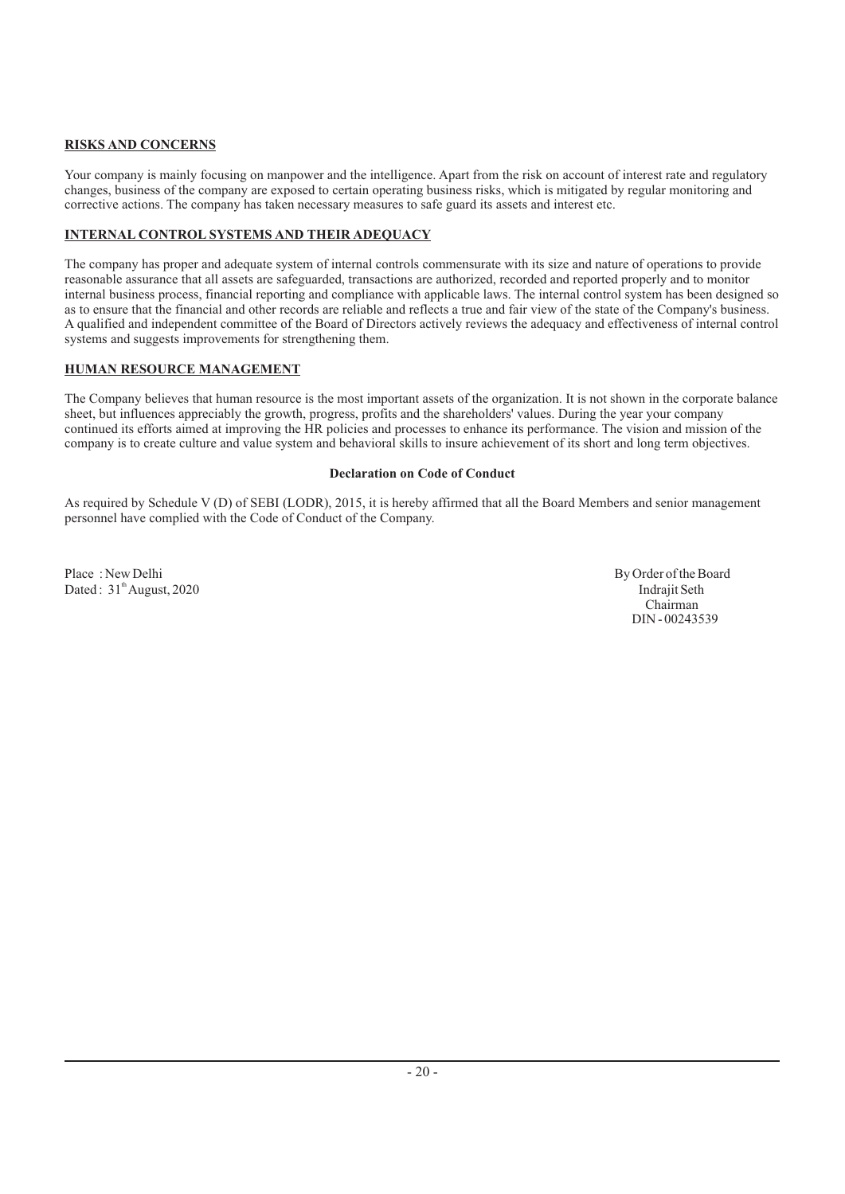## RISKS AND CONCERNS

Your company is mainly focusing on manpower and the intelligence. Apart from the risk on account of interest rate and regulatory changes, business of the company are exposed to certain operating business risks, which is mitigated by regular monitoring and corrective actions. The company has taken necessary measures to safe guard its assets and interest etc.

## INTERNAL CONTROL SYSTEMS AND THEIR ADEQUACY

The company has proper and adequate system of internal controls commensurate with its size and nature of operations to provide reasonable assurance that all assets are safeguarded, transactions are authorized, recorded and reported properly and to monitor internal business process, financial reporting and compliance with applicable laws. The internal control system has been designed so as to ensure that the financial and other records are reliable and reflects a true and fair view of the state of the Company's business. A qualified and independent committee of the Board of Directors actively reviews the adequacy and effectiveness of internal control systems and suggests improvements for strengthening them.

## HUMAN RESOURCE MANAGEMENT

The Company believes that human resource is the most important assets of the organization. It is not shown in the corporate balance sheet, but influences appreciably the growth, progress, profits and the shareholders' values. During the year your company continued its efforts aimed at improving the HR policies and processes to enhance its performance. The vision and mission of the company is to create culture and value system and behavioral skills to insure achievement of its short and long term objectives.

### Declaration on Code of Conduct

As required by Schedule V (D) of SEBI (LODR), 2015, it is hereby affirmed that all the Board Members and senior management personnel have complied with the Code of Conduct of the Company.

Place : New Delhi
Dated : 31st August, 2020

By Order of the Board
Indrajit Seth
Chairman
DIN - 00243539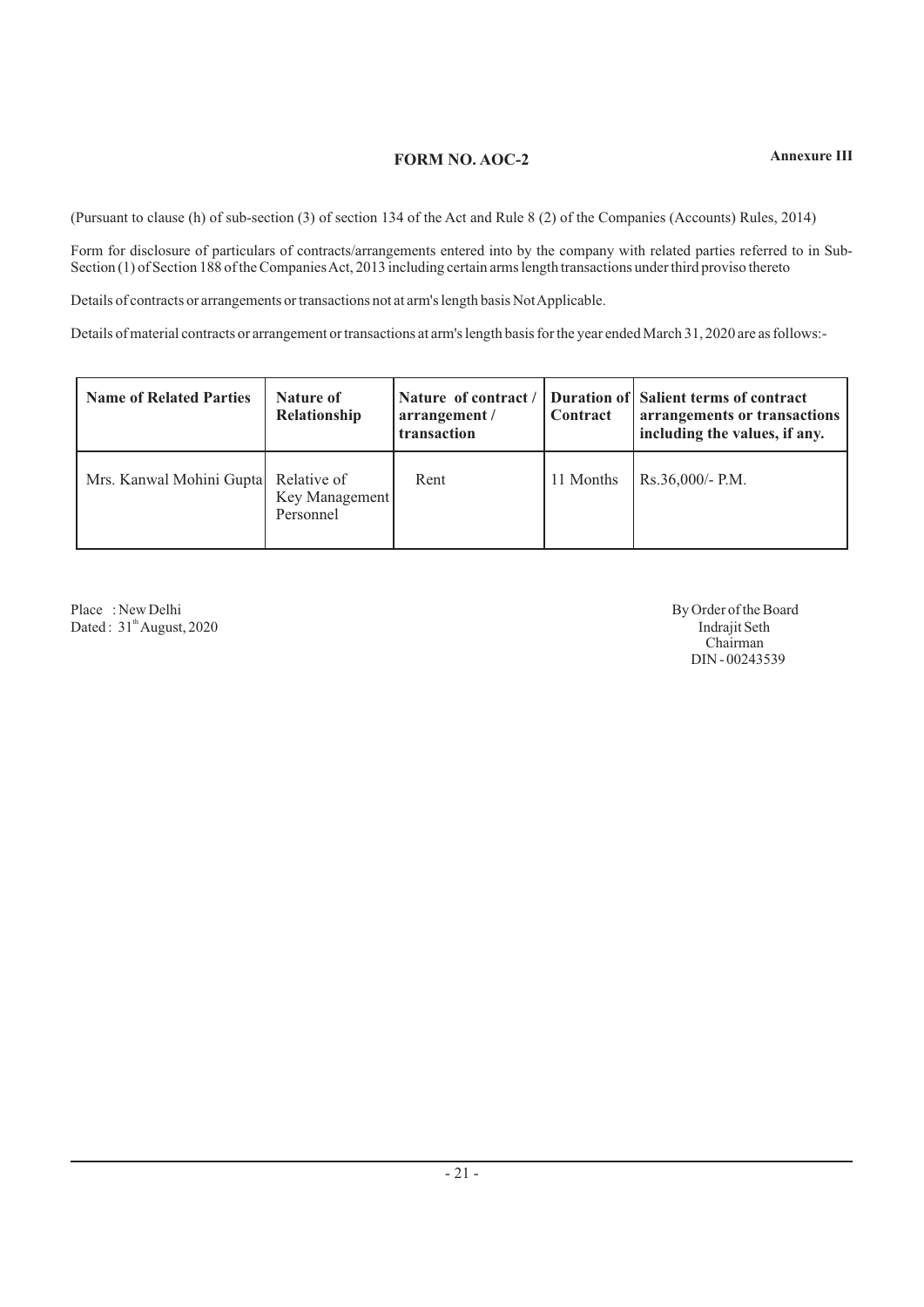**Annexure III**

# FORM NO. AOC-2

(Pursuant to clause (h) of sub-section (3) of section 134 of the Act and Rule 8 (2) of the Companies (Accounts) Rules, 2014)

Form for disclosure of particulars of contracts/arrangements entered into by the company with related parties referred to in Sub-Section (1) of Section 188 of the Companies Act, 2013 including certain arms length transactions under third proviso thereto

Details of contracts or arrangements or transactions not at arm's length basis Not Applicable.

Details of material contracts or arrangement or transactions at arm's length basis for the year ended March 31, 2020 are as follows:-

| Name of Related Parties | Nature of Relationship | Nature of contract / arrangement / transaction | Duration of Contract | Salient terms of contract arrangements or transactions including the values, if any. |
|---|---|---|---|---|
| Mrs. Kanwal Mohini Gupta | Relative of Key Management Personnel | Rent | 11 Months | Rs.36,000/- P.M. |

Place : New Delhi
Dated : 31[th] August, 2020

By Order of the Board
Indrajit Seth
Chairman
DIN - 00243539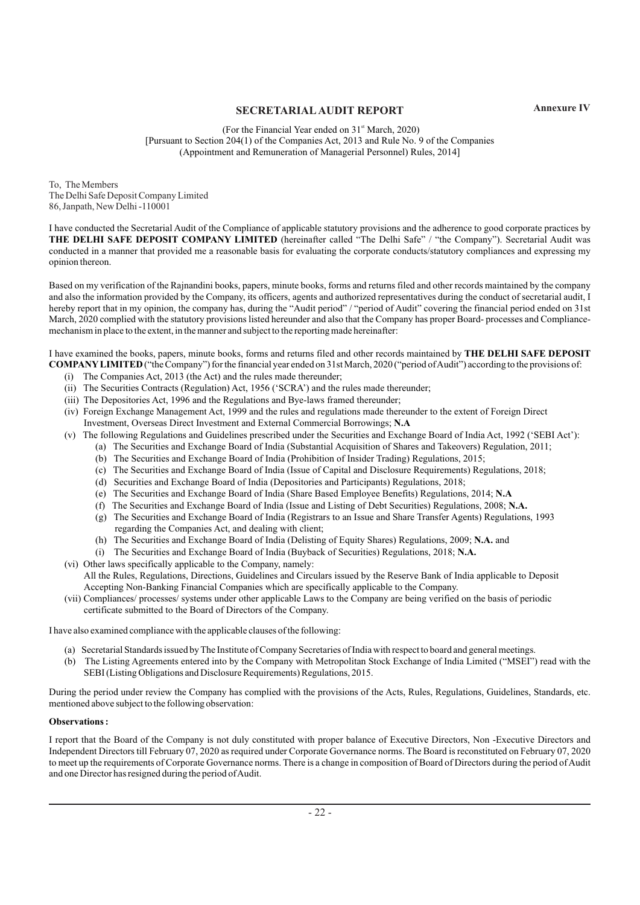**Annexure IV**

## SECRETARIAL AUDIT REPORT

(For the Financial Year ended on 31st March, 2020)
[Pursuant to Section 204(1) of the Companies Act, 2013 and Rule No. 9 of the Companies (Appointment and Remuneration of Managerial Personnel) Rules, 2014]

To, The Members
The Delhi Safe Deposit Company Limited
86, Janpath, New Delhi -110001

I have conducted the Secretarial Audit of the Compliance of applicable statutory provisions and the adherence to good corporate practices by **THE DELHI SAFE DEPOSIT COMPANY LIMITED** (hereinafter called "The Delhi Safe" / "the Company"). Secretarial Audit was conducted in a manner that provided me a reasonable basis for evaluating the corporate conducts/statutory compliances and expressing my opinion thereon.

Based on my verification of the Rajnandini books, papers, minute books, forms and returns filed and other records maintained by the company and also the information provided by the Company, its officers, agents and authorized representatives during the conduct of secretarial audit, I hereby report that in my opinion, the company has, during the "Audit period" / "period of Audit" covering the financial period ended on 31st March, 2020 complied with the statutory provisions listed hereunder and also that the Company has proper Board- processes and Compliance-mechanism in place to the extent, in the manner and subject to the reporting made hereinafter:

I have examined the books, papers, minute books, forms and returns filed and other records maintained by **THE DELHI SAFE DEPOSIT COMPANY LIMITED** ("the Company") for the financial year ended on 31st March, 2020 ("period of Audit") according to the provisions of:

- (i) The Companies Act, 2013 (the Act) and the rules made thereunder;
- (ii) The Securities Contracts (Regulation) Act, 1956 ('SCRA') and the rules made thereunder;
- (iii) The Depositories Act, 1996 and the Regulations and Bye-laws framed thereunder;
- (iv) Foreign Exchange Management Act, 1999 and the rules and regulations made thereunder to the extent of Foreign Direct Investment, Overseas Direct Investment and External Commercial Borrowings; **N.A**
- (v) The following Regulations and Guidelines prescribed under the Securities and Exchange Board of India Act, 1992 ('SEBI Act'):
  - (a) The Securities and Exchange Board of India (Substantial Acquisition of Shares and Takeovers) Regulation, 2011;
  - (b) The Securities and Exchange Board of India (Prohibition of Insider Trading) Regulations, 2015;
  - (c) The Securities and Exchange Board of India (Issue of Capital and Disclosure Requirements) Regulations, 2018;
  - (d) Securities and Exchange Board of India (Depositories and Participants) Regulations, 2018;
  - (e) The Securities and Exchange Board of India (Share Based Employee Benefits) Regulations, 2014; **N.A**
  - (f) The Securities and Exchange Board of India (Issue and Listing of Debt Securities) Regulations, 2008; **N.A.**
  - (g) The Securities and Exchange Board of India (Registrars to an Issue and Share Transfer Agents) Regulations, 1993 regarding the Companies Act, and dealing with client;
  - (h) The Securities and Exchange Board of India (Delisting of Equity Shares) Regulations, 2009; **N.A.** and
  - (i) The Securities and Exchange Board of India (Buyback of Securities) Regulations, 2018; **N.A.**
- (vi) Other laws specifically applicable to the Company, namely:
  All the Rules, Regulations, Directions, Guidelines and Circulars issued by the Reserve Bank of India applicable to Deposit Accepting Non-Banking Financial Companies which are specifically applicable to the Company.
- (vii) Compliances/ processes/ systems under other applicable Laws to the Company are being verified on the basis of periodic certificate submitted to the Board of Directors of the Company.

I have also examined compliance with the applicable clauses of the following:

- (a) Secretarial Standards issued by The Institute of Company Secretaries of India with respect to board and general meetings.
- (b) The Listing Agreements entered into by the Company with Metropolitan Stock Exchange of India Limited ("MSEI") read with the SEBI (Listing Obligations and Disclosure Requirements) Regulations, 2015.

During the period under review the Company has complied with the provisions of the Acts, Rules, Regulations, Guidelines, Standards, etc. mentioned above subject to the following observation:

**Observations :**

I report that the Board of the Company is not duly constituted with proper balance of Executive Directors, Non -Executive Directors and Independent Directors till February 07, 2020 as required under Corporate Governance norms. The Board is reconstituted on February 07, 2020 to meet up the requirements of Corporate Governance norms. There is a change in composition of Board of Directors during the period of Audit and one Director has resigned during the period of Audit.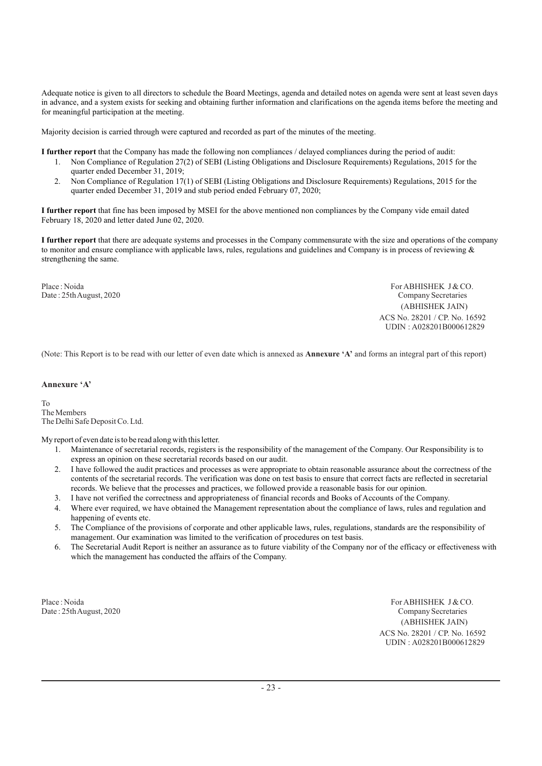Adequate notice is given to all directors to schedule the Board Meetings, agenda and detailed notes on agenda were sent at least seven days in advance, and a system exists for seeking and obtaining further information and clarifications on the agenda items before the meeting and for meaningful participation at the meeting.

Majority decision is carried through were captured and recorded as part of the minutes of the meeting.

**I further report** that the Company has made the following non compliances / delayed compliances during the period of audit:

1. Non Compliance of Regulation 27(2) of SEBI (Listing Obligations and Disclosure Requirements) Regulations, 2015 for the quarter ended December 31, 2019;
2. Non Compliance of Regulation 17(1) of SEBI (Listing Obligations and Disclosure Requirements) Regulations, 2015 for the quarter ended December 31, 2019 and stub period ended February 07, 2020;

**I further report** that fine has been imposed by MSEI for the above mentioned non compliances by the Company vide email dated February 18, 2020 and letter dated June 02, 2020.

**I further report** that there are adequate systems and processes in the Company commensurate with the size and operations of the company to monitor and ensure compliance with applicable laws, rules, regulations and guidelines and Company is in process of reviewing & strengthening the same.

Place : Noida
Date : 25th August, 2020

For ABHISHEK J & CO.
Company Secretaries
(ABHISHEK JAIN)
ACS No. 28201 / CP. No. 16592
UDIN : A028201B000612829

(Note: This Report is to be read with our letter of even date which is annexed as **Annexure 'A'** and forms an integral part of this report)

**Annexure 'A'**

To
The Members
The Delhi Safe Deposit Co. Ltd.

My report of even date is to be read along with this letter.

1. Maintenance of secretarial records, registers is the responsibility of the management of the Company. Our Responsibility is to express an opinion on these secretarial records based on our audit.
2. I have followed the audit practices and processes as were appropriate to obtain reasonable assurance about the correctness of the contents of the secretarial records. The verification was done on test basis to ensure that correct facts are reflected in secretarial records. We believe that the processes and practices, we followed provide a reasonable basis for our opinion.
3. I have not verified the correctness and appropriateness of financial records and Books of Accounts of the Company.
4. Where ever required, we have obtained the Management representation about the compliance of laws, rules and regulation and happening of events etc.
5. The Compliance of the provisions of corporate and other applicable laws, rules, regulations, standards are the responsibility of management. Our examination was limited to the verification of procedures on test basis.
6. The Secretarial Audit Report is neither an assurance as to future viability of the Company nor of the efficacy or effectiveness with which the management has conducted the affairs of the Company.

Place : Noida
Date : 25th August, 2020

For ABHISHEK J & CO.
Company Secretaries
(ABHISHEK JAIN)
ACS No. 28201 / CP. No. 16592
UDIN : A028201B000612829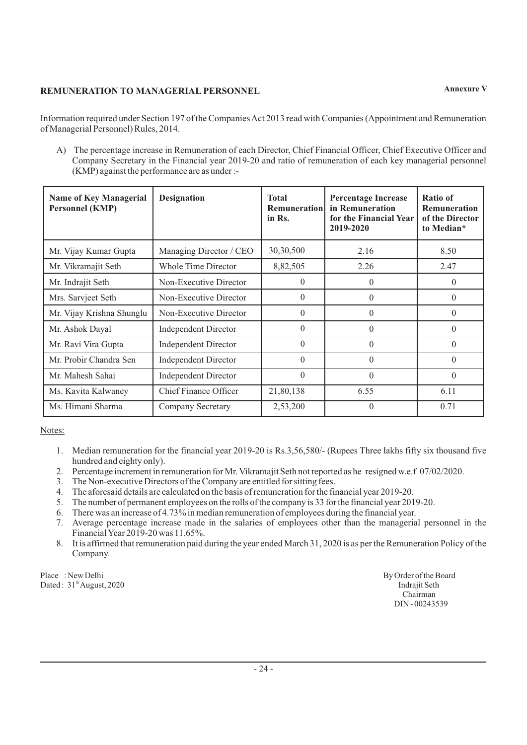**Annexure V**

## REMUNERATION TO MANAGERIAL PERSONNEL

Information required under Section 197 of the Companies Act 2013 read with Companies (Appointment and Remuneration of Managerial Personnel) Rules, 2014.

A) The percentage increase in Remuneration of each Director, Chief Financial Officer, Chief Executive Officer and Company Secretary in the Financial year 2019-20 and ratio of remuneration of each key managerial personnel (KMP) against the performance are as under :-

| Name of Key Managerial Personnel (KMP) | Designation | Total Remuneration in Rs. | Percentage Increase in Remuneration for the Financial Year 2019-2020 | Ratio of Remuneration of the Director to Median* |
|---|---|---|---|---|
| Mr. Vijay Kumar Gupta | Managing Director / CEO | 30,30,500 | 2.16 | 8.50 |
| Mr. Vikramajit Seth | Whole Time Director | 8,82,505 | 2.26 | 2.47 |
| Mr. Indrajit Seth | Non-Executive Director | 0 | 0 | 0 |
| Mrs. Sarvjeet Seth | Non-Executive Director | 0 | 0 | 0 |
| Mr. Vijay Krishna Shunglu | Non-Executive Director | 0 | 0 | 0 |
| Mr. Ashok Dayal | Independent Director | 0 | 0 | 0 |
| Mr. Ravi Vira Gupta | Independent Director | 0 | 0 | 0 |
| Mr. Probir Chandra Sen | Independent Director | 0 | 0 | 0 |
| Mr. Mahesh Sahai | Independent Director | 0 | 0 | 0 |
| Ms. Kavita Kalwaney | Chief Finance Officer | 21,80,138 | 6.55 | 6.11 |
| Ms. Himani Sharma | Company Secretary | 2,53,200 | 0 | 0.71 |

Notes:

1. Median remuneration for the financial year 2019-20 is Rs.3,56,580/- (Rupees Three lakhs fifty six thousand five hundred and eighty only).
2. Percentage increment in remuneration for Mr. Vikramajit Seth not reported as he resigned w.e.f 07/02/2020.
3. The Non-executive Directors of the Company are entitled for sitting fees.
4. The aforesaid details are calculated on the basis of remuneration for the financial year 2019-20.
5. The number of permanent employees on the rolls of the company is 33 for the financial year 2019-20.
6. There was an increase of 4.73% in median remuneration of employees during the financial year.
7. Average percentage increase made in the salaries of employees other than the managerial personnel in the Financial Year 2019-20 was 11.65%.
8. It is affirmed that remuneration paid during the year ended March 31, 2020 is as per the Remuneration Policy of the Company.

Place : New Delhi
Dated : 31st August, 2020

By Order of the Board
Indrajit Seth
Chairman
DIN - 00243539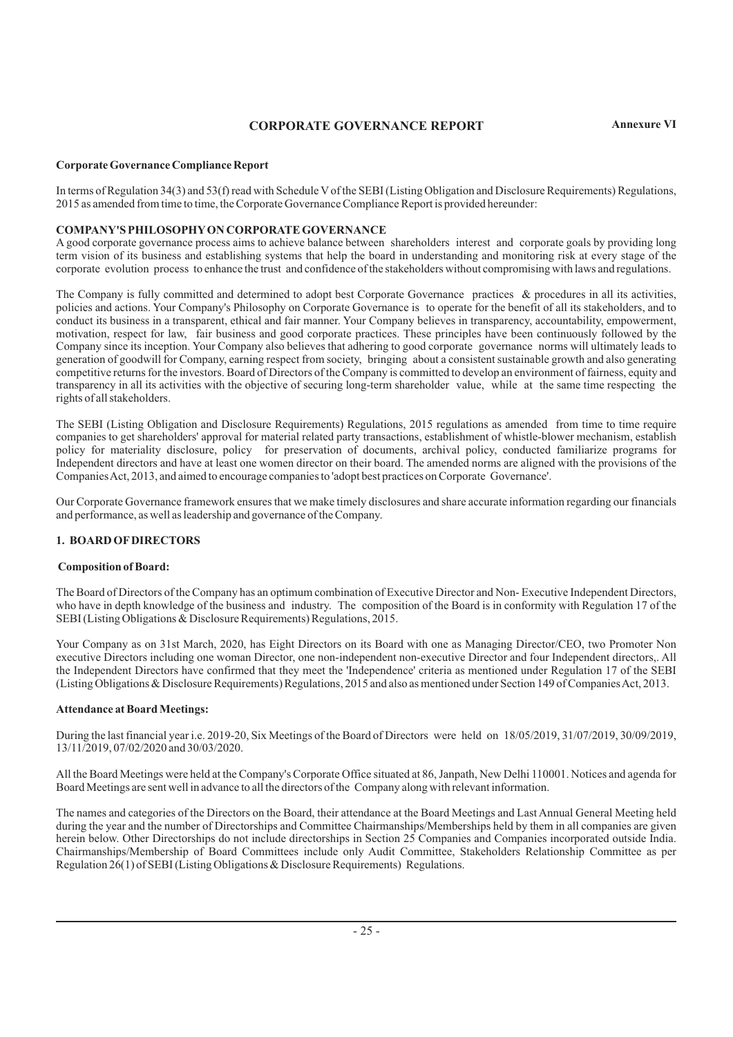# CORPORATE GOVERNANCE REPORT

**Annexure VI**

**Corporate Governance Compliance Report**

In terms of Regulation 34(3) and 53(f) read with Schedule V of the SEBI (Listing Obligation and Disclosure Requirements) Regulations, 2015 as amended from time to time, the Corporate Governance Compliance Report is provided hereunder:

**COMPANY'S PHILOSOPHY ON CORPORATE GOVERNANCE**

A good corporate governance process aims to achieve balance between shareholders interest and corporate goals by providing long term vision of its business and establishing systems that help the board in understanding and monitoring risk at every stage of the corporate evolution process to enhance the trust and confidence of the stakeholders without compromising with laws and regulations.

The Company is fully committed and determined to adopt best Corporate Governance practices & procedures in all its activities, policies and actions. Your Company's Philosophy on Corporate Governance is to operate for the benefit of all its stakeholders, and to conduct its business in a transparent, ethical and fair manner. Your Company believes in transparency, accountability, empowerment, motivation, respect for law, fair business and good corporate practices. These principles have been continuously followed by the Company since its inception. Your Company also believes that adhering to good corporate governance norms will ultimately leads to generation of goodwill for Company, earning respect from society, bringing about a consistent sustainable growth and also generating competitive returns for the investors. Board of Directors of the Company is committed to develop an environment of fairness, equity and transparency in all its activities with the objective of securing long-term shareholder value, while at the same time respecting the rights of all stakeholders.

The SEBI (Listing Obligation and Disclosure Requirements) Regulations, 2015 regulations as amended from time to time require companies to get shareholders' approval for material related party transactions, establishment of whistle-blower mechanism, establish policy for materiality disclosure, policy for preservation of documents, archival policy, conducted familiarize programs for Independent directors and have at least one women director on their board. The amended norms are aligned with the provisions of the Companies Act, 2013, and aimed to encourage companies to 'adopt best practices on Corporate Governance'.

Our Corporate Governance framework ensures that we make timely disclosures and share accurate information regarding our financials and performance, as well as leadership and governance of the Company.

## 1. BOARD OF DIRECTORS

**Composition of Board:**

The Board of Directors of the Company has an optimum combination of Executive Director and Non- Executive Independent Directors, who have in depth knowledge of the business and industry. The composition of the Board is in conformity with Regulation 17 of the SEBI (Listing Obligations & Disclosure Requirements) Regulations, 2015.

Your Company as on 31st March, 2020, has Eight Directors on its Board with one as Managing Director/CEO, two Promoter Non executive Directors including one woman Director, one non-independent non-executive Director and four Independent directors,. All the Independent Directors have confirmed that they meet the 'Independence' criteria as mentioned under Regulation 17 of the SEBI (Listing Obligations & Disclosure Requirements) Regulations, 2015 and also as mentioned under Section 149 of Companies Act, 2013.

**Attendance at Board Meetings:**

During the last financial year i.e. 2019-20, Six Meetings of the Board of Directors were held on 18/05/2019, 31/07/2019, 30/09/2019, 13/11/2019, 07/02/2020 and 30/03/2020.

All the Board Meetings were held at the Company's Corporate Office situated at 86, Janpath, New Delhi 110001. Notices and agenda for Board Meetings are sent well in advance to all the directors of the Company along with relevant information.

The names and categories of the Directors on the Board, their attendance at the Board Meetings and Last Annual General Meeting held during the year and the number of Directorships and Committee Chairmanships/Memberships held by them in all companies are given herein below. Other Directorships do not include directorships in Section 25 Companies and Companies incorporated outside India. Chairmanships/Membership of Board Committees include only Audit Committee, Stakeholders Relationship Committee as per Regulation 26(1) of SEBI (Listing Obligations & Disclosure Requirements) Regulations.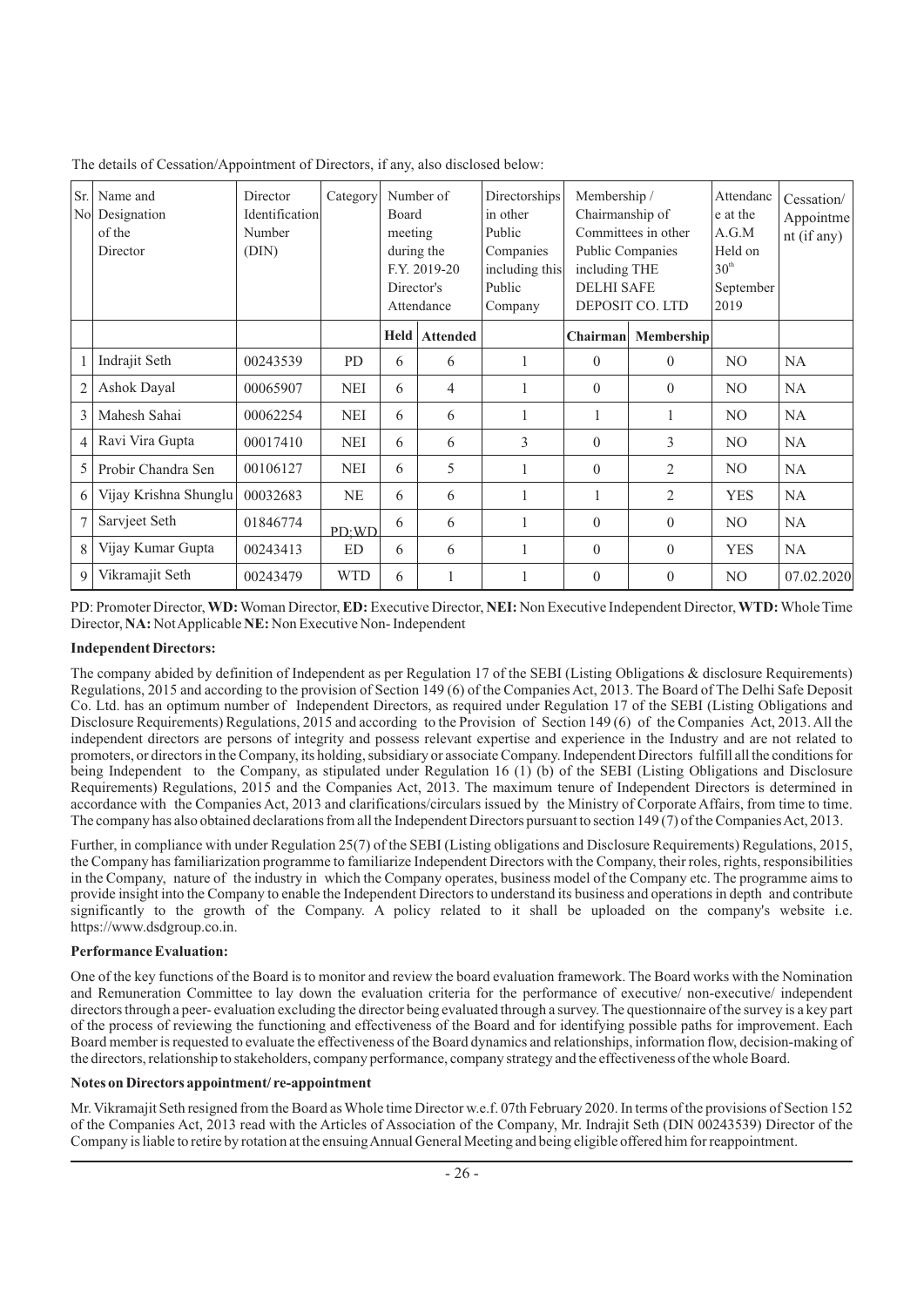The details of Cessation/Appointment of Directors, if any, also disclosed below:

| Sr. No | Name and Designation of the Director | Director Identification Number (DIN) | Category | Number of Board meeting during the F.Y. 2019-20 Director's Attendance | | Directorships in other Public Companies including this Public Company | Membership / Chairmanship of Committees in other Public Companies including THE DELHI SAFE DEPOSIT CO. LTD | | Attendance at the A.G.M Held on 30th September 2019 | Cessation/ Appointment (if any) |
|---|---|---|---|---|---|---|---|---|---|---|
| | | | | Held | Attended | | Chairman | Membership | | |
| 1 | Indrajit Seth | 00243539 | PD | 6 | 6 | 1 | 0 | 0 | NO | NA |
| 2 | Ashok Dayal | 00065907 | NEI | 6 | 4 | 1 | 0 | 0 | NO | NA |
| 3 | Mahesh Sahai | 00062254 | NEI | 6 | 6 | 1 | 1 | 1 | NO | NA |
| 4 | Ravi Vira Gupta | 00017410 | NEI | 6 | 6 | 3 | 0 | 3 | NO | NA |
| 5 | Probir Chandra Sen | 00106127 | NEI | 6 | 5 | 1 | 0 | 2 | NO | NA |
| 6 | Vijay Krishna Shunglu | 00032683 | NE | 6 | 6 | 1 | 1 | 2 | YES | NA |
| 7 | Sarvjeet Seth | 01846774 | PD;WD | 6 | 6 | 1 | 0 | 0 | NO | NA |
| 8 | Vijay Kumar Gupta | 00243413 | ED | 6 | 6 | 1 | 0 | 0 | YES | NA |
| 9 | Vikramajit Seth | 00243479 | WTD | 6 | 1 | 1 | 0 | 0 | NO | 07.02.2020 |

PD: Promoter Director, **WD:** Woman Director, **ED:** Executive Director, **NEI:** Non Executive Independent Director, **WTD:** Whole Time Director, **NA:** Not Applicable **NE:** Non Executive Non- Independent

**Independent Directors:**

The company abided by definition of Independent as per Regulation 17 of the SEBI (Listing Obligations & disclosure Requirements) Regulations, 2015 and according to the provision of Section 149 (6) of the Companies Act, 2013. The Board of The Delhi Safe Deposit Co. Ltd. has an optimum number of Independent Directors, as required under Regulation 17 of the SEBI (Listing Obligations and Disclosure Requirements) Regulations, 2015 and according to the Provision of Section 149 (6) of the Companies Act, 2013. All the independent directors are persons of integrity and possess relevant expertise and experience in the Industry and are not related to promoters, or directors in the Company, its holding, subsidiary or associate Company. Independent Directors fulfill all the conditions for being Independent to the Company, as stipulated under Regulation 16 (1) (b) of the SEBI (Listing Obligations and Disclosure Requirements) Regulations, 2015 and the Companies Act, 2013. The maximum tenure of Independent Directors is determined in accordance with the Companies Act, 2013 and clarifications/circulars issued by the Ministry of Corporate Affairs, from time to time. The company has also obtained declarations from all the Independent Directors pursuant to section 149 (7) of the Companies Act, 2013.

Further, in compliance with under Regulation 25(7) of the SEBI (Listing obligations and Disclosure Requirements) Regulations, 2015, the Company has familiarization programme to familiarize Independent Directors with the Company, their roles, rights, responsibilities in the Company, nature of the industry in which the Company operates, business model of the Company etc. The programme aims to provide insight into the Company to enable the Independent Directors to understand its business and operations in depth and contribute significantly to the growth of the Company. A policy related to it shall be uploaded on the company's website i.e. https://www.dsdgroup.co.in.

**Performance Evaluation:**

One of the key functions of the Board is to monitor and review the board evaluation framework. The Board works with the Nomination and Remuneration Committee to lay down the evaluation criteria for the performance of executive/ non-executive/ independent directors through a peer- evaluation excluding the director being evaluated through a survey. The questionnaire of the survey is a key part of the process of reviewing the functioning and effectiveness of the Board and for identifying possible paths for improvement. Each Board member is requested to evaluate the effectiveness of the Board dynamics and relationships, information flow, decision-making of the directors, relationship to stakeholders, company performance, company strategy and the effectiveness of the whole Board.

**Notes on Directors appointment/ re-appointment**

Mr. Vikramajit Seth resigned from the Board as Whole time Director w.e.f. 07th February 2020. In terms of the provisions of Section 152 of the Companies Act, 2013 read with the Articles of Association of the Company, Mr. Indrajit Seth (DIN 00243539) Director of the Company is liable to retire by rotation at the ensuing Annual General Meeting and being eligible offered him for reappointment.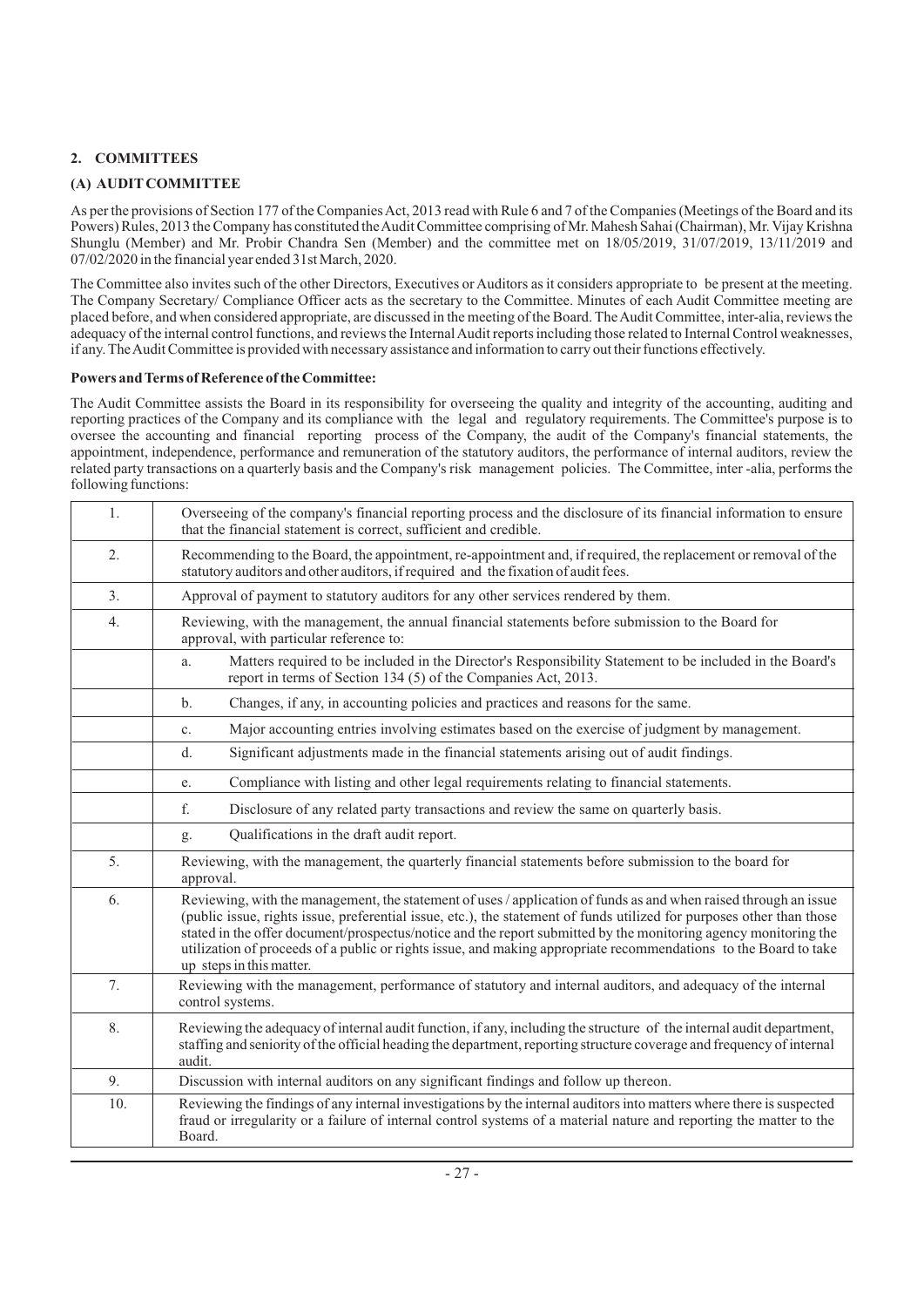## 2. COMMITTEES

### (A) AUDIT COMMITTEE

As per the provisions of Section 177 of the Companies Act, 2013 read with Rule 6 and 7 of the Companies (Meetings of the Board and its Powers) Rules, 2013 the Company has constituted the Audit Committee comprising of Mr. Mahesh Sahai (Chairman), Mr. Vijay Krishna Shunglu (Member) and Mr. Probir Chandra Sen (Member) and the committee met on 18/05/2019, 31/07/2019, 13/11/2019 and 07/02/2020 in the financial year ended 31st March, 2020.

The Committee also invites such of the other Directors, Executives or Auditors as it considers appropriate to be present at the meeting. The Company Secretary/ Compliance Officer acts as the secretary to the Committee. Minutes of each Audit Committee meeting are placed before, and when considered appropriate, are discussed in the meeting of the Board. The Audit Committee, inter-alia, reviews the adequacy of the internal control functions, and reviews the Internal Audit reports including those related to Internal Control weaknesses, if any. The Audit Committee is provided with necessary assistance and information to carry out their functions effectively.

**Powers and Terms of Reference of the Committee:**

The Audit Committee assists the Board in its responsibility for overseeing the quality and integrity of the accounting, auditing and reporting practices of the Company and its compliance with the legal and regulatory requirements. The Committee's purpose is to oversee the accounting and financial reporting process of the Company, the audit of the Company's financial statements, the appointment, independence, performance and remuneration of the statutory auditors, the performance of internal auditors, review the related party transactions on a quarterly basis and the Company's risk management policies. The Committee, inter -alia, performs the following functions:

| | |
|---|---|
| 1. | Overseeing of the company's financial reporting process and the disclosure of its financial information to ensure that the financial statement is correct, sufficient and credible. |
| 2. | Recommending to the Board, the appointment, re-appointment and, if required, the replacement or removal of the statutory auditors and other auditors, if required and the fixation of audit fees. |
| 3. | Approval of payment to statutory auditors for any other services rendered by them. |
| 4. | Reviewing, with the management, the annual financial statements before submission to the Board for approval, with particular reference to: |
| | a. Matters required to be included in the Director's Responsibility Statement to be included in the Board's report in terms of Section 134 (5) of the Companies Act, 2013. |
| | b. Changes, if any, in accounting policies and practices and reasons for the same. |
| | c. Major accounting entries involving estimates based on the exercise of judgment by management. |
| | d. Significant adjustments made in the financial statements arising out of audit findings. |
| | e. Compliance with listing and other legal requirements relating to financial statements. |
| | f. Disclosure of any related party transactions and review the same on quarterly basis. |
| | g. Qualifications in the draft audit report. |
| 5. | Reviewing, with the management, the quarterly financial statements before submission to the board for approval. |
| 6. | Reviewing, with the management, the statement of uses / application of funds as and when raised through an issue (public issue, rights issue, preferential issue, etc.), the statement of funds utilized for purposes other than those stated in the offer document/prospectus/notice and the report submitted by the monitoring agency monitoring the utilization of proceeds of a public or rights issue, and making appropriate recommendations to the Board to take up steps in this matter. |
| 7. | Reviewing with the management, performance of statutory and internal auditors, and adequacy of the internal control systems. |
| 8. | Reviewing the adequacy of internal audit function, if any, including the structure of the internal audit department, staffing and seniority of the official heading the department, reporting structure coverage and frequency of internal audit. |
| 9. | Discussion with internal auditors on any significant findings and follow up thereon. |
| 10. | Reviewing the findings of any internal investigations by the internal auditors into matters where there is suspected fraud or irregularity or a failure of internal control systems of a material nature and reporting the matter to the Board. |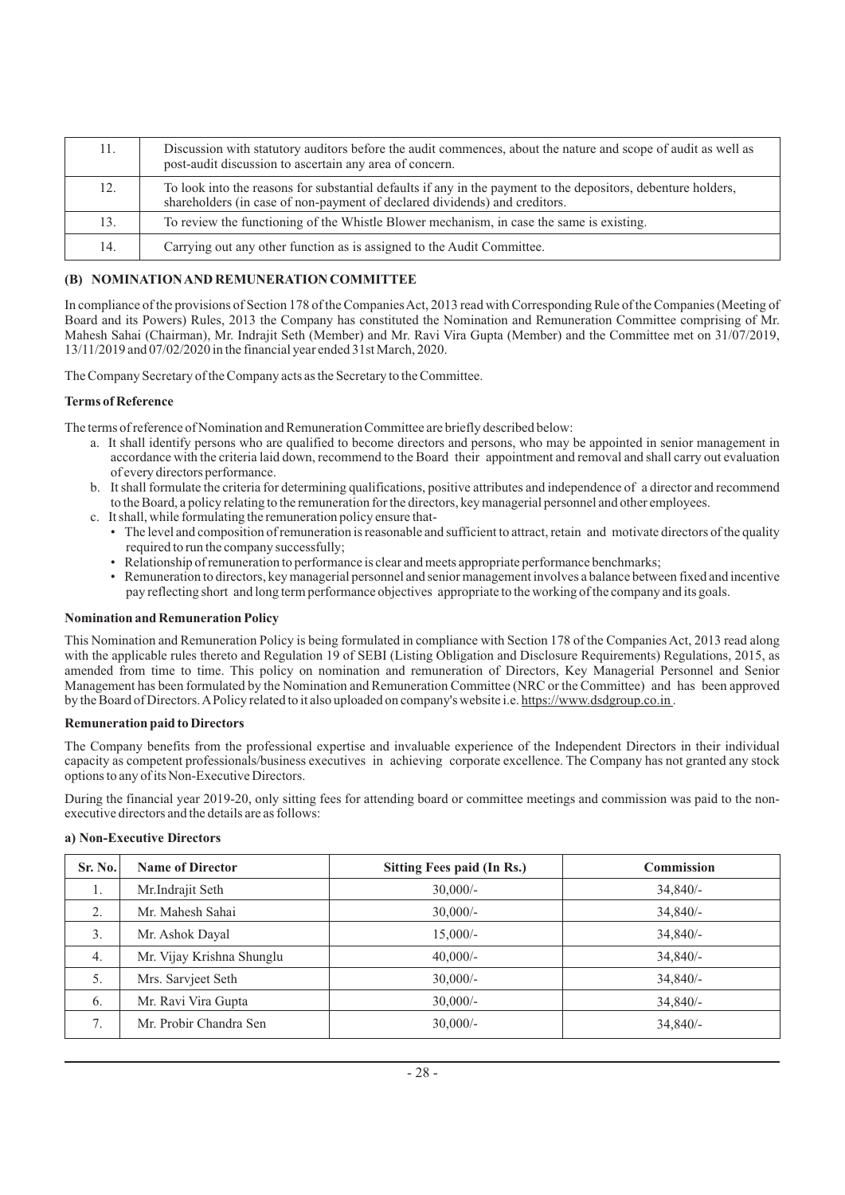| 11. | Discussion with statutory auditors before the audit commences, about the nature and scope of audit as well as post-audit discussion to ascertain any area of concern. |
|---|---|
| 12. | To look into the reasons for substantial defaults if any in the payment to the depositors, debenture holders, shareholders (in case of non-payment of declared dividends) and creditors. |
| 13. | To review the functioning of the Whistle Blower mechanism, in case the same is existing. |
| 14. | Carrying out any other function as is assigned to the Audit Committee. |

### (B) NOMINATION AND REMUNERATION COMMITTEE

In compliance of the provisions of Section 178 of the Companies Act, 2013 read with Corresponding Rule of the Companies (Meeting of Board and its Powers) Rules, 2013 the Company has constituted the Nomination and Remuneration Committee comprising of Mr. Mahesh Sahai (Chairman), Mr. Indrajit Seth (Member) and Mr. Ravi Vira Gupta (Member) and the Committee met on 31/07/2019, 13/11/2019 and 07/02/2020 in the financial year ended 31st March, 2020.

The Company Secretary of the Company acts as the Secretary to the Committee.

**Terms of Reference**

The terms of reference of Nomination and Remuneration Committee are briefly described below:

a. It shall identify persons who are qualified to become directors and persons, who may be appointed in senior management in accordance with the criteria laid down, recommend to the Board their appointment and removal and shall carry out evaluation of every directors performance.

b. It shall formulate the criteria for determining qualifications, positive attributes and independence of a director and recommend to the Board, a policy relating to the remuneration for the directors, key managerial personnel and other employees.

c. It shall, while formulating the remuneration policy ensure that-
   - The level and composition of remuneration is reasonable and sufficient to attract, retain and motivate directors of the quality required to run the company successfully;
   - Relationship of remuneration to performance is clear and meets appropriate performance benchmarks;
   - Remuneration to directors, key managerial personnel and senior management involves a balance between fixed and incentive pay reflecting short and long term performance objectives appropriate to the working of the company and its goals.

**Nomination and Remuneration Policy**

This Nomination and Remuneration Policy is being formulated in compliance with Section 178 of the Companies Act, 2013 read along with the applicable rules thereto and Regulation 19 of SEBI (Listing Obligation and Disclosure Requirements) Regulations, 2015, as amended from time to time. This policy on nomination and remuneration of Directors, Key Managerial Personnel and Senior Management has been formulated by the Nomination and Remuneration Committee (NRC or the Committee) and has been approved by the Board of Directors. A Policy related to it also uploaded on company's website i.e. https://www.dsdgroup.co.in .

**Remuneration paid to Directors**

The Company benefits from the professional expertise and invaluable experience of the Independent Directors in their individual capacity as competent professionals/business executives in achieving corporate excellence. The Company has not granted any stock options to any of its Non-Executive Directors.

During the financial year 2019-20, only sitting fees for attending board or committee meetings and commission was paid to the non-executive directors and the details are as follows:

**a) Non-Executive Directors**

| Sr. No. | Name of Director | Sitting Fees paid (In Rs.) | Commission |
|---|---|---|---|
| 1. | Mr.Indrajit Seth | 30,000/- | 34,840/- |
| 2. | Mr. Mahesh Sahai | 30,000/- | 34,840/- |
| 3. | Mr. Ashok Dayal | 15,000/- | 34,840/- |
| 4. | Mr. Vijay Krishna Shunglu | 40,000/- | 34,840/- |
| 5. | Mrs. Sarvjeet Seth | 30,000/- | 34,840/- |
| 6. | Mr. Ravi Vira Gupta | 30,000/- | 34,840/- |
| 7. | Mr. Probir Chandra Sen | 30,000/- | 34,840/- |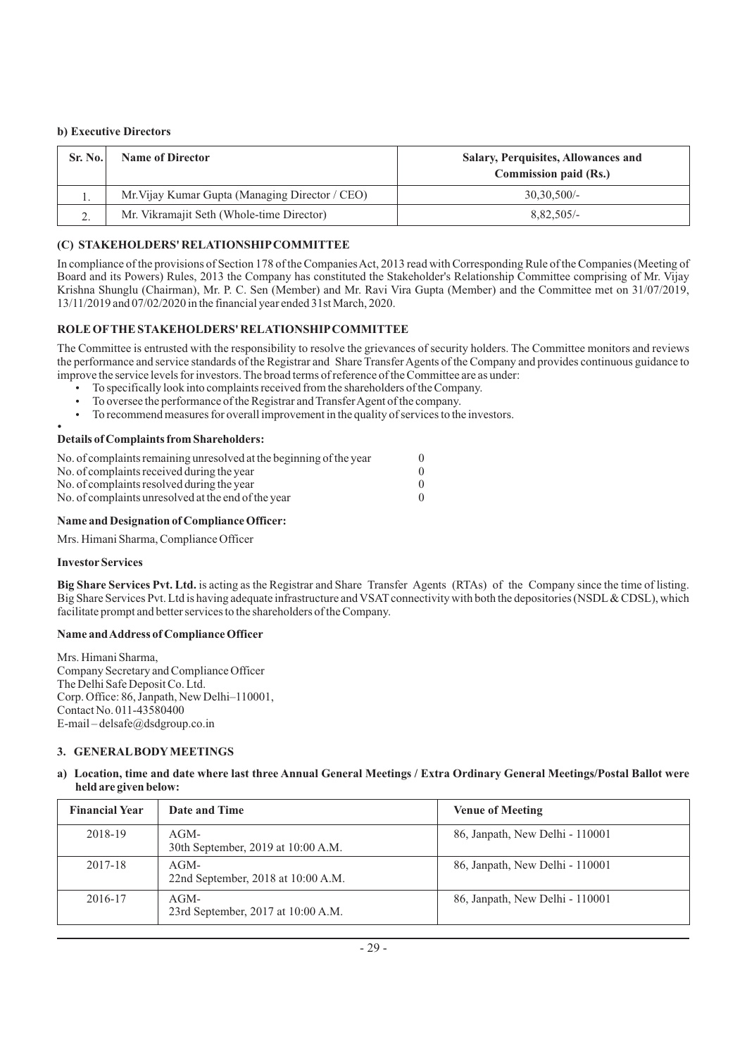**b) Executive Directors**

| Sr. No. | Name of Director | Salary, Perquisites, Allowances and Commission paid (Rs.) |
|---|---|---|
| 1. | Mr.Vijay Kumar Gupta (Managing Director / CEO) | 30,30,500/- |
| 2. | Mr. Vikramajit Seth (Whole-time Director) | 8,82,505/- |

### (C) STAKEHOLDERS' RELATIONSHIP COMMITTEE

In compliance of the provisions of Section 178 of the Companies Act, 2013 read with Corresponding Rule of the Companies (Meeting of Board and its Powers) Rules, 2013 the Company has constituted the Stakeholder's Relationship Committee comprising of Mr. Vijay Krishna Shunglu (Chairman), Mr. P. C. Sen (Member) and Mr. Ravi Vira Gupta (Member) and the Committee met on 31/07/2019, 13/11/2019 and 07/02/2020 in the financial year ended 31st March, 2020.

**ROLE OF THE STAKEHOLDERS' RELATIONSHIP COMMITTEE**

The Committee is entrusted with the responsibility to resolve the grievances of security holders. The Committee monitors and reviews the performance and service standards of the Registrar and Share Transfer Agents of the Company and provides continuous guidance to improve the service levels for investors. The broad terms of reference of the Committee are as under:

- To specifically look into complaints received from the shareholders of the Company.
- To oversee the performance of the Registrar and Transfer Agent of the company.
- To recommend measures for overall improvement in the quality of services to the investors.
- 

**Details of Complaints from Shareholders:**

| | |
|---|---|
| No. of complaints remaining unresolved at the beginning of the year | 0 |
| No. of complaints received during the year | 0 |
| No. of complaints resolved during the year | 0 |
| No. of complaints unresolved at the end of the year | 0 |

**Name and Designation of Compliance Officer:**

Mrs. Himani Sharma, Compliance Officer

**Investor Services**

**Big Share Services Pvt. Ltd.** is acting as the Registrar and Share Transfer Agents (RTAs) of the Company since the time of listing. Big Share Services Pvt. Ltd is having adequate infrastructure and VSAT connectivity with both the depositories (NSDL & CDSL), which facilitate prompt and better services to the shareholders of the Company.

**Name and Address of Compliance Officer**

Mrs. Himani Sharma,
Company Secretary and Compliance Officer
The Delhi Safe Deposit Co. Ltd.
Corp. Office: 86, Janpath, New Delhi–110001,
Contact No. 011-43580400
E-mail – delsafe@dsdgroup.co.in

### 3. GENERAL BODY MEETINGS

**a) Location, time and date where last three Annual General Meetings / Extra Ordinary General Meetings/Postal Ballot were held are given below:**

| Financial Year | Date and Time | Venue of Meeting |
|---|---|---|
| 2018-19 | AGM- 30th September, 2019 at 10:00 A.M. | 86, Janpath, New Delhi - 110001 |
| 2017-18 | AGM- 22nd September, 2018 at 10:00 A.M. | 86, Janpath, New Delhi - 110001 |
| 2016-17 | AGM- 23rd September, 2017 at 10:00 A.M. | 86, Janpath, New Delhi - 110001 |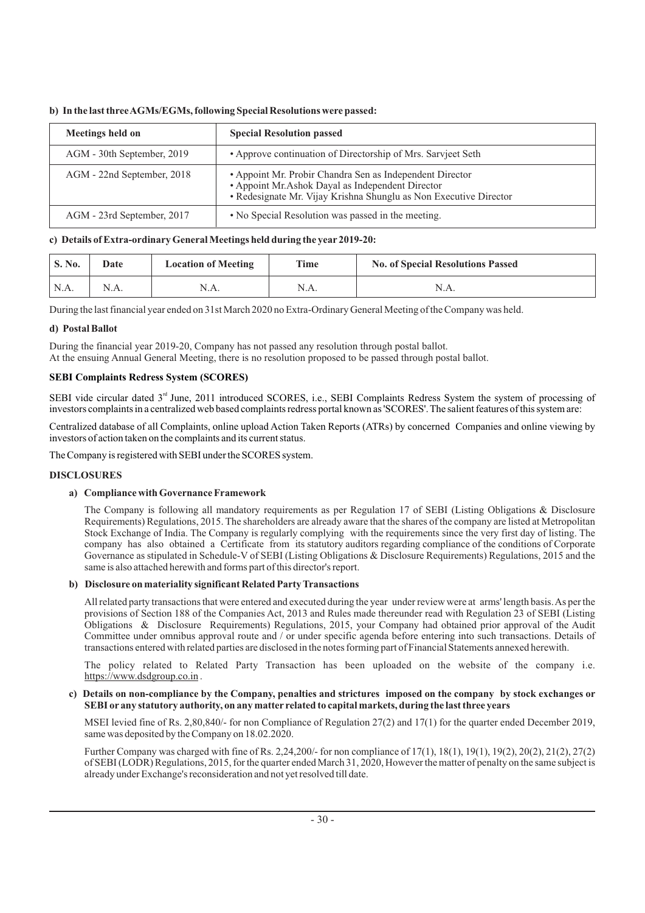**b) In the last three AGMs/EGMs, following Special Resolutions were passed:**

| Meetings held on | Special Resolution passed |
|---|---|
| AGM - 30th September, 2019 | • Approve continuation of Directorship of Mrs. Sarvjeet Seth |
| AGM - 22nd September, 2018 | • Appoint Mr. Probir Chandra Sen as Independent Director<br>• Appoint Mr.Ashok Dayal as Independent Director<br>• Redesignate Mr. Vijay Krishna Shunglu as Non Executive Director |
| AGM - 23rd September, 2017 | • No Special Resolution was passed in the meeting. |

**c) Details of Extra-ordinary General Meetings held during the year 2019-20:**

| S. No. | Date | Location of Meeting | Time | No. of Special Resolutions Passed |
|---|---|---|---|---|
| N.A. | N.A. | N.A. | N.A. | N.A. |

During the last financial year ended on 31st March 2020 no Extra-Ordinary General Meeting of the Company was held.

**d) Postal Ballot**

During the financial year 2019-20, Company has not passed any resolution through postal ballot.
At the ensuing Annual General Meeting, there is no resolution proposed to be passed through postal ballot.

**SEBI Complaints Redress System (SCORES)**

SEBI vide circular dated 3rd June, 2011 introduced SCORES, i.e., SEBI Complaints Redress System the system of processing of investors complaints in a centralized web based complaints redress portal known as 'SCORES'. The salient features of this system are:

Centralized database of all Complaints, online upload Action Taken Reports (ATRs) by concerned Companies and online viewing by investors of action taken on the complaints and its current status.

The Company is registered with SEBI under the SCORES system.

**DISCLOSURES**

**a) Compliance with Governance Framework**

The Company is following all mandatory requirements as per Regulation 17 of SEBI (Listing Obligations & Disclosure Requirements) Regulations, 2015. The shareholders are already aware that the shares of the company are listed at Metropolitan Stock Exchange of India. The Company is regularly complying with the requirements since the very first day of listing. The company has also obtained a Certificate from its statutory auditors regarding compliance of the conditions of Corporate Governance as stipulated in Schedule-V of SEBI (Listing Obligations & Disclosure Requirements) Regulations, 2015 and the same is also attached herewith and forms part of this director's report.

**b) Disclosure on materiality significant Related Party Transactions**

All related party transactions that were entered and executed during the year under review were at arms' length basis. As per the provisions of Section 188 of the Companies Act, 2013 and Rules made thereunder read with Regulation 23 of SEBI (Listing Obligations & Disclosure Requirements) Regulations, 2015, your Company had obtained prior approval of the Audit Committee under omnibus approval route and / or under specific agenda before entering into such transactions. Details of transactions entered with related parties are disclosed in the notes forming part of Financial Statements annexed herewith.

The policy related to Related Party Transaction has been uploaded on the website of the company i.e. https://www.dsdgroup.co.in .

**c) Details on non-compliance by the Company, penalties and strictures imposed on the company by stock exchanges or SEBI or any statutory authority, on any matter related to capital markets, during the last three years**

MSEI levied fine of Rs. 2,80,840/- for non Compliance of Regulation 27(2) and 17(1) for the quarter ended December 2019, same was deposited by the Company on 18.02.2020.

Further Company was charged with fine of Rs. 2,24,200/- for non compliance of 17(1), 18(1), 19(1), 19(2), 20(2), 21(2), 27(2) of SEBI (LODR) Regulations, 2015, for the quarter ended March 31, 2020, However the matter of penalty on the same subject is already under Exchange's reconsideration and not yet resolved till date.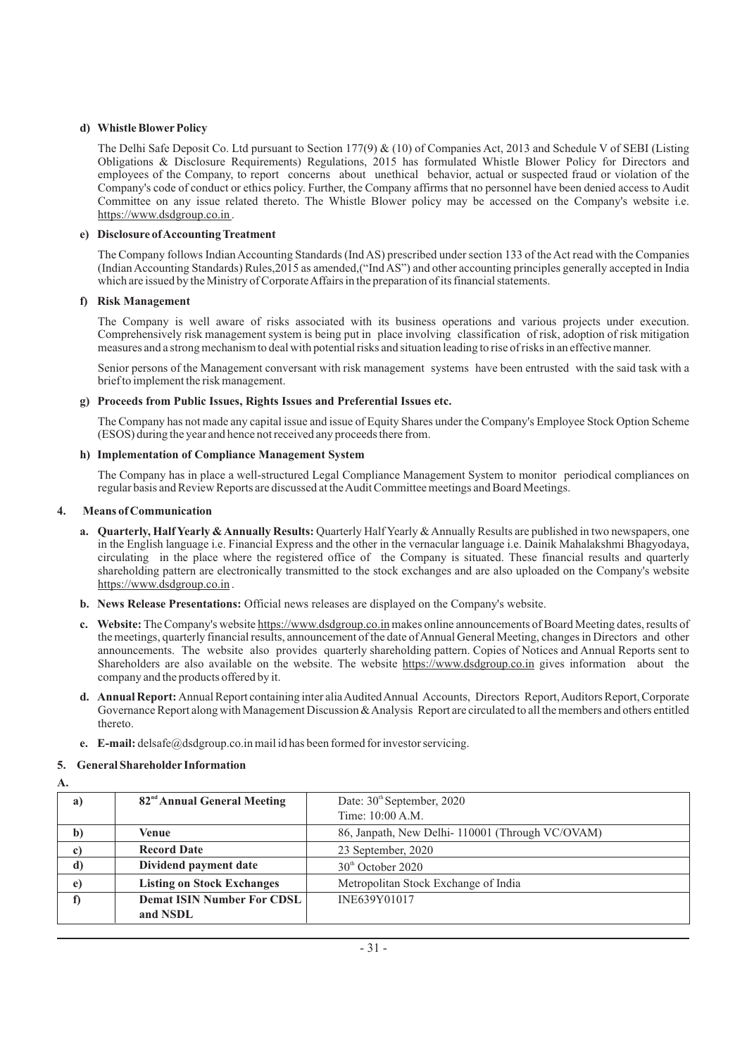**d) Whistle Blower Policy**

The Delhi Safe Deposit Co. Ltd pursuant to Section 177(9) & (10) of Companies Act, 2013 and Schedule V of SEBI (Listing Obligations & Disclosure Requirements) Regulations, 2015 has formulated Whistle Blower Policy for Directors and employees of the Company, to report concerns about unethical behavior, actual or suspected fraud or violation of the Company's code of conduct or ethics policy. Further, the Company affirms that no personnel have been denied access to Audit Committee on any issue related thereto. The Whistle Blower policy may be accessed on the Company's website i.e. https://www.dsdgroup.co.in .

**e) Disclosure of Accounting Treatment**

The Company follows Indian Accounting Standards (Ind AS) prescribed under section 133 of the Act read with the Companies (Indian Accounting Standards) Rules,2015 as amended,("Ind AS") and other accounting principles generally accepted in India which are issued by the Ministry of Corporate Affairs in the preparation of its financial statements.

**f) Risk Management**

The Company is well aware of risks associated with its business operations and various projects under execution. Comprehensively risk management system is being put in place involving classification of risk, adoption of risk mitigation measures and a strong mechanism to deal with potential risks and situation leading to rise of risks in an effective manner.

Senior persons of the Management conversant with risk management systems have been entrusted with the said task with a brief to implement the risk management.

**g) Proceeds from Public Issues, Rights Issues and Preferential Issues etc.**

The Company has not made any capital issue and issue of Equity Shares under the Company's Employee Stock Option Scheme (ESOS) during the year and hence not received any proceeds there from.

**h) Implementation of Compliance Management System**

The Company has in place a well-structured Legal Compliance Management System to monitor periodical compliances on regular basis and Review Reports are discussed at the Audit Committee meetings and Board Meetings.

**4. Means of Communication**

a. **Quarterly, Half Yearly & Annually Results:** Quarterly Half Yearly & Annually Results are published in two newspapers, one in the English language i.e. Financial Express and the other in the vernacular language i.e. Dainik Mahalakshmi Bhagyodaya, circulating in the place where the registered office of the Company is situated. These financial results and quarterly shareholding pattern are electronically transmitted to the stock exchanges and are also uploaded on the Company's website https://www.dsdgroup.co.in .

b. **News Release Presentations:** Official news releases are displayed on the Company's website.

c. **Website:** The Company's website https://www.dsdgroup.co.in makes online announcements of Board Meeting dates, results of the meetings, quarterly financial results, announcement of the date of Annual General Meeting, changes in Directors and other announcements. The website also provides quarterly shareholding pattern. Copies of Notices and Annual Reports sent to Shareholders are also available on the website. The website https://www.dsdgroup.co.in gives information about the company and the products offered by it.

d. **Annual Report:** Annual Report containing inter alia Audited Annual Accounts, Directors Report, Auditors Report, Corporate Governance Report along with Management Discussion & Analysis Report are circulated to all the members and others entitled thereto.

e. **E-mail:** delsafe@dsdgroup.co.in mail id has been formed for investor servicing.

**5. General Shareholder Information**

**A.**

| | | |
|---|---|---|
| **a)** | **82nd Annual General Meeting** | Date: 30th September, 2020<br>Time: 10:00 A.M. |
| **b)** | **Venue** | 86, Janpath, New Delhi- 110001 (Through VC/OVAM) |
| **c)** | **Record Date** | 23 September, 2020 |
| **d)** | **Dividend payment date** | 30th October 2020 |
| **e)** | **Listing on Stock Exchanges** | Metropolitan Stock Exchange of India |
| **f)** | **Demat ISIN Number For CDSL and NSDL** | INE639Y01017 |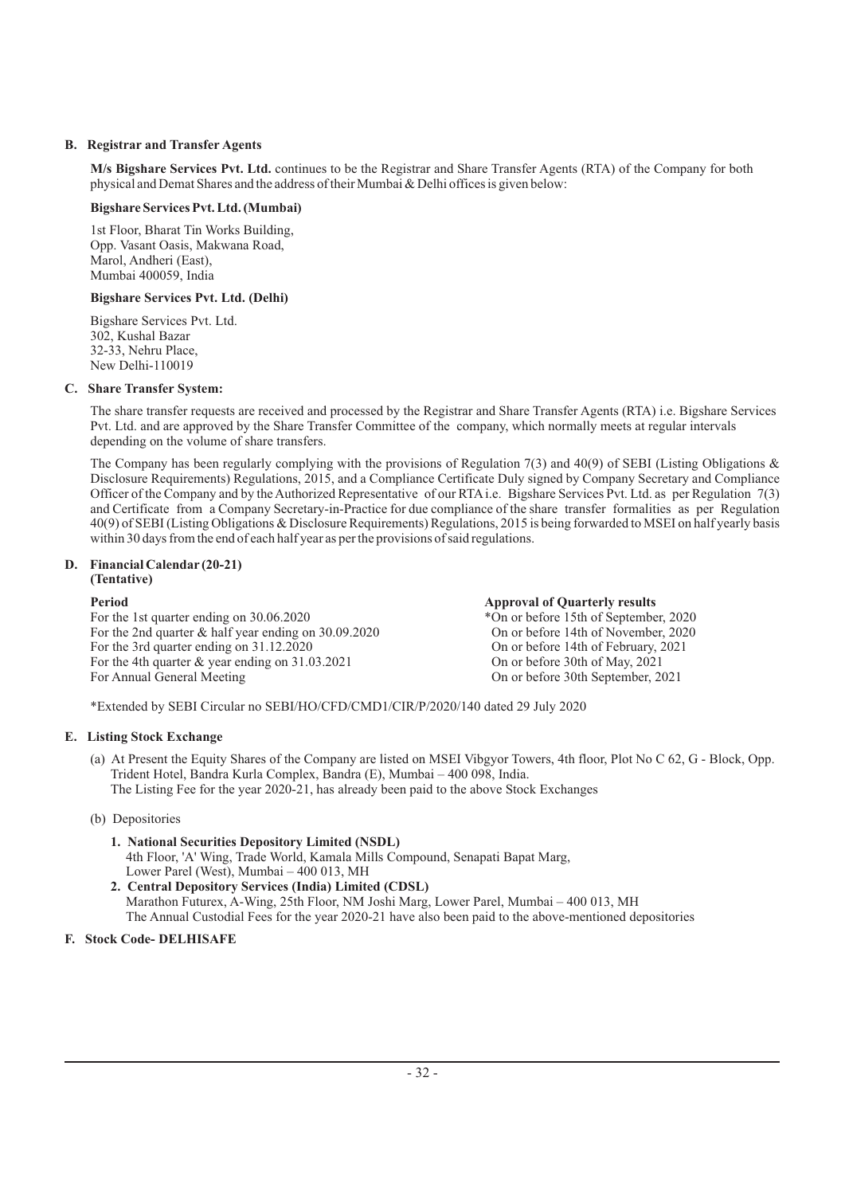**B. Registrar and Transfer Agents**

**M/s Bigshare Services Pvt. Ltd.** continues to be the Registrar and Share Transfer Agents (RTA) of the Company for both physical and Demat Shares and the address of their Mumbai & Delhi offices is given below:

**Bigshare Services Pvt. Ltd. (Mumbai)**

1st Floor, Bharat Tin Works Building,
Opp. Vasant Oasis, Makwana Road,
Marol, Andheri (East),
Mumbai 400059, India

**Bigshare Services Pvt. Ltd. (Delhi)**

Bigshare Services Pvt. Ltd.
302, Kushal Bazar
32-33, Nehru Place,
New Delhi-110019

**C. Share Transfer System:**

The share transfer requests are received and processed by the Registrar and Share Transfer Agents (RTA) i.e. Bigshare Services Pvt. Ltd. and are approved by the Share Transfer Committee of the company, which normally meets at regular intervals depending on the volume of share transfers.

The Company has been regularly complying with the provisions of Regulation 7(3) and 40(9) of SEBI (Listing Obligations & Disclosure Requirements) Regulations, 2015, and a Compliance Certificate Duly signed by Company Secretary and Compliance Officer of the Company and by the Authorized Representative of our RTA i.e. Bigshare Services Pvt. Ltd. as per Regulation 7(3) and Certificate from a Company Secretary-in-Practice for due compliance of the share transfer formalities as per Regulation 40(9) of SEBI (Listing Obligations & Disclosure Requirements) Regulations, 2015 is being forwarded to MSEI on half yearly basis within 30 days from the end of each half year as per the provisions of said regulations.

**D. Financial Calendar (20-21) (Tentative)**

| **Period** | **Approval of Quarterly results** |
|---|---|
| For the 1st quarter ending on 30.06.2020 | *On or before 15th of September, 2020 |
| For the 2nd quarter & half year ending on 30.09.2020 | On or before 14th of November, 2020 |
| For the 3rd quarter ending on 31.12.2020 | On or before 14th of February, 2021 |
| For the 4th quarter & year ending on 31.03.2021 | On or before 30th of May, 2021 |
| For Annual General Meeting | On or before 30th September, 2021 |

*Extended by SEBI Circular no SEBI/HO/CFD/CMD1/CIR/P/2020/140 dated 29 July 2020

**E. Listing Stock Exchange**

(a) At Present the Equity Shares of the Company are listed on MSEI Vibgyor Towers, 4th floor, Plot No C 62, G - Block, Opp. Trident Hotel, Bandra Kurla Complex, Bandra (E), Mumbai – 400 098, India.
The Listing Fee for the year 2020-21, has already been paid to the above Stock Exchanges

(b) Depositories

1. **National Securities Depository Limited (NSDL)**
   4th Floor, 'A' Wing, Trade World, Kamala Mills Compound, Senapati Bapat Marg, Lower Parel (West), Mumbai – 400 013, MH
2. **Central Depository Services (India) Limited (CDSL)**
   Marathon Futurex, A-Wing, 25th Floor, NM Joshi Marg, Lower Parel, Mumbai – 400 013, MH
   The Annual Custodial Fees for the year 2020-21 have also been paid to the above-mentioned depositories

**F. Stock Code- DELHISAFE**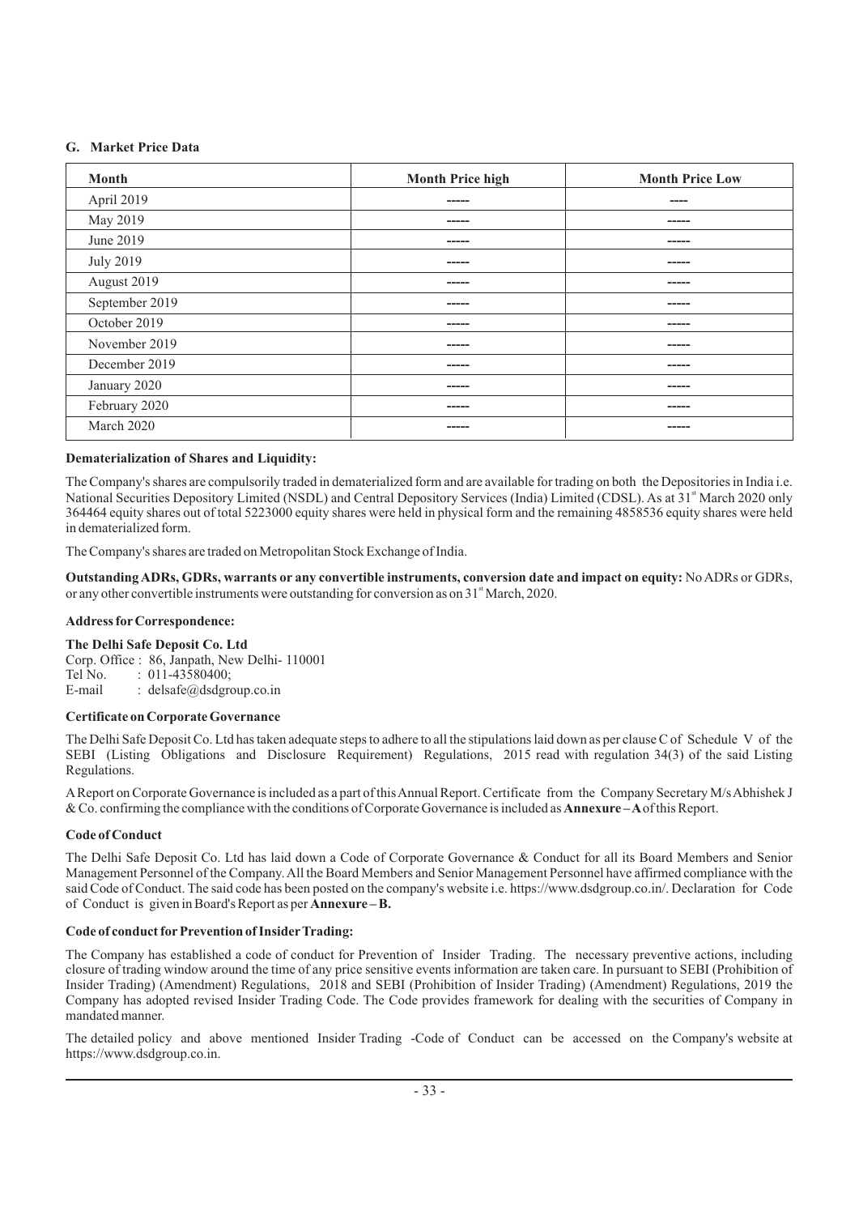### G. Market Price Data

| Month | Month Price high | Month Price Low |
|---|---|---|
| April 2019 | ----- | ---- |
| May 2019 | ----- | ----- |
| June 2019 | ----- | ----- |
| July 2019 | ----- | ----- |
| August 2019 | ----- | ----- |
| September 2019 | ----- | ----- |
| October 2019 | ----- | ----- |
| November 2019 | ----- | ----- |
| December 2019 | ----- | ----- |
| January 2020 | ----- | ----- |
| February 2020 | ----- | ----- |
| March 2020 | ----- | ----- |

**Dematerialization of Shares and Liquidity:**

The Company's shares are compulsorily traded in dematerialized form and are available for trading on both the Depositories in India i.e. National Securities Depository Limited (NSDL) and Central Depository Services (India) Limited (CDSL). As at 31st March 2020 only 364464 equity shares out of total 5223000 equity shares were held in physical form and the remaining 4858536 equity shares were held in dematerialized form.

The Company's shares are traded on Metropolitan Stock Exchange of India.

**Outstanding ADRs, GDRs, warrants or any convertible instruments, conversion date and impact on equity:** No ADRs or GDRs, or any other convertible instruments were outstanding for conversion as on 31st March, 2020.

**Address for Correspondence:**

**The Delhi Safe Deposit Co. Ltd**
Corp. Office : 86, Janpath, New Delhi- 110001
Tel No. : 011-43580400;
E-mail : delsafe@dsdgroup.co.in

**Certificate on Corporate Governance**

The Delhi Safe Deposit Co. Ltd has taken adequate steps to adhere to all the stipulations laid down as per clause C of Schedule V of the SEBI (Listing Obligations and Disclosure Requirement) Regulations, 2015 read with regulation 34(3) of the said Listing Regulations.

A Report on Corporate Governance is included as a part of this Annual Report. Certificate from the Company Secretary M/s Abhishek J & Co. confirming the compliance with the conditions of Corporate Governance is included as **Annexure – A** of this Report.

**Code of Conduct**

The Delhi Safe Deposit Co. Ltd has laid down a Code of Corporate Governance & Conduct for all its Board Members and Senior Management Personnel of the Company. All the Board Members and Senior Management Personnel have affirmed compliance with the said Code of Conduct. The said code has been posted on the company's website i.e. https://www.dsdgroup.co.in/. Declaration for Code of Conduct is given in Board's Report as per **Annexure – B.**

**Code of conduct for Prevention of Insider Trading:**

The Company has established a code of conduct for Prevention of Insider Trading. The necessary preventive actions, including closure of trading window around the time of any price sensitive events information are taken care. In pursuant to SEBI (Prohibition of Insider Trading) (Amendment) Regulations, 2018 and SEBI (Prohibition of Insider Trading) (Amendment) Regulations, 2019 the Company has adopted revised Insider Trading Code. The Code provides framework for dealing with the securities of Company in mandated manner.

The detailed policy and above mentioned Insider Trading -Code of Conduct can be accessed on the Company's website at https://www.dsdgroup.co.in.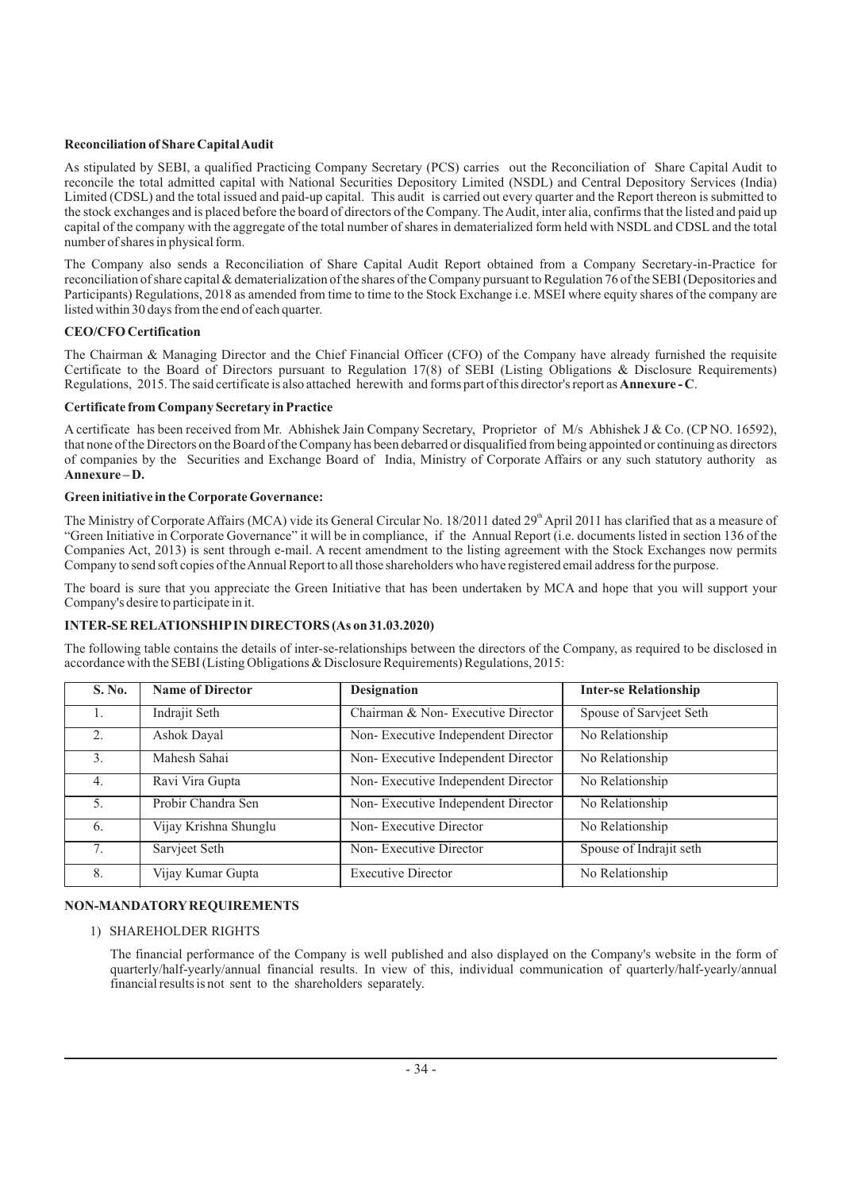**Reconciliation of Share Capital Audit**

As stipulated by SEBI, a qualified Practicing Company Secretary (PCS) carries out the Reconciliation of Share Capital Audit to reconcile the total admitted capital with National Securities Depository Limited (NSDL) and Central Depository Services (India) Limited (CDSL) and the total issued and paid-up capital. This audit is carried out every quarter and the Report thereon is submitted to the stock exchanges and is placed before the board of directors of the Company. The Audit, inter alia, confirms that the listed and paid up capital of the company with the aggregate of the total number of shares in dematerialized form held with NSDL and CDSL and the total number of shares in physical form.

The Company also sends a Reconciliation of Share Capital Audit Report obtained from a Company Secretary-in-Practice for reconciliation of share capital & dematerialization of the shares of the Company pursuant to Regulation 76 of the SEBI (Depositories and Participants) Regulations, 2018 as amended from time to time to the Stock Exchange i.e. MSEI where equity shares of the company are listed within 30 days from the end of each quarter.

**CEO/CFO Certification**

The Chairman & Managing Director and the Chief Financial Officer (CFO) of the Company have already furnished the requisite Certificate to the Board of Directors pursuant to Regulation 17(8) of SEBI (Listing Obligations & Disclosure Requirements) Regulations, 2015. The said certificate is also attached herewith and forms part of this director's report as **Annexure - C**.

**Certificate from Company Secretary in Practice**

A certificate has been received from Mr. Abhishek Jain Company Secretary, Proprietor of M/s Abhishek J & Co. (CP NO. 16592), that none of the Directors on the Board of the Company has been debarred or disqualified from being appointed or continuing as directors of companies by the Securities and Exchange Board of India, Ministry of Corporate Affairs or any such statutory authority as **Annexure – D.**

**Green initiative in the Corporate Governance:**

The Ministry of Corporate Affairs (MCA) vide its General Circular No. 18/2011 dated 29th April 2011 has clarified that as a measure of "Green Initiative in Corporate Governance" it will be in compliance, if the Annual Report (i.e. documents listed in section 136 of the Companies Act, 2013) is sent through e-mail. A recent amendment to the listing agreement with the Stock Exchanges now permits Company to send soft copies of the Annual Report to all those shareholders who have registered email address for the purpose.

The board is sure that you appreciate the Green Initiative that has been undertaken by MCA and hope that you will support your Company's desire to participate in it.

**INTER-SE RELATIONSHIP IN DIRECTORS (As on 31.03.2020)**

The following table contains the details of inter-se-relationships between the directors of the Company, as required to be disclosed in accordance with the SEBI (Listing Obligations & Disclosure Requirements) Regulations, 2015:

| S. No. | Name of Director | Designation | Inter-se Relationship |
|---|---|---|---|
| 1. | Indrajit Seth | Chairman & Non- Executive Director | Spouse of Sarvjeet Seth |
| 2. | Ashok Dayal | Non- Executive Independent Director | No Relationship |
| 3. | Mahesh Sahai | Non- Executive Independent Director | No Relationship |
| 4. | Ravi Vira Gupta | Non- Executive Independent Director | No Relationship |
| 5. | Probir Chandra Sen | Non- Executive Independent Director | No Relationship |
| 6. | Vijay Krishna Shunglu | Non- Executive Director | No Relationship |
| 7. | Sarvjeet Seth | Non- Executive Director | Spouse of Indrajit seth |
| 8. | Vijay Kumar Gupta | Executive Director | No Relationship |

**NON-MANDATORY REQUIREMENTS**

1) SHAREHOLDER RIGHTS

   The financial performance of the Company is well published and also displayed on the Company's website in the form of quarterly/half-yearly/annual financial results. In view of this, individual communication of quarterly/half-yearly/annual financial results is not sent to the shareholders separately.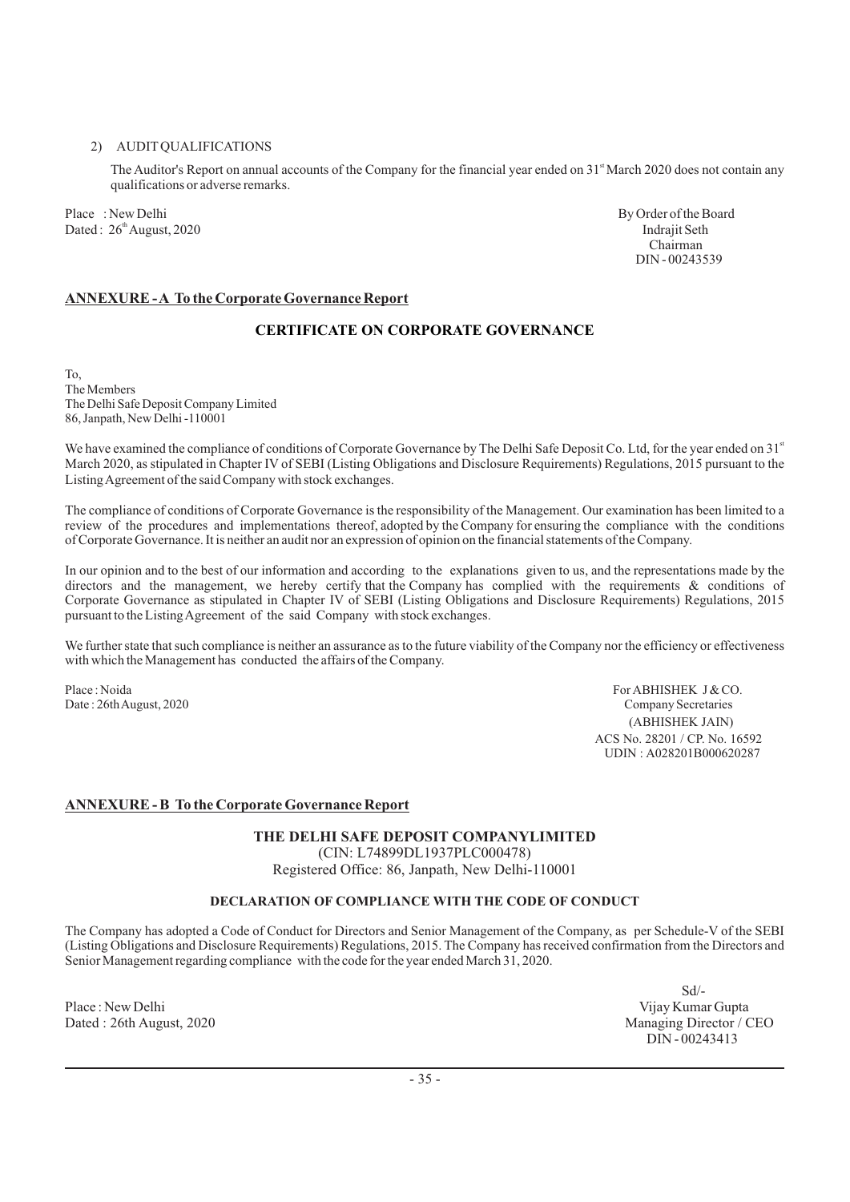2) AUDIT QUALIFICATIONS

The Auditor's Report on annual accounts of the Company for the financial year ended on 31st March 2020 does not contain any qualifications or adverse remarks.

Place : New Delhi
Dated : 26th August, 2020

By Order of the Board
Indrajit Seth
Chairman
DIN - 00243539

## ANNEXURE - A To the Corporate Governance Report

### CERTIFICATE ON CORPORATE GOVERNANCE

To,
The Members
The Delhi Safe Deposit Company Limited
86, Janpath, New Delhi -110001

We have examined the compliance of conditions of Corporate Governance by The Delhi Safe Deposit Co. Ltd, for the year ended on 31st March 2020, as stipulated in Chapter IV of SEBI (Listing Obligations and Disclosure Requirements) Regulations, 2015 pursuant to the Listing Agreement of the said Company with stock exchanges.

The compliance of conditions of Corporate Governance is the responsibility of the Management. Our examination has been limited to a review of the procedures and implementations thereof, adopted by the Company for ensuring the compliance with the conditions of Corporate Governance. It is neither an audit nor an expression of opinion on the financial statements of the Company.

In our opinion and to the best of our information and according to the explanations given to us, and the representations made by the directors and the management, we hereby certify that the Company has complied with the requirements & conditions of Corporate Governance as stipulated in Chapter IV of SEBI (Listing Obligations and Disclosure Requirements) Regulations, 2015 pursuant to the Listing Agreement of the said Company with stock exchanges.

We further state that such compliance is neither an assurance as to the future viability of the Company nor the efficiency or effectiveness with which the Management has conducted the affairs of the Company.

Place : Noida
Date : 26th August, 2020

For ABHISHEK J & CO.
Company Secretaries
(ABHISHEK JAIN)
ACS No. 28201 / CP. No. 16592
UDIN : A028201B000620287

## ANNEXURE - B To the Corporate Governance Report

### THE DELHI SAFE DEPOSIT COMPANYLIMITED

(CIN: L74899DL1937PLC000478)
Registered Office: 86, Janpath, New Delhi-110001

#### DECLARATION OF COMPLIANCE WITH THE CODE OF CONDUCT

The Company has adopted a Code of Conduct for Directors and Senior Management of the Company, as per Schedule-V of the SEBI (Listing Obligations and Disclosure Requirements) Regulations, 2015. The Company has received confirmation from the Directors and Senior Management regarding compliance with the code for the year ended March 31, 2020.

Place : New Delhi
Dated : 26th August, 2020

Sd/-
Vijay Kumar Gupta
Managing Director / CEO
DIN - 00243413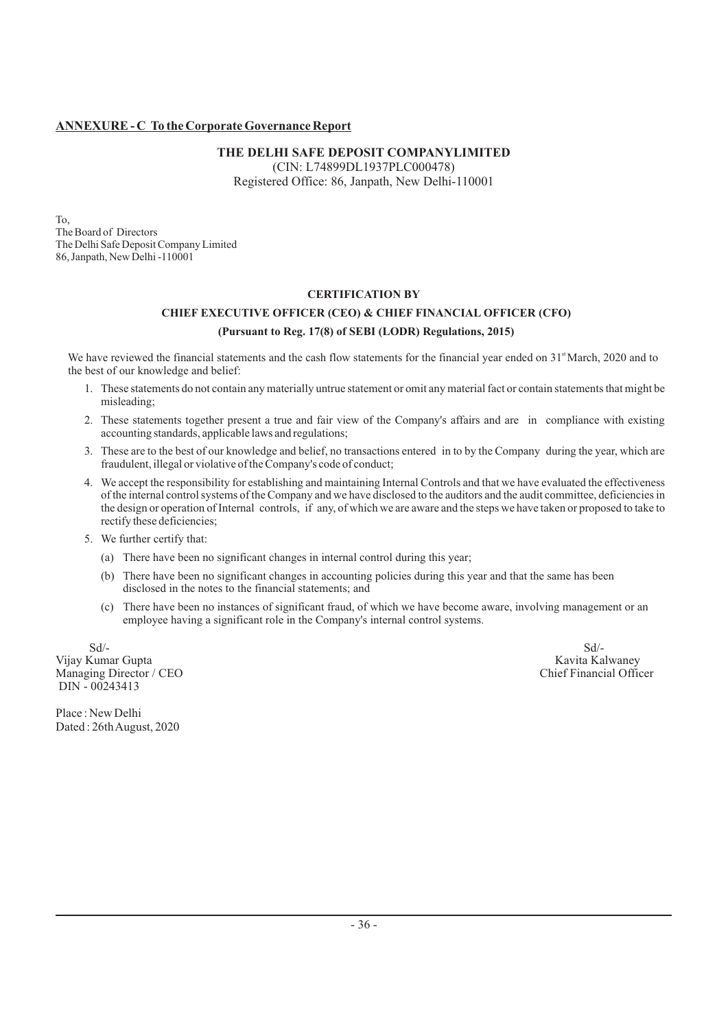**ANNEXURE - C To the Corporate Governance Report**

**THE DELHI SAFE DEPOSIT COMPANYLIMITED**
(CIN: L74899DL1937PLC000478)
Registered Office: 86, Janpath, New Delhi-110001

To,
The Board of Directors
The Delhi Safe Deposit Company Limited
86, Janpath, New Delhi -110001

**CERTIFICATION BY**

**CHIEF EXECUTIVE OFFICER (CEO) & CHIEF FINANCIAL OFFICER (CFO)**

**(Pursuant to Reg. 17(8) of SEBI (LODR) Regulations, 2015)**

We have reviewed the financial statements and the cash flow statements for the financial year ended on 31st March, 2020 and to the best of our knowledge and belief:

1. These statements do not contain any materially untrue statement or omit any material fact or contain statements that might be misleading;
2. These statements together present a true and fair view of the Company's affairs and are in compliance with existing accounting standards, applicable laws and regulations;
3. These are to the best of our knowledge and belief, no transactions entered in to by the Company during the year, which are fraudulent, illegal or violative of the Company's code of conduct;
4. We accept the responsibility for establishing and maintaining Internal Controls and that we have evaluated the effectiveness of the internal control systems of the Company and we have disclosed to the auditors and the audit committee, deficiencies in the design or operation of Internal controls, if any, of which we are aware and the steps we have taken or proposed to take to rectify these deficiencies;
5. We further certify that:
   - (a) There have been no significant changes in internal control during this year;
   - (b) There have been no significant changes in accounting policies during this year and that the same has been disclosed in the notes to the financial statements; and
   - (c) There have been no instances of significant fraud, of which we have become aware, involving management or an employee having a significant role in the Company's internal control systems.

Sd/-
Vijay Kumar Gupta
Managing Director / CEO
DIN - 00243413

Sd/-
Kavita Kalwaney
Chief Financial Officer

Place : New Delhi
Dated : 26th August, 2020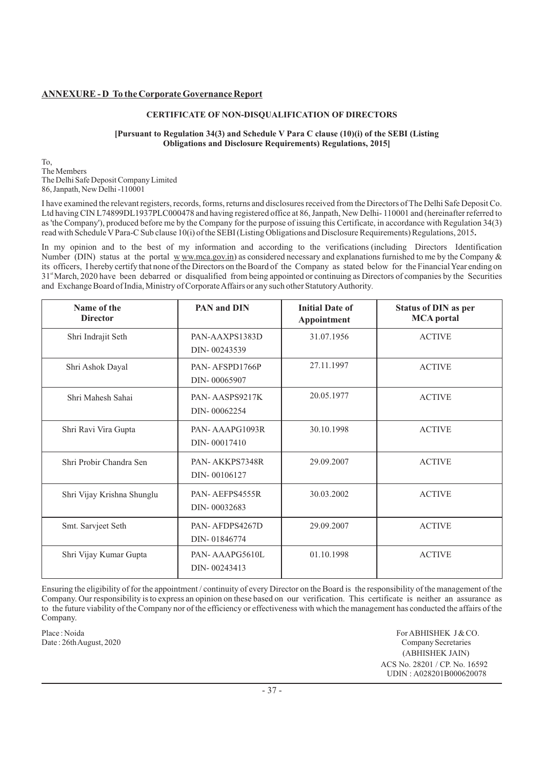## ANNEXURE - D To the Corporate Governance Report

### CERTIFICATE OF NON-DISQUALIFICATION OF DIRECTORS

**[Pursuant to Regulation 34(3) and Schedule V Para C clause (10)(i) of the SEBI (Listing Obligations and Disclosure Requirements) Regulations, 2015]**

To,
The Members
The Delhi Safe Deposit Company Limited
86, Janpath, New Delhi -110001

I have examined the relevant registers, records, forms, returns and disclosures received from the Directors of The Delhi Safe Deposit Co. Ltd having CIN L74899DL1937PLC000478 and having registered office at 86, Janpath, New Delhi- 110001 and (hereinafter referred to as 'the Company'), produced before me by the Company for the purpose of issuing this Certificate, in accordance with Regulation 34(3) read with Schedule V Para-C Sub clause 10(i) of the SEBI (Listing Obligations and Disclosure Requirements) Regulations, 2015**.**

In my opinion and to the best of my information and according to the verifications (including Directors Identification Number (DIN) status at the portal w ww.mca.gov.in) as considered necessary and explanations furnished to me by the Company & its officers, I hereby certify that none of the Directors on the Board of the Company as stated below for the Financial Year ending on 31st March, 2020 have been debarred or disqualified from being appointed or continuing as Directors of companies by the Securities and Exchange Board of India, Ministry of Corporate Affairs or any such other Statutory Authority.

| Name of the Director | PAN and DIN | Initial Date of Appointment | Status of DIN as per MCA portal |
|---|---|---|---|
| Shri Indrajit Seth | PAN-AAXPS1383D DIN- 00243539 | 31.07.1956 | ACTIVE |
| Shri Ashok Dayal | PAN- AFSPD1766P DIN- 00065907 | 27.11.1997 | ACTIVE |
| Shri Mahesh Sahai | PAN- AASPS9217K DIN- 00062254 | 20.05.1977 | ACTIVE |
| Shri Ravi Vira Gupta | PAN- AAAPG1093R DIN- 00017410 | 30.10.1998 | ACTIVE |
| Shri Probir Chandra Sen | PAN- AKKPS7348R DIN- 00106127 | 29.09.2007 | ACTIVE |
| Shri Vijay Krishna Shunglu | PAN- AEFPS4555R DIN- 00032683 | 30.03.2002 | ACTIVE |
| Smt. Sarvjeet Seth | PAN- AFDPS4267D DIN- 01846774 | 29.09.2007 | ACTIVE |
| Shri Vijay Kumar Gupta | PAN- AAAPG5610L DIN- 00243413 | 01.10.1998 | ACTIVE |

Ensuring the eligibility of for the appointment / continuity of every Director on the Board is the responsibility of the management of the Company. Our responsibility is to express an opinion on these based on our verification. This certificate is neither an assurance as to the future viability of the Company nor of the efficiency or effectiveness with which the management has conducted the affairs of the Company.

Place : Noida
Date : 26th August, 2020

For ABHISHEK J & CO.
Company Secretaries
(ABHISHEK JAIN)
ACS No. 28201 / CP. No. 16592
UDIN : A028201B000620078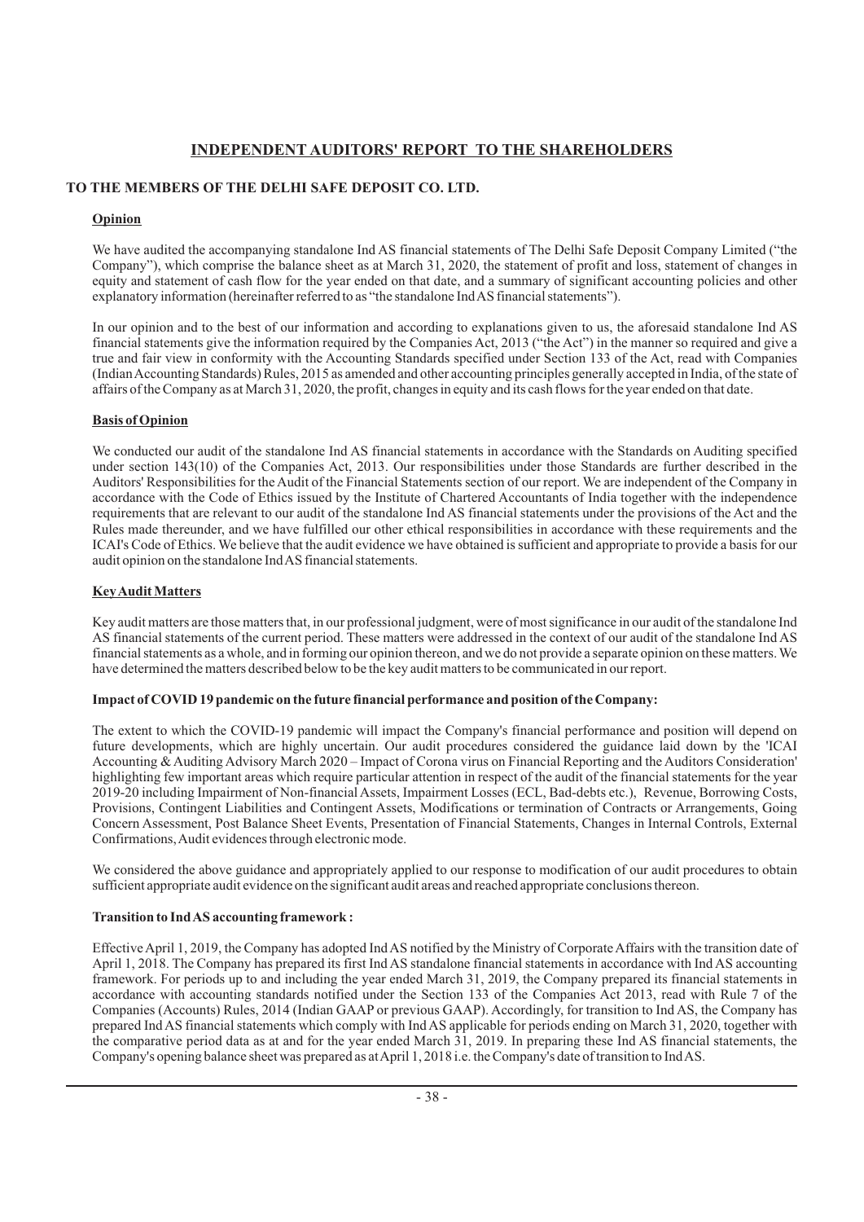# INDEPENDENT AUDITORS' REPORT TO THE SHAREHOLDERS

## TO THE MEMBERS OF THE DELHI SAFE DEPOSIT CO. LTD.

### Opinion

We have audited the accompanying standalone Ind AS financial statements of The Delhi Safe Deposit Company Limited ("the Company"), which comprise the balance sheet as at March 31, 2020, the statement of profit and loss, statement of changes in equity and statement of cash flow for the year ended on that date, and a summary of significant accounting policies and other explanatory information (hereinafter referred to as "the standalone Ind AS financial statements").

In our opinion and to the best of our information and according to explanations given to us, the aforesaid standalone Ind AS financial statements give the information required by the Companies Act, 2013 ("the Act") in the manner so required and give a true and fair view in conformity with the Accounting Standards specified under Section 133 of the Act, read with Companies (Indian Accounting Standards) Rules, 2015 as amended and other accounting principles generally accepted in India, of the state of affairs of the Company as at March 31, 2020, the profit, changes in equity and its cash flows for the year ended on that date.

### Basis of Opinion

We conducted our audit of the standalone Ind AS financial statements in accordance with the Standards on Auditing specified under section 143(10) of the Companies Act, 2013. Our responsibilities under those Standards are further described in the Auditors' Responsibilities for the Audit of the Financial Statements section of our report. We are independent of the Company in accordance with the Code of Ethics issued by the Institute of Chartered Accountants of India together with the independence requirements that are relevant to our audit of the standalone Ind AS financial statements under the provisions of the Act and the Rules made thereunder, and we have fulfilled our other ethical responsibilities in accordance with these requirements and the ICAI's Code of Ethics. We believe that the audit evidence we have obtained is sufficient and appropriate to provide a basis for our audit opinion on the standalone Ind AS financial statements.

### Key Audit Matters

Key audit matters are those matters that, in our professional judgment, were of most significance in our audit of the standalone Ind AS financial statements of the current period. These matters were addressed in the context of our audit of the standalone Ind AS financial statements as a whole, and in forming our opinion thereon, and we do not provide a separate opinion on these matters. We have determined the matters described below to be the key audit matters to be communicated in our report.

**Impact of COVID 19 pandemic on the future financial performance and position of the Company:**

The extent to which the COVID-19 pandemic will impact the Company's financial performance and position will depend on future developments, which are highly uncertain. Our audit procedures considered the guidance laid down by the 'ICAI Accounting & Auditing Advisory March 2020 – Impact of Corona virus on Financial Reporting and the Auditors Consideration' highlighting few important areas which require particular attention in respect of the audit of the financial statements for the year 2019-20 including Impairment of Non-financial Assets, Impairment Losses (ECL, Bad-debts etc.), Revenue, Borrowing Costs, Provisions, Contingent Liabilities and Contingent Assets, Modifications or termination of Contracts or Arrangements, Going Concern Assessment, Post Balance Sheet Events, Presentation of Financial Statements, Changes in Internal Controls, External Confirmations, Audit evidences through electronic mode.

We considered the above guidance and appropriately applied to our response to modification of our audit procedures to obtain sufficient appropriate audit evidence on the significant audit areas and reached appropriate conclusions thereon.

**Transition to Ind AS accounting framework :**

Effective April 1, 2019, the Company has adopted Ind AS notified by the Ministry of Corporate Affairs with the transition date of April 1, 2018. The Company has prepared its first Ind AS standalone financial statements in accordance with Ind AS accounting framework. For periods up to and including the year ended March 31, 2019, the Company prepared its financial statements in accordance with accounting standards notified under the Section 133 of the Companies Act 2013, read with Rule 7 of the Companies (Accounts) Rules, 2014 (Indian GAAP or previous GAAP). Accordingly, for transition to Ind AS, the Company has prepared Ind AS financial statements which comply with Ind AS applicable for periods ending on March 31, 2020, together with the comparative period data as at and for the year ended March 31, 2019. In preparing these Ind AS financial statements, the Company's opening balance sheet was prepared as at April 1, 2018 i.e. the Company's date of transition to Ind AS.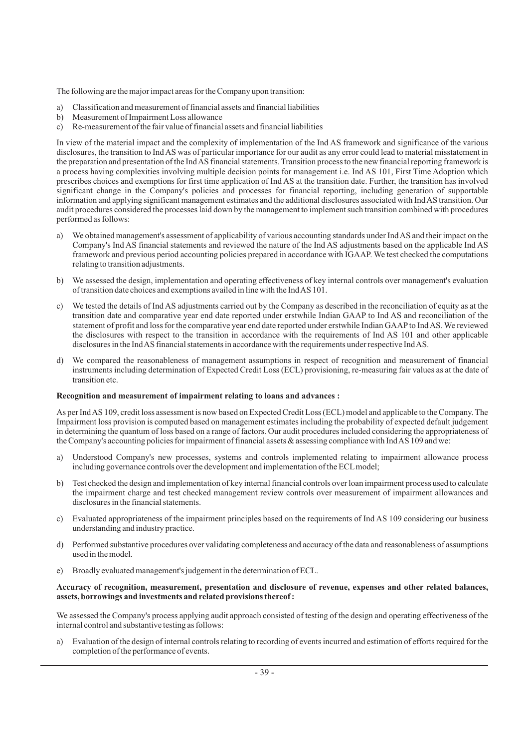The following are the major impact areas for the Company upon transition:

a) Classification and measurement of financial assets and financial liabilities
b) Measurement of Impairment Loss allowance
c) Re-measurement of the fair value of financial assets and financial liabilities

In view of the material impact and the complexity of implementation of the Ind AS framework and significance of the various disclosures, the transition to Ind AS was of particular importance for our audit as any error could lead to material misstatement in the preparation and presentation of the Ind AS financial statements. Transition process to the new financial reporting framework is a process having complexities involving multiple decision points for management i.e. Ind AS 101, First Time Adoption which prescribes choices and exemptions for first time application of Ind AS at the transition date. Further, the transition has involved significant change in the Company's policies and processes for financial reporting, including generation of supportable information and applying significant management estimates and the additional disclosures associated with Ind AS transition. Our audit procedures considered the processes laid down by the management to implement such transition combined with procedures performed as follows:

a) We obtained management's assessment of applicability of various accounting standards under Ind AS and their impact on the Company's Ind AS financial statements and reviewed the nature of the Ind AS adjustments based on the applicable Ind AS framework and previous period accounting policies prepared in accordance with IGAAP. We test checked the computations relating to transition adjustments.

b) We assessed the design, implementation and operating effectiveness of key internal controls over management's evaluation of transition date choices and exemptions availed in line with the Ind AS 101.

c) We tested the details of Ind AS adjustments carried out by the Company as described in the reconciliation of equity as at the transition date and comparative year end date reported under erstwhile Indian GAAP to Ind AS and reconciliation of the statement of profit and loss for the comparative year end date reported under erstwhile Indian GAAP to Ind AS. We reviewed the disclosures with respect to the transition in accordance with the requirements of Ind AS 101 and other applicable disclosures in the Ind AS financial statements in accordance with the requirements under respective Ind AS.

d) We compared the reasonableness of management assumptions in respect of recognition and measurement of financial instruments including determination of Expected Credit Loss (ECL) provisioning, re-measuring fair values as at the date of transition etc.

**Recognition and measurement of impairment relating to loans and advances :**

As per Ind AS 109, credit loss assessment is now based on Expected Credit Loss (ECL) model and applicable to the Company. The Impairment loss provision is computed based on management estimates including the probability of expected default judgement in determining the quantum of loss based on a range of factors. Our audit procedures included considering the appropriateness of the Company's accounting policies for impairment of financial assets & assessing compliance with Ind AS 109 and we:

a) Understood Company's new processes, systems and controls implemented relating to impairment allowance process including governance controls over the development and implementation of the ECL model;

b) Test checked the design and implementation of key internal financial controls over loan impairment process used to calculate the impairment charge and test checked management review controls over measurement of impairment allowances and disclosures in the financial statements.

c) Evaluated appropriateness of the impairment principles based on the requirements of Ind AS 109 considering our business understanding and industry practice.

d) Performed substantive procedures over validating completeness and accuracy of the data and reasonableness of assumptions used in the model.

e) Broadly evaluated management's judgement in the determination of ECL.

**Accuracy of recognition, measurement, presentation and disclosure of revenue, expenses and other related balances, assets, borrowings and investments and related provisions thereof :**

We assessed the Company's process applying audit approach consisted of testing of the design and operating effectiveness of the internal control and substantive testing as follows:

a) Evaluation of the design of internal controls relating to recording of events incurred and estimation of efforts required for the completion of the performance of events.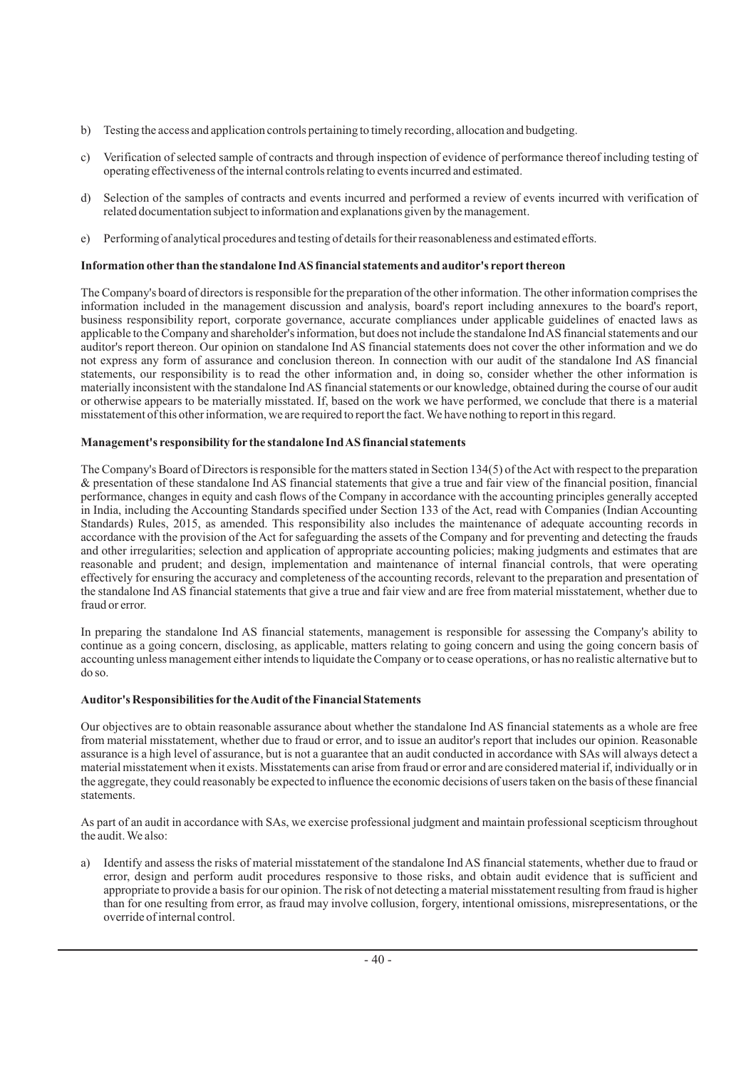b) Testing the access and application controls pertaining to timely recording, allocation and budgeting.

c) Verification of selected sample of contracts and through inspection of evidence of performance thereof including testing of operating effectiveness of the internal controls relating to events incurred and estimated.

d) Selection of the samples of contracts and events incurred and performed a review of events incurred with verification of related documentation subject to information and explanations given by the management.

e) Performing of analytical procedures and testing of details for their reasonableness and estimated efforts.

**Information other than the standalone Ind AS financial statements and auditor's report thereon**

The Company's board of directors is responsible for the preparation of the other information. The other information comprises the information included in the management discussion and analysis, board's report including annexures to the board's report, business responsibility report, corporate governance, accurate compliances under applicable guidelines of enacted laws as applicable to the Company and shareholder's information, but does not include the standalone Ind AS financial statements and our auditor's report thereon. Our opinion on standalone Ind AS financial statements does not cover the other information and we do not express any form of assurance and conclusion thereon. In connection with our audit of the standalone Ind AS financial statements, our responsibility is to read the other information and, in doing so, consider whether the other information is materially inconsistent with the standalone Ind AS financial statements or our knowledge, obtained during the course of our audit or otherwise appears to be materially misstated. If, based on the work we have performed, we conclude that there is a material misstatement of this other information, we are required to report the fact. We have nothing to report in this regard.

**Management's responsibility for the standalone Ind AS financial statements**

The Company's Board of Directors is responsible for the matters stated in Section 134(5) of the Act with respect to the preparation & presentation of these standalone Ind AS financial statements that give a true and fair view of the financial position, financial performance, changes in equity and cash flows of the Company in accordance with the accounting principles generally accepted in India, including the Accounting Standards specified under Section 133 of the Act, read with Companies (Indian Accounting Standards) Rules, 2015, as amended. This responsibility also includes the maintenance of adequate accounting records in accordance with the provision of the Act for safeguarding the assets of the Company and for preventing and detecting the frauds and other irregularities; selection and application of appropriate accounting policies; making judgments and estimates that are reasonable and prudent; and design, implementation and maintenance of internal financial controls, that were operating effectively for ensuring the accuracy and completeness of the accounting records, relevant to the preparation and presentation of the standalone Ind AS financial statements that give a true and fair view and are free from material misstatement, whether due to fraud or error.

In preparing the standalone Ind AS financial statements, management is responsible for assessing the Company's ability to continue as a going concern, disclosing, as applicable, matters relating to going concern and using the going concern basis of accounting unless management either intends to liquidate the Company or to cease operations, or has no realistic alternative but to do so.

**Auditor's Responsibilities for the Audit of the Financial Statements**

Our objectives are to obtain reasonable assurance about whether the standalone Ind AS financial statements as a whole are free from material misstatement, whether due to fraud or error, and to issue an auditor's report that includes our opinion. Reasonable assurance is a high level of assurance, but is not a guarantee that an audit conducted in accordance with SAs will always detect a material misstatement when it exists. Misstatements can arise from fraud or error and are considered material if, individually or in the aggregate, they could reasonably be expected to influence the economic decisions of users taken on the basis of these financial statements.

As part of an audit in accordance with SAs, we exercise professional judgment and maintain professional scepticism throughout the audit. We also:

a) Identify and assess the risks of material misstatement of the standalone Ind AS financial statements, whether due to fraud or error, design and perform audit procedures responsive to those risks, and obtain audit evidence that is sufficient and appropriate to provide a basis for our opinion. The risk of not detecting a material misstatement resulting from fraud is higher than for one resulting from error, as fraud may involve collusion, forgery, intentional omissions, misrepresentations, or the override of internal control.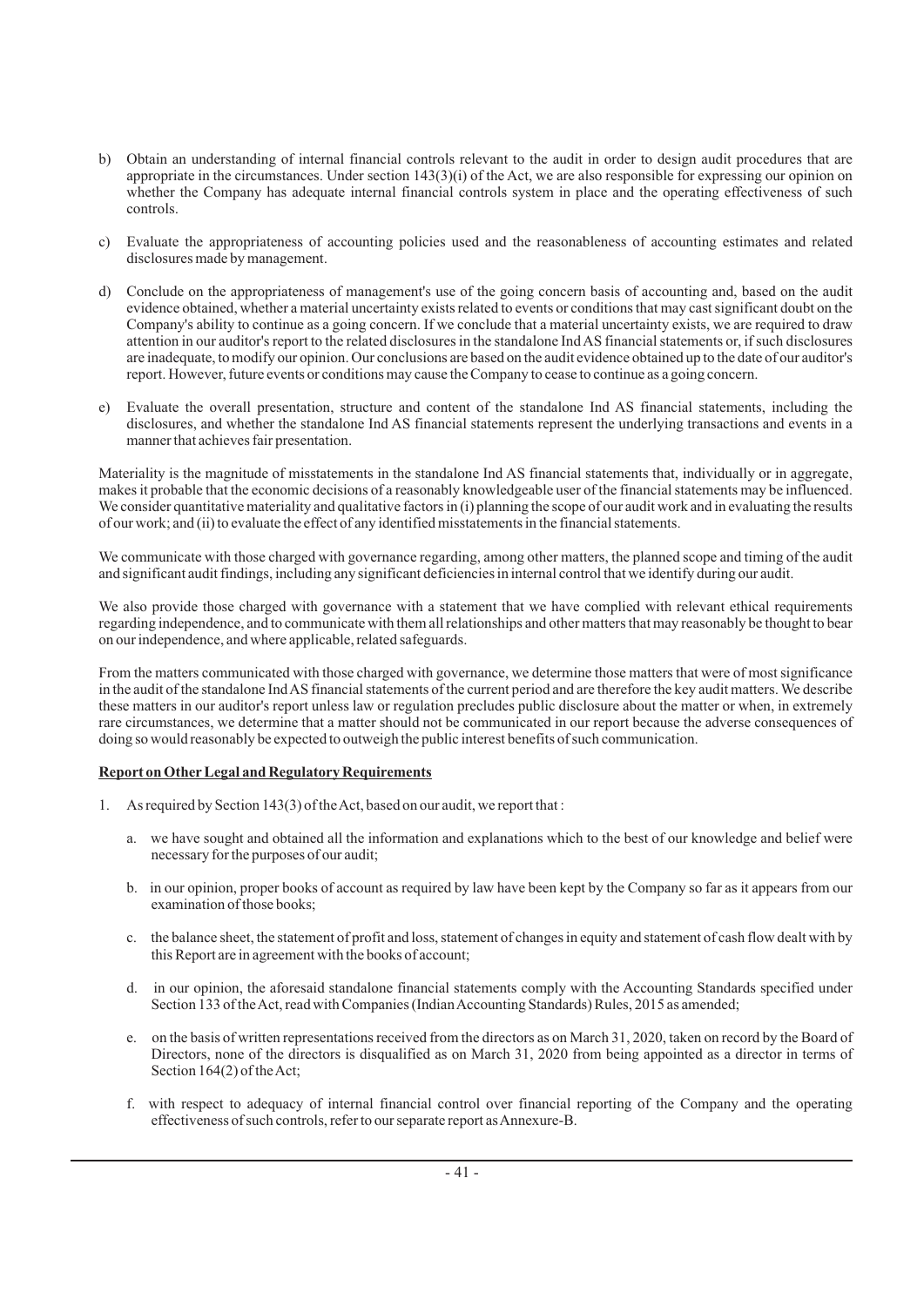b) Obtain an understanding of internal financial controls relevant to the audit in order to design audit procedures that are appropriate in the circumstances. Under section 143(3)(i) of the Act, we are also responsible for expressing our opinion on whether the Company has adequate internal financial controls system in place and the operating effectiveness of such controls.

c) Evaluate the appropriateness of accounting policies used and the reasonableness of accounting estimates and related disclosures made by management.

d) Conclude on the appropriateness of management's use of the going concern basis of accounting and, based on the audit evidence obtained, whether a material uncertainty exists related to events or conditions that may cast significant doubt on the Company's ability to continue as a going concern. If we conclude that a material uncertainty exists, we are required to draw attention in our auditor's report to the related disclosures in the standalone Ind AS financial statements or, if such disclosures are inadequate, to modify our opinion. Our conclusions are based on the audit evidence obtained up to the date of our auditor's report. However, future events or conditions may cause the Company to cease to continue as a going concern.

e) Evaluate the overall presentation, structure and content of the standalone Ind AS financial statements, including the disclosures, and whether the standalone Ind AS financial statements represent the underlying transactions and events in a manner that achieves fair presentation.

Materiality is the magnitude of misstatements in the standalone Ind AS financial statements that, individually or in aggregate, makes it probable that the economic decisions of a reasonably knowledgeable user of the financial statements may be influenced. We consider quantitative materiality and qualitative factors in (i) planning the scope of our audit work and in evaluating the results of our work; and (ii) to evaluate the effect of any identified misstatements in the financial statements.

We communicate with those charged with governance regarding, among other matters, the planned scope and timing of the audit and significant audit findings, including any significant deficiencies in internal control that we identify during our audit.

We also provide those charged with governance with a statement that we have complied with relevant ethical requirements regarding independence, and to communicate with them all relationships and other matters that may reasonably be thought to bear on our independence, and where applicable, related safeguards.

From the matters communicated with those charged with governance, we determine those matters that were of most significance in the audit of the standalone Ind AS financial statements of the current period and are therefore the key audit matters. We describe these matters in our auditor's report unless law or regulation precludes public disclosure about the matter or when, in extremely rare circumstances, we determine that a matter should not be communicated in our report because the adverse consequences of doing so would reasonably be expected to outweigh the public interest benefits of such communication.

**Report on Other Legal and Regulatory Requirements**

1. As required by Section 143(3) of the Act, based on our audit, we report that :

   a. we have sought and obtained all the information and explanations which to the best of our knowledge and belief were necessary for the purposes of our audit;

   b. in our opinion, proper books of account as required by law have been kept by the Company so far as it appears from our examination of those books;

   c. the balance sheet, the statement of profit and loss, statement of changes in equity and statement of cash flow dealt with by this Report are in agreement with the books of account;

   d. in our opinion, the aforesaid standalone financial statements comply with the Accounting Standards specified under Section 133 of the Act, read with Companies (Indian Accounting Standards) Rules, 2015 as amended;

   e. on the basis of written representations received from the directors as on March 31, 2020, taken on record by the Board of Directors, none of the directors is disqualified as on March 31, 2020 from being appointed as a director in terms of Section 164(2) of the Act;

   f. with respect to adequacy of internal financial control over financial reporting of the Company and the operating effectiveness of such controls, refer to our separate report as Annexure-B.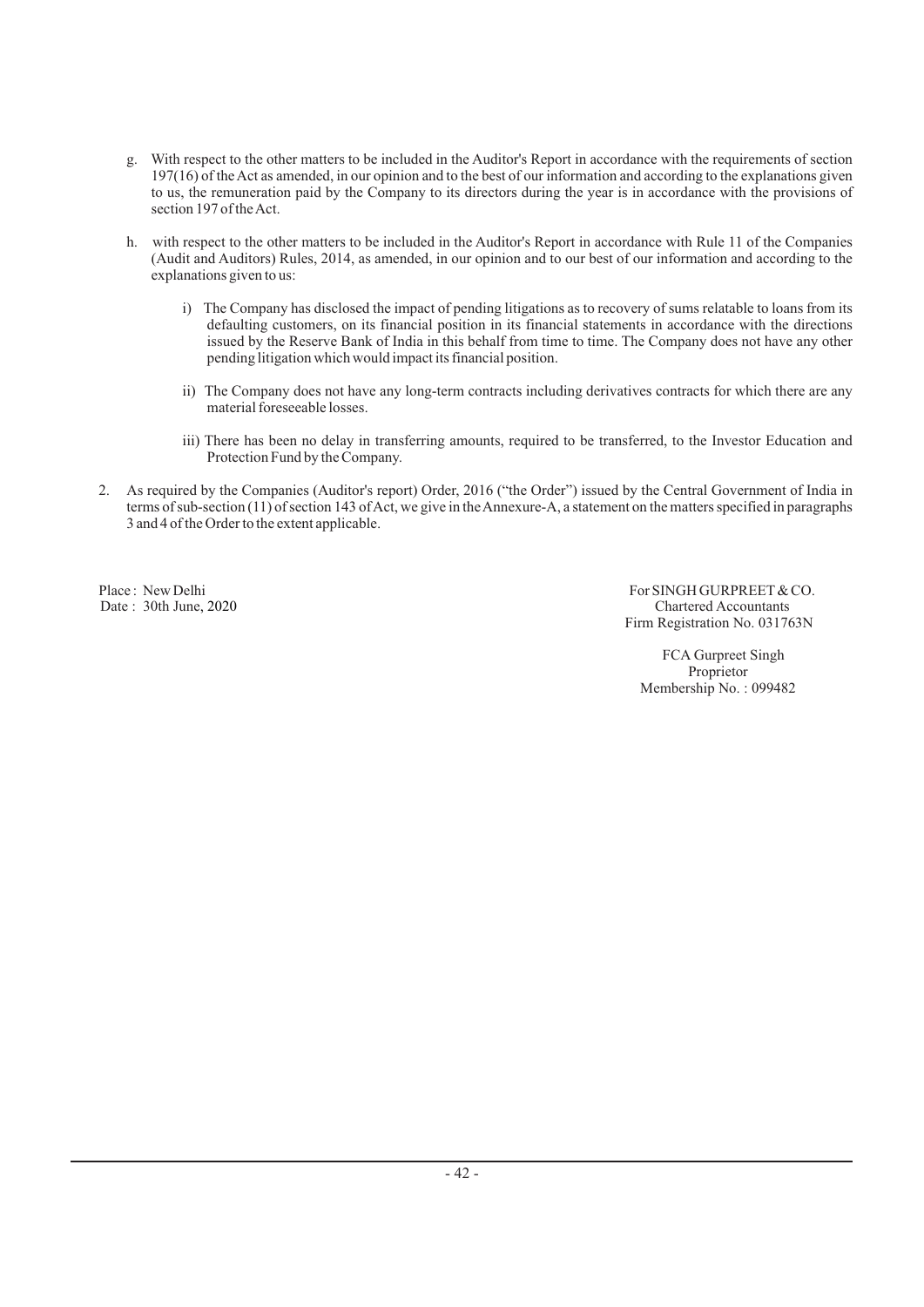g. With respect to the other matters to be included in the Auditor's Report in accordance with the requirements of section 197(16) of the Act as amended, in our opinion and to the best of our information and according to the explanations given to us, the remuneration paid by the Company to its directors during the year is in accordance with the provisions of section 197 of the Act.

h. with respect to the other matters to be included in the Auditor's Report in accordance with Rule 11 of the Companies (Audit and Auditors) Rules, 2014, as amended, in our opinion and to our best of our information and according to the explanations given to us:

   i) The Company has disclosed the impact of pending litigations as to recovery of sums relatable to loans from its defaulting customers, on its financial position in its financial statements in accordance with the directions issued by the Reserve Bank of India in this behalf from time to time. The Company does not have any other pending litigation which would impact its financial position.

   ii) The Company does not have any long-term contracts including derivatives contracts for which there are any material foreseeable losses.

   iii) There has been no delay in transferring amounts, required to be transferred, to the Investor Education and Protection Fund by the Company.

2. As required by the Companies (Auditor's report) Order, 2016 ("the Order") issued by the Central Government of India in terms of sub-section (11) of section 143 of Act, we give in the Annexure-A, a statement on the matters specified in paragraphs 3 and 4 of the Order to the extent applicable.

Place : New Delhi
Date : 30th June, 2020

For SINGH GURPREET & CO.
Chartered Accountants
Firm Registration No. 031763N

FCA Gurpreet Singh
Proprietor
Membership No. : 099482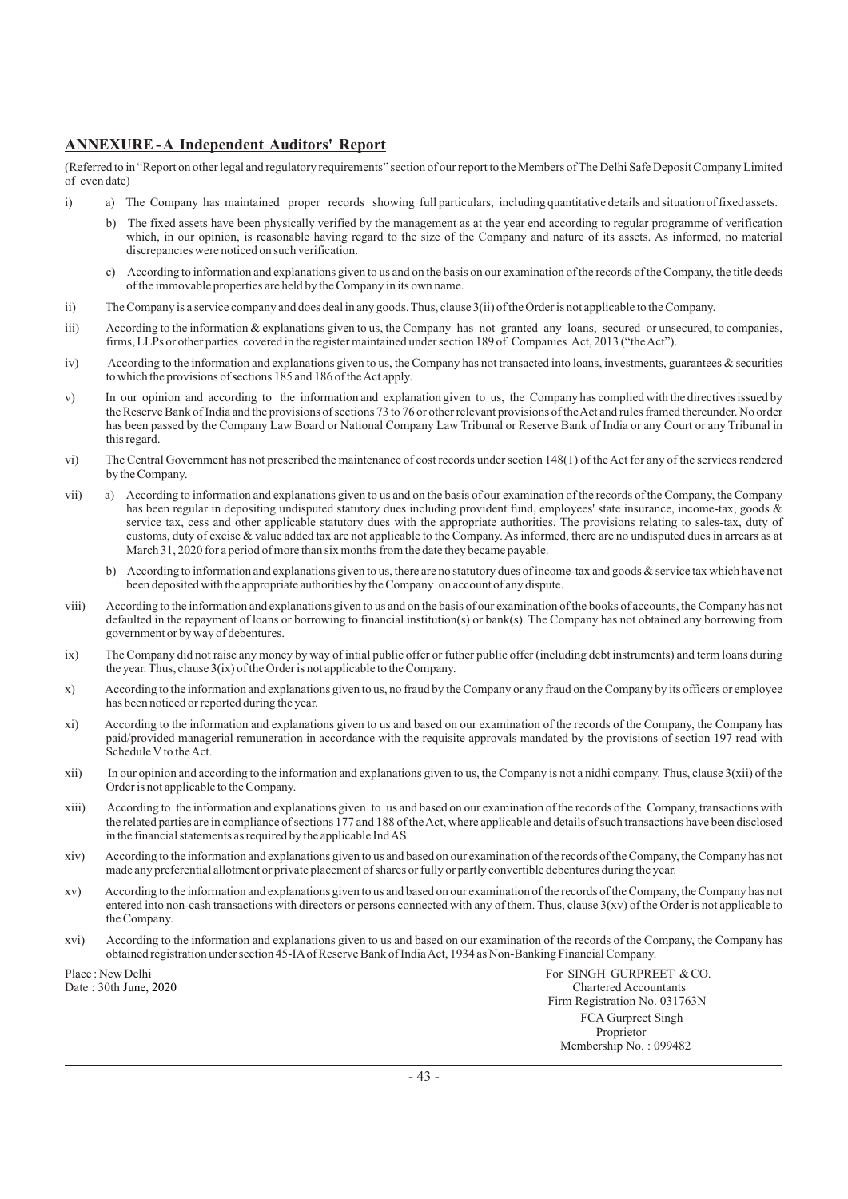## ANNEXURE - A Independent Auditors' Report

(Referred to in "Report on other legal and regulatory requirements" section of our report to the Members of The Delhi Safe Deposit Company Limited of even date)

i) a) The Company has maintained proper records showing full particulars, including quantitative details and situation of fixed assets.

b) The fixed assets have been physically verified by the management as at the year end according to regular programme of verification which, in our opinion, is reasonable having regard to the size of the Company and nature of its assets. As informed, no material discrepancies were noticed on such verification.

c) According to information and explanations given to us and on the basis on our examination of the records of the Company, the title deeds of the immovable properties are held by the Company in its own name.

ii) The Company is a service company and does deal in any goods. Thus, clause 3(ii) of the Order is not applicable to the Company.

iii) According to the information & explanations given to us, the Company has not granted any loans, secured or unsecured, to companies, firms, LLPs or other parties covered in the register maintained under section 189 of Companies Act, 2013 ("the Act").

iv) According to the information and explanations given to us, the Company has not transacted into loans, investments, guarantees & securities to which the provisions of sections 185 and 186 of the Act apply.

v) In our opinion and according to the information and explanation given to us, the Company has complied with the directives issued by the Reserve Bank of India and the provisions of sections 73 to 76 or other relevant provisions of the Act and rules framed thereunder. No order has been passed by the Company Law Board or National Company Law Tribunal or Reserve Bank of India or any Court or any Tribunal in this regard.

vi) The Central Government has not prescribed the maintenance of cost records under section 148(1) of the Act for any of the services rendered by the Company.

vii) a) According to information and explanations given to us and on the basis of our examination of the records of the Company, the Company has been regular in depositing undisputed statutory dues including provident fund, employees' state insurance, income-tax, goods & service tax, cess and other applicable statutory dues with the appropriate authorities. The provisions relating to sales-tax, duty of customs, duty of excise & value added tax are not applicable to the Company. As informed, there are no undisputed dues in arrears as at March 31, 2020 for a period of more than six months from the date they became payable.

b) According to information and explanations given to us, there are no statutory dues of income-tax and goods & service tax which have not been deposited with the appropriate authorities by the Company on account of any dispute.

viii) According to the information and explanations given to us and on the basis of our examination of the books of accounts, the Company has not defaulted in the repayment of loans or borrowing to financial institution(s) or bank(s). The Company has not obtained any borrowing from government or by way of debentures.

ix) The Company did not raise any money by way of intial public offer or futher public offer (including debt instruments) and term loans during the year. Thus, clause 3(ix) of the Order is not applicable to the Company.

x) According to the information and explanations given to us, no fraud by the Company or any fraud on the Company by its officers or employee has been noticed or reported during the year.

xi) According to the information and explanations given to us and based on our examination of the records of the Company, the Company has paid/provided managerial remuneration in accordance with the requisite approvals mandated by the provisions of section 197 read with Schedule V to the Act.

xii) In our opinion and according to the information and explanations given to us, the Company is not a nidhi company. Thus, clause 3(xii) of the Order is not applicable to the Company.

xiii) According to the information and explanations given to us and based on our examination of the records of the Company, transactions with the related parties are in compliance of sections 177 and 188 of the Act, where applicable and details of such transactions have been disclosed in the financial statements as required by the applicable Ind AS.

xiv) According to the information and explanations given to us and based on our examination of the records of the Company, the Company has not made any preferential allotment or private placement of shares or fully or partly convertible debentures during the year.

xv) According to the information and explanations given to us and based on our examination of the records of the Company, the Company has not entered into non-cash transactions with directors or persons connected with any of them. Thus, clause 3(xv) of the Order is not applicable to the Company.

xvi) According to the information and explanations given to us and based on our examination of the records of the Company, the Company has obtained registration under section 45-IA of Reserve Bank of India Act, 1934 as Non-Banking Financial Company.

Place : New Delhi
Date : 30th June, 2020

For SINGH GURPREET & CO.
Chartered Accountants
Firm Registration No. 031763N
FCA Gurpreet Singh
Proprietor
Membership No. : 099482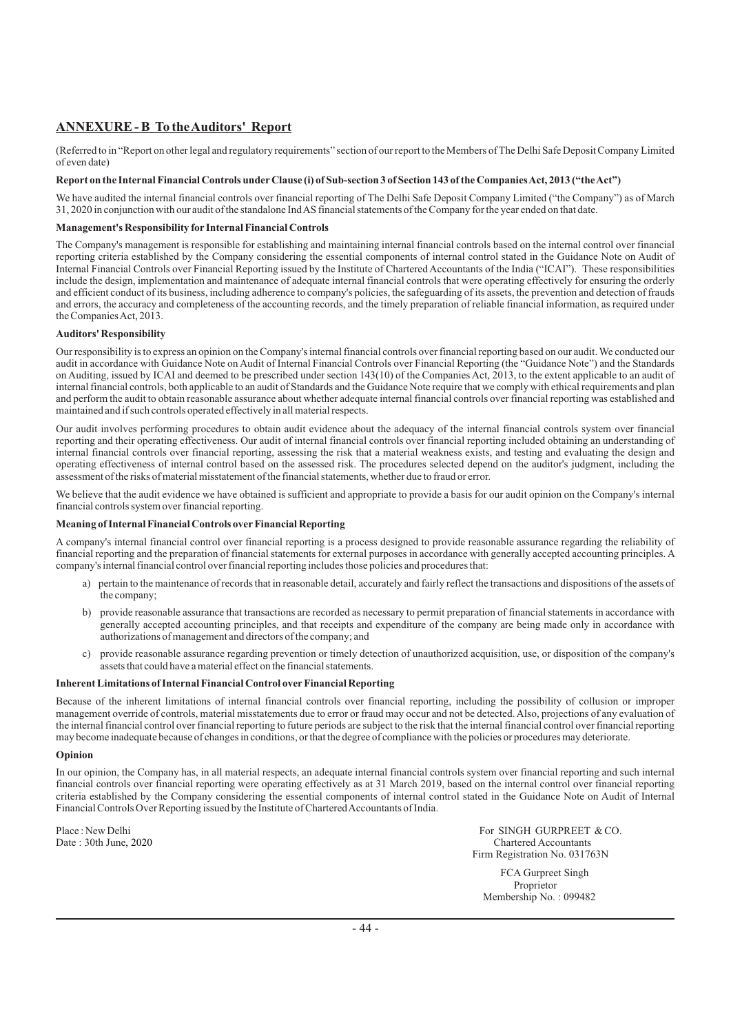## ANNEXURE - B To the Auditors' Report

(Referred to in "Report on other legal and regulatory requirements" section of our report to the Members of The Delhi Safe Deposit Company Limited of even date)

**Report on the Internal Financial Controls under Clause (i) of Sub-section 3 of Section 143 of the Companies Act, 2013 ("the Act")**

We have audited the internal financial controls over financial reporting of The Delhi Safe Deposit Company Limited ("the Company") as of March 31, 2020 in conjunction with our audit of the standalone Ind AS financial statements of the Company for the year ended on that date.

**Management's Responsibility for Internal Financial Controls**

The Company's management is responsible for establishing and maintaining internal financial controls based on the internal control over financial reporting criteria established by the Company considering the essential components of internal control stated in the Guidance Note on Audit of Internal Financial Controls over Financial Reporting issued by the Institute of Chartered Accountants of the India ("ICAI"). These responsibilities include the design, implementation and maintenance of adequate internal financial controls that were operating effectively for ensuring the orderly and efficient conduct of its business, including adherence to company's policies, the safeguarding of its assets, the prevention and detection of frauds and errors, the accuracy and completeness of the accounting records, and the timely preparation of reliable financial information, as required under the Companies Act, 2013.

**Auditors' Responsibility**

Our responsibility is to express an opinion on the Company's internal financial controls over financial reporting based on our audit. We conducted our audit in accordance with Guidance Note on Audit of Internal Financial Controls over Financial Reporting (the "Guidance Note") and the Standards on Auditing, issued by ICAI and deemed to be prescribed under section 143(10) of the Companies Act, 2013, to the extent applicable to an audit of internal financial controls, both applicable to an audit of Standards and the Guidance Note require that we comply with ethical requirements and plan and perform the audit to obtain reasonable assurance about whether adequate internal financial controls over financial reporting was established and maintained and if such controls operated effectively in all material respects.

Our audit involves performing procedures to obtain audit evidence about the adequacy of the internal financial controls system over financial reporting and their operating effectiveness. Our audit of internal financial controls over financial reporting included obtaining an understanding of internal financial controls over financial reporting, assessing the risk that a material weakness exists, and testing and evaluating the design and operating effectiveness of internal control based on the assessed risk. The procedures selected depend on the auditor's judgment, including the assessment of the risks of material misstatement of the financial statements, whether due to fraud or error.

We believe that the audit evidence we have obtained is sufficient and appropriate to provide a basis for our audit opinion on the Company's internal financial controls system over financial reporting.

**Meaning of Internal Financial Controls over Financial Reporting**

A company's internal financial control over financial reporting is a process designed to provide reasonable assurance regarding the reliability of financial reporting and the preparation of financial statements for external purposes in accordance with generally accepted accounting principles. A company's internal financial control over financial reporting includes those policies and procedures that:

a) pertain to the maintenance of records that in reasonable detail, accurately and fairly reflect the transactions and dispositions of the assets of the company;

b) provide reasonable assurance that transactions are recorded as necessary to permit preparation of financial statements in accordance with generally accepted accounting principles, and that receipts and expenditure of the company are being made only in accordance with authorizations of management and directors of the company; and

c) provide reasonable assurance regarding prevention or timely detection of unauthorized acquisition, use, or disposition of the company's assets that could have a material effect on the financial statements.

**Inherent Limitations of Internal Financial Control over Financial Reporting**

Because of the inherent limitations of internal financial controls over financial reporting, including the possibility of collusion or improper management override of controls, material misstatements due to error or fraud may occur and not be detected. Also, projections of any evaluation of the internal financial control over financial reporting to future periods are subject to the risk that the internal financial control over financial reporting may become inadequate because of changes in conditions, or that the degree of compliance with the policies or procedures may deteriorate.

**Opinion**

In our opinion, the Company has, in all material respects, an adequate internal financial controls system over financial reporting and such internal financial controls over financial reporting were operating effectively as at 31 March 2019, based on the internal control over financial reporting criteria established by the Company considering the essential components of internal control stated in the Guidance Note on Audit of Internal Financial Controls Over Reporting issued by the Institute of Chartered Accountants of India.

Place : New Delhi
Date : 30th June, 2020

For SINGH GURPREET & CO.
Chartered Accountants
Firm Registration No. 031763N

FCA Gurpreet Singh
Proprietor
Membership No. : 099482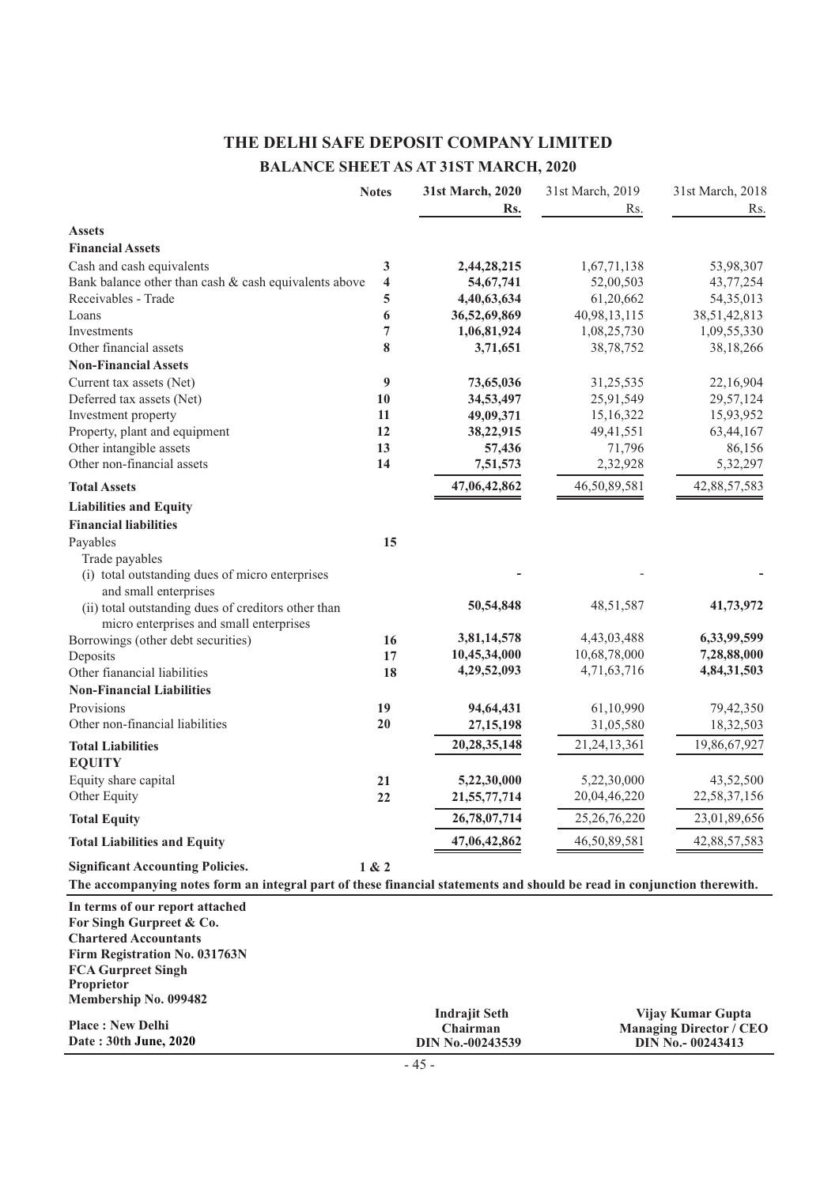# THE DELHI SAFE DEPOSIT COMPANY LIMITED

## BALANCE SHEET AS AT 31ST MARCH, 2020

| | Notes | 31st March, 2020 Rs. | 31st March, 2019 Rs. | 31st March, 2018 Rs. |
|---|---|---|---|---|
| **Assets** | | | | |
| **Financial Assets** | | | | |
| Cash and cash equivalents | 3 | **2,44,28,215** | 1,67,71,138 | 53,98,307 |
| Bank balance other than cash & cash equivalents above | 4 | **54,67,741** | 52,00,503 | 43,77,254 |
| Receivables - Trade | 5 | **4,40,63,634** | 61,20,662 | 54,35,013 |
| Loans | 6 | **36,52,69,869** | 40,98,13,115 | 38,51,42,813 |
| Investments | 7 | **1,06,81,924** | 1,08,25,730 | 1,09,55,330 |
| Other financial assets | 8 | **3,71,651** | 38,78,752 | 38,18,266 |
| **Non-Financial Assets** | | | | |
| Current tax assets (Net) | 9 | **73,65,036** | 31,25,535 | 22,16,904 |
| Deferred tax assets (Net) | 10 | **34,53,497** | 25,91,549 | 29,57,124 |
| Investment property | 11 | **49,09,371** | 15,16,322 | 15,93,952 |
| Property, plant and equipment | 12 | **38,22,915** | 49,41,551 | 63,44,167 |
| Other intangible assets | 13 | **57,436** | 71,796 | 86,156 |
| Other non-financial assets | 14 | **7,51,573** | 2,32,928 | 5,32,297 |
| **Total Assets** | | **47,06,42,862** | 46,50,89,581 | 42,88,57,583 |
| **Liabilities and Equity** | | | | |
| **Financial liabilities** | | | | |
| Payables | 15 | | | |
| Trade payables | | | | |
| (i) total outstanding dues of micro enterprises and small enterprises | | **-** | - | **-** |
| (ii) total outstanding dues of creditors other than micro enterprises and small enterprises | | **50,54,848** | 48,51,587 | **41,73,972** |
| Borrowings (other debt securities) | 16 | **3,81,14,578** | 4,43,03,488 | **6,33,99,599** |
| Deposits | 17 | **10,45,34,000** | 10,68,78,000 | **7,28,88,000** |
| Other fianancial liabilities | 18 | **4,29,52,093** | 4,71,63,716 | **4,84,31,503** |
| **Non-Financial Liabilities** | | | | |
| Provisions | 19 | **94,64,431** | 61,10,990 | 79,42,350 |
| Other non-financial liabilities | 20 | **27,15,198** | 31,05,580 | 18,32,503 |
| **Total Liabilities** | | **20,28,35,148** | 21,24,13,361 | 19,86,67,927 |
| **EQUITY** | | | | |
| Equity share capital | 21 | **5,22,30,000** | 5,22,30,000 | 43,52,500 |
| Other Equity | 22 | **21,55,77,714** | 20,04,46,220 | 22,58,37,156 |
| **Total Equity** | | **26,78,07,714** | 25,26,76,220 | 23,01,89,656 |
| **Total Liabilities and Equity** | | **47,06,42,862** | 46,50,89,581 | 42,88,57,583 |

**Significant Accounting Policies.** **1 & 2**

**The accompanying notes form an integral part of these financial statements and should be read in conjunction therewith.**

**In terms of our report attached**
**For Singh Gurpreet & Co.**
**Chartered Accountants**
**Firm Registration No. 031763N**
**FCA Gurpreet Singh**
**Proprietor**
**Membership No. 099482**

**Place : New Delhi**
**Date : 30th June, 2020**

**Indrajit Seth**
**Chairman**
**DIN No.-00243539**

**Vijay Kumar Gupta**
**Managing Director / CEO**
**DIN No.- 00243413**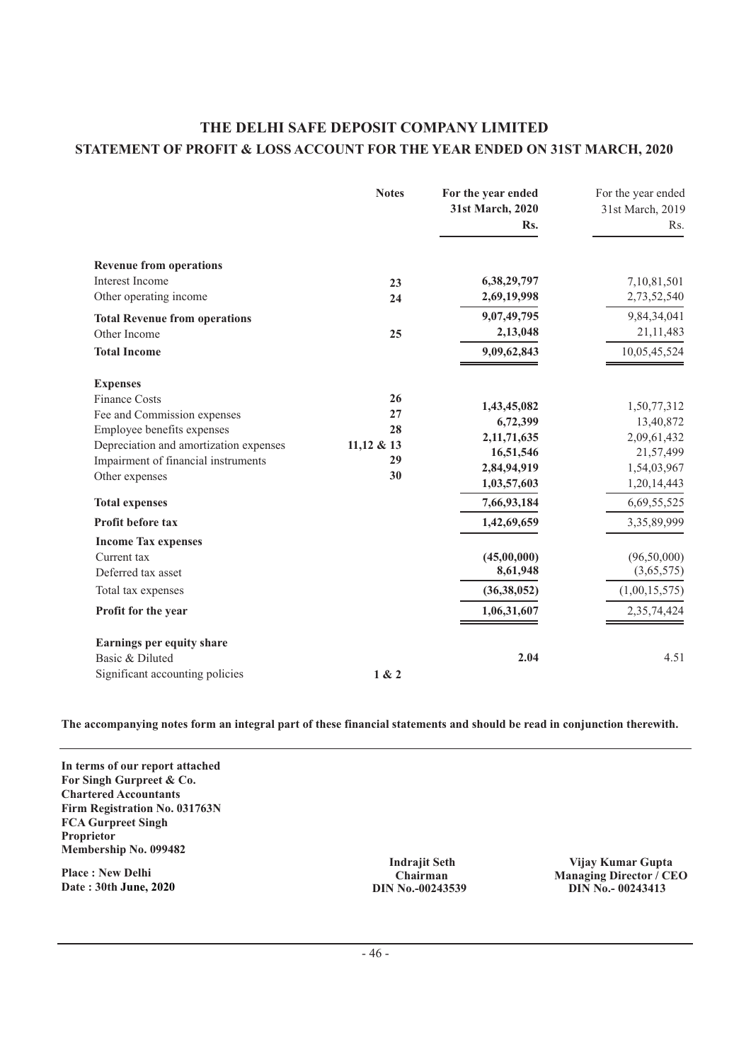# THE DELHI SAFE DEPOSIT COMPANY LIMITED

## STATEMENT OF PROFIT & LOSS ACCOUNT FOR THE YEAR ENDED ON 31ST MARCH, 2020

| | Notes | For the year ended 31st March, 2020 Rs. | For the year ended 31st March, 2019 Rs. |
|---|---|---|---|
| **Revenue from operations** | | | |
| Interest Income | 23 | **6,38,29,797** | 7,10,81,501 |
| Other operating income | 24 | **2,69,19,998** | 2,73,52,540 |
| **Total Revenue from operations** | | **9,07,49,795** | 9,84,34,041 |
| Other Income | 25 | **2,13,048** | 21,11,483 |
| **Total Income** | | **9,09,62,843** | 10,05,45,524 |
| **Expenses** | | | |
| Finance Costs | 26 | **1,43,45,082** | 1,50,77,312 |
| Fee and Commission expenses | 27 | **6,72,399** | 13,40,872 |
| Employee benefits expenses | 28 | **2,11,71,635** | 2,09,61,432 |
| Depreciation and amortization expenses | 11,12 & 13 | **16,51,546** | 21,57,499 |
| Impairment of financial instruments | 29 | **2,84,94,919** | 1,54,03,967 |
| Other expenses | 30 | **1,03,57,603** | 1,20,14,443 |
| **Total expenses** | | **7,66,93,184** | 6,69,55,525 |
| **Profit before tax** | | **1,42,69,659** | 3,35,89,999 |
| **Income Tax expenses** | | | |
| Current tax | | **(45,00,000)** | (96,50,000) |
| Deferred tax asset | | **8,61,948** | (3,65,575) |
| Total tax expenses | | **(36,38,052)** | (1,00,15,575) |
| **Profit for the year** | | **1,06,31,607** | 2,35,74,424 |
| **Earnings per equity share** | | | |
| Basic & Diluted | | **2.04** | 4.51 |
| Significant accounting policies | 1 & 2 | | |

**The accompanying notes form an integral part of these financial statements and should be read in conjunction therewith.**

**In terms of our report attached**
**For Singh Gurpreet & Co.**
**Chartered Accountants**
**Firm Registration No. 031763N**
**FCA Gurpreet Singh**
**Proprietor**
**Membership No. 099482**

**Place : New Delhi**
**Date : 30th June, 2020**

**Indrajit Seth**
**Chairman**
**DIN No.-00243539**

**Vijay Kumar Gupta**
**Managing Director / CEO**
**DIN No.- 00243413**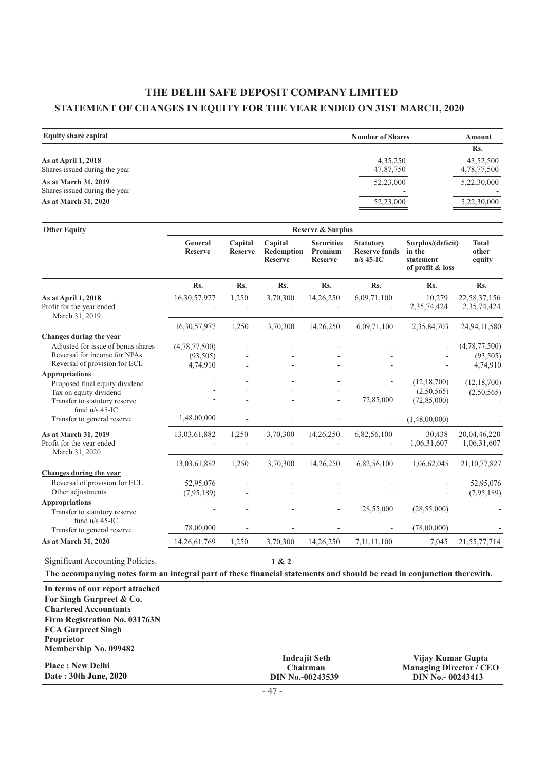# THE DELHI SAFE DEPOSIT COMPANY LIMITED

## STATEMENT OF CHANGES IN EQUITY FOR THE YEAR ENDED ON 31ST MARCH, 2020

| Equity share capital | Number of Shares | Amount |
|---|---|---|
| | | Rs. |
| **As at April 1, 2018** | 4,35,250 | 43,52,500 |
| Shares issued during the year | 47,87,750 | 4,78,77,500 |
| **As at March 31, 2019** | 52,23,000 | 5,22,30,000 |
| Shares issued during the year | - | - |
| **As at March 31, 2020** | 52,23,000 | 5,22,30,000 |

| Other Equity | Reserve & Surplus | | | | | | |
|---|---|---|---|---|---|---|---|
| | General Reserve | Capital Reserve | Capital Redemption Reserve | Securities Premium Reserve | Statutory Reserve funds u/s 45-IC | Surplus/(deficit) in the statement of profit & loss | Total other equity |
| | Rs. | Rs. | Rs. | Rs. | Rs. | Rs. | Rs. |
| **As at April 1, 2018** | 16,30,57,977 | 1,250 | 3,70,300 | 14,26,250 | 6,09,71,100 | 10,279 | 22,58,37,156 |
| Profit for the year ended March 31, 2019 | - | - | - | - | - | 2,35,74,424 | 2,35,74,424 |
| | 16,30,57,977 | 1,250 | 3,70,300 | 14,26,250 | 6,09,71,100 | 2,35,84,703 | 24,94,11,580 |
| **Changes during the year** | | | | | | | |
| Adjusted for issue of bonus shares | (4,78,77,500) | - | - | - | - | - | (4,78,77,500) |
| Reversal for income for NPAs | (93,505) | - | - | - | - | - | (93,505) |
| Reversal of provision for ECL | 4,74,910 | - | - | - | - | - | 4,74,910 |
| **Appropriations** | | | | | | | |
| Proposed final equity dividend | - | - | - | - | - | (12,18,700) | (12,18,700) |
| Tax on equity dividend | - | - | - | - | - | (2,50,565) | (2,50,565) |
| Transfer to statutory reserve fund u/s 45-IC | - | - | - | - | 72,85,000 | (72,85,000) | - |
| Transfer to general reserve | 1,48,00,000 | - | - | - | - | (1,48,00,000) | - |
| **As at March 31, 2019** | 13,03,61,882 | 1,250 | 3,70,300 | 14,26,250 | 6,82,56,100 | 30,438 | 20,04,46,220 |
| Profit for the year ended March 31, 2020 | - | - | - | - | - | 1,06,31,607 | 1,06,31,607 |
| | 13,03,61,882 | 1,250 | 3,70,300 | 14,26,250 | 6,82,56,100 | 1,06,62,045 | 21,10,77,827 |
| **Changes during the year** | | | | | | | |
| Reversal of provision for ECL | 52,95,076 | - | - | - | - | - | 52,95,076 |
| Other adjustments | (7,95,189) | - | - | - | - | - | (7,95,189) |
| **Appropriations** | | | | | | | |
| Transfer to statutory reserve fund u/s 45-IC | - | - | - | - | 28,55,000 | (28,55,000) | - |
| Transfer to general reserve | 78,00,000 | - | - | - | - | (78,00,000) | - |
| **As at March 31, 2020** | 14,26,61,769 | 1,250 | 3,70,300 | 14,26,250 | 7,11,11,100 | 7,045 | 21,55,77,714 |

Significant Accounting Policies. **1 & 2**

**The accompanying notes form an integral part of these financial statements and should be read in conjunction therewith.**

**In terms of our report attached**
**For Singh Gurpreet & Co.**
**Chartered Accountants**
**Firm Registration No. 031763N**
**FCA Gurpreet Singh**
**Proprietor**
**Membership No. 099482**

**Place : New Delhi**
**Date : 30th June, 2020**

**Indrajit Seth**
**Chairman**
**DIN No.-00243539**

**Vijay Kumar Gupta**
**Managing Director / CEO**
**DIN No.- 00243413**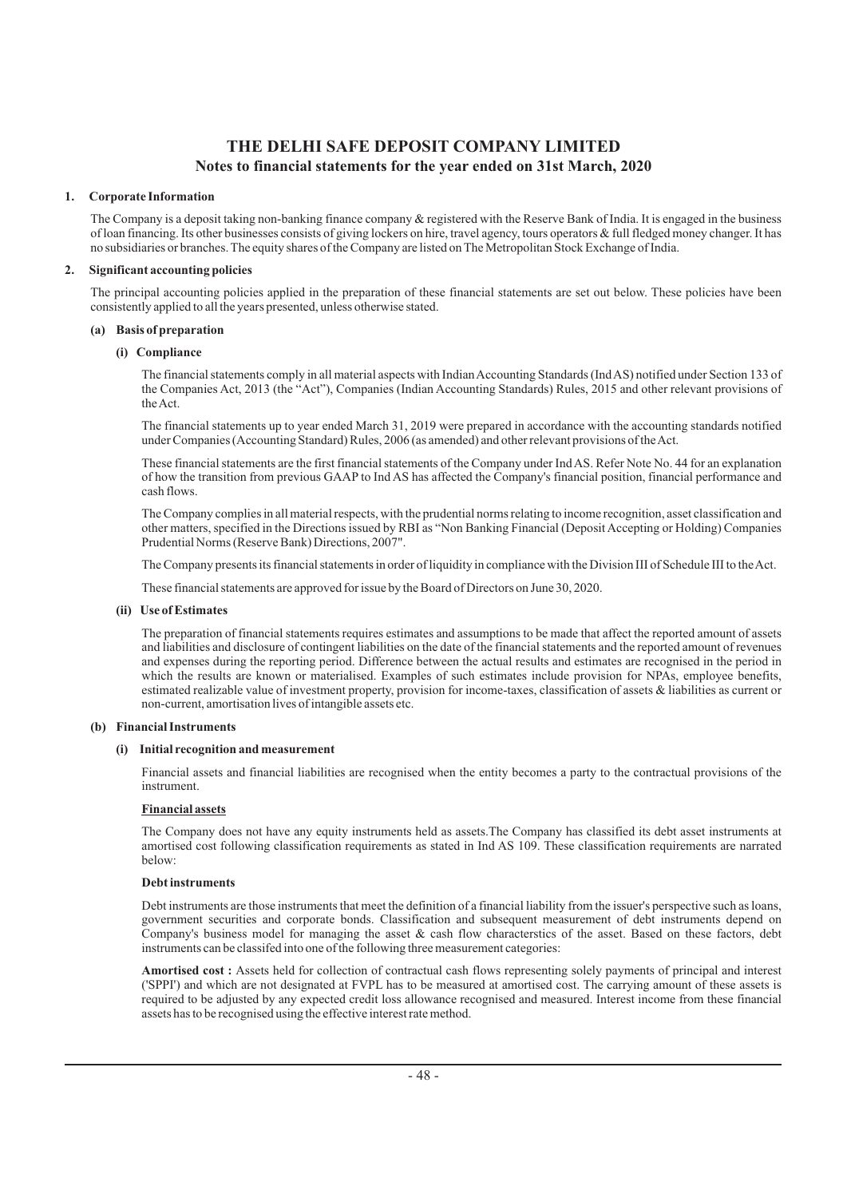# THE DELHI SAFE DEPOSIT COMPANY LIMITED

## Notes to financial statements for the year ended on 31st March, 2020

### 1. Corporate Information

The Company is a deposit taking non-banking finance company & registered with the Reserve Bank of India. It is engaged in the business of loan financing. Its other businesses consists of giving lockers on hire, travel agency, tours operators & full fledged money changer. It has no subsidiaries or branches. The equity shares of the Company are listed on The Metropolitan Stock Exchange of India.

### 2. Significant accounting policies

The principal accounting policies applied in the preparation of these financial statements are set out below. These policies have been consistently applied to all the years presented, unless otherwise stated.

#### (a) Basis of preparation

##### (i) Compliance

The financial statements comply in all material aspects with Indian Accounting Standards (Ind AS) notified under Section 133 of the Companies Act, 2013 (the "Act"), Companies (Indian Accounting Standards) Rules, 2015 and other relevant provisions of the Act.

The financial statements up to year ended March 31, 2019 were prepared in accordance with the accounting standards notified under Companies (Accounting Standard) Rules, 2006 (as amended) and other relevant provisions of the Act.

These financial statements are the first financial statements of the Company under Ind AS. Refer Note No. 44 for an explanation of how the transition from previous GAAP to Ind AS has affected the Company's financial position, financial performance and cash flows.

The Company complies in all material respects, with the prudential norms relating to income recognition, asset classification and other matters, specified in the Directions issued by RBI as "Non Banking Financial (Deposit Accepting or Holding) Companies Prudential Norms (Reserve Bank) Directions, 2007".

The Company presents its financial statements in order of liquidity in compliance with the Division III of Schedule III to the Act.

These financial statements are approved for issue by the Board of Directors on June 30, 2020.

##### (ii) Use of Estimates

The preparation of financial statements requires estimates and assumptions to be made that affect the reported amount of assets and liabilities and disclosure of contingent liabilities on the date of the financial statements and the reported amount of revenues and expenses during the reporting period. Difference between the actual results and estimates are recognised in the period in which the results are known or materialised. Examples of such estimates include provision for NPAs, employee benefits, estimated realizable value of investment property, provision for income-taxes, classification of assets & liabilities as current or non-current, amortisation lives of intangible assets etc.

#### (b) Financial Instruments

##### (i) Initial recognition and measurement

Financial assets and financial liabilities are recognised when the entity becomes a party to the contractual provisions of the instrument.

**Financial assets**

The Company does not have any equity instruments held as assets.The Company has classified its debt asset instruments at amortised cost following classification requirements as stated in Ind AS 109. These classification requirements are narrated below:

**Debt instruments**

Debt instruments are those instruments that meet the definition of a financial liability from the issuer's perspective such as loans, government securities and corporate bonds. Classification and subsequent measurement of debt instruments depend on Company's business model for managing the asset & cash flow characterstics of the asset. Based on these factors, debt instruments can be classifed into one of the following three measurement categories:

**Amortised cost :** Assets held for collection of contractual cash flows representing solely payments of principal and interest ('SPPI') and which are not designated at FVPL has to be measured at amortised cost. The carrying amount of these assets is required to be adjusted by any expected credit loss allowance recognised and measured. Interest income from these financial assets has to be recognised using the effective interest rate method.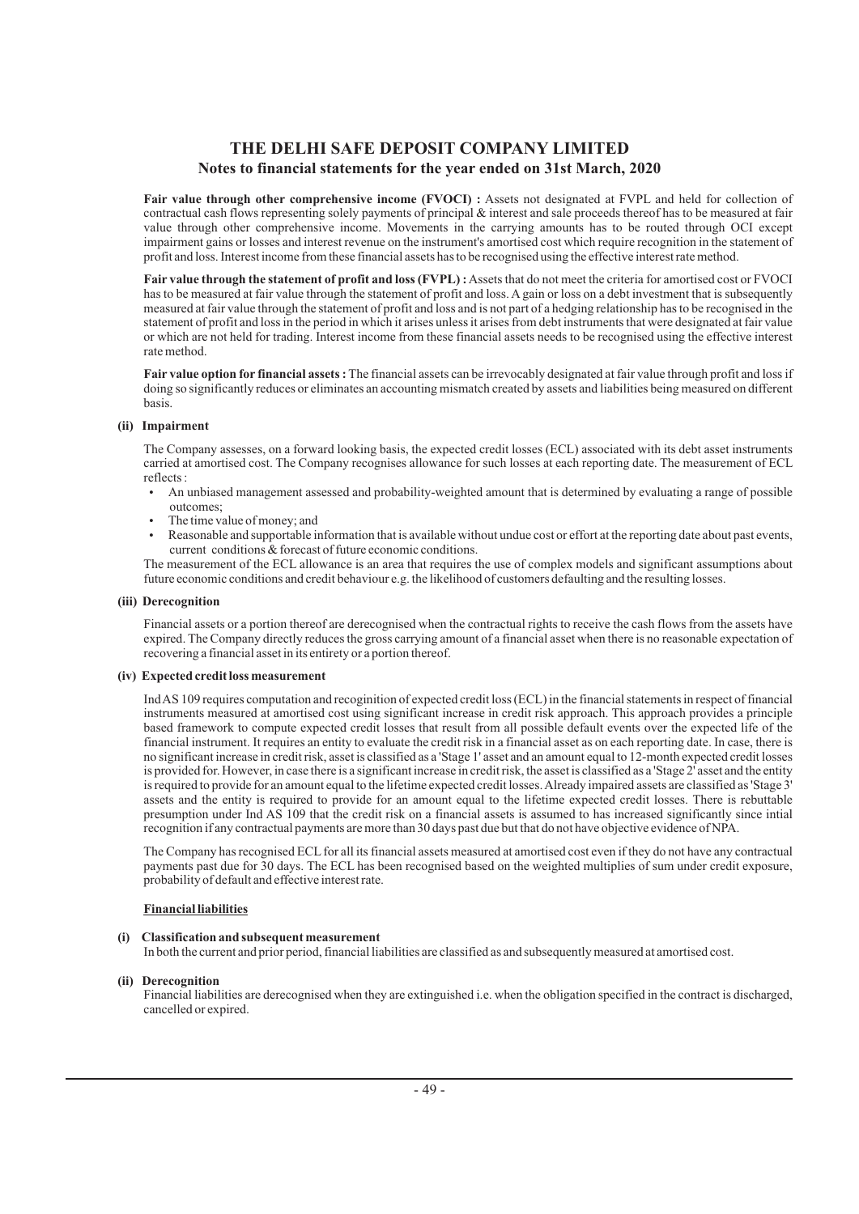**Fair value through other comprehensive income (FVOCI) :** Assets not designated at FVPL and held for collection of contractual cash flows representing solely payments of principal & interest and sale proceeds thereof has to be measured at fair value through other comprehensive income. Movements in the carrying amounts has to be routed through OCI except impairment gains or losses and interest revenue on the instrument's amortised cost which require recognition in the statement of profit and loss. Interest income from these financial assets has to be recognised using the effective interest rate method.

**Fair value through the statement of profit and loss (FVPL) :** Assets that do not meet the criteria for amortised cost or FVOCI has to be measured at fair value through the statement of profit and loss. A gain or loss on a debt investment that is subsequently measured at fair value through the statement of profit and loss and is not part of a hedging relationship has to be recognised in the statement of profit and loss in the period in which it arises unless it arises from debt instruments that were designated at fair value or which are not held for trading. Interest income from these financial assets needs to be recognised using the effective interest rate method.

**Fair value option for financial assets :** The financial assets can be irrevocably designated at fair value through profit and loss if doing so significantly reduces or eliminates an accounting mismatch created by assets and liabilities being measured on different basis.

**(ii) Impairment**

The Company assesses, on a forward looking basis, the expected credit losses (ECL) associated with its debt asset instruments carried at amortised cost. The Company recognises allowance for such losses at each reporting date. The measurement of ECL reflects :

- An unbiased management assessed and probability-weighted amount that is determined by evaluating a range of possible outcomes;
- The time value of money; and
- Reasonable and supportable information that is available without undue cost or effort at the reporting date about past events, current conditions & forecast of future economic conditions.

The measurement of the ECL allowance is an area that requires the use of complex models and significant assumptions about future economic conditions and credit behaviour e.g. the likelihood of customers defaulting and the resulting losses.

**(iii) Derecognition**

Financial assets or a portion thereof are derecognised when the contractual rights to receive the cash flows from the assets have expired. The Company directly reduces the gross carrying amount of a financial asset when there is no reasonable expectation of recovering a financial asset in its entirety or a portion thereof.

**(iv) Expected credit loss measurement**

Ind AS 109 requires computation and recoginition of expected credit loss (ECL) in the financial statements in respect of financial instruments measured at amortised cost using significant increase in credit risk approach. This approach provides a principle based framework to compute expected credit losses that result from all possible default events over the expected life of the financial instrument. It requires an entity to evaluate the credit risk in a financial asset as on each reporting date. In case, there is no significant increase in credit risk, asset is classified as a 'Stage 1' asset and an amount equal to 12-month expected credit losses is provided for. However, in case there is a significant increase in credit risk, the asset is classified as a 'Stage 2' asset and the entity is required to provide for an amount equal to the lifetime expected credit losses. Already impaired assets are classified as 'Stage 3' assets and the entity is required to provide for an amount equal to the lifetime expected credit losses. There is rebuttable presumption under Ind AS 109 that the credit risk on a financial assets is assumed to has increased significantly since intial recognition if any contractual payments are more than 30 days past due but that do not have objective evidence of NPA.

The Company has recognised ECL for all its financial assets measured at amortised cost even if they do not have any contractual payments past due for 30 days. The ECL has been recognised based on the weighted multiplies of sum under credit exposure, probability of default and effective interest rate.

**Financial liabilities**

**(i) Classification and subsequent measurement**

In both the current and prior period, financial liabilities are classified as and subsequently measured at amortised cost.

**(ii) Derecognition**

Financial liabilities are derecognised when they are extinguished i.e. when the obligation specified in the contract is discharged, cancelled or expired.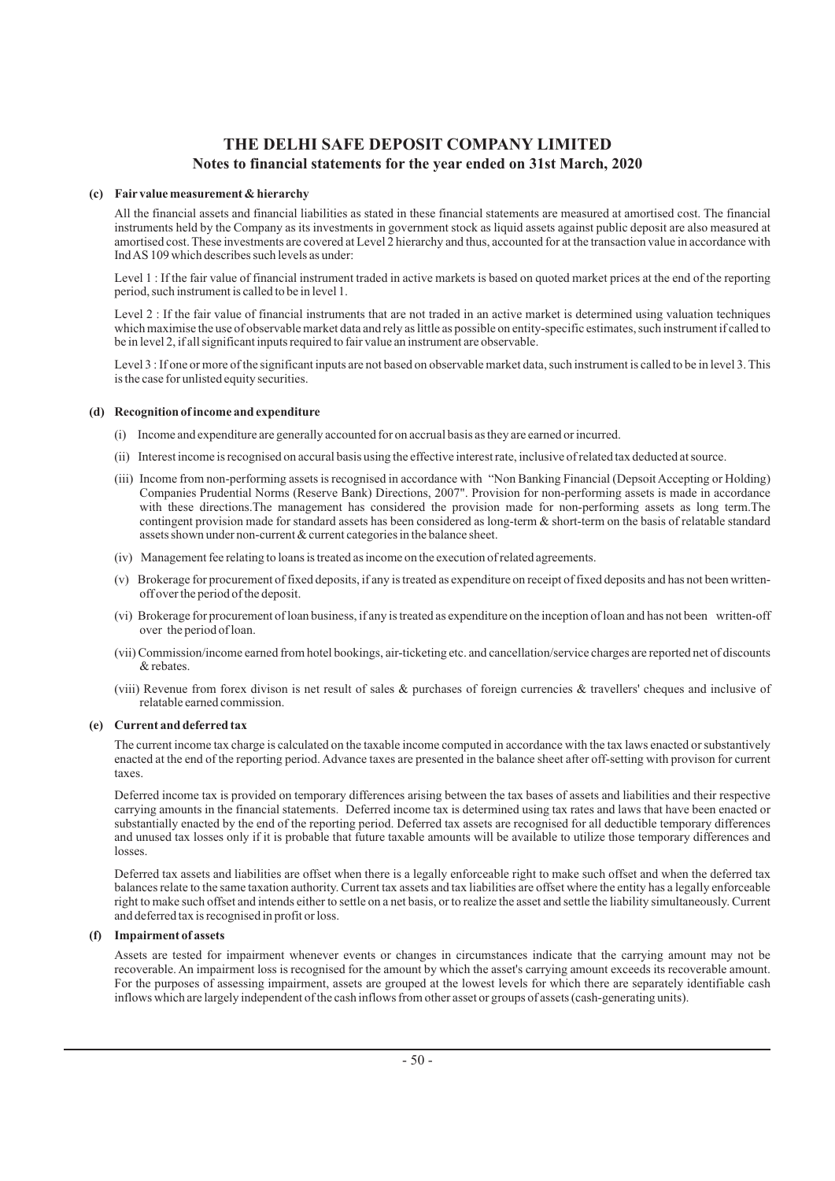# THE DELHI SAFE DEPOSIT COMPANY LIMITED

## Notes to financial statements for the year ended on 31st March, 2020

**(c) Fair value measurement & hierarchy**

All the financial assets and financial liabilities as stated in these financial statements are measured at amortised cost. The financial instruments held by the Company as its investments in government stock as liquid assets against public deposit are also measured at amortised cost. These investments are covered at Level 2 hierarchy and thus, accounted for at the transaction value in accordance with Ind AS 109 which describes such levels as under:

Level 1 : If the fair value of financial instrument traded in active markets is based on quoted market prices at the end of the reporting period, such instrument is called to be in level 1.

Level 2 : If the fair value of financial instruments that are not traded in an active market is determined using valuation techniques which maximise the use of observable market data and rely as little as possible on entity-specific estimates, such instrument if called to be in level 2, if all significant inputs required to fair value an instrument are observable.

Level 3 : If one or more of the significant inputs are not based on observable market data, such instrument is called to be in level 3. This is the case for unlisted equity securities.

**(d) Recognition of income and expenditure**

(i) Income and expenditure are generally accounted for on accrual basis as they are earned or incurred.

(ii) Interest income is recognised on accural basis using the effective interest rate, inclusive of related tax deducted at source.

(iii) Income from non-performing assets is recognised in accordance with "Non Banking Financial (Depsoit Accepting or Holding) Companies Prudential Norms (Reserve Bank) Directions, 2007". Provision for non-performing assets is made in accordance with these directions.The management has considered the provision made for non-performing assets as long term.The contingent provision made for standard assets has been considered as long-term & short-term on the basis of relatable standard assets shown under non-current & current categories in the balance sheet.

(iv) Management fee relating to loans is treated as income on the execution of related agreements.

(v) Brokerage for procurement of fixed deposits, if any is treated as expenditure on receipt of fixed deposits and has not been written-off over the period of the deposit.

(vi) Brokerage for procurement of loan business, if any is treated as expenditure on the inception of loan and has not been written-off over the period of loan.

(vii) Commission/income earned from hotel bookings, air-ticketing etc. and cancellation/service charges are reported net of discounts & rebates.

(viii) Revenue from forex divison is net result of sales & purchases of foreign currencies & travellers' cheques and inclusive of relatable earned commission.

**(e) Current and deferred tax**

The current income tax charge is calculated on the taxable income computed in accordance with the tax laws enacted or substantively enacted at the end of the reporting period. Advance taxes are presented in the balance sheet after off-setting with provison for current taxes.

Deferred income tax is provided on temporary differences arising between the tax bases of assets and liabilities and their respective carrying amounts in the financial statements. Deferred income tax is determined using tax rates and laws that have been enacted or substantially enacted by the end of the reporting period. Deferred tax assets are recognised for all deductible temporary differences and unused tax losses only if it is probable that future taxable amounts will be available to utilize those temporary differences and losses.

Deferred tax assets and liabilities are offset when there is a legally enforceable right to make such offset and when the deferred tax balances relate to the same taxation authority. Current tax assets and tax liabilities are offset where the entity has a legally enforceable right to make such offset and intends either to settle on a net basis, or to realize the asset and settle the liability simultaneously. Current and deferred tax is recognised in profit or loss.

**(f) Impairment of assets**

Assets are tested for impairment whenever events or changes in circumstances indicate that the carrying amount may not be recoverable. An impairment loss is recognised for the amount by which the asset's carrying amount exceeds its recoverable amount. For the purposes of assessing impairment, assets are grouped at the lowest levels for which there are separately identifiable cash inflows which are largely independent of the cash inflows from other asset or groups of assets (cash-generating units).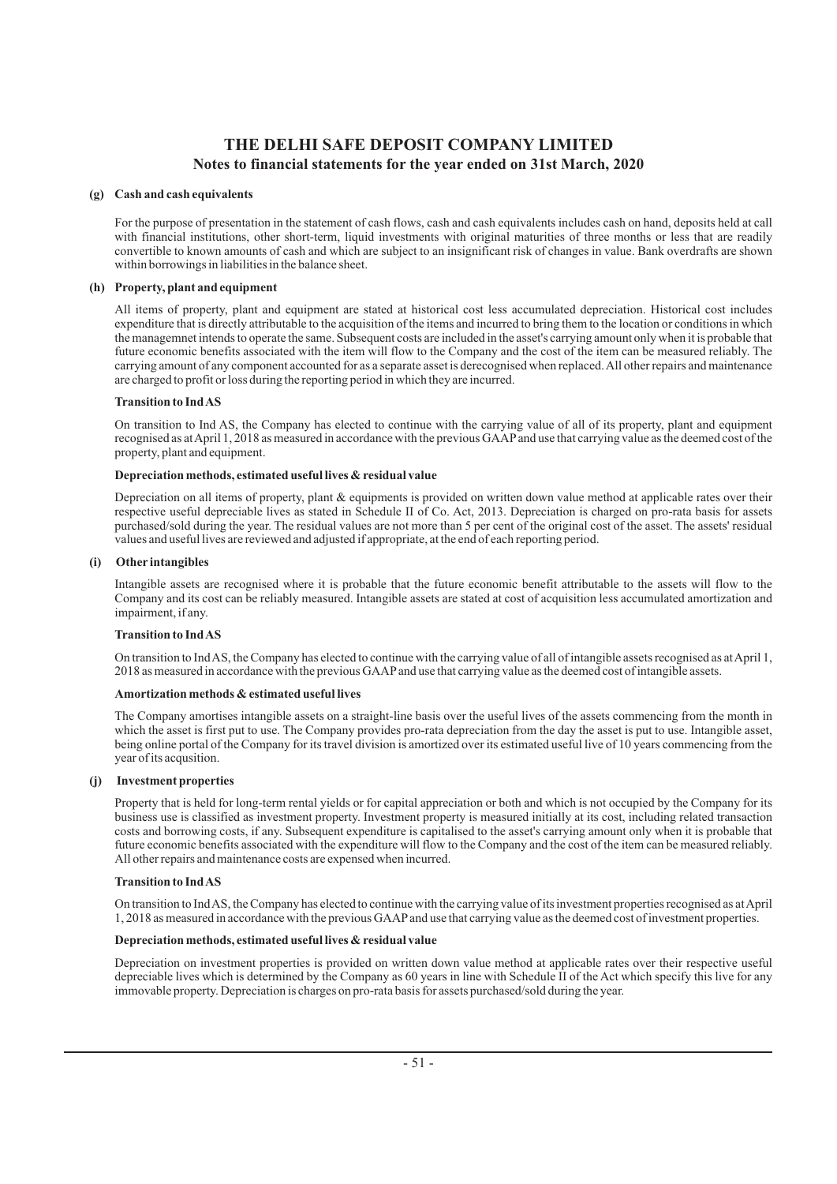# THE DELHI SAFE DEPOSIT COMPANY LIMITED

## Notes to financial statements for the year ended on 31st March, 2020

**(g) Cash and cash equivalents**

For the purpose of presentation in the statement of cash flows, cash and cash equivalents includes cash on hand, deposits held at call with financial institutions, other short-term, liquid investments with original maturities of three months or less that are readily convertible to known amounts of cash and which are subject to an insignificant risk of changes in value. Bank overdrafts are shown within borrowings in liabilities in the balance sheet.

**(h) Property, plant and equipment**

All items of property, plant and equipment are stated at historical cost less accumulated depreciation. Historical cost includes expenditure that is directly attributable to the acquisition of the items and incurred to bring them to the location or conditions in which the managemnet intends to operate the same. Subsequent costs are included in the asset's carrying amount only when it is probable that future economic benefits associated with the item will flow to the Company and the cost of the item can be measured reliably. The carrying amount of any component accounted for as a separate asset is derecognised when replaced. All other repairs and maintenance are charged to profit or loss during the reporting period in which they are incurred.

**Transition to Ind AS**

On transition to Ind AS, the Company has elected to continue with the carrying value of all of its property, plant and equipment recognised as at April 1, 2018 as measured in accordance with the previous GAAP and use that carrying value as the deemed cost of the property, plant and equipment.

**Depreciation methods, estimated useful lives & residual value**

Depreciation on all items of property, plant & equipments is provided on written down value method at applicable rates over their respective useful depreciable lives as stated in Schedule II of Co. Act, 2013. Depreciation is charged on pro-rata basis for assets purchased/sold during the year. The residual values are not more than 5 per cent of the original cost of the asset. The assets' residual values and useful lives are reviewed and adjusted if appropriate, at the end of each reporting period.

**(i) Other intangibles**

Intangible assets are recognised where it is probable that the future economic benefit attributable to the assets will flow to the Company and its cost can be reliably measured. Intangible assets are stated at cost of acquisition less accumulated amortization and impairment, if any.

**Transition to Ind AS**

On transition to Ind AS, the Company has elected to continue with the carrying value of all of intangible assets recognised as at April 1, 2018 as measured in accordance with the previous GAAP and use that carrying value as the deemed cost of intangible assets.

**Amortization methods & estimated useful lives**

The Company amortises intangible assets on a straight-line basis over the useful lives of the assets commencing from the month in which the asset is first put to use. The Company provides pro-rata depreciation from the day the asset is put to use. Intangible asset, being online portal of the Company for its travel division is amortized over its estimated useful live of 10 years commencing from the year of its acqusition.

**(j) Investment properties**

Property that is held for long-term rental yields or for capital appreciation or both and which is not occupied by the Company for its business use is classified as investment property. Investment property is measured initially at its cost, including related transaction costs and borrowing costs, if any. Subsequent expenditure is capitalised to the asset's carrying amount only when it is probable that future economic benefits associated with the expenditure will flow to the Company and the cost of the item can be measured reliably. All other repairs and maintenance costs are expensed when incurred.

**Transition to Ind AS**

On transition to Ind AS, the Company has elected to continue with the carrying value of its investment properties recognised as at April 1, 2018 as measured in accordance with the previous GAAP and use that carrying value as the deemed cost of investment properties.

**Depreciation methods, estimated useful lives & residual value**

Depreciation on investment properties is provided on written down value method at applicable rates over their respective useful depreciable lives which is determined by the Company as 60 years in line with Schedule II of the Act which specify this live for any immovable property. Depreciation is charges on pro-rata basis for assets purchased/sold during the year.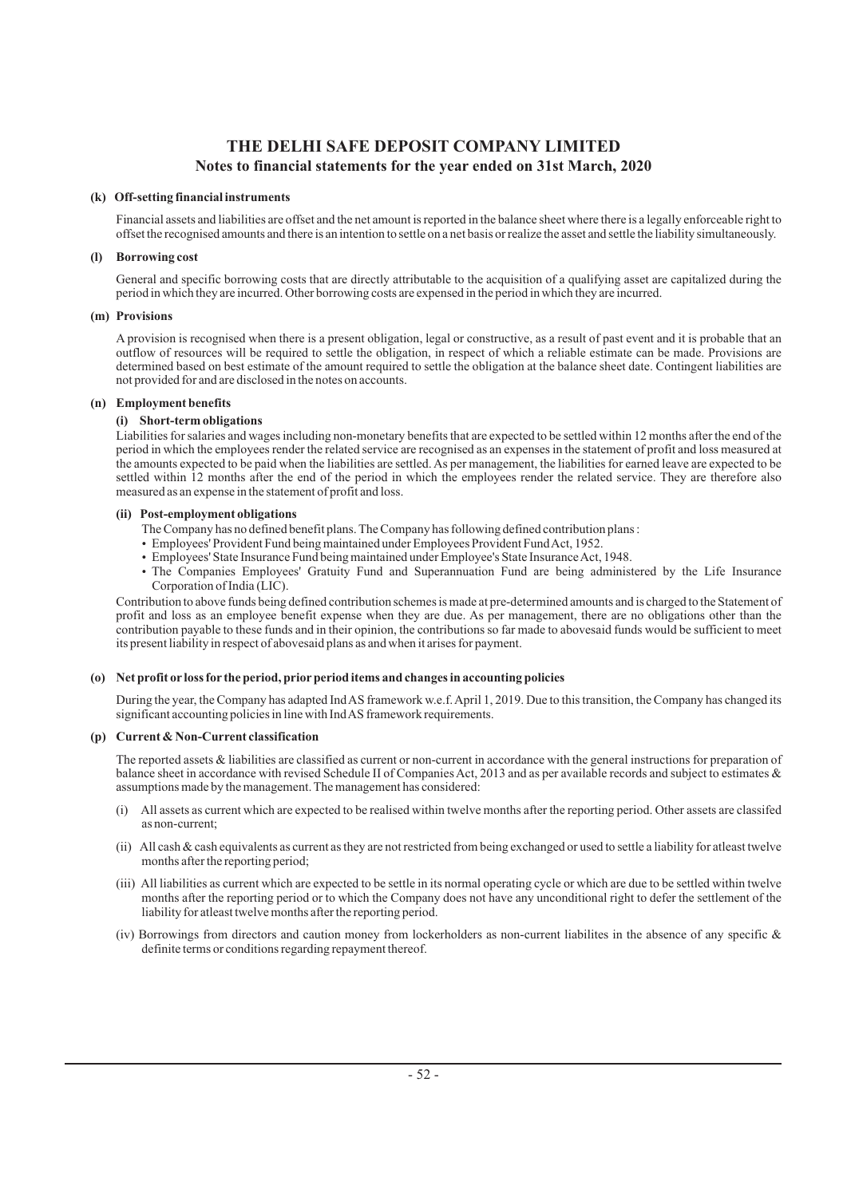# THE DELHI SAFE DEPOSIT COMPANY LIMITED

## Notes to financial statements for the year ended on 31st March, 2020

**(k) Off-setting financial instruments**

Financial assets and liabilities are offset and the net amount is reported in the balance sheet where there is a legally enforceable right to offset the recognised amounts and there is an intention to settle on a net basis or realize the asset and settle the liability simultaneously.

**(l) Borrowing cost**

General and specific borrowing costs that are directly attributable to the acquisition of a qualifying asset are capitalized during the period in which they are incurred. Other borrowing costs are expensed in the period in which they are incurred.

**(m) Provisions**

A provision is recognised when there is a present obligation, legal or constructive, as a result of past event and it is probable that an outflow of resources will be required to settle the obligation, in respect of which a reliable estimate can be made. Provisions are determined based on best estimate of the amount required to settle the obligation at the balance sheet date. Contingent liabilities are not provided for and are disclosed in the notes on accounts.

**(n) Employment benefits**

**(i) Short-term obligations**

Liabilities for salaries and wages including non-monetary benefits that are expected to be settled within 12 months after the end of the period in which the employees render the related service are recognised as an expenses in the statement of profit and loss measured at the amounts expected to be paid when the liabilities are settled. As per management, the liabilities for earned leave are expected to be settled within 12 months after the end of the period in which the employees render the related service. They are therefore also measured as an expense in the statement of profit and loss.

**(ii) Post-employment obligations**

The Company has no defined benefit plans. The Company has following defined contribution plans :

- Employees' Provident Fund being maintained under Employees Provident Fund Act, 1952.
- Employees' State Insurance Fund being maintained under Employee's State Insurance Act, 1948.
- The Companies Employees' Gratuity Fund and Superannuation Fund are being administered by the Life Insurance Corporation of India (LIC).

Contribution to above funds being defined contribution schemes is made at pre-determined amounts and is charged to the Statement of profit and loss as an employee benefit expense when they are due. As per management, there are no obligations other than the contribution payable to these funds and in their opinion, the contributions so far made to abovesaid funds would be sufficient to meet its present liability in respect of abovesaid plans as and when it arises for payment.

**(o) Net profit or loss for the period, prior period items and changes in accounting policies**

During the year, the Company has adapted Ind AS framework w.e.f. April 1, 2019. Due to this transition, the Company has changed its significant accounting policies in line with Ind AS framework requirements.

**(p) Current & Non-Current classification**

The reported assets & liabilities are classified as current or non-current in accordance with the general instructions for preparation of balance sheet in accordance with revised Schedule II of Companies Act, 2013 and as per available records and subject to estimates & assumptions made by the management. The management has considered:

(i) All assets as current which are expected to be realised within twelve months after the reporting period. Other assets are classifed as non-current;

(ii) All cash & cash equivalents as current as they are not restricted from being exchanged or used to settle a liability for atleast twelve months after the reporting period;

(iii) All liabilities as current which are expected to be settle in its normal operating cycle or which are due to be settled within twelve months after the reporting period or to which the Company does not have any unconditional right to defer the settlement of the liability for atleast twelve months after the reporting period.

(iv) Borrowings from directors and caution money from lockerholders as non-current liabilites in the absence of any specific & definite terms or conditions regarding repayment thereof.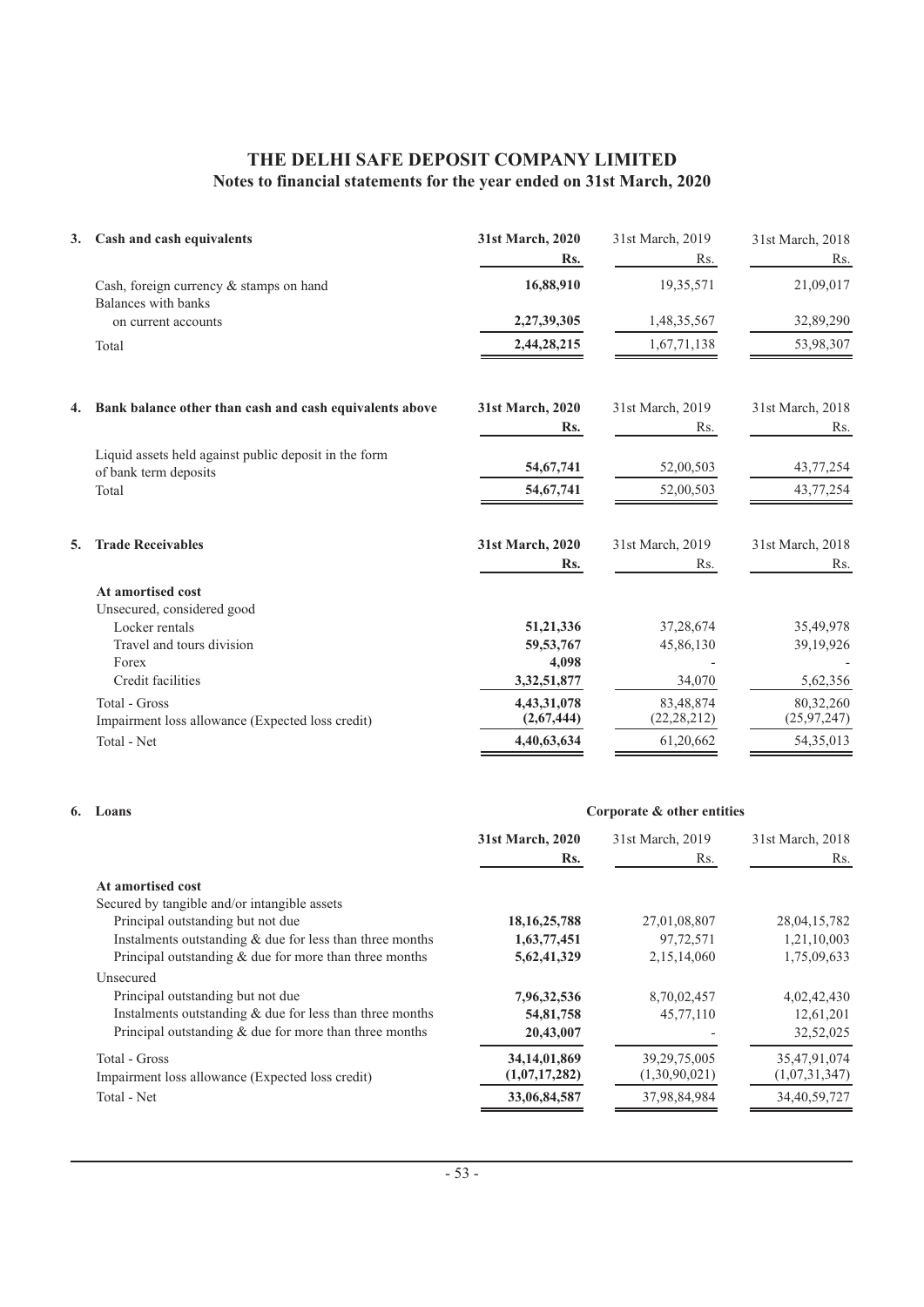# THE DELHI SAFE DEPOSIT COMPANY LIMITED
## Notes to financial statements for the year ended on 31st March, 2020

| 3. Cash and cash equivalents | 31st March, 2020 | 31st March, 2019 | 31st March, 2018 |
|---|---|---|---|
| | **Rs.** | Rs. | Rs. |
| Cash, foreign currency & stamps on hand | **16,88,910** | 19,35,571 | 21,09,017 |
| Balances with banks | | | |
| on current accounts | **2,27,39,305** | 1,48,35,567 | 32,89,290 |
| Total | **2,44,28,215** | 1,67,71,138 | 53,98,307 |

| 4. Bank balance other than cash and cash equivalents above | 31st March, 2020 | 31st March, 2019 | 31st March, 2018 |
|---|---|---|---|
| | **Rs.** | Rs. | Rs. |
| Liquid assets held against public deposit in the form of bank term deposits | **54,67,741** | 52,00,503 | 43,77,254 |
| Total | **54,67,741** | 52,00,503 | 43,77,254 |

| 5. Trade Receivables | 31st March, 2020 | 31st March, 2019 | 31st March, 2018 |
|---|---|---|---|
| | **Rs.** | Rs. | Rs. |
| **At amortised cost** | | | |
| Unsecured, considered good | | | |
| Locker rentals | **51,21,336** | 37,28,674 | 35,49,978 |
| Travel and tours division | **59,53,767** | 45,86,130 | 39,19,926 |
| Forex | **4,098** | - | - |
| Credit facilities | **3,32,51,877** | 34,070 | 5,62,356 |
| Total - Gross | **4,43,31,078** | 83,48,874 | 80,32,260 |
| Impairment loss allowance (Expected loss credit) | **(2,67,444)** | (22,28,212) | (25,97,247) |
| Total - Net | **4,40,63,634** | 61,20,662 | 54,35,013 |

| 6. Loans | Corporate & other entities | | |
|---|---|---|---|
| | 31st March, 2020 | 31st March, 2019 | 31st March, 2018 |
| | **Rs.** | Rs. | Rs. |
| **At amortised cost** | | | |
| Secured by tangible and/or intangible assets | | | |
| Principal outstanding but not due | **18,16,25,788** | 27,01,08,807 | 28,04,15,782 |
| Instalments outstanding & due for less than three months | **1,63,77,451** | 97,72,571 | 1,21,10,003 |
| Principal outstanding & due for more than three months | **5,62,41,329** | 2,15,14,060 | 1,75,09,633 |
| Unsecured | | | |
| Principal outstanding but not due | **7,96,32,536** | 8,70,02,457 | 4,02,42,430 |
| Instalments outstanding & due for less than three months | **54,81,758** | 45,77,110 | 12,61,201 |
| Principal outstanding & due for more than three months | **20,43,007** | - | 32,52,025 |
| Total - Gross | **34,14,01,869** | 39,29,75,005 | 35,47,91,074 |
| Impairment loss allowance (Expected loss credit) | **(1,07,17,282)** | (1,30,90,021) | (1,07,31,347) |
| Total - Net | **33,06,84,587** | 37,98,84,984 | 34,40,59,727 |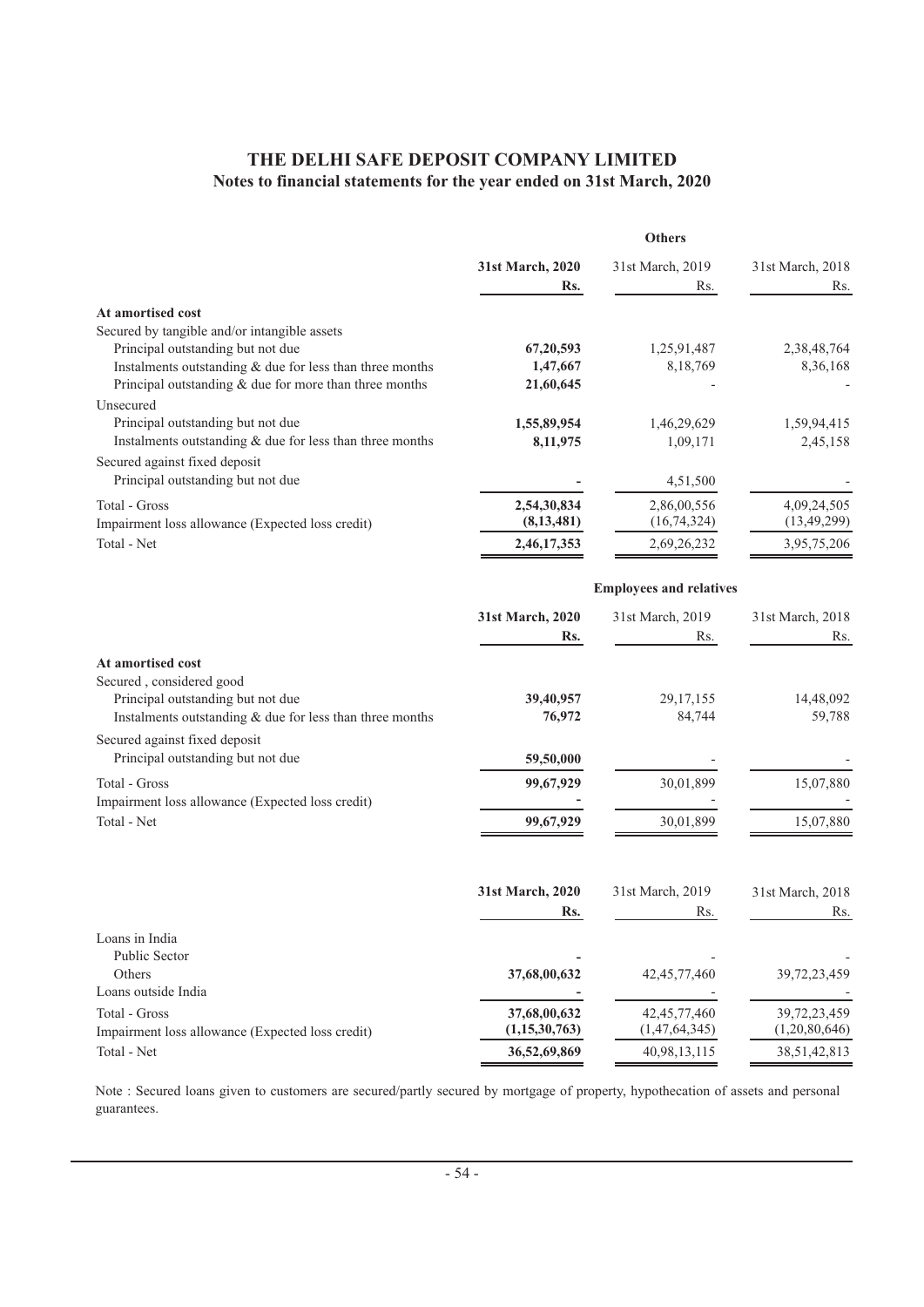# THE DELHI SAFE DEPOSIT COMPANY LIMITED
## Notes to financial statements for the year ended on 31st March, 2020

| | **Others** | | |
|---|---|---|---|
| | **31st March, 2020** | 31st March, 2019 | 31st March, 2018 |
| | **Rs.** | Rs. | Rs. |
| **At amortised cost** | | | |
| Secured by tangible and/or intangible assets | | | |
| Principal outstanding but not due | **67,20,593** | 1,25,91,487 | 2,38,48,764 |
| Instalments outstanding & due for less than three months | **1,47,667** | 8,18,769 | 8,36,168 |
| Principal outstanding & due for more than three months | **21,60,645** | - | - |
| Unsecured | | | |
| Principal outstanding but not due | **1,55,89,954** | 1,46,29,629 | 1,59,94,415 |
| Instalments outstanding & due for less than three months | **8,11,975** | 1,09,171 | 2,45,158 |
| Secured against fixed deposit | | | |
| Principal outstanding but not due | **-** | 4,51,500 | - |
| Total - Gross | **2,54,30,834** | 2,86,00,556 | 4,09,24,505 |
| Impairment loss allowance (Expected loss credit) | **(8,13,481)** | (16,74,324) | (13,49,299) |
| Total - Net | **2,46,17,353** | 2,69,26,232 | 3,95,75,206 |

| | **Employees and relatives** | | |
|---|---|---|---|
| | **31st March, 2020** | 31st March, 2019 | 31st March, 2018 |
| | **Rs.** | Rs. | Rs. |
| **At amortised cost** | | | |
| Secured , considered good | | | |
| Principal outstanding but not due | **39,40,957** | 29,17,155 | 14,48,092 |
| Instalments outstanding & due for less than three months | **76,972** | 84,744 | 59,788 |
| Secured against fixed deposit | | | |
| Principal outstanding but not due | **59,50,000** | - | - |
| Total - Gross | **99,67,929** | 30,01,899 | 15,07,880 |
| Impairment loss allowance (Expected loss credit) | **-** | - | - |
| Total - Net | **99,67,929** | 30,01,899 | 15,07,880 |

| | **31st March, 2020** | 31st March, 2019 | 31st March, 2018 |
|---|---|---|---|
| | **Rs.** | Rs. | Rs. |
| Loans in India | | | |
| Public Sector | **-** | - | - |
| Others | **37,68,00,632** | 42,45,77,460 | 39,72,23,459 |
| Loans outside India | **-** | - | - |
| Total - Gross | **37,68,00,632** | 42,45,77,460 | 39,72,23,459 |
| Impairment loss allowance (Expected loss credit) | **(1,15,30,763)** | (1,47,64,345) | (1,20,80,646) |
| Total - Net | **36,52,69,869** | 40,98,13,115 | 38,51,42,813 |

Note : Secured loans given to customers are secured/partly secured by mortgage of property, hypothecation of assets and personal guarantees.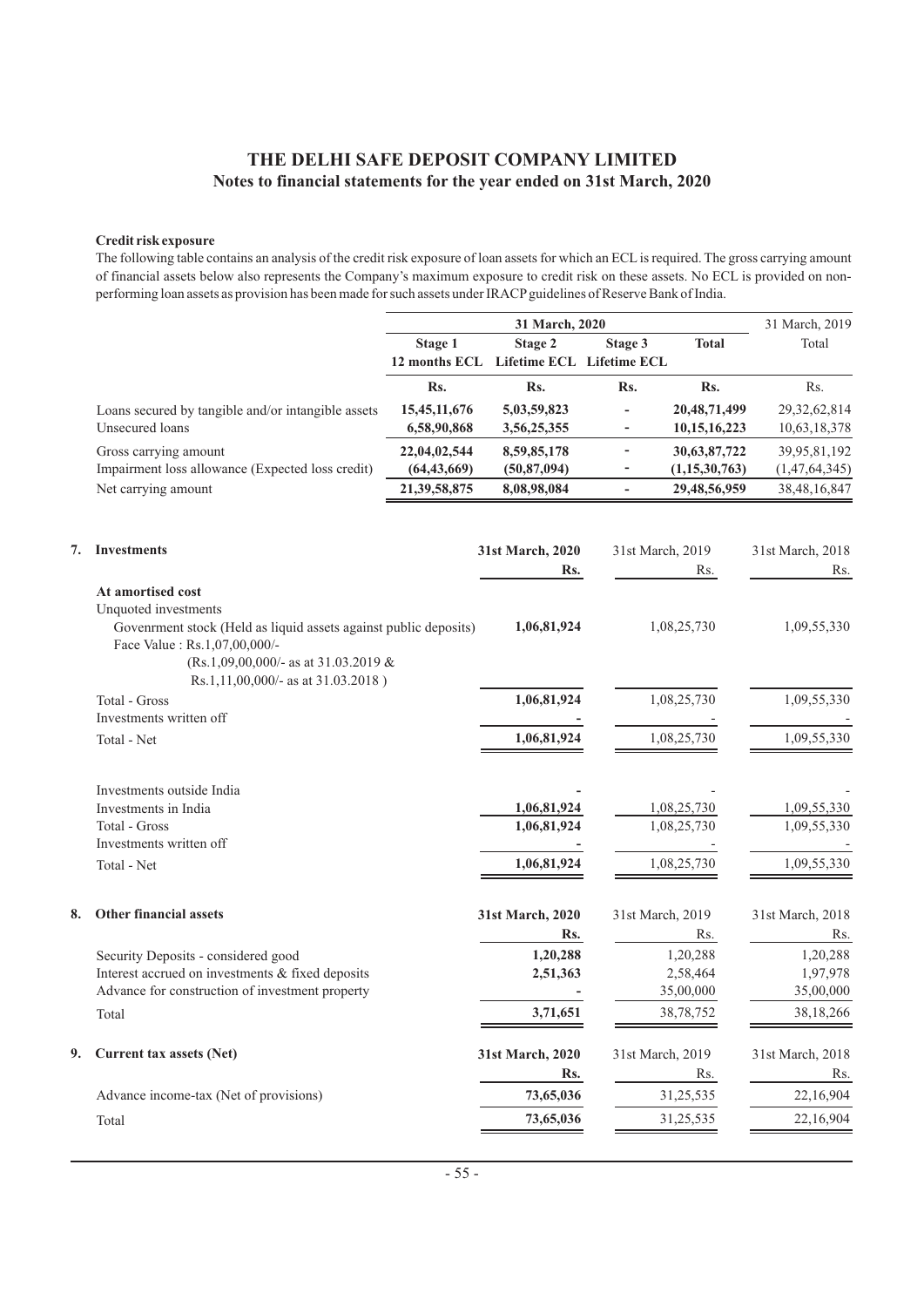# THE DELHI SAFE DEPOSIT COMPANY LIMITED

## Notes to financial statements for the year ended on 31st March, 2020

**Credit risk exposure**

The following table contains an analysis of the credit risk exposure of loan assets for which an ECL is required. The gross carrying amount of financial assets below also represents the Company's maximum exposure to credit risk on these assets. No ECL is provided on non-performing loan assets as provision has been made for such assets under IRACP guidelines of Reserve Bank of India.

| | 31 March, 2020 | | | | 31 March, 2019 |
|---|---|---|---|---|---|
| | **Stage 1 12 months ECL** | **Stage 2 Lifetime ECL** | **Stage 3 Lifetime ECL** | **Total** | Total |
| | **Rs.** | **Rs.** | **Rs.** | **Rs.** | Rs. |
| Loans secured by tangible and/or intangible assets | **15,45,11,676** | **5,03,59,823** | **-** | **20,48,71,499** | 29,32,62,814 |
| Unsecured loans | **6,58,90,868** | **3,56,25,355** | **-** | **10,15,16,223** | 10,63,18,378 |
| Gross carrying amount | **22,04,02,544** | **8,59,85,178** | **-** | **30,63,87,722** | 39,95,81,192 |
| Impairment loss allowance (Expected loss credit) | **(64,43,669)** | **(50,87,094)** | **-** | **(1,15,30,763)** | (1,47,64,345) |
| Net carrying amount | **21,39,58,875** | **8,08,98,084** | **-** | **29,48,56,959** | 38,48,16,847 |

**7. Investments**

| | 31st March, 2020 | 31st March, 2019 | 31st March, 2018 |
|---|---|---|---|
| | **Rs.** | Rs. | Rs. |
| **At amortised cost** | | | |
| Unquoted investments | | | |
| Govenrment stock (Held as liquid assets against public deposits) Face Value : Rs.1,07,00,000/- (Rs.1,09,00,000/- as at 31.03.2019 & Rs.1,11,00,000/- as at 31.03.2018 ) | **1,06,81,924** | 1,08,25,730 | 1,09,55,330 |
| Total - Gross | **1,06,81,924** | 1,08,25,730 | 1,09,55,330 |
| Investments written off | **-** | - | - |
| Total - Net | **1,06,81,924** | 1,08,25,730 | 1,09,55,330 |
| | | | |
| Investments outside India | **-** | - | - |
| Investments in India | **1,06,81,924** | 1,08,25,730 | 1,09,55,330 |
| Total - Gross | **1,06,81,924** | 1,08,25,730 | 1,09,55,330 |
| Investments written off | **-** | - | - |
| Total - Net | **1,06,81,924** | 1,08,25,730 | 1,09,55,330 |

**8. Other financial assets**

| | 31st March, 2020 | 31st March, 2019 | 31st March, 2018 |
|---|---|---|---|
| | **Rs.** | Rs. | Rs. |
| Security Deposits - considered good | **1,20,288** | 1,20,288 | 1,20,288 |
| Interest accrued on investments & fixed deposits | **2,51,363** | 2,58,464 | 1,97,978 |
| Advance for construction of investment property | **-** | 35,00,000 | 35,00,000 |
| Total | **3,71,651** | 38,78,752 | 38,18,266 |

**9. Current tax assets (Net)**

| | 31st March, 2020 | 31st March, 2019 | 31st March, 2018 |
|---|---|---|---|
| | **Rs.** | Rs. | Rs. |
| Advance income-tax (Net of provisions) | **73,65,036** | 31,25,535 | 22,16,904 |
| Total | **73,65,036** | 31,25,535 | 22,16,904 |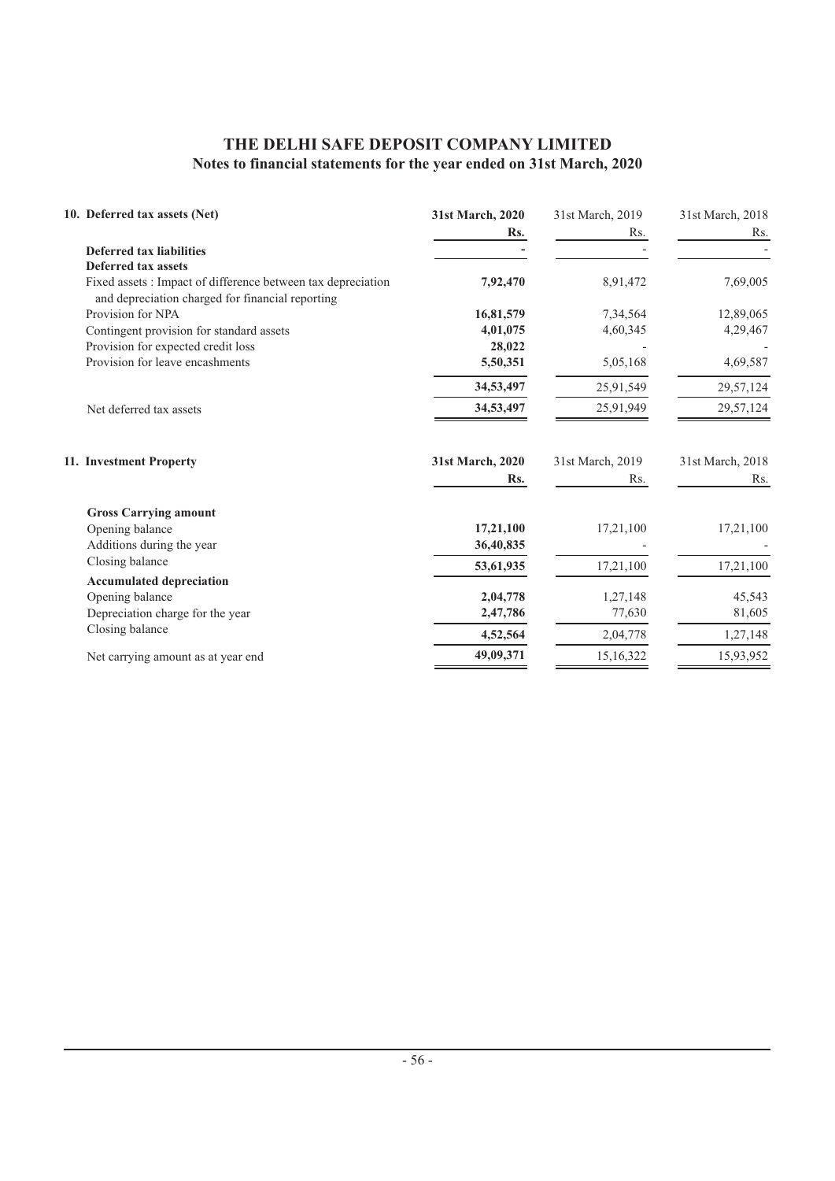# THE DELHI SAFE DEPOSIT COMPANY LIMITED

## Notes to financial statements for the year ended on 31st March, 2020

| 10. Deferred tax assets (Net) | 31st March, 2020<br>Rs. | 31st March, 2019<br>Rs. | 31st March, 2018<br>Rs. |
|---|---|---|---|
| **Deferred tax liabilities** | **-** | - | - |
| **Deferred tax assets** | | | |
| Fixed assets : Impact of difference between tax depreciation and depreciation charged for financial reporting | **7,92,470** | 8,91,472 | 7,69,005 |
| Provision for NPA | **16,81,579** | 7,34,564 | 12,89,065 |
| Contingent provision for standard assets | **4,01,075** | 4,60,345 | 4,29,467 |
| Provision for expected credit loss | **28,022** | - | - |
| Provision for leave encashments | **5,50,351** | 5,05,168 | 4,69,587 |
| | **34,53,497** | 25,91,549 | 29,57,124 |
| Net deferred tax assets | **34,53,497** | 25,91,949 | 29,57,124 |

| 11. Investment Property | 31st March, 2020<br>Rs. | 31st March, 2019<br>Rs. | 31st March, 2018<br>Rs. |
|---|---|---|---|
| **Gross Carrying amount** | | | |
| Opening balance | **17,21,100** | 17,21,100 | 17,21,100 |
| Additions during the year | **36,40,835** | - | - |
| Closing balance | **53,61,935** | 17,21,100 | 17,21,100 |
| **Accumulated depreciation** | | | |
| Opening balance | **2,04,778** | 1,27,148 | 45,543 |
| Depreciation charge for the year | **2,47,786** | 77,630 | 81,605 |
| Closing balance | **4,52,564** | 2,04,778 | 1,27,148 |
| Net carrying amount as at year end | **49,09,371** | 15,16,322 | 15,93,952 |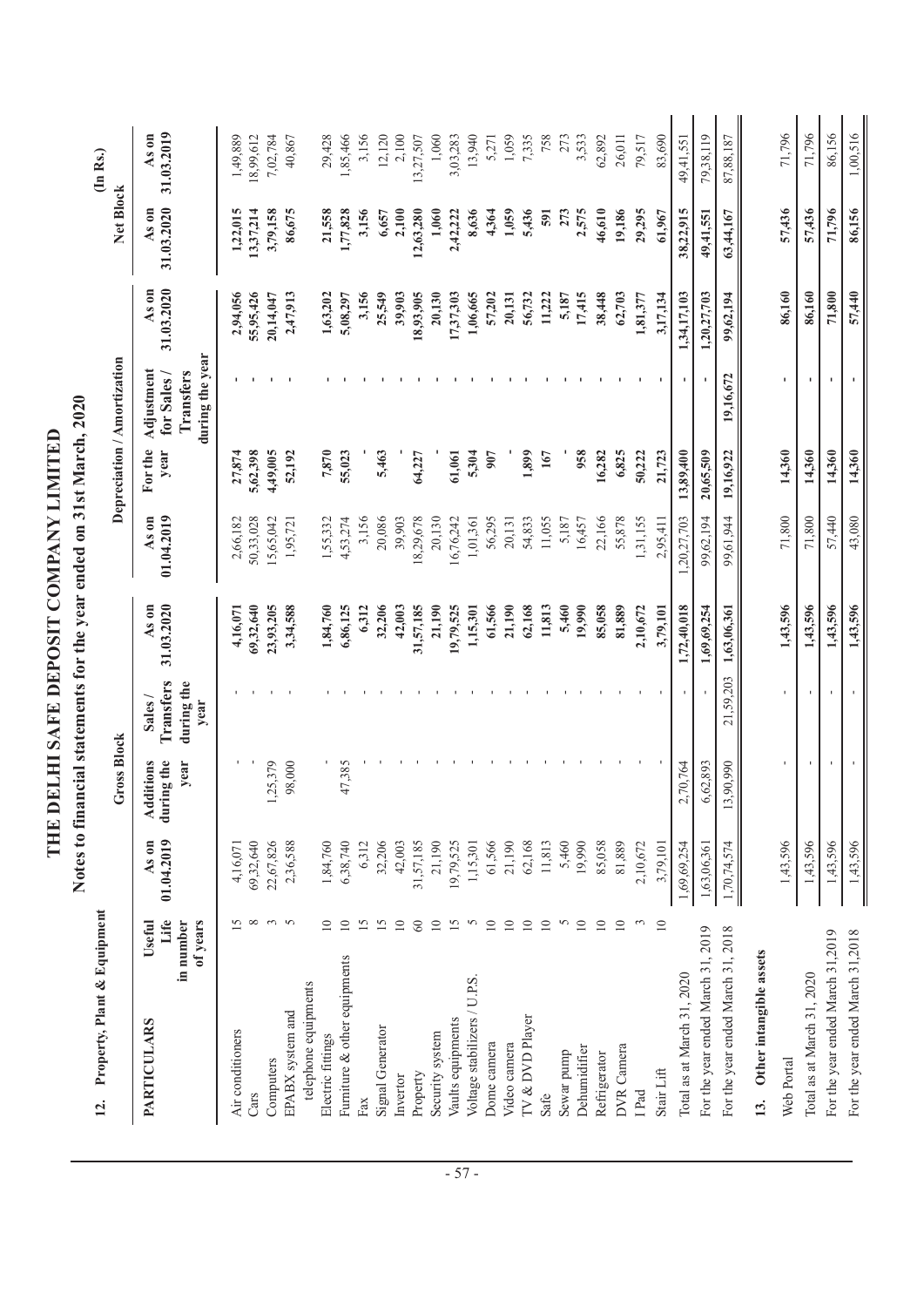# THE DELHI SAFE DEPOSIT COMPANY LIMITED

## Notes to financial statements for the year ended on 31st March, 2020

### 12. Property, Plant & Equipment

(In Rs.)

| PARTICULARS | Useful Life in number of years | Gross Block | | | | Depreciation / Amortization | | | | Net Block | |
|---|---|---|---|---|---|---|---|---|---|---|---|
| | | As on 01.04.2019 | Additions during the year | Sales / Transfers during the year | As on 31.03.2020 | As on 01.04.2019 | For the year | Adjustment for Sales / Transfers during the year | As on 31.03.2020 | As on 31.03.2020 | As on 31.03.2019 |
| Air conditioners | 15 | 4,16,071 | - | - | 4,16,071 | 2,66,182 | 27,874 | - | 2,94,056 | 1,22,015 | 1,49,889 |
| Cars | 8 | 69,32,640 | - | - | 69,32,640 | 50,33,028 | 5,62,398 | - | 55,95,426 | 13,37,214 | 18,99,612 |
| Computers | 3 | 22,67,826 | 1,25,379 | - | 23,93,205 | 15,65,042 | 4,49,005 | - | 20,14,047 | 3,79,158 | 7,02,784 |
| EPABX system and telephone equipments | 5 | 2,36,588 | 98,000 | - | 3,34,588 | 1,95,721 | 52,192 | - | 2,47,913 | 86,675 | 40,867 |
| Electric fittings | 10 | 1,84,760 | - | - | 1,84,760 | 1,55,332 | 7,870 | - | 1,63,202 | 21,558 | 29,428 |
| Furniture & other equipments | 10 | 6,38,740 | 47,385 | - | 6,86,125 | 4,53,274 | 55,023 | - | 5,08,297 | 1,77,828 | 1,85,466 |
| Fax | 15 | 6,312 | - | - | 6,312 | 3,156 | - | - | 3,156 | 3,156 | 3,156 |
| Signal Generator | 15 | 32,206 | - | - | 32,206 | 20,086 | 5,463 | - | 25,549 | 6,657 | 12,120 |
| Invertor | 10 | 42,003 | - | - | 42,003 | 39,903 | - | - | 39,903 | 2,100 | 2,100 |
| Property | 60 | 31,57,185 | - | - | 31,57,185 | 18,29,678 | 64,227 | - | 18,93,905 | 12,63,280 | 13,27,507 |
| Security system | 10 | 21,190 | - | - | 21,190 | 20,130 | - | - | 20,130 | 1,060 | 1,060 |
| Vaults equipments | 15 | 19,79,525 | - | - | 19,79,525 | 16,76,242 | 61,061 | - | 17,37,303 | 2,42,222 | 3,03,283 |
| Voltage stabilizers / U.P.S. | 5 | 1,15,301 | - | - | 1,15,301 | 1,01,361 | 5,304 | - | 1,06,665 | 8,636 | 13,940 |
| Dome camera | 10 | 61,566 | - | - | 61,566 | 56,295 | 907 | - | 57,202 | 4,364 | 5,271 |
| Video camera | 10 | 21,190 | - | - | 21,190 | 20,131 | - | - | 20,131 | 1,059 | 1,059 |
| TV & DVD Player | 10 | 62,168 | - | - | 62,168 | 54,833 | 1,899 | - | 56,732 | 5,436 | 7,335 |
| Safe | 10 | 11,813 | - | - | 11,813 | 11,055 | 167 | - | 11,222 | 591 | 758 |
| Sewar pump | 5 | 5,460 | - | - | 5,460 | 5,187 | - | - | 5,187 | 273 | 273 |
| Dehumidifier | 10 | 19,990 | - | - | 19,990 | 16,457 | 958 | - | 17,415 | 2,575 | 3,533 |
| Refrigerator | 10 | 85,058 | - | - | 85,058 | 22,166 | 16,282 | - | 38,448 | 46,610 | 62,892 |
| DVR Camera | 10 | 81,889 | - | - | 81,889 | 55,878 | 6,825 | - | 62,703 | 19,186 | 26,011 |
| I Pad | 3 | 2,10,672 | - | - | 2,10,672 | 1,31,155 | 50,222 | - | 1,81,377 | 29,295 | 79,517 |
| Stair Lift | 10 | 3,79,101 | - | - | 3,79,101 | 2,95,411 | 21,723 | - | 3,17,134 | 61,967 | 83,690 |
| Total as at March 31, 2020 | | 1,69,69,254 | 2,70,764 | - | 1,72,40,018 | 1,20,27,703 | 13,89,400 | - | 1,34,17,103 | 38,22,915 | 49,41,551 |
| For the year ended March 31, 2019 | | 1,63,06,361 | 6,62,893 | - | 1,69,69,254 | 99,62,194 | 20,65,509 | - | 1,20,27,703 | 49,41,551 | 79,38,119 |
| For the year ended March 31, 2018 | | 1,70,74,574 | 13,90,990 | 21,59,203 | 1,63,06,361 | 99,61,944 | 19,16,922 | 19,16,672 | 99,62,194 | 63,44,167 | 87,88,187 |

### 13. Other intangible assets

| PARTICULARS | Useful Life in number of years | As on 01.04.2019 | Additions during the year | Sales / Transfers during the year | As on 31.03.2020 | As on 01.04.2019 | For the year | Adjustment for Sales / Transfers during the year | As on 31.03.2020 | As on 31.03.2020 | As on 31.03.2019 |
|---|---|---|---|---|---|---|---|---|---|---|---|
| Web Portal | | 1,43,596 | - | - | 1,43,596 | 71,800 | 14,360 | - | 86,160 | 57,436 | 71,796 |
| Total as at March 31, 2020 | | 1,43,596 | - | - | 1,43,596 | 71,800 | 14,360 | - | 86,160 | 57,436 | 71,796 |
| For the year ended March 31,2019 | | 1,43,596 | - | - | 1,43,596 | 57,440 | 14,360 | - | 71,800 | 71,796 | 86,156 |
| For the year ended March 31,2018 | | 1,43,596 | - | - | 1,43,596 | 43,080 | 14,360 | - | 57,440 | 86,156 | 1,00,516 |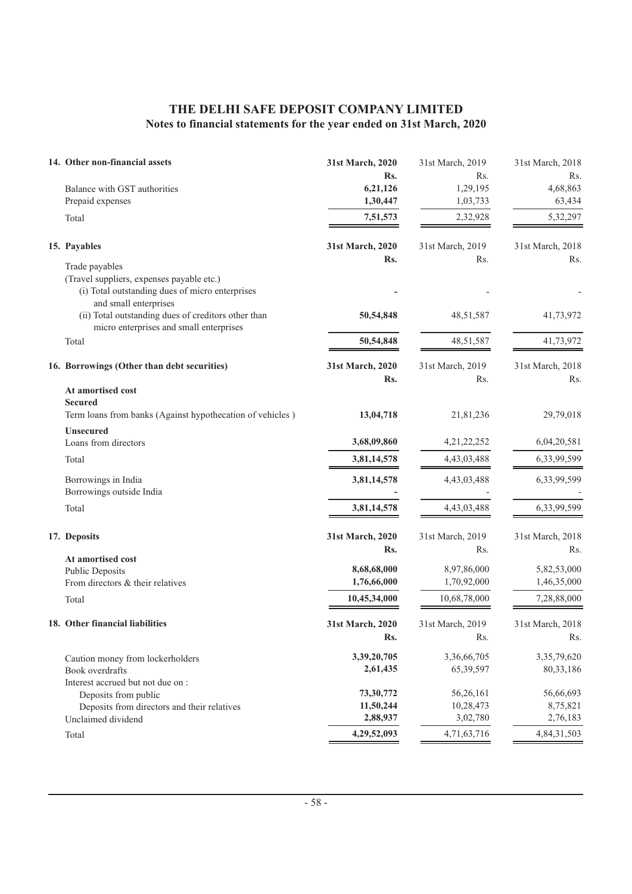# THE DELHI SAFE DEPOSIT COMPANY LIMITED
## Notes to financial statements for the year ended on 31st March, 2020

| 14. Other non-financial assets | 31st March, 2020 | 31st March, 2019 | 31st March, 2018 |
|---|---|---|---|
| | **Rs.** | Rs. | Rs. |
| Balance with GST authorities | **6,21,126** | 1,29,195 | 4,68,863 |
| Prepaid expenses | **1,30,447** | 1,03,733 | 63,434 |
| Total | **7,51,573** | 2,32,928 | 5,32,297 |

| 15. Payables | 31st March, 2020 | 31st March, 2019 | 31st March, 2018 |
|---|---|---|---|
| | **Rs.** | Rs. | Rs. |
| Trade payables | | | |
| (Travel suppliers, expenses payable etc.) | | | |
| (i) Total outstanding dues of micro enterprises and small enterprises | **-** | - | - |
| (ii) Total outstanding dues of creditors other than micro enterprises and small enterprises | **50,54,848** | 48,51,587 | 41,73,972 |
| Total | **50,54,848** | 48,51,587 | 41,73,972 |

| 16. Borrowings (Other than debt securities) | 31st March, 2020 | 31st March, 2019 | 31st March, 2018 |
|---|---|---|---|
| | **Rs.** | Rs. | Rs. |
| **At amortised cost** | | | |
| **Secured** | | | |
| Term loans from banks (Against hypothecation of vehicles ) | **13,04,718** | 21,81,236 | 29,79,018 |
| **Unsecured** | | | |
| Loans from directors | **3,68,09,860** | 4,21,22,252 | 6,04,20,581 |
| Total | **3,81,14,578** | 4,43,03,488 | 6,33,99,599 |
| Borrowings in India | **3,81,14,578** | 4,43,03,488 | 6,33,99,599 |
| Borrowings outside India | **-** | - | - |
| Total | **3,81,14,578** | 4,43,03,488 | 6,33,99,599 |

| 17. Deposits | 31st March, 2020 | 31st March, 2019 | 31st March, 2018 |
|---|---|---|---|
| | **Rs.** | Rs. | Rs. |
| **At amortised cost** | | | |
| Public Deposits | **8,68,68,000** | 8,97,86,000 | 5,82,53,000 |
| From directors & their relatives | **1,76,66,000** | 1,70,92,000 | 1,46,35,000 |
| Total | **10,45,34,000** | 10,68,78,000 | 7,28,88,000 |

| 18. Other financial liabilities | 31st March, 2020 | 31st March, 2019 | 31st March, 2018 |
|---|---|---|---|
| | **Rs.** | Rs. | Rs. |
| Caution money from lockerholders | **3,39,20,705** | 3,36,66,705 | 3,35,79,620 |
| Book overdrafts | **2,61,435** | 65,39,597 | 80,33,186 |
| Interest accrued but not due on : | | | |
| Deposits from public | **73,30,772** | 56,26,161 | 56,66,693 |
| Deposits from directors and their relatives | **11,50,244** | 10,28,473 | 8,75,821 |
| Unclaimed dividend | **2,88,937** | 3,02,780 | 2,76,183 |
| Total | **4,29,52,093** | 4,71,63,716 | 4,84,31,503 |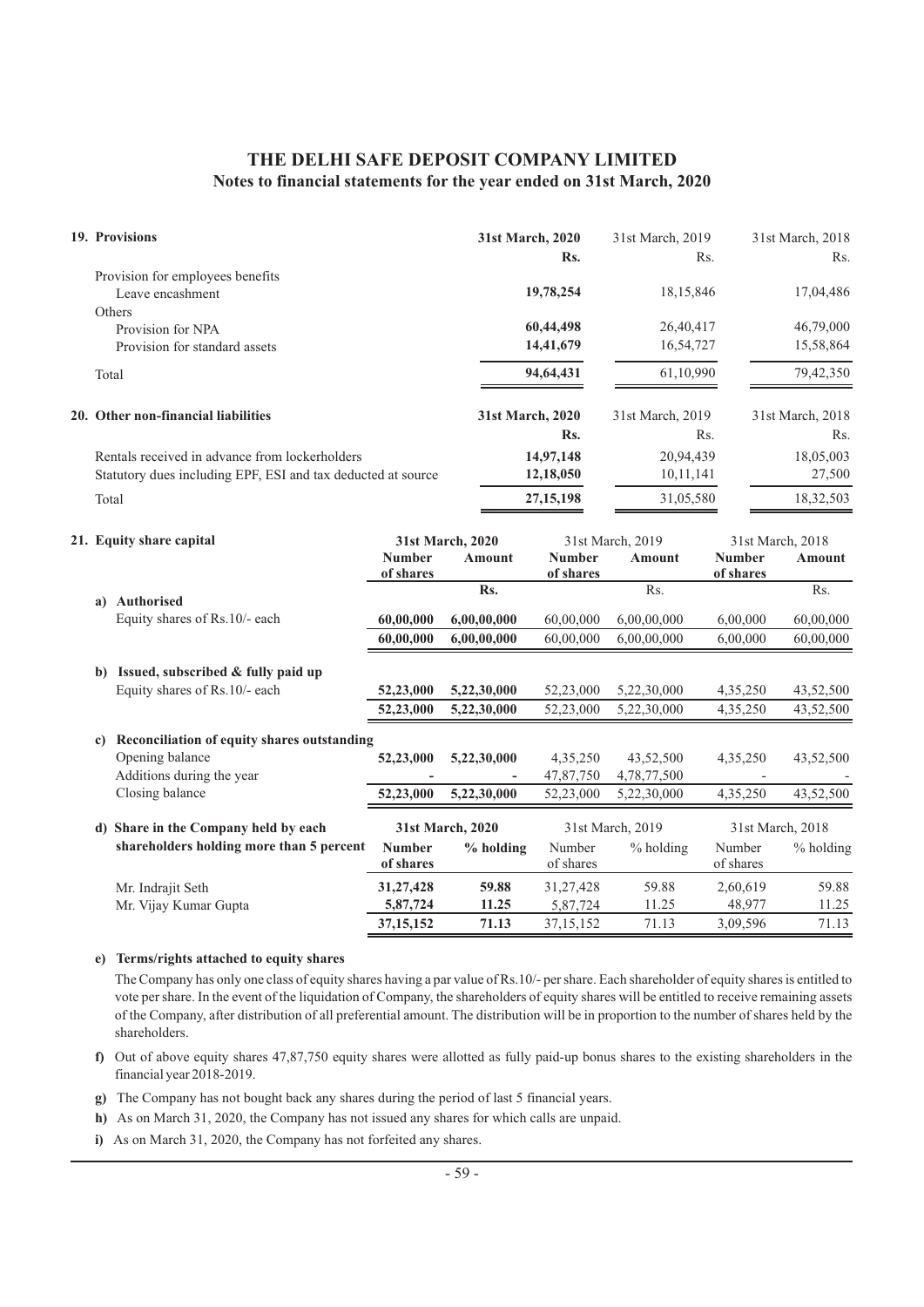# THE DELHI SAFE DEPOSIT COMPANY LIMITED
## Notes to financial statements for the year ended on 31st March, 2020

**19. Provisions**

| | **31st March, 2020** | 31st March, 2019 | 31st March, 2018 |
|---|---|---|---|
| | **Rs.** | Rs. | Rs. |
| Provision for employees benefits | | | |
| Leave encashment | **19,78,254** | 18,15,846 | 17,04,486 |
| Others | | | |
| Provision for NPA | **60,44,498** | 26,40,417 | 46,79,000 |
| Provision for standard assets | **14,41,679** | 16,54,727 | 15,58,864 |
| Total | **94,64,431** | 61,10,990 | 79,42,350 |

**20. Other non-financial liabilities**

| | **31st March, 2020** | 31st March, 2019 | 31st March, 2018 |
|---|---|---|---|
| | **Rs.** | Rs. | Rs. |
| Rentals received in advance from lockerholders | **14,97,148** | 20,94,439 | 18,05,003 |
| Statutory dues including EPF, ESI and tax deducted at source | **12,18,050** | 10,11,141 | 27,500 |
| Total | **27,15,198** | 31,05,580 | 18,32,503 |

**21. Equity share capital**

| | **31st March, 2020** | | 31st March, 2019 | | 31st March, 2018 | |
|---|---|---|---|---|---|---|
| | **Number of shares** | **Amount** | **Number of shares** | **Amount** | **Number of shares** | **Amount** |
| | | **Rs.** | | Rs. | | Rs. |
| **a) Authorised** | | | | | | |
| Equity shares of Rs.10/- each | **60,00,000** | **6,00,00,000** | 60,00,000 | 6,00,00,000 | 6,00,000 | 60,00,000 |
| | **60,00,000** | **6,00,00,000** | 60,00,000 | 6,00,00,000 | 6,00,000 | 60,00,000 |
| **b) Issued, subscribed & fully paid up** | | | | | | |
| Equity shares of Rs.10/- each | **52,23,000** | **5,22,30,000** | 52,23,000 | 5,22,30,000 | 4,35,250 | 43,52,500 |
| | **52,23,000** | **5,22,30,000** | 52,23,000 | 5,22,30,000 | 4,35,250 | 43,52,500 |
| **c) Reconciliation of equity shares outstanding** | | | | | | |
| Opening balance | **52,23,000** | **5,22,30,000** | 4,35,250 | 43,52,500 | 4,35,250 | 43,52,500 |
| Additions during the year | **-** | **-** | 47,87,750 | 4,78,77,500 | - | - |
| Closing balance | **52,23,000** | **5,22,30,000** | 52,23,000 | 5,22,30,000 | 4,35,250 | 43,52,500 |

| **d) Share in the Company held by each shareholders holding more than 5 percent** | **31st March, 2020** | | 31st March, 2019 | | 31st March, 2018 | |
|---|---|---|---|---|---|---|
| | **Number of shares** | **% holding** | Number of shares | % holding | Number of shares | % holding |
| Mr. Indrajit Seth | **31,27,428** | **59.88** | 31,27,428 | 59.88 | 2,60,619 | 59.88 |
| Mr. Vijay Kumar Gupta | **5,87,724** | **11.25** | 5,87,724 | 11.25 | 48,977 | 11.25 |
| | **37,15,152** | **71.13** | 37,15,152 | 71.13 | 3,09,596 | 71.13 |

**e) Terms/rights attached to equity shares**

The Company has only one class of equity shares having a par value of Rs.10/- per share. Each shareholder of equity shares is entitled to vote per share. In the event of the liquidation of Company, the shareholders of equity shares will be entitled to receive remaining assets of the Company, after distribution of all preferential amount. The distribution will be in proportion to the number of shares held by the shareholders.

**f)** Out of above equity shares 47,87,750 equity shares were allotted as fully paid-up bonus shares to the existing shareholders in the financial year 2018-2019.

**g)** The Company has not bought back any shares during the period of last 5 financial years.

**h)** As on March 31, 2020, the Company has not issued any shares for which calls are unpaid.

**i)** As on March 31, 2020, the Company has not forfeited any shares.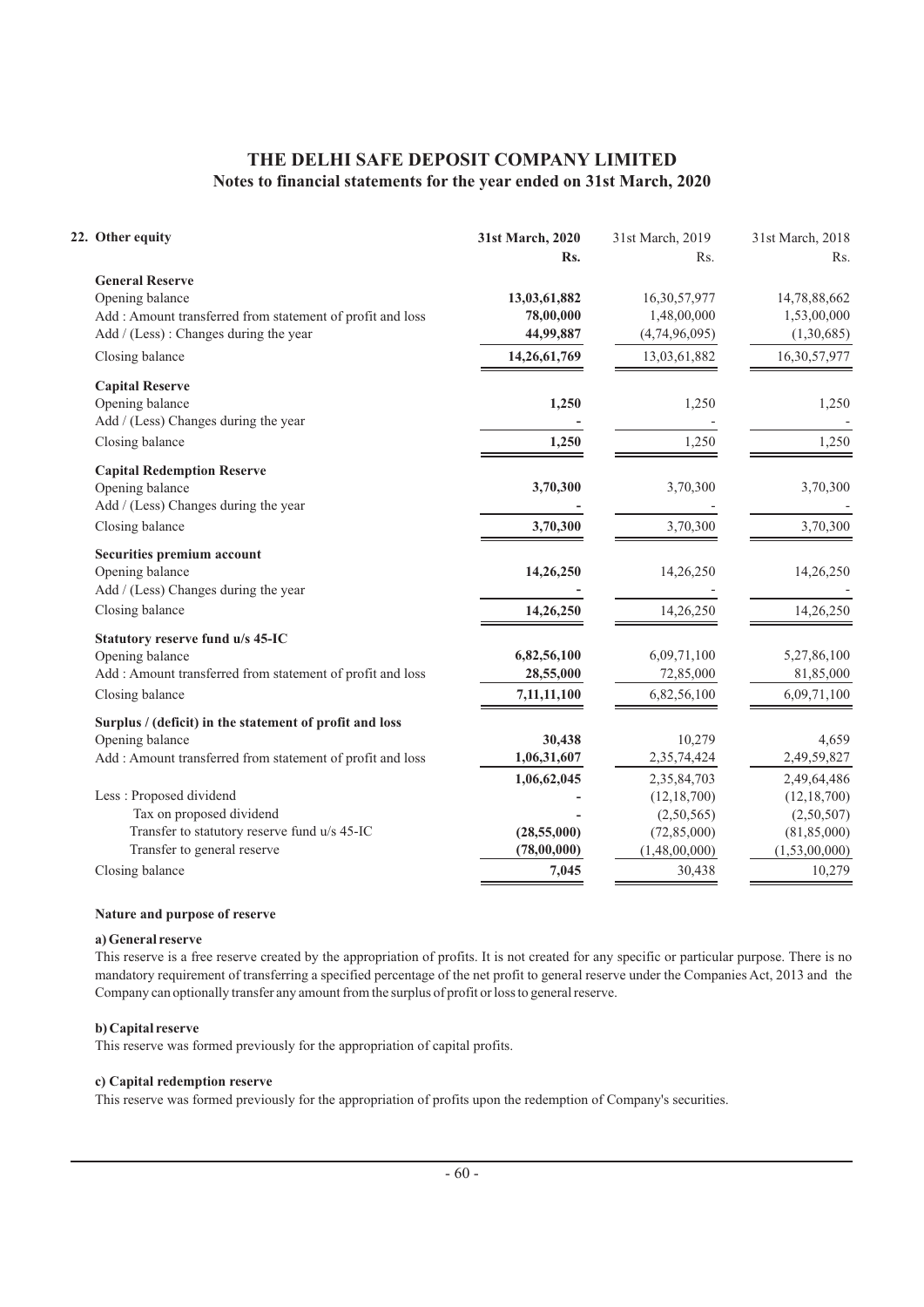# THE DELHI SAFE DEPOSIT COMPANY LIMITED

## Notes to financial statements for the year ended on 31st March, 2020

| 22. Other equity | 31st March, 2020 Rs. | 31st March, 2019 Rs. | 31st March, 2018 Rs. |
|---|---|---|---|
| **General Reserve** | | | |
| Opening balance | **13,03,61,882** | 16,30,57,977 | 14,78,88,662 |
| Add : Amount transferred from statement of profit and loss | **78,00,000** | 1,48,00,000 | 1,53,00,000 |
| Add / (Less) : Changes during the year | **44,99,887** | (4,74,96,095) | (1,30,685) |
| Closing balance | **14,26,61,769** | 13,03,61,882 | 16,30,57,977 |
| **Capital Reserve** | | | |
| Opening balance | **1,250** | 1,250 | 1,250 |
| Add / (Less) Changes during the year | **-** | - | - |
| Closing balance | **1,250** | 1,250 | 1,250 |
| **Capital Redemption Reserve** | | | |
| Opening balance | **3,70,300** | 3,70,300 | 3,70,300 |
| Add / (Less) Changes during the year | **-** | - | - |
| Closing balance | **3,70,300** | 3,70,300 | 3,70,300 |
| **Securities premium account** | | | |
| Opening balance | **14,26,250** | 14,26,250 | 14,26,250 |
| Add / (Less) Changes during the year | **-** | - | - |
| Closing balance | **14,26,250** | 14,26,250 | 14,26,250 |
| **Statutory reserve fund u/s 45-IC** | | | |
| Opening balance | **6,82,56,100** | 6,09,71,100 | 5,27,86,100 |
| Add : Amount transferred from statement of profit and loss | **28,55,000** | 72,85,000 | 81,85,000 |
| Closing balance | **7,11,11,100** | 6,82,56,100 | 6,09,71,100 |
| **Surplus / (deficit) in the statement of profit and loss** | | | |
| Opening balance | **30,438** | 10,279 | 4,659 |
| Add : Amount transferred from statement of profit and loss | **1,06,31,607** | 2,35,74,424 | 2,49,59,827 |
| | **1,06,62,045** | 2,35,84,703 | 2,49,64,486 |
| Less : Proposed dividend | **-** | (12,18,700) | (12,18,700) |
| Tax on proposed dividend | **-** | (2,50,565) | (2,50,507) |
| Transfer to statutory reserve fund u/s 45-IC | **(28,55,000)** | (72,85,000) | (81,85,000) |
| Transfer to general reserve | **(78,00,000)** | (1,48,00,000) | (1,53,00,000) |
| Closing balance | **7,045** | 30,438 | 10,279 |

**Nature and purpose of reserve**

**a) General reserve**

This reserve is a free reserve created by the appropriation of profits. It is not created for any specific or particular purpose. There is no mandatory requirement of transferring a specified percentage of the net profit to general reserve under the Companies Act, 2013 and the Company can optionally transfer any amount from the surplus of profit or loss to general reserve.

**b) Capital reserve**

This reserve was formed previously for the appropriation of capital profits.

**c) Capital redemption reserve**

This reserve was formed previously for the appropriation of profits upon the redemption of Company's securities.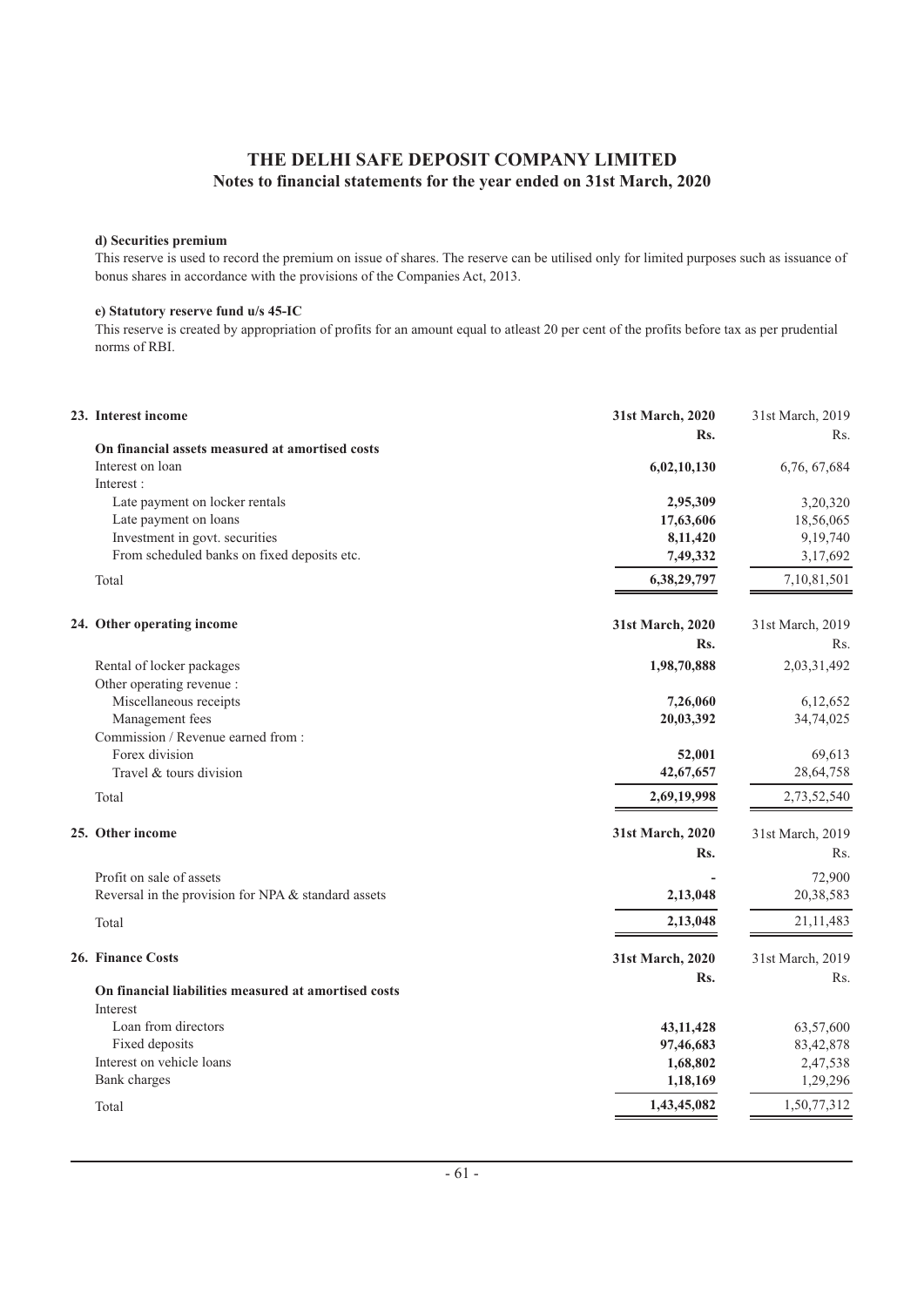# THE DELHI SAFE DEPOSIT COMPANY LIMITED

## Notes to financial statements for the year ended on 31st March, 2020

**d) Securities premium**

This reserve is used to record the premium on issue of shares. The reserve can be utilised only for limited purposes such as issuance of bonus shares in accordance with the provisions of the Companies Act, 2013.

**e) Statutory reserve fund u/s 45-IC**

This reserve is created by appropriation of profits for an amount equal to atleast 20 per cent of the profits before tax as per prudential norms of RBI.

| 23. Interest income | 31st March, 2020 | 31st March, 2019 |
|---|---|---|
| | Rs. | Rs. |
| **On financial assets measured at amortised costs** | | |
| Interest on loan | **6,02,10,130** | 6,76, 67,684 |
| Interest : | | |
| Late payment on locker rentals | **2,95,309** | 3,20,320 |
| Late payment on loans | **17,63,606** | 18,56,065 |
| Investment in govt. securities | **8,11,420** | 9,19,740 |
| From scheduled banks on fixed deposits etc. | **7,49,332** | 3,17,692 |
| Total | **6,38,29,797** | 7,10,81,501 |

| 24. Other operating income | 31st March, 2020 | 31st March, 2019 |
|---|---|---|
| | Rs. | Rs. |
| Rental of locker packages | **1,98,70,888** | 2,03,31,492 |
| Other operating revenue : | | |
| Miscellaneous receipts | **7,26,060** | 6,12,652 |
| Management fees | **20,03,392** | 34,74,025 |
| Commission / Revenue earned from : | | |
| Forex division | **52,001** | 69,613 |
| Travel & tours division | **42,67,657** | 28,64,758 |
| Total | **2,69,19,998** | 2,73,52,540 |

| 25. Other income | 31st March, 2020 | 31st March, 2019 |
|---|---|---|
| | Rs. | Rs. |
| Profit on sale of assets | - | 72,900 |
| Reversal in the provision for NPA & standard assets | **2,13,048** | 20,38,583 |
| Total | **2,13,048** | 21,11,483 |

| 26. Finance Costs | 31st March, 2020 | 31st March, 2019 |
|---|---|---|
| | Rs. | Rs. |
| **On financial liabilities measured at amortised costs** | | |
| Interest | | |
| Loan from directors | **43,11,428** | 63,57,600 |
| Fixed deposits | **97,46,683** | 83,42,878 |
| Interest on vehicle loans | **1,68,802** | 2,47,538 |
| Bank charges | **1,18,169** | 1,29,296 |
| Total | **1,43,45,082** | 1,50,77,312 |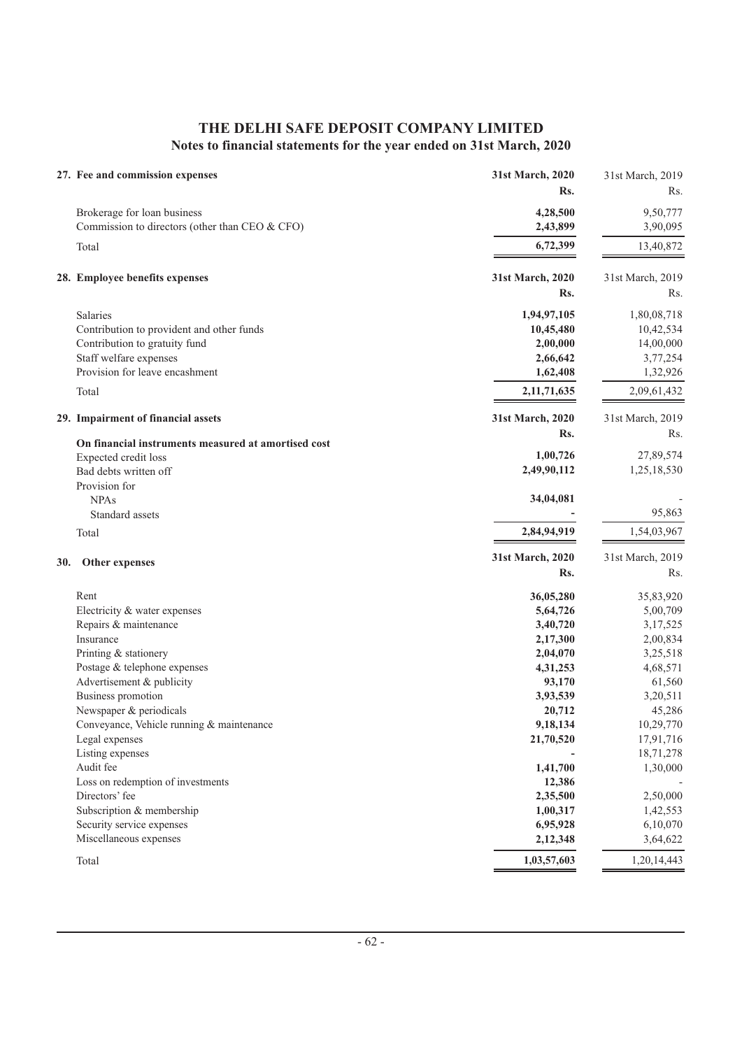# THE DELHI SAFE DEPOSIT COMPANY LIMITED

## Notes to financial statements for the year ended on 31st March, 2020

| 27. Fee and commission expenses | 31st March, 2020 Rs. | 31st March, 2019 Rs. |
|---|---|---|
| Brokerage for loan business | 4,28,500 | 9,50,777 |
| Commission to directors (other than CEO & CFO) | 2,43,899 | 3,90,095 |
| Total | 6,72,399 | 13,40,872 |

| 28. Employee benefits expenses | 31st March, 2020 Rs. | 31st March, 2019 Rs. |
|---|---|---|
| Salaries | 1,94,97,105 | 1,80,08,718 |
| Contribution to provident and other funds | 10,45,480 | 10,42,534 |
| Contribution to gratuity fund | 2,00,000 | 14,00,000 |
| Staff welfare expenses | 2,66,642 | 3,77,254 |
| Provision for leave encashment | 1,62,408 | 1,32,926 |
| Total | 2,11,71,635 | 2,09,61,432 |

| 29. Impairment of financial assets | 31st March, 2020 Rs. | 31st March, 2019 Rs. |
|---|---|---|
| **On financial instruments measured at amortised cost** | | |
| Expected credit loss | 1,00,726 | 27,89,574 |
| Bad debts written off | 2,49,90,112 | 1,25,18,530 |
| Provision for | | |
| NPAs | 34,04,081 | - |
| Standard assets | - | 95,863 |
| Total | 2,84,94,919 | 1,54,03,967 |

| 30. Other expenses | 31st March, 2020 Rs. | 31st March, 2019 Rs. |
|---|---|---|
| Rent | 36,05,280 | 35,83,920 |
| Electricity & water expenses | 5,64,726 | 5,00,709 |
| Repairs & maintenance | 3,40,720 | 3,17,525 |
| Insurance | 2,17,300 | 2,00,834 |
| Printing & stationery | 2,04,070 | 3,25,518 |
| Postage & telephone expenses | 4,31,253 | 4,68,571 |
| Advertisement & publicity | 93,170 | 61,560 |
| Business promotion | 3,93,539 | 3,20,511 |
| Newspaper & periodicals | 20,712 | 45,286 |
| Conveyance, Vehicle running & maintenance | 9,18,134 | 10,29,770 |
| Legal expenses | 21,70,520 | 17,91,716 |
| Listing expenses | - | 18,71,278 |
| Audit fee | 1,41,700 | 1,30,000 |
| Loss on redemption of investments | 12,386 | - |
| Directors' fee | 2,35,500 | 2,50,000 |
| Subscription & membership | 1,00,317 | 1,42,553 |
| Security service expenses | 6,95,928 | 6,10,070 |
| Miscellaneous expenses | 2,12,348 | 3,64,622 |
| Total | 1,03,57,603 | 1,20,14,443 |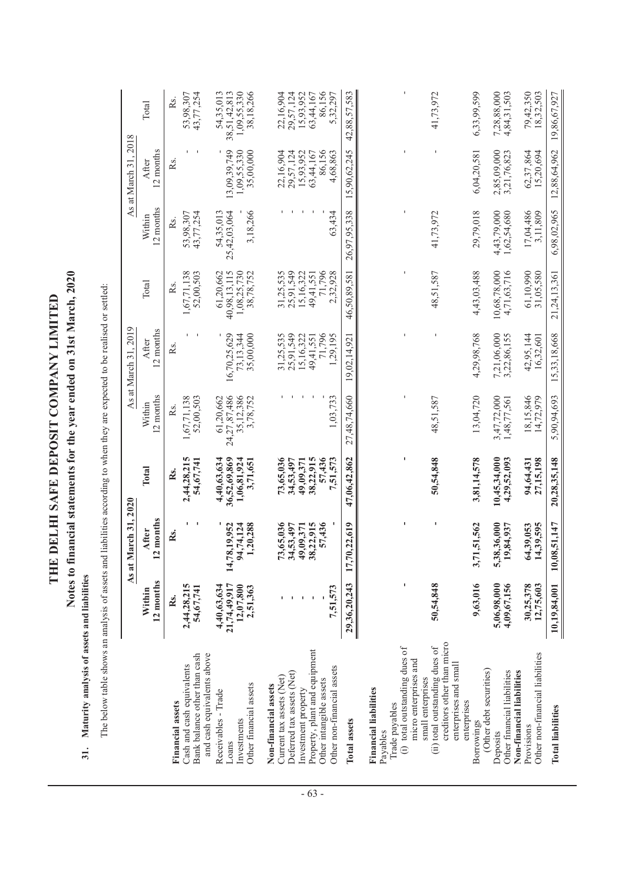# THE DELHI SAFE DEPOSIT COMPANY LIMITED

## Notes to financial statements for the year ended on 31st March, 2020

### 31. Maturity analysis of assets and liabilities

The below table shows an analysis of assets and liabilities according to when they are expected to be realised or settled:

| | As at March 31, 2020 | | | As at March 31, 2019 | | | As at March 31, 2018 | | |
|---|---|---|---|---|---|---|---|---|---|
| | **Within 12 months** | **After 12 months** | **Total** | Within 12 months | After 12 months | Total | Within 12 months | After 12 months | Total |
| | **Rs.** | **Rs.** | **Rs.** | Rs. | Rs. | Rs. | Rs. | Rs. | Rs. |
| **Financial assets** | | | | | | | | | |
| Cash and cash equivalents | **2,44,28,215** | **-** | **2,44,28,215** | 1,67,71,138 | - | 1,67,71,138 | 53,98,307 | - | 53,98,307 |
| Bank balance other than cash and cash equivalents above | **54,67,741** | **-** | **54,67,741** | 52,00,503 | - | 52,00,503 | 43,77,254 | - | 43,77,254 |
| Receivables - Trade | **4,40,63,634** | **-** | **4,40,63,634** | 61,20,662 | - | 61,20,662 | 54,35,013 | - | 54,35,013 |
| Loans | **21,74,49,917** | **14,78,19,952** | **36,52,69,869** | 24,27,87,486 | 16,70,25,629 | 40,98,13,115 | 25,42,03,064 | 13,09,39,749 | 38,51,42,813 |
| Investments | **12,07,800** | **94,74,124** | **1,06,81,924** | 35,12,386 | 73,13,344 | 1,08,25,730 | - | 1,09,55,330 | 1,09,55,330 |
| Other financial assets | **2,51,363** | **1,20,288** | **3,71,651** | 3,78,752 | 35,00,000 | 38,78,752 | 3,18,266 | 35,00,000 | 38,18,266 |
| **Non-financial assets** | | | | | | | | | |
| Current tax assets (Net) | **-** | **73,65,036** | **73,65,036** | - | 31,25,535 | 31,25,535 | - | 22,16,904 | 22,16,904 |
| Deferred tax assets (Net) | **-** | **34,53,497** | **34,53,497** | - | 25,91,549 | 25,91,549 | - | 29,57,124 | 29,57,124 |
| Investment property | **-** | **49,09,371** | **49,09,371** | - | 15,16,322 | 15,16,322 | - | 15,93,952 | 15,93,952 |
| Property, plant and equipment | **-** | **38,22,915** | **38,22,915** | - | 49,41,551 | 49,41,551 | - | 63,44,167 | 63,44,167 |
| Other intangible assets | **-** | **57,436** | **57,436** | - | 71,796 | 71,796 | - | 86,156 | 86,156 |
| Other non-financial assets | **7,51,573** | **-** | **7,51,573** | 1,03,733 | 1,29,195 | 2,32,928 | 63,434 | 4,68,863 | 5,32,297 |
| **Total assets** | **29,36,20,243** | **17,70,22,619** | **47,06,42,862** | 27,48,74,660 | 19,02,14,921 | 46,50,89,581 | 26,97,95,338 | 15,90,62,245 | 42,88,57,583 |
| **Financial liabilities** | | | | | | | | | |
| Payables | | | | | | | | | |
| Trade payables | | | | | | | | | |
| (i) total outstanding dues of micro enterprises and small enterprises | **-** | **-** | **-** | - | - | - | - | - | - |
| (ii) total outstanding dues of creditors other than micro enterprises and small enterprises | **50,54,848** | **-** | **50,54,848** | 48,51,587 | - | 48,51,587 | 41,73,972 | - | 41,73,972 |
| Borrowings (Other debt securities) | **9,63,016** | **3,71,51,562** | **3,81,14,578** | 13,04,720 | 4,29,98,768 | 4,43,03,488 | 29,79,018 | 6,04,20,581 | 6,33,99,599 |
| Deposits | **5,06,98,000** | **5,38,36,000** | **10,45,34,000** | 3,47,72,000 | 7,21,06,000 | 10,68,78,000 | 4,43,79,000 | 2,85,09,000 | 7,28,88,000 |
| Other financial liabilities | **4,09,67,156** | **19,84,937** | **4,29,52,093** | 1,48,77,561 | 3,22,86,155 | 4,71,63,716 | 1,62,54,680 | 3,21,76,823 | 4,84,31,503 |
| **Non-financial liabilities** | | | | | | | | | |
| Provisions | **30,25,378** | **64,39,053** | **94,64,431** | 18,15,846 | 42,95,144 | 61,10,990 | 17,04,486 | 62,37,864 | 79,42,350 |
| Other non-financial liabilities | **12,75,603** | **14,39,595** | **27,15,198** | 14,72,979 | 16,32,601 | 31,05,580 | 3,11,809 | 15,20,694 | 18,32,503 |
| **Total liabilities** | **10,19,84,001** | **10,08,51,147** | **20,28,35,148** | 5,90,94,693 | 15,33,18,668 | 21,24,13,361 | 6,98,02,965 | 12,88,64,962 | 19,86,67,927 |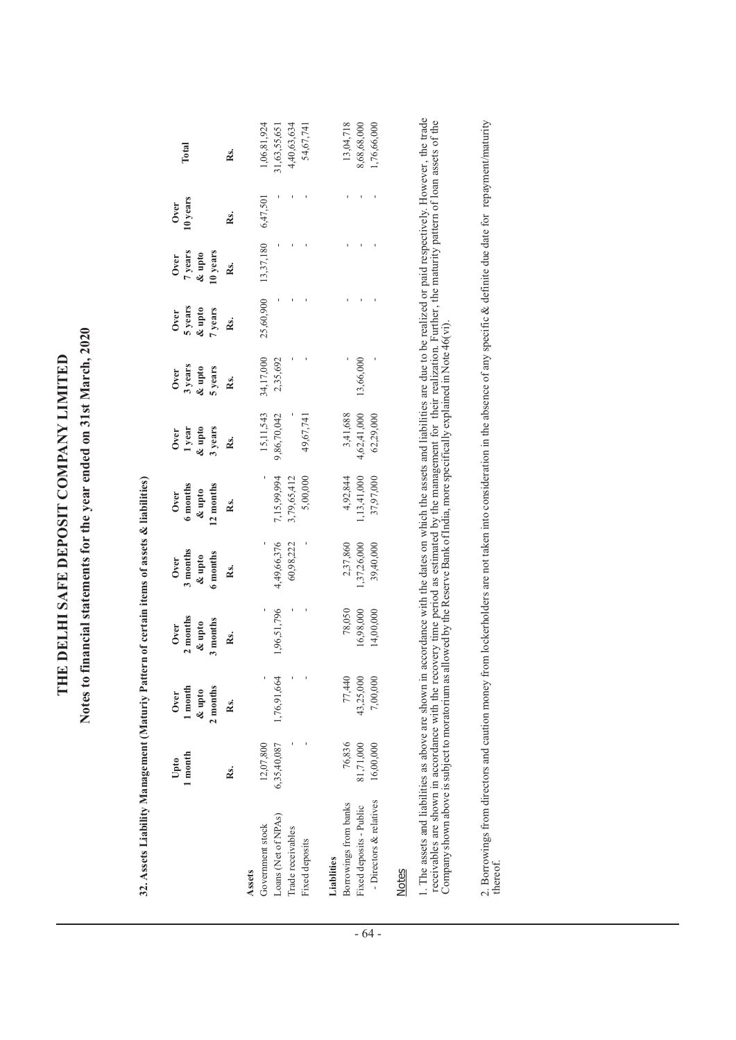# THE DELHI SAFE DEPOSIT COMPANY LIMITED

## Notes to financial statements for the year ended on 31st March, 2020

**32. Assets Liability Management (Maturiy Pattern of certain items of assets & liabilities)**

| | Upto 1 month | Over 1 month & upto 2 months | Over 2 months & upto 3 months | Over 3 months & upto 6 months | Over 6 months & upto 12 months | Over 1 year & upto 3 years | Over 3 years & upto 5 years | Over 5 years & upto 7 years | Over 7 years & upto 10 years | Over 10 years | Total |
|---|---|---|---|---|---|---|---|---|---|---|---|
| | Rs. | Rs. | Rs. | Rs. | Rs. | Rs. | Rs. | Rs. | Rs. | Rs. | Rs. |
| **Assets** | | | | | | | | | | | |
| Government stock | 12,07,800 | - | - | - | - | 15,11,543 | 34,17,000 | 25,60,900 | 13,37,180 | 6,47,501 | 1,06,81,924 |
| Loans (Net of NPAs) | 6,35,40,087 | 1,76,91,664 | 1,96,51,796 | 4,49,66,376 | 7,15,99,994 | 9,86,70,042 | 2,35,692 | - | - | - | 31,63,55,651 |
| Trade receivables | - | - | - | 60,98,222 | 3,79,65,412 | - | - | - | - | - | 4,40,63,634 |
| Fixed deposits | - | - | - | - | 5,00,000 | 49,67,741 | - | - | - | - | 54,67,741 |
| **Liabilities** | | | | | | | | | | | |
| Borrowings from banks | 76,836 | 77,440 | 78,050 | 2,37,860 | 4,92,844 | 3,41,688 | - | - | - | - | 13,04,718 |
| Fixed deposits - Public | 81,71,000 | 43,25,000 | 16,98,000 | 1,37,26,000 | 1,13,41,000 | 4,62,41,000 | 13,66,000 | - | - | - | 8,68,68,000 |
| - Directors & relatives | 16,00,000 | 7,00,000 | 14,00,000 | 39,40,000 | 37,97,000 | 62,29,000 | - | - | - | - | 1,76,66,000 |

Notes

1. The assets and liabilities as above are shown in accordance with the dates on which the assets and liabilities are due to be realized or paid respectively. However, the trade receivables are shown in accordance with the recovery time period as estimated by the management for their realization. Further, the maturity pattern of loan assets of the Company shown above is subject to moratorium as allowed by the Reserve Bank of India, more specifically explained in Note 46(vi).

2. Borrowings from directors and caution money from lockerholders are not taken into consideration in the absence of any specific & definite due date for repayment/maturity thereof.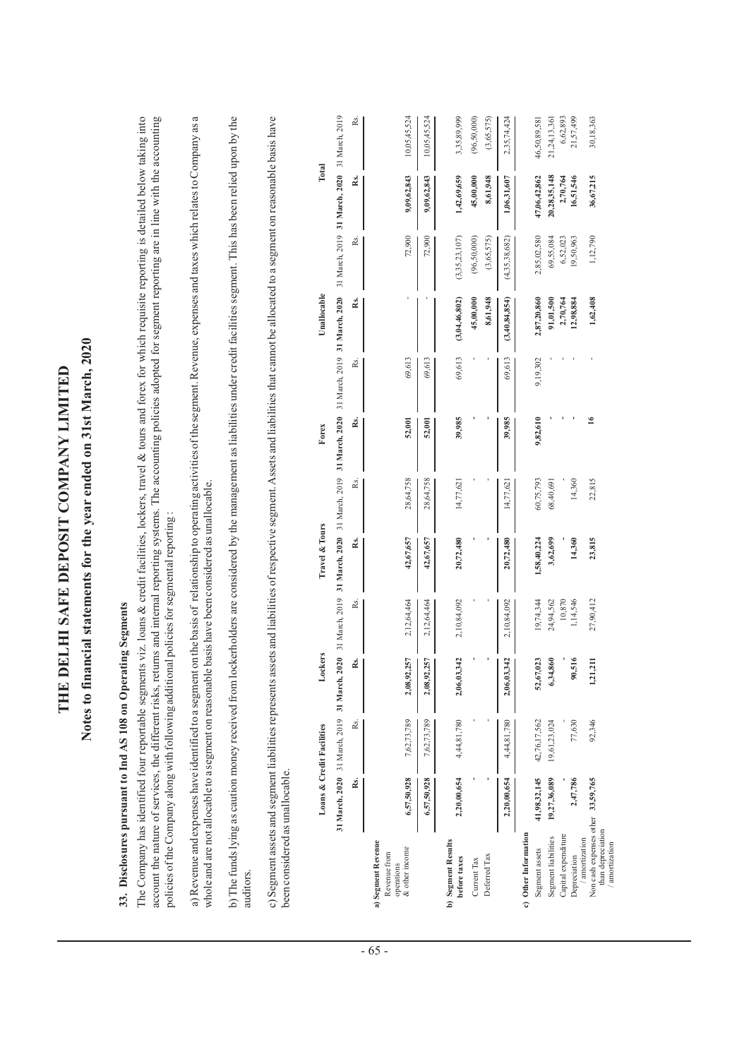# THE DELHI SAFE DEPOSIT COMPANY LIMITED

## Notes to financial statements for the year ended on 31st March, 2020

### 33. Disclosures pursuant to Ind AS 108 on Operating Segments

The Company has identified four reportable segments viz. loans & credit facilities, lockers, travel & tours and forex for which requisite reporting is detailed below taking into account the nature of services, the different risks, returns and internal reporting systems. The accounting policies adopted for segment reporting are in line with the accounting policies of the Company along with following additional policies for segmental reporting :

a) Revenue and expenses have identified to a segment on the basis of relationship to operating activities of the segment. Revenue, expenses and taxes which relates to Company as a whole and are not allocable to a segment on reasonable basis have been considered as unallocable.

b) The funds lying as caution money received from lockerholders are considered by the management as liabilities under credit facilities segment. This has been relied upon by the auditors.

c) Segment assets and segment liabilities represents assets and liabilities of respective segment. Assets and liabilities that cannot be allocated to a segment on reasonable basis have been considered as unallocable.

| | Loans & Credit Facilities | | Lockers | | Travel & Tours | | Forex | | Unallocable | | Total | |
|---|---|---|---|---|---|---|---|---|---|---|---|---|
| | **31 March, 2020** | 31 March, 2019 | **31 March, 2020** | 31 March, 2019 | **31 March, 2020** | 31 March, 2019 | **31 March, 2020** | 31 March, 2019 | **31 March, 2020** | 31 March, 2019 | **31 March, 2020** | 31 March, 2019 |
| | **Rs.** | Rs. | **Rs.** | Rs. | **Rs.** | Rs. | **Rs.** | Rs. | **Rs.** | Rs. | **Rs.** | Rs. |
| **a) Segment Revenue** | | | | | | | | | | | | |
| Revenue from operations & other income | **6,57,50,928** | 7,62,73,789 | **2,08,92,257** | 2,12,64,464 | **42,67,657** | 28,64,758 | **52,001** | 69,613 | **-** | 72,900 | **9,09,62,843** | 10,05,45,524 |
| | **6,57,50,928** | 7,62,73,789 | **2,08,92,257** | 2,12,64,464 | **42,67,657** | 28,64,758 | **52,001** | 69,613 | **-** | 72,900 | **9,09,62,843** | 10,05,45,524 |
| **b) Segment Results before taxes** | **2,20,00,654** | 4,44,81,780 | **2,06,03,342** | 2,10,84,092 | **20,72,480** | 14,77,621 | **39,985** | 69,613 | **(3,04,46,802)** | (3,35,23,107) | **1,42,69,659** | 3,35,89,999 |
| Current Tax | **-** | - | **-** | - | **-** | - | **-** | - | **45,00,000** | (96,50,000) | **45,00,000** | (96,50,000) |
| Deferred Tax | **-** | - | **-** | - | **-** | - | **-** | - | **8,61,948** | (3,65,575) | **8,61,948** | (3,65,575) |
| | **2,20,00,654** | 4,44,81,780 | **2,06,03,342** | 2,10,84,092 | **20,72,480** | 14,77,621 | **39,985** | 69,613 | **(3,40,84,854)** | (4,35,38,682) | **1,06,31,607** | 2,35,74,424 |
| **c) Other Information** | | | | | | | | | | | | |
| Segment assets | **41,98,32,145** | 42,76,17,562 | **52,67,023** | 19,74,344 | **1,58,40,224** | 60,75,793 | **9,82,610** | 9,19,302 | **2,87,20,860** | 2,85,02,580 | **47,06,42,862** | 46,50,89,581 |
| Segment liabilities | **19,27,36,089** | 19,61,23,024 | **6,34,860** | 24,94,562 | **3,62,699** | 68,40,691 | **-** | - | **91,01,500** | 69,55,084 | **20,28,35,148** | 21,24,13,361 |
| Capital expenditure | **-** | - | **-** | 10,870 | **-** | - | **-** | - | **2,70,764** | 6,52,023 | **2,70,764** | 6,62,893 |
| Depreciation / amortization | **2,47,786** | 77,630 | **90,516** | 1,14,546 | **14,360** | 14,360 | **-** | - | **12,98,884** | 19,50,963 | **16,51,546** | 21,57,499 |
| Non cash expenses other than depreciation / amortization | **33,59,765** | 92,346 | **1,21,211** | 27,90,412 | **23,815** | 22,815 | **16** | - | **1,62,408** | 1,12,790 | **36,67,215** | 30,18,363 |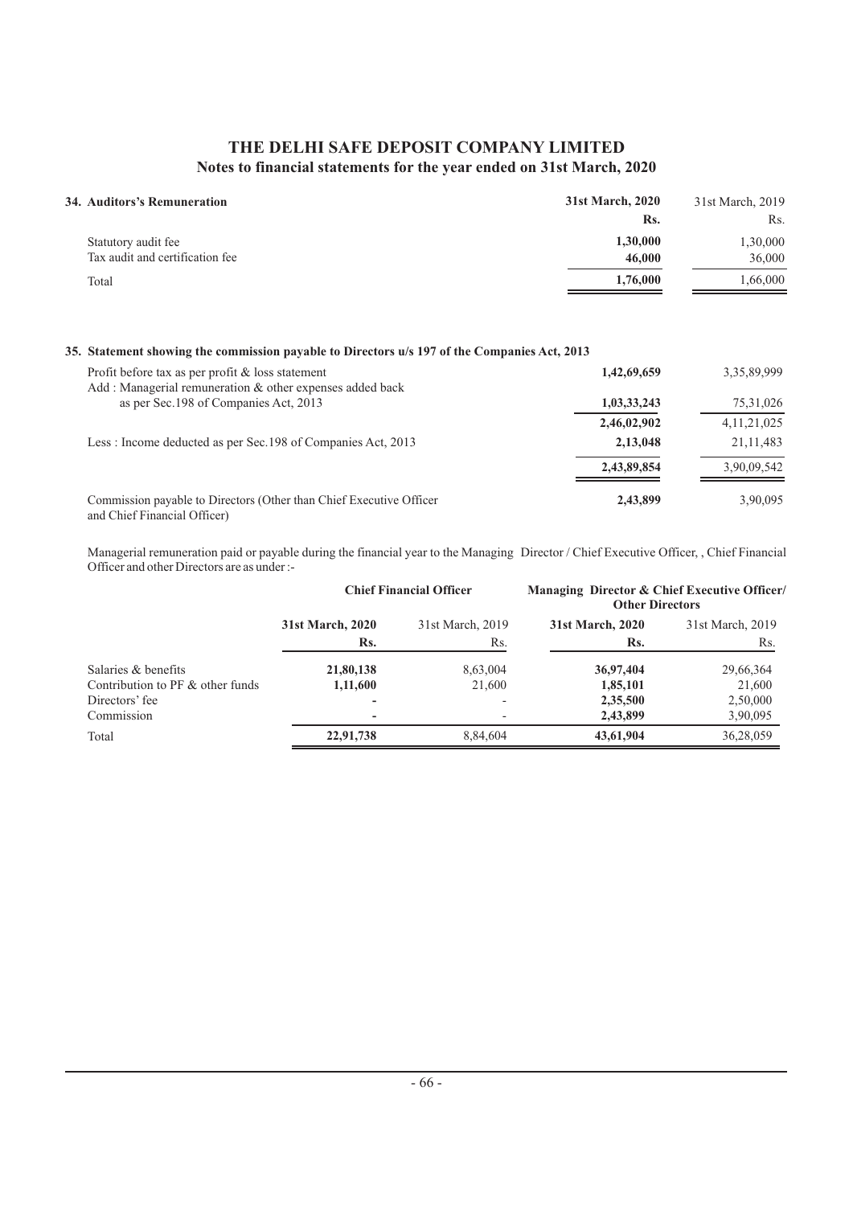# THE DELHI SAFE DEPOSIT COMPANY LIMITED

## Notes to financial statements for the year ended on 31st March, 2020

### 34. Auditors's Remuneration

| | 31st March, 2020 Rs. | 31st March, 2019 Rs. |
|---|---|---|
| Statutory audit fee | **1,30,000** | 1,30,000 |
| Tax audit and certification fee | **46,000** | 36,000 |
| Total | **1,76,000** | 1,66,000 |

### 35. Statement showing the commission payable to Directors u/s 197 of the Companies Act, 2013

| | 31st March, 2020 Rs. | 31st March, 2019 Rs. |
|---|---|---|
| Profit before tax as per profit & loss statement | **1,42,69,659** | 3,35,89,999 |
| Add : Managerial remuneration & other expenses added back as per Sec.198 of Companies Act, 2013 | **1,03,33,243** | 75,31,026 |
| | **2,46,02,902** | 4,11,21,025 |
| Less : Income deducted as per Sec.198 of Companies Act, 2013 | **2,13,048** | 21,11,483 |
| | **2,43,89,854** | 3,90,09,542 |
| Commission payable to Directors (Other than Chief Executive Officer and Chief Financial Officer) | **2,43,899** | 3,90,095 |

Managerial remuneration paid or payable during the financial year to the Managing Director / Chief Executive Officer, , Chief Financial Officer and other Directors are as under :-

| | Chief Financial Officer | | Managing Director & Chief Executive Officer/ Other Directors | |
|---|---|---|---|---|
| | **31st March, 2020 Rs.** | 31st March, 2019 Rs. | **31st March, 2020 Rs.** | 31st March, 2019 Rs. |
| Salaries & benefits | **21,80,138** | 8,63,004 | **36,97,404** | 29,66,364 |
| Contribution to PF & other funds | **1,11,600** | 21,600 | **1,85,101** | 21,600 |
| Directors' fee | **-** | - | **2,35,500** | 2,50,000 |
| Commission | **-** | - | **2,43,899** | 3,90,095 |
| Total | **22,91,738** | 8,84,604 | **43,61,904** | 36,28,059 |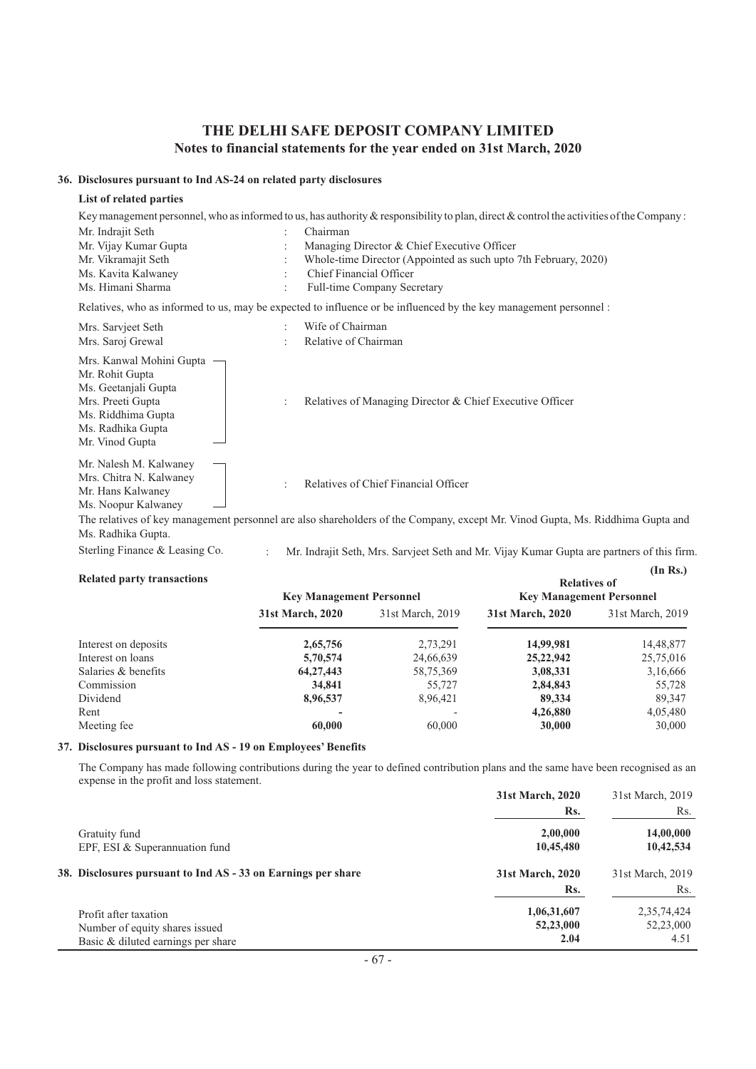# THE DELHI SAFE DEPOSIT COMPANY LIMITED
## Notes to financial statements for the year ended on 31st March, 2020

### 36. Disclosures pursuant to Ind AS-24 on related party disclosures

**List of related parties**

Key management personnel, who as informed to us, has authority & responsibility to plan, direct & control the activities of the Company :

| | | |
|---|---|---|
| Mr. Indrajit Seth | : | Chairman |
| Mr. Vijay Kumar Gupta | : | Managing Director & Chief Executive Officer |
| Mr. Vikramajit Seth | : | Whole-time Director (Appointed as such upto 7th February, 2020) |
| Ms. Kavita Kalwaney | : | Chief Financial Officer |
| Ms. Himani Sharma | : | Full-time Company Secretary |

Relatives, who as informed to us, may be expected to influence or be influenced by the key management personnel :

| | | |
|---|---|---|
| Mrs. Sarvjeet Seth | : | Wife of Chairman |
| Mrs. Saroj Grewal | : | Relative of Chairman |
| Mrs. Kanwal Mohini Gupta<br>Mr. Rohit Gupta<br>Ms. Geetanjali Gupta<br>Mrs. Preeti Gupta<br>Ms. Riddhima Gupta<br>Ms. Radhika Gupta<br>Mr. Vinod Gupta | : | Relatives of Managing Director & Chief Executive Officer |
| Mr. Nalesh M. Kalwaney<br>Mrs. Chitra N. Kalwaney<br>Mr. Hans Kalwaney<br>Ms. Noopur Kalwaney | : | Relatives of Chief Financial Officer |

The relatives of key management personnel are also shareholders of the Company, except Mr. Vinod Gupta, Ms. Riddhima Gupta and Ms. Radhika Gupta.

Sterling Finance & Leasing Co. : Mr. Indrajit Seth, Mrs. Sarvjeet Seth and Mr. Vijay Kumar Gupta are partners of this firm.

**Related party transactions** (In Rs.)

| | Key Management Personnel | | Relatives of Key Management Personnel | |
|---|---|---|---|---|
| | **31st March, 2020** | 31st March, 2019 | **31st March, 2020** | 31st March, 2019 |
| Interest on deposits | **2,65,756** | 2,73,291 | **14,99,981** | 14,48,877 |
| Interest on loans | **5,70,574** | 24,66,639 | **25,22,942** | 25,75,016 |
| Salaries & benefits | **64,27,443** | 58,75,369 | **3,08,331** | 3,16,666 |
| Commission | **34,841** | 55,727 | **2,84,843** | 55,728 |
| Dividend | **8,96,537** | 8,96,421 | **89,334** | 89,347 |
| Rent | **-** | - | **4,26,880** | 4,05,480 |
| Meeting fee | **60,000** | 60,000 | **30,000** | 30,000 |

### 37. Disclosures pursuant to Ind AS - 19 on Employees' Benefits

The Company has made following contributions during the year to defined contribution plans and the same have been recognised as an expense in the profit and loss statement.

| | **31st March, 2020** | 31st March, 2019 |
|---|---|---|
| | **Rs.** | Rs. |
| Gratuity fund | **2,00,000** | **14,00,000** |
| EPF, ESI & Superannuation fund | **10,45,480** | **10,42,534** |

### 38. Disclosures pursuant to Ind AS - 33 on Earnings per share

| | **31st March, 2020** | 31st March, 2019 |
|---|---|---|
| | **Rs.** | Rs. |
| Profit after taxation | **1,06,31,607** | 2,35,74,424 |
| Number of equity shares issued | **52,23,000** | 52,23,000 |
| Basic & diluted earnings per share | **2.04** | 4.51 |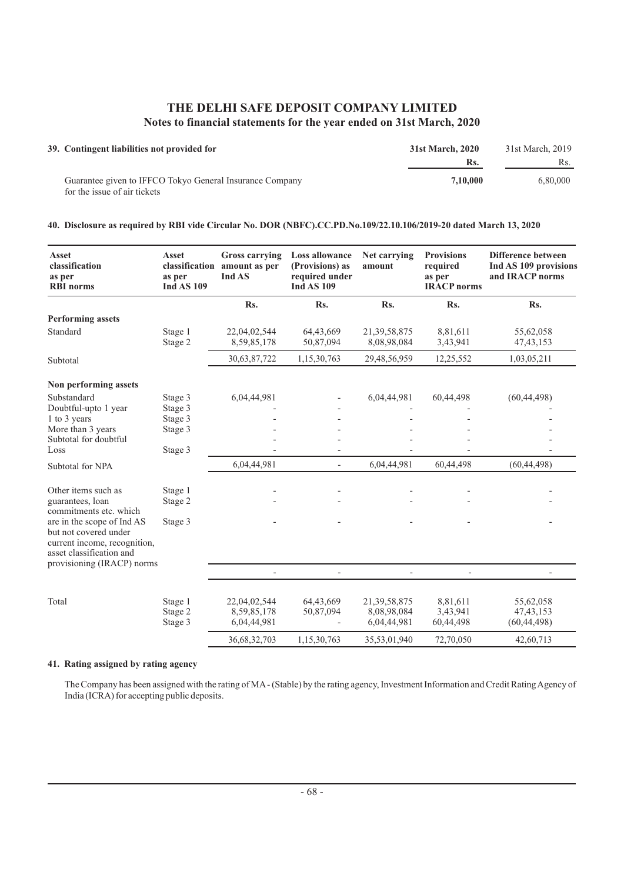# THE DELHI SAFE DEPOSIT COMPANY LIMITED

## Notes to financial statements for the year ended on 31st March, 2020

**39. Contingent liabilities not provided for**

| | **31st March, 2020** | 31st March, 2019 |
|---|---|---|
| | **Rs.** | Rs. |
| Guarantee given to IFFCO Tokyo General Insurance Company for the issue of air tickets | **7,10,000** | 6,80,000 |

**40. Disclosure as required by RBI vide Circular No. DOR (NBFC).CC.PD.No.109/22.10.106/2019-20 dated March 13, 2020**

| Asset classification as per RBI norms | Asset classification as per Ind AS 109 | Gross carrying amount as per Ind AS | Loss allowance (Provisions) as required under Ind AS 109 | Net carrying amount | Provisions required as per IRACP norms | Difference between Ind AS 109 provisions and IRACP norms |
|---|---|---|---|---|---|---|
| | | Rs. | Rs. | Rs. | Rs. | Rs. |
| **Performing assets** | | | | | | |
| Standard | Stage 1 | 22,04,02,544 | 64,43,669 | 21,39,58,875 | 8,81,611 | 55,62,058 |
| | Stage 2 | 8,59,85,178 | 50,87,094 | 8,08,98,084 | 3,43,941 | 47,43,153 |
| Subtotal | | 30,63,87,722 | 1,15,30,763 | 29,48,56,959 | 12,25,552 | 1,03,05,211 |
| **Non performing assets** | | | | | | |
| Substandard | Stage 3 | 6,04,44,981 | - | 6,04,44,981 | 60,44,498 | (60,44,498) |
| Doubtful-upto 1 year | Stage 3 | - | - | - | - | - |
| 1 to 3 years | Stage 3 | - | - | - | - | - |
| More than 3 years | Stage 3 | - | - | - | - | - |
| Subtotal for doubtful | | - | - | - | - | - |
| Loss | Stage 3 | - | - | - | - | - |
| Subtotal for NPA | | 6,04,44,981 | - | 6,04,44,981 | 60,44,498 | (60,44,498) |
| Other items such as guarantees, loan commitments etc. which are in the scope of Ind AS but not covered under current income, recognition, asset classification and provisioning (IRACP) norms | Stage 1 | - | - | - | - | - |
| | Stage 2 | - | - | - | - | - |
| | Stage 3 | - | - | - | - | - |
| | | - | - | - | - | - |
| Total | Stage 1 | 22,04,02,544 | 64,43,669 | 21,39,58,875 | 8,81,611 | 55,62,058 |
| | Stage 2 | 8,59,85,178 | 50,87,094 | 8,08,98,084 | 3,43,941 | 47,43,153 |
| | Stage 3 | 6,04,44,981 | - | 6,04,44,981 | 60,44,498 | (60,44,498) |
| | | 36,68,32,703 | 1,15,30,763 | 35,53,01,940 | 72,70,050 | 42,60,713 |

**41. Rating assigned by rating agency**

The Company has been assigned with the rating of MA - (Stable) by the rating agency, Investment Information and Credit Rating Agency of India (ICRA) for accepting public deposits.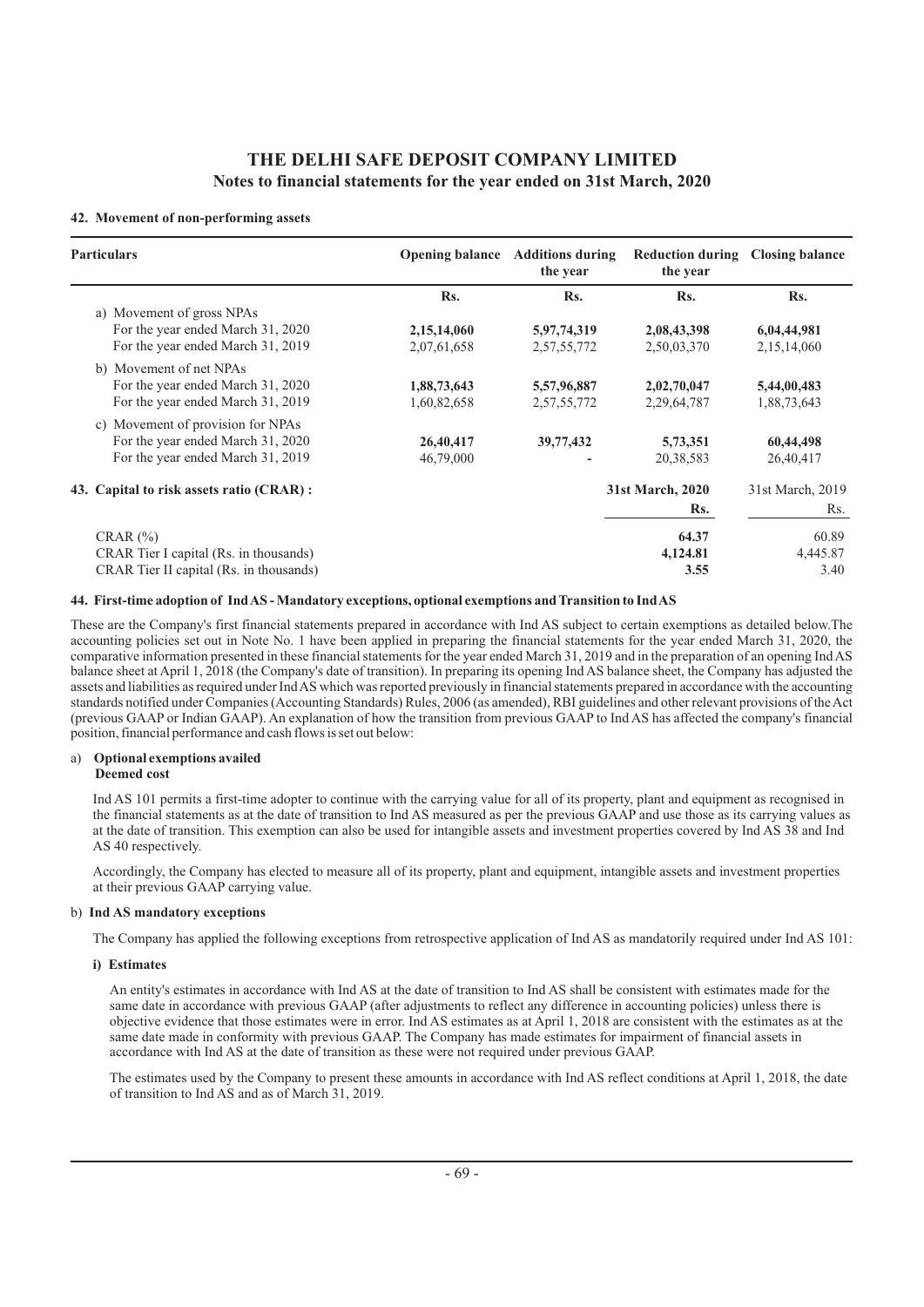# THE DELHI SAFE DEPOSIT COMPANY LIMITED

## Notes to financial statements for the year ended on 31st March, 2020

### 42. Movement of non-performing assets

| Particulars | Opening balance | Additions during the year | Reduction during the year | Closing balance |
|---|---|---|---|---|
| | Rs. | Rs. | Rs. | Rs. |
| a) Movement of gross NPAs | | | | |
| For the year ended March 31, 2020 | **2,15,14,060** | **5,97,74,319** | **2,08,43,398** | **6,04,44,981** |
| For the year ended March 31, 2019 | 2,07,61,658 | 2,57,55,772 | 2,50,03,370 | 2,15,14,060 |
| b) Movement of net NPAs | | | | |
| For the year ended March 31, 2020 | **1,88,73,643** | **5,57,96,887** | **2,02,70,047** | **5,44,00,483** |
| For the year ended March 31, 2019 | 1,60,82,658 | 2,57,55,772 | 2,29,64,787 | 1,88,73,643 |
| c) Movement of provision for NPAs | | | | |
| For the year ended March 31, 2020 | **26,40,417** | **39,77,432** | **5,73,351** | **60,44,498** |
| For the year ended March 31, 2019 | 46,79,000 | - | 20,38,583 | 26,40,417 |

### 43. Capital to risk assets ratio (CRAR) :

| | 31st March, 2020 | 31st March, 2019 |
|---|---|---|
| | Rs. | Rs. |
| CRAR (%) | **64.37** | 60.89 |
| CRAR Tier I capital (Rs. in thousands) | **4,124.81** | 4,445.87 |
| CRAR Tier II capital (Rs. in thousands) | **3.55** | 3.40 |

### 44. First-time adoption of Ind AS - Mandatory exceptions, optional exemptions and Transition to Ind AS

These are the Company's first financial statements prepared in accordance with Ind AS subject to certain exemptions as detailed below.The accounting policies set out in Note No. 1 have been applied in preparing the financial statements for the year ended March 31, 2020, the comparative information presented in these financial statements for the year ended March 31, 2019 and in the preparation of an opening Ind AS balance sheet at April 1, 2018 (the Company's date of transition). In preparing its opening Ind AS balance sheet, the Company has adjusted the assets and liabilities as required under Ind AS which was reported previously in financial statements prepared in accordance with the accounting standards notified under Companies (Accounting Standards) Rules, 2006 (as amended), RBI guidelines and other relevant provisions of the Act (previous GAAP or Indian GAAP). An explanation of how the transition from previous GAAP to Ind AS has affected the company's financial position, financial performance and cash flows is set out below:

a) **Optional exemptions availed**

**Deemed cost**

Ind AS 101 permits a first-time adopter to continue with the carrying value for all of its property, plant and equipment as recognised in the financial statements as at the date of transition to Ind AS measured as per the previous GAAP and use those as its carrying values as at the date of transition. This exemption can also be used for intangible assets and investment properties covered by Ind AS 38 and Ind AS 40 respectively.

Accordingly, the Company has elected to measure all of its property, plant and equipment, intangible assets and investment properties at their previous GAAP carrying value.

b) **Ind AS mandatory exceptions**

The Company has applied the following exceptions from retrospective application of Ind AS as mandatorily required under Ind AS 101:

**i) Estimates**

An entity's estimates in accordance with Ind AS at the date of transition to Ind AS shall be consistent with estimates made for the same date in accordance with previous GAAP (after adjustments to reflect any difference in accounting policies) unless there is objective evidence that those estimates were in error. Ind AS estimates as at April 1, 2018 are consistent with the estimates as at the same date made in conformity with previous GAAP. The Company has made estimates for impairment of financial assets in accordance with Ind AS at the date of transition as these were not required under previous GAAP.

The estimates used by the Company to present these amounts in accordance with Ind AS reflect conditions at April 1, 2018, the date of transition to Ind AS and as of March 31, 2019.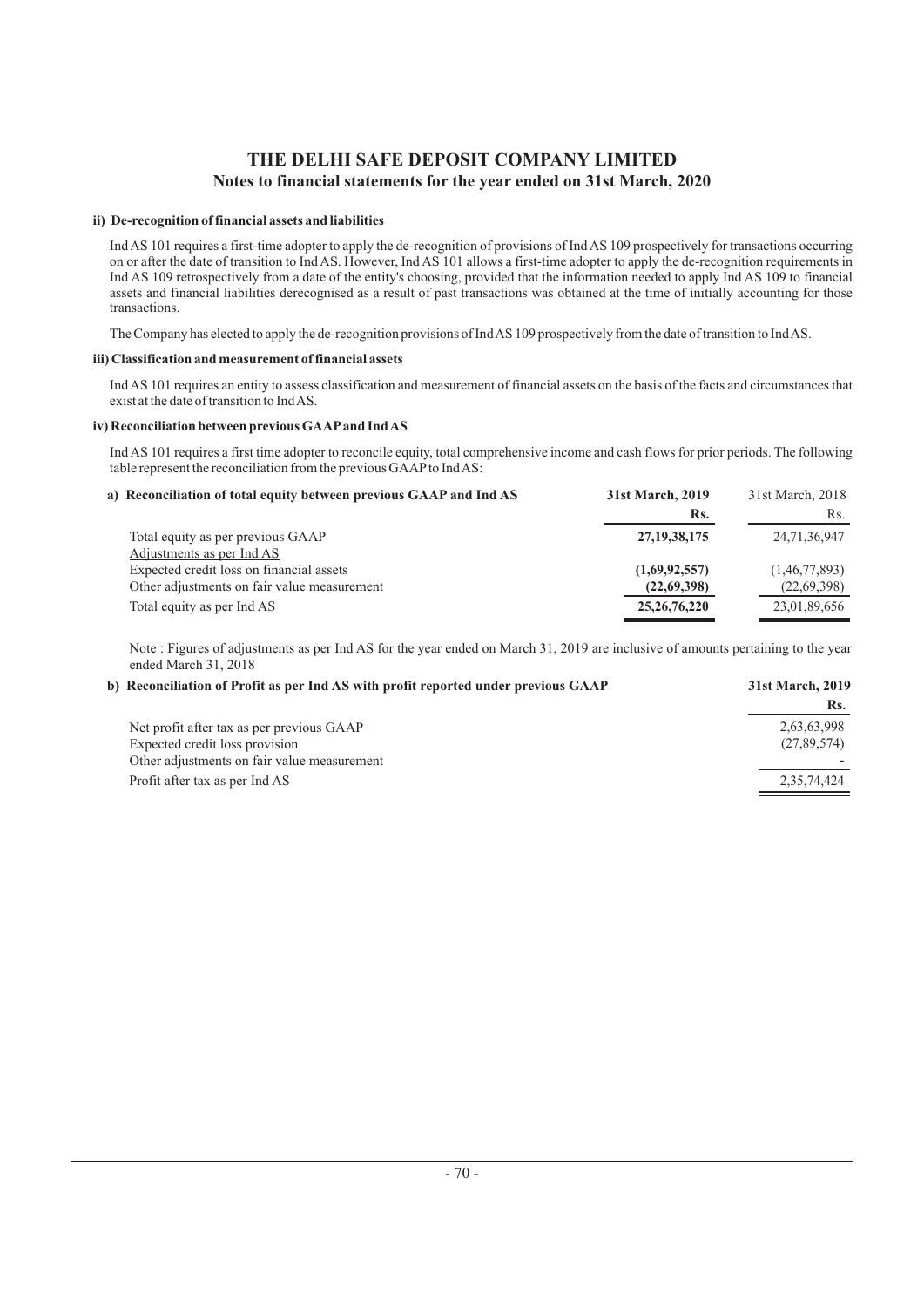# THE DELHI SAFE DEPOSIT COMPANY LIMITED

## Notes to financial statements for the year ended on 31st March, 2020

#### ii) De-recognition of financial assets and liabilities

Ind AS 101 requires a first-time adopter to apply the de-recognition of provisions of Ind AS 109 prospectively for transactions occurring on or after the date of transition to Ind AS. However, Ind AS 101 allows a first-time adopter to apply the de-recognition requirements in Ind AS 109 retrospectively from a date of the entity's choosing, provided that the information needed to apply Ind AS 109 to financial assets and financial liabilities derecognised as a result of past transactions was obtained at the time of initially accounting for those transactions.

The Company has elected to apply the de-recognition provisions of Ind AS 109 prospectively from the date of transition to Ind AS.

#### iii) Classification and measurement of financial assets

Ind AS 101 requires an entity to assess classification and measurement of financial assets on the basis of the facts and circumstances that exist at the date of transition to Ind AS.

#### iv) Reconciliation between previous GAAP and Ind AS

Ind AS 101 requires a first time adopter to reconcile equity, total comprehensive income and cash flows for prior periods. The following table represent the reconciliation from the previous GAAP to Ind AS:

| a) Reconciliation of total equity between previous GAAP and Ind AS | **31st March, 2019** | 31st March, 2018 |
|---|---|---|
| | **Rs.** | Rs. |
| Total equity as per previous GAAP | **27,19,38,175** | 24,71,36,947 |
| Adjustments as per Ind AS | | |
| Expected credit loss on financial assets | **(1,69,92,557)** | (1,46,77,893) |
| Other adjustments on fair value measurement | **(22,69,398)** | (22,69,398) |
| Total equity as per Ind AS | **25,26,76,220** | 23,01,89,656 |

Note : Figures of adjustments as per Ind AS for the year ended on March 31, 2019 are inclusive of amounts pertaining to the year ended March 31, 2018

| b) Reconciliation of Profit as per Ind AS with profit reported under previous GAAP | **31st March, 2019** |
|---|---|
| | **Rs.** |
| Net profit after tax as per previous GAAP | 2,63,63,998 |
| Expected credit loss provision | (27,89,574) |
| Other adjustments on fair value measurement | - |
| Profit after tax as per Ind AS | 2,35,74,424 |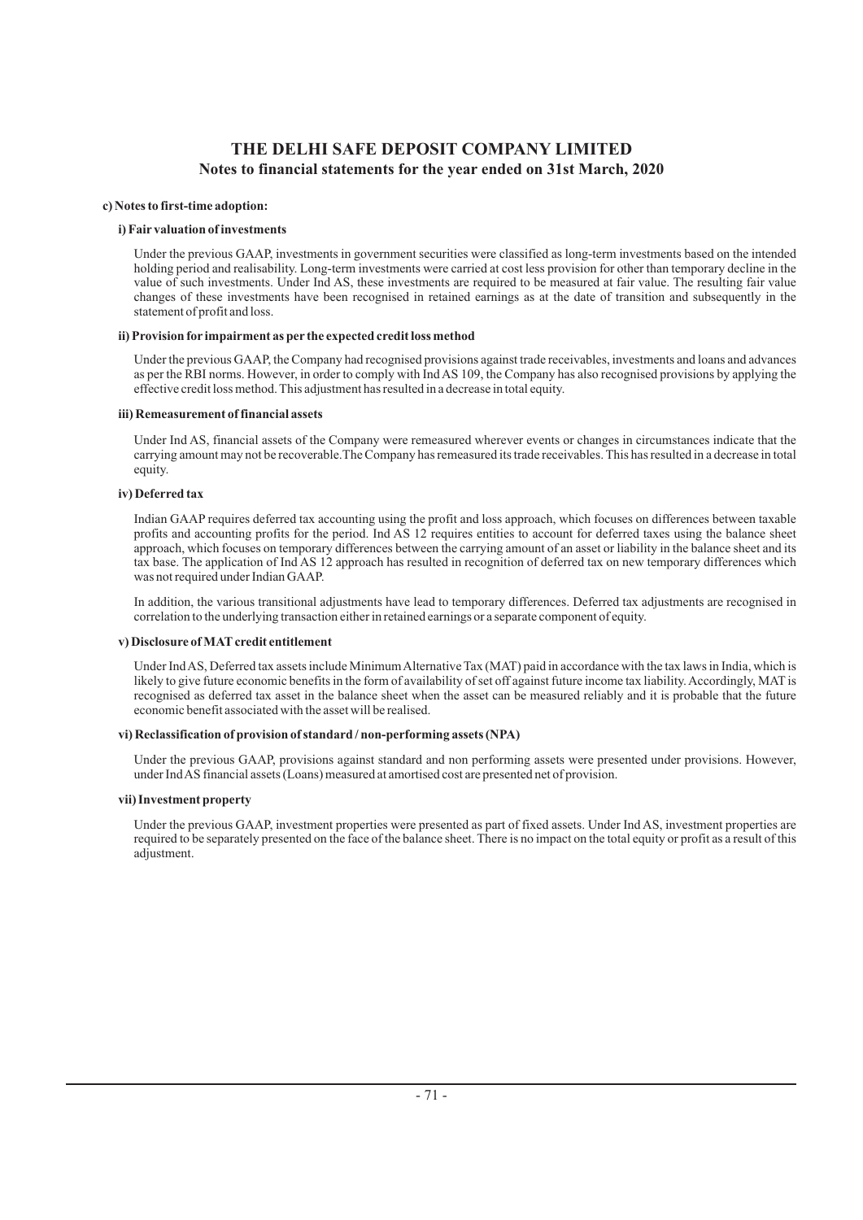# THE DELHI SAFE DEPOSIT COMPANY LIMITED
## Notes to financial statements for the year ended on 31st March, 2020

**c) Notes to first-time adoption:**

**i) Fair valuation of investments**

Under the previous GAAP, investments in government securities were classified as long-term investments based on the intended holding period and realisability. Long-term investments were carried at cost less provision for other than temporary decline in the value of such investments. Under Ind AS, these investments are required to be measured at fair value. The resulting fair value changes of these investments have been recognised in retained earnings as at the date of transition and subsequently in the statement of profit and loss.

**ii) Provision for impairment as per the expected credit loss method**

Under the previous GAAP, the Company had recognised provisions against trade receivables, investments and loans and advances as per the RBI norms. However, in order to comply with Ind AS 109, the Company has also recognised provisions by applying the effective credit loss method. This adjustment has resulted in a decrease in total equity.

**iii) Remeasurement of financial assets**

Under Ind AS, financial assets of the Company were remeasured wherever events or changes in circumstances indicate that the carrying amount may not be recoverable.The Company has remeasured its trade receivables. This has resulted in a decrease in total equity.

**iv) Deferred tax**

Indian GAAP requires deferred tax accounting using the profit and loss approach, which focuses on differences between taxable profits and accounting profits for the period. Ind AS 12 requires entities to account for deferred taxes using the balance sheet approach, which focuses on temporary differences between the carrying amount of an asset or liability in the balance sheet and its tax base. The application of Ind AS 12 approach has resulted in recognition of deferred tax on new temporary differences which was not required under Indian GAAP.

In addition, the various transitional adjustments have lead to temporary differences. Deferred tax adjustments are recognised in correlation to the underlying transaction either in retained earnings or a separate component of equity.

**v) Disclosure of MAT credit entitlement**

Under Ind AS, Deferred tax assets include Minimum Alternative Tax (MAT) paid in accordance with the tax laws in India, which is likely to give future economic benefits in the form of availability of set off against future income tax liability. Accordingly, MAT is recognised as deferred tax asset in the balance sheet when the asset can be measured reliably and it is probable that the future economic benefit associated with the asset will be realised.

**vi) Reclassification of provision of standard / non-performing assets (NPA)**

Under the previous GAAP, provisions against standard and non performing assets were presented under provisions. However, under Ind AS financial assets (Loans) measured at amortised cost are presented net of provision.

**vii) Investment property**

Under the previous GAAP, investment properties were presented as part of fixed assets. Under Ind AS, investment properties are required to be separately presented on the face of the balance sheet. There is no impact on the total equity or profit as a result of this adjustment.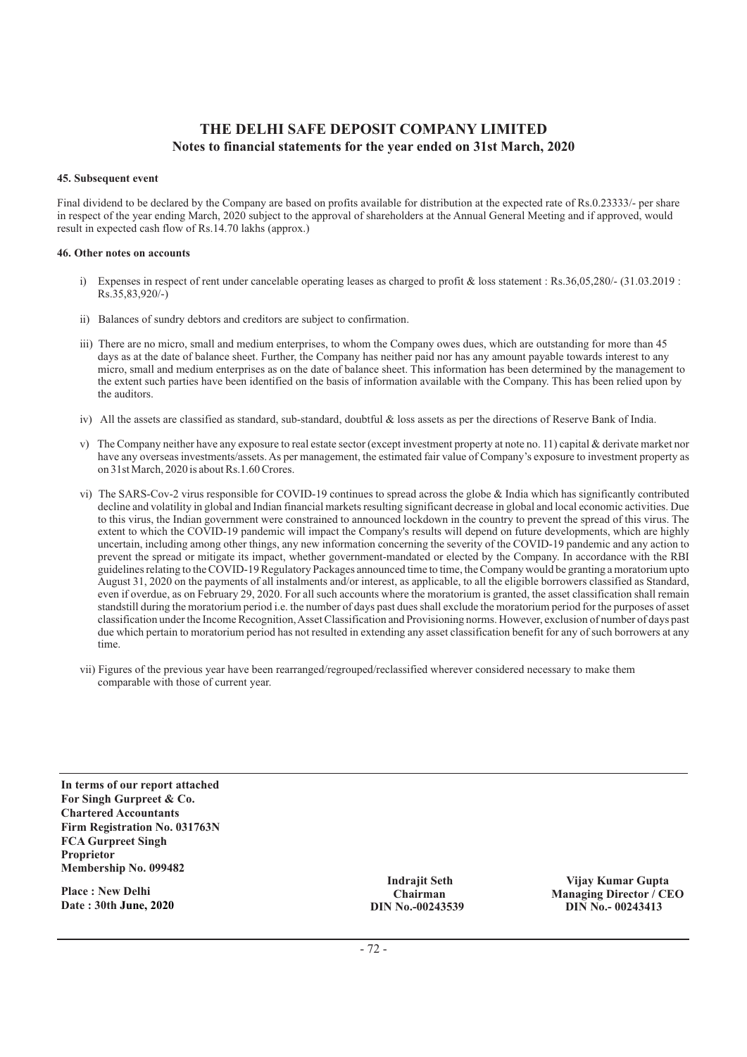# THE DELHI SAFE DEPOSIT COMPANY LIMITED

## Notes to financial statements for the year ended on 31st March, 2020

**45. Subsequent event**

Final dividend to be declared by the Company are based on profits available for distribution at the expected rate of Rs.0.23333/- per share in respect of the year ending March, 2020 subject to the approval of shareholders at the Annual General Meeting and if approved, would result in expected cash flow of Rs.14.70 lakhs (approx.)

**46. Other notes on accounts**

i) Expenses in respect of rent under cancelable operating leases as charged to profit & loss statement : Rs.36,05,280/- (31.03.2019 : Rs.35,83,920/-)

ii) Balances of sundry debtors and creditors are subject to confirmation.

iii) There are no micro, small and medium enterprises, to whom the Company owes dues, which are outstanding for more than 45 days as at the date of balance sheet. Further, the Company has neither paid nor has any amount payable towards interest to any micro, small and medium enterprises as on the date of balance sheet. This information has been determined by the management to the extent such parties have been identified on the basis of information available with the Company. This has been relied upon by the auditors.

iv) All the assets are classified as standard, sub-standard, doubtful & loss assets as per the directions of Reserve Bank of India.

v) The Company neither have any exposure to real estate sector (except investment property at note no. 11) capital & derivate market nor have any overseas investments/assets. As per management, the estimated fair value of Company's exposure to investment property as on 31st March, 2020 is about Rs.1.60 Crores.

vi) The SARS-Cov-2 virus responsible for COVID-19 continues to spread across the globe & India which has significantly contributed decline and volatility in global and Indian financial markets resulting significant decrease in global and local economic activities. Due to this virus, the Indian government were constrained to announced lockdown in the country to prevent the spread of this virus. The extent to which the COVID-19 pandemic will impact the Company's results will depend on future developments, which are highly uncertain, including among other things, any new information concerning the severity of the COVID-19 pandemic and any action to prevent the spread or mitigate its impact, whether government-mandated or elected by the Company. In accordance with the RBI guidelines relating to the COVID-19 Regulatory Packages announced time to time, the Company would be granting a moratorium upto August 31, 2020 on the payments of all instalments and/or interest, as applicable, to all the eligible borrowers classified as Standard, even if overdue, as on February 29, 2020. For all such accounts where the moratorium is granted, the asset classification shall remain standstill during the moratorium period i.e. the number of days past dues shall exclude the moratorium period for the purposes of asset classification under the Income Recognition, Asset Classification and Provisioning norms. However, exclusion of number of days past due which pertain to moratorium period has not resulted in extending any asset classification benefit for any of such borrowers at any time.

vii) Figures of the previous year have been rearranged/regrouped/reclassified wherever considered necessary to make them comparable with those of current year.

---

**In terms of our report attached**
**For Singh Gurpreet & Co.**
**Chartered Accountants**
**Firm Registration No. 031763N**
**FCA Gurpreet Singh**
**Proprietor**
**Membership No. 099482**

**Place : New Delhi**
**Date : 30th June, 2020**

**Indrajit Seth**
**Chairman**
**DIN No.-00243539**

**Vijay Kumar Gupta**
**Managing Director / CEO**
**DIN No.- 00243413**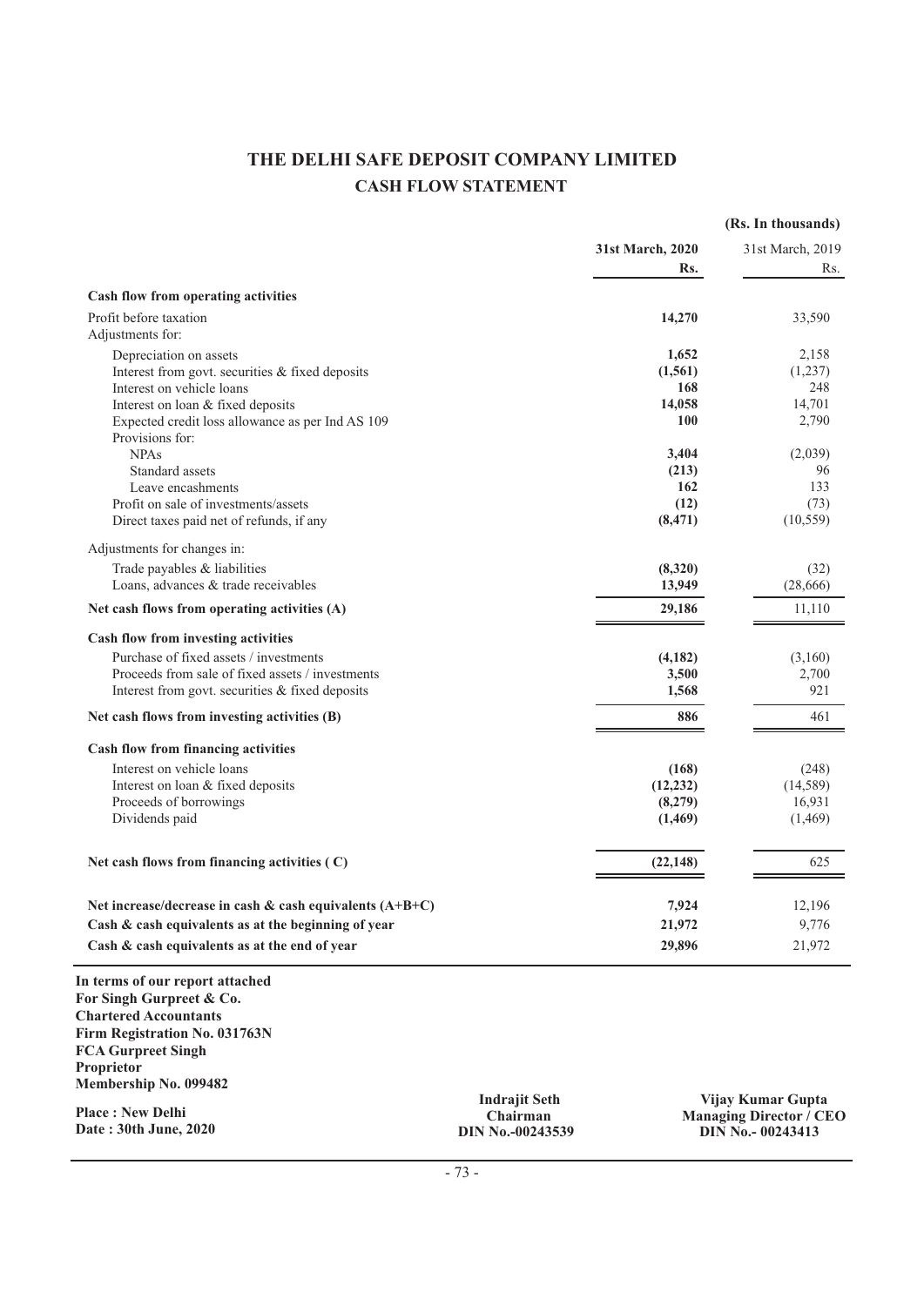# THE DELHI SAFE DEPOSIT COMPANY LIMITED

## CASH FLOW STATEMENT

(Rs. In thousands)

| | 31st March, 2020 Rs. | 31st March, 2019 Rs. |
|---|---|---|
| **Cash flow from operating activities** | | |
| Profit before taxation | **14,270** | 33,590 |
| Adjustments for: | | |
| Depreciation on assets | **1,652** | 2,158 |
| Interest from govt. securities & fixed deposits | **(1,561)** | (1,237) |
| Interest on vehicle loans | **168** | 248 |
| Interest on loan & fixed deposits | **14,058** | 14,701 |
| Expected credit loss allowance as per Ind AS 109 | **100** | 2,790 |
| Provisions for: | | |
| NPAs | **3,404** | (2,039) |
| Standard assets | **(213)** | 96 |
| Leave encashments | **162** | 133 |
| Profit on sale of investments/assets | **(12)** | (73) |
| Direct taxes paid net of refunds, if any | **(8,471)** | (10,559) |
| Adjustments for changes in: | | |
| Trade payables & liabilities | **(8,320)** | (32) |
| Loans, advances & trade receivables | **13,949** | (28,666) |
| **Net cash flows from operating activities (A)** | **29,186** | 11,110 |
| **Cash flow from investing activities** | | |
| Purchase of fixed assets / investments | **(4,182)** | (3,160) |
| Proceeds from sale of fixed assets / investments | **3,500** | 2,700 |
| Interest from govt. securities & fixed deposits | **1,568** | 921 |
| **Net cash flows from investing activities (B)** | **886** | 461 |
| **Cash flow from financing activities** | | |
| Interest on vehicle loans | **(168)** | (248) |
| Interest on loan & fixed deposits | **(12,232)** | (14,589) |
| Proceeds of borrowings | **(8,279)** | 16,931 |
| Dividends paid | **(1,469)** | (1,469) |
| **Net cash flows from financing activities ( C)** | **(22,148)** | 625 |
| **Net increase/decrease in cash & cash equivalents (A+B+C)** | **7,924** | 12,196 |
| **Cash & cash equivalents as at the beginning of year** | **21,972** | 9,776 |
| **Cash & cash equivalents as at the end of year** | **29,896** | 21,972 |

**In terms of our report attached**
**For Singh Gurpreet & Co.**
**Chartered Accountants**
**Firm Registration No. 031763N**
**FCA Gurpreet Singh**
**Proprietor**
**Membership No. 099482**

**Place : New Delhi**
**Date : 30th June, 2020**

**Indrajit Seth**
**Chairman**
**DIN No.-00243539**

**Vijay Kumar Gupta**
**Managing Director / CEO**
**DIN No.- 00243413**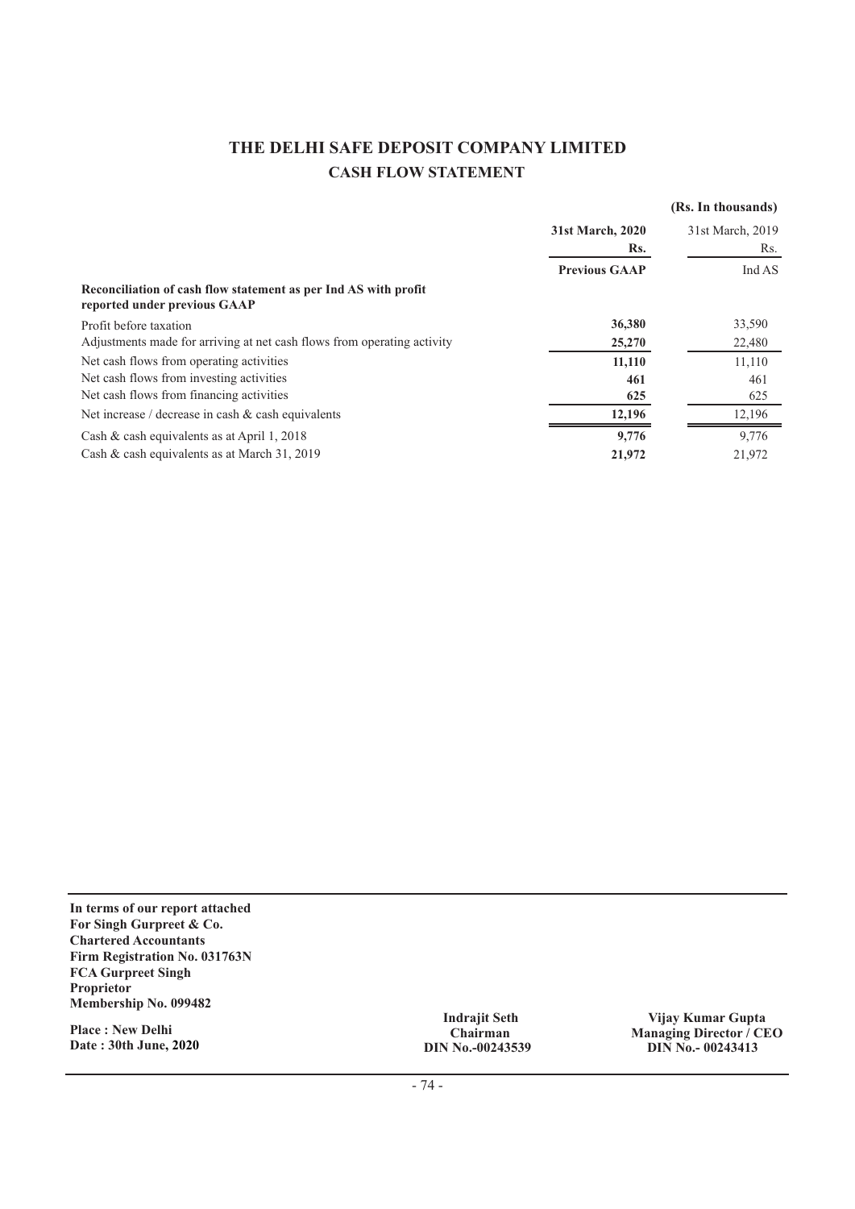# THE DELHI SAFE DEPOSIT COMPANY LIMITED

## CASH FLOW STATEMENT

**(Rs. In thousands)**

| | 31st March, 2020 Rs. | 31st March, 2019 Rs. |
|---|---|---|
| | **Previous GAAP** | Ind AS |
| **Reconciliation of cash flow statement as per Ind AS with profit reported under previous GAAP** | | |
| Profit before taxation | **36,380** | 33,590 |
| Adjustments made for arriving at net cash flows from operating activity | **25,270** | 22,480 |
| Net cash flows from operating activities | **11,110** | 11,110 |
| Net cash flows from investing activities | **461** | 461 |
| Net cash flows from financing activities | **625** | 625 |
| Net increase / decrease in cash & cash equivalents | **12,196** | 12,196 |
| Cash & cash equivalents as at April 1, 2018 | **9,776** | 9,776 |
| Cash & cash equivalents as at March 31, 2019 | **21,972** | 21,972 |

**In terms of our report attached**
**For Singh Gurpreet & Co.**
**Chartered Accountants**
**Firm Registration No. 031763N**
**FCA Gurpreet Singh**
**Proprietor**
**Membership No. 099482**

**Place : New Delhi**
**Date : 30th June, 2020**

**Indrajit Seth**
**Chairman**
**DIN No.-00243539**

**Vijay Kumar Gupta**
**Managing Director / CEO**
**DIN No.- 00243413**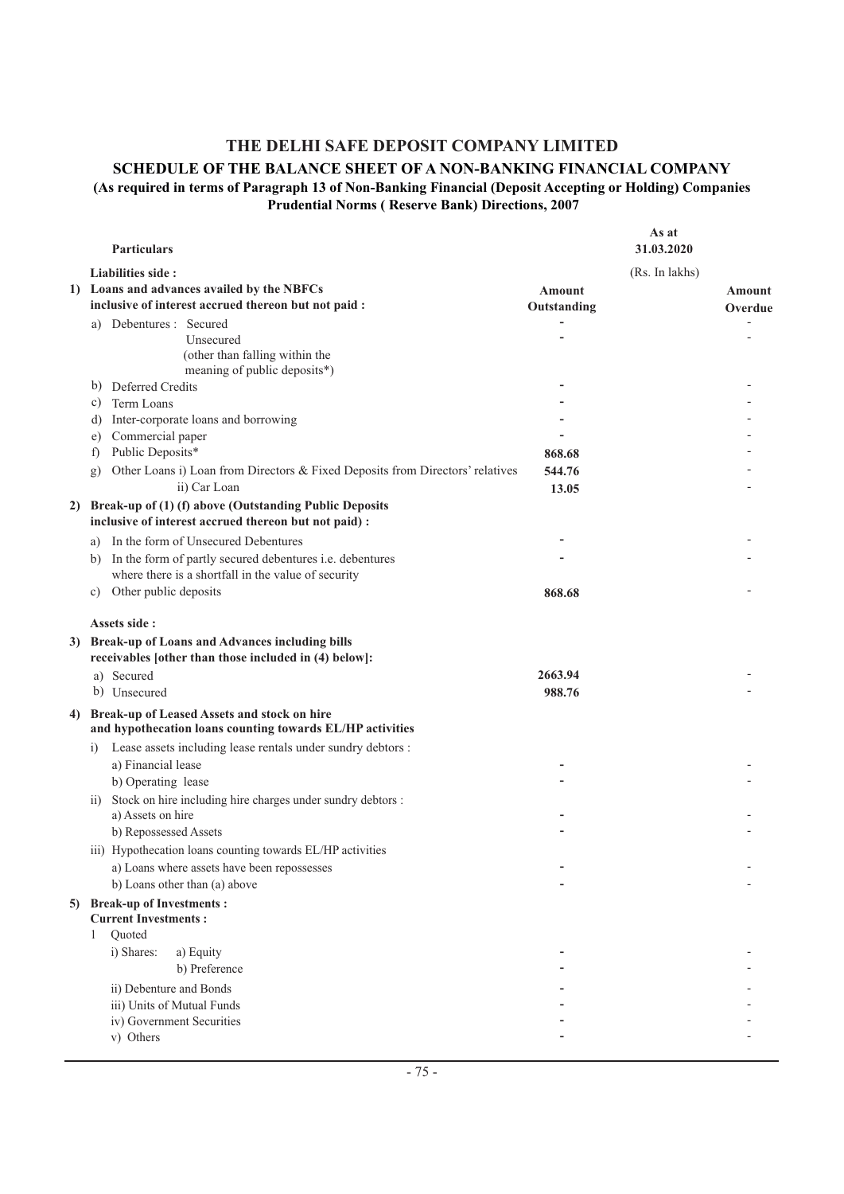# THE DELHI SAFE DEPOSIT COMPANY LIMITED

## SCHEDULE OF THE BALANCE SHEET OF A NON-BANKING FINANCIAL COMPANY

**(As required in terms of Paragraph 13 of Non-Banking Financial (Deposit Accepting or Holding) Companies Prudential Norms ( Reserve Bank) Directions, 2007**

| **Particulars** | **As at 31.03.2020** (Rs. In lakhs) | |
|---|---|---|
| **Liabilities side :** | | |
| **1) Loans and advances availed by the NBFCs inclusive of interest accrued thereon but not paid :** | **Amount Outstanding** | **Amount Overdue** |
| a) Debentures : Secured | - | - |
| Unsecured (other than falling within the meaning of public deposits*) | - | - |
| b) Deferred Credits | - | - |
| c) Term Loans | - | - |
| d) Inter-corporate loans and borrowing | - | - |
| e) Commercial paper | - | - |
| f) Public Deposits* | 868.68 | - |
| g) Other Loans i) Loan from Directors & Fixed Deposits from Directors' relatives | 544.76 | - |
| ii) Car Loan | 13.05 | - |
| **2) Break-up of (1) (f) above (Outstanding Public Deposits inclusive of interest accrued thereon but not paid) :** | | |
| a) In the form of Unsecured Debentures | - | - |
| b) In the form of partly secured debentures i.e. debentures where there is a shortfall in the value of security | - | - |
| c) Other public deposits | 868.68 | - |
| **Assets side :** | | |
| **3) Break-up of Loans and Advances including bills receivables [other than those included in (4) below]:** | | |
| a) Secured | 2663.94 | - |
| b) Unsecured | 988.76 | - |
| **4) Break-up of Leased Assets and stock on hire and hypothecation loans counting towards EL/HP activities** | | |
| i) Lease assets including lease rentals under sundry debtors : | | |
| a) Financial lease | - | - |
| b) Operating lease | - | - |
| ii) Stock on hire including hire charges under sundry debtors : | | |
| a) Assets on hire | - | - |
| b) Repossessed Assets | - | - |
| iii) Hypothecation loans counting towards EL/HP activities | | |
| a) Loans where assets have been repossesses | - | - |
| b) Loans other than (a) above | - | - |
| **5) Break-up of Investments :** | | |
| **Current Investments :** | | |
| 1 Quoted | | |
| i) Shares: a) Equity | - | - |
| b) Preference | - | - |
| ii) Debenture and Bonds | - | - |
| iii) Units of Mutual Funds | - | - |
| iv) Government Securities | - | - |
| v) Others | - | - |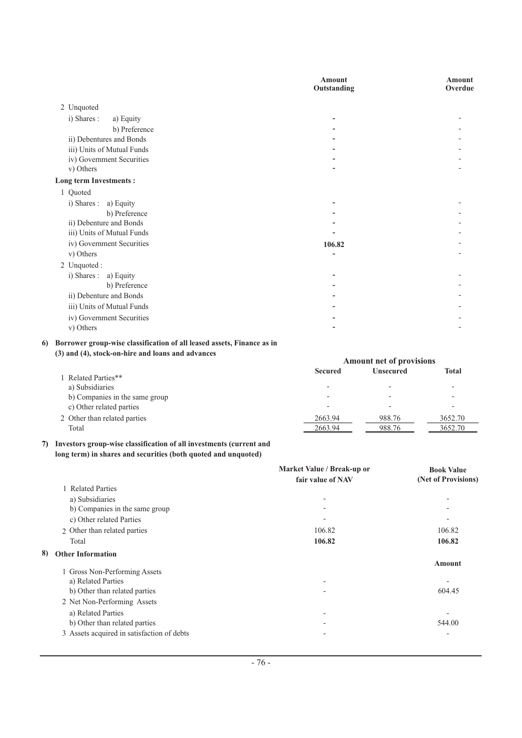| | Amount Outstanding | Amount Overdue |
|---|---|---|
| 2 Unquoted | | |
| i) Shares : a) Equity | - | - |
| b) Preference | - | - |
| ii) Debentures and Bonds | - | - |
| iii) Units of Mutual Funds | - | - |
| iv) Government Securities | - | - |
| v) Others | - | - |
| **Long term Investments :** | | |
| 1 Quoted | | |
| i) Shares : a) Equity | - | - |
| b) Preference | - | - |
| ii) Debenture and Bonds | - | - |
| iii) Units of Mutual Funds | - | - |
| iv) Government Securities | **106.82** | - |
| v) Others | - | - |
| 2 Unquoted : | | |
| i) Shares : a) Equity | - | - |
| b) Preference | - | - |
| ii) Debenture and Bonds | - | - |
| iii) Units of Mutual Funds | - | - |
| iv) Government Securities | - | - |
| v) Others | - | - |

**6) Borrower group-wise classification of all leased assets, Finance as in (3) and (4), stock-on-hire and loans and advances**

| | Amount net of provisions | | |
|---|---|---|---|
| | **Secured** | **Unsecured** | **Total** |
| 1 Related Parties** | | | |
| a) Subsidiaries | - | - | - |
| b) Companies in the same group | - | - | - |
| c) Other related parties | - | - | - |
| 2 Other than related parties | 2663.94 | 988.76 | 3652.70 |
| Total | 2663.94 | 988.76 | 3652.70 |

**7) Investors group-wise classification of all investments (current and long term) in shares and securities (both quoted and unquoted)**

| | Market Value / Break-up or fair value of NAV | Book Value (Net of Provisions) |
|---|---|---|
| 1 Related Parties | | |
| a) Subsidiaries | - | - |
| b) Companies in the same group | - | - |
| c) Other related Parties | - | - |
| 2 Other than related parties | 106.82 | 106.82 |
| Total | **106.82** | **106.82** |

**8) Other Information**

| | | Amount |
|---|---|---|
| 1 Gross Non-Performing Assets | | |
| a) Related Parties | - | - |
| b) Other than related parties | - | 604.45 |
| 2 Net Non-Performing Assets | | |
| a) Related Parties | - | - |
| b) Other than related parties | - | 544.00 |
| 3 Assets acquired in satisfaction of debts | - | - |